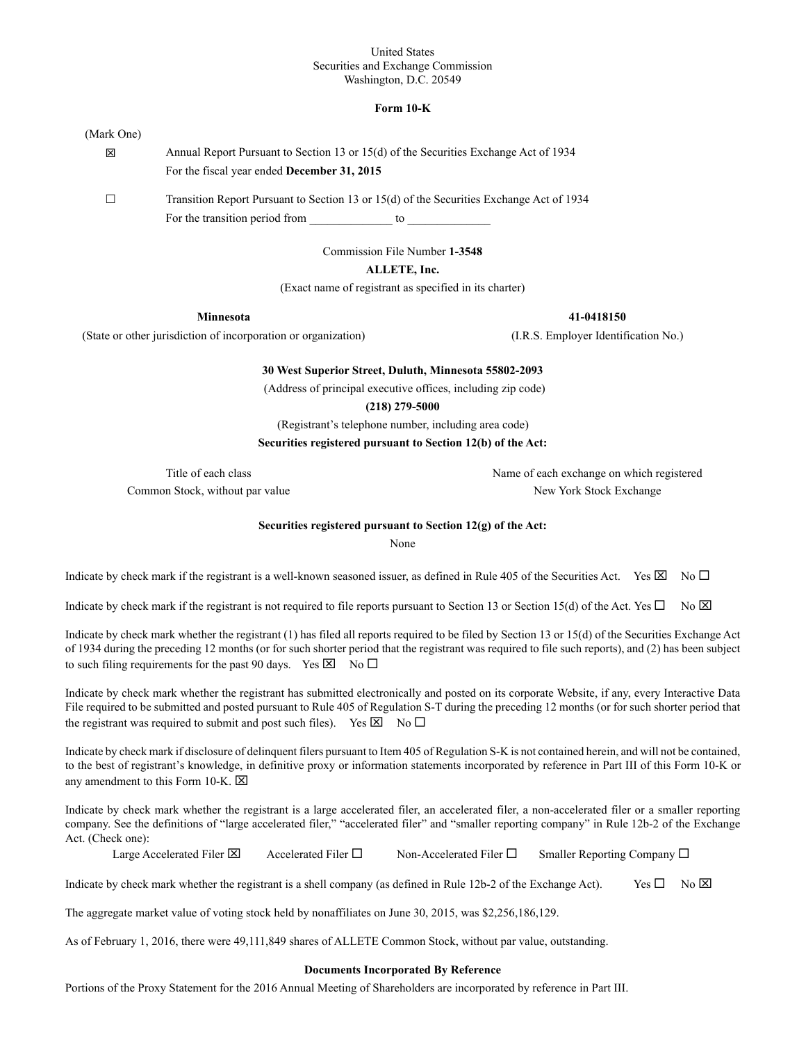United States
Securities and Exchange Commission
Washington, D.C. 20549

**Form 10-K**

(Mark One)

☒ Annual Report Pursuant to Section 13 or 15(d) of the Securities Exchange Act of 1934
For the fiscal year ended **December 31, 2015**

☐ Transition Report Pursuant to Section 13 or 15(d) of the Securities Exchange Act of 1934
For the transition period from _____________ to _____________

Commission File Number **1-3548**

**ALLETE, Inc.**

(Exact name of registrant as specified in its charter)

| **Minnesota** | **41-0418150** |
|---|---|
| (State or other jurisdiction of incorporation or organization) | (I.R.S. Employer Identification No.) |

**30 West Superior Street, Duluth, Minnesota 55802-2093**

(Address of principal executive offices, including zip code)

**(218) 279-5000**

(Registrant's telephone number, including area code)

**Securities registered pursuant to Section 12(b) of the Act:**

| Title of each class | Name of each exchange on which registered |
|---|---|
| Common Stock, without par value | New York Stock Exchange |

**Securities registered pursuant to Section 12(g) of the Act:**

None

Indicate by check mark if the registrant is a well-known seasoned issuer, as defined in Rule 405 of the Securities Act. Yes ☒ No ☐

Indicate by check mark if the registrant is not required to file reports pursuant to Section 13 or Section 15(d) of the Act. Yes ☐ No ☒

Indicate by check mark whether the registrant (1) has filed all reports required to be filed by Section 13 or 15(d) of the Securities Exchange Act of 1934 during the preceding 12 months (or for such shorter period that the registrant was required to file such reports), and (2) has been subject to such filing requirements for the past 90 days. Yes ☒ No ☐

Indicate by check mark whether the registrant has submitted electronically and posted on its corporate Website, if any, every Interactive Data File required to be submitted and posted pursuant to Rule 405 of Regulation S-T during the preceding 12 months (or for such shorter period that the registrant was required to submit and post such files). Yes ☒ No ☐

Indicate by check mark if disclosure of delinquent filers pursuant to Item 405 of Regulation S-K is not contained herein, and will not be contained, to the best of registrant's knowledge, in definitive proxy or information statements incorporated by reference in Part III of this Form 10-K or any amendment to this Form 10-K. ☒

Indicate by check mark whether the registrant is a large accelerated filer, an accelerated filer, a non-accelerated filer or a smaller reporting company. See the definitions of "large accelerated filer," "accelerated filer" and "smaller reporting company" in Rule 12b-2 of the Exchange Act. (Check one):

Large Accelerated Filer ☒ Accelerated Filer ☐ Non-Accelerated Filer ☐ Smaller Reporting Company ☐

Indicate by check mark whether the registrant is a shell company (as defined in Rule 12b-2 of the Exchange Act). Yes ☐ No ☒

The aggregate market value of voting stock held by nonaffiliates on June 30, 2015, was $2,256,186,129.

As of February 1, 2016, there were 49,111,849 shares of ALLETE Common Stock, without par value, outstanding.

**Documents Incorporated By Reference**

Portions of the Proxy Statement for the 2016 Annual Meeting of Shareholders are incorporated by reference in Part III.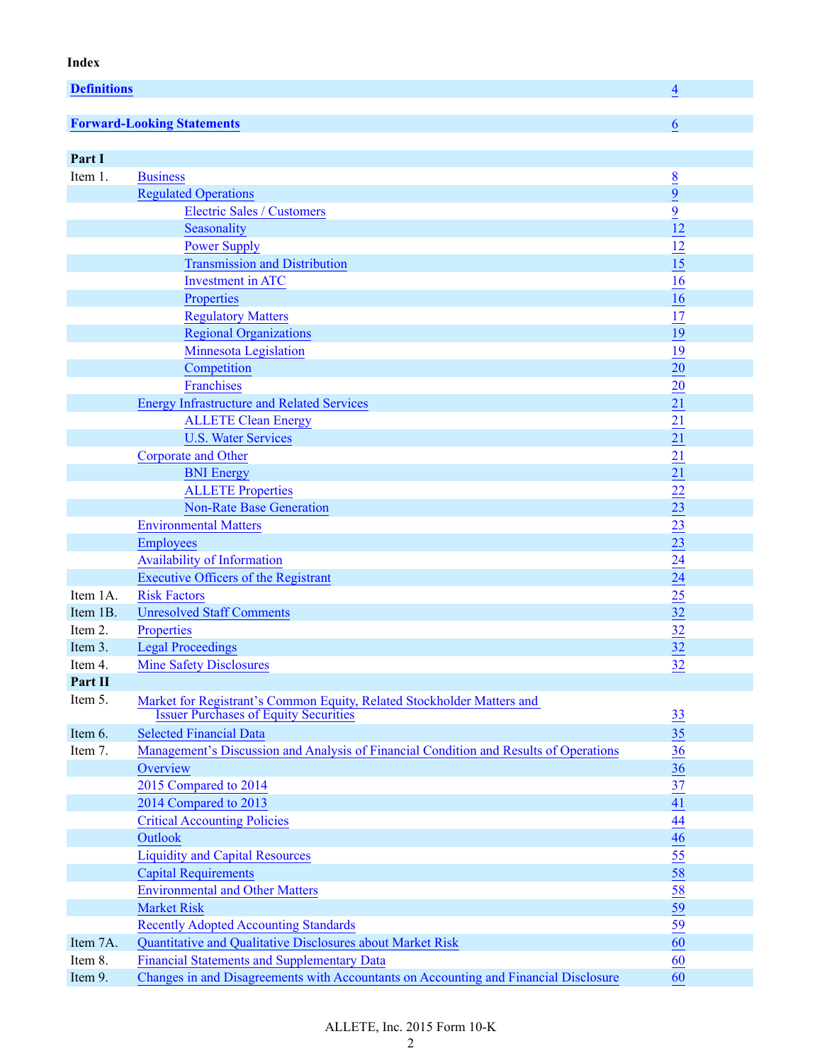**Index**

| | | |
|---|---|---|
| **Definitions** | | 4 |
| **Forward-Looking Statements** | | 6 |
| **Part I** | | |
| Item 1. | Business | 8 |
| | Regulated Operations | 9 |
| | Electric Sales / Customers | 9 |
| | Seasonality | 12 |
| | Power Supply | 12 |
| | Transmission and Distribution | 15 |
| | Investment in ATC | 16 |
| | Properties | 16 |
| | Regulatory Matters | 17 |
| | Regional Organizations | 19 |
| | Minnesota Legislation | 19 |
| | Competition | 20 |
| | Franchises | 20 |
| | Energy Infrastructure and Related Services | 21 |
| | ALLETE Clean Energy | 21 |
| | U.S. Water Services | 21 |
| | Corporate and Other | 21 |
| | BNI Energy | 21 |
| | ALLETE Properties | 22 |
| | Non-Rate Base Generation | 23 |
| | Environmental Matters | 23 |
| | Employees | 23 |
| | Availability of Information | 24 |
| | Executive Officers of the Registrant | 24 |
| Item 1A. | Risk Factors | 25 |
| Item 1B. | Unresolved Staff Comments | 32 |
| Item 2. | Properties | 32 |
| Item 3. | Legal Proceedings | 32 |
| Item 4. | Mine Safety Disclosures | 32 |
| **Part II** | | |
| Item 5. | Market for Registrant's Common Equity, Related Stockholder Matters and Issuer Purchases of Equity Securities | 33 |
| Item 6. | Selected Financial Data | 35 |
| Item 7. | Management's Discussion and Analysis of Financial Condition and Results of Operations | 36 |
| | Overview | 36 |
| | 2015 Compared to 2014 | 37 |
| | 2014 Compared to 2013 | 41 |
| | Critical Accounting Policies | 44 |
| | Outlook | 46 |
| | Liquidity and Capital Resources | 55 |
| | Capital Requirements | 58 |
| | Environmental and Other Matters | 58 |
| | Market Risk | 59 |
| | Recently Adopted Accounting Standards | 59 |
| Item 7A. | Quantitative and Qualitative Disclosures about Market Risk | 60 |
| Item 8. | Financial Statements and Supplementary Data | 60 |
| Item 9. | Changes in and Disagreements with Accountants on Accounting and Financial Disclosure | 60 |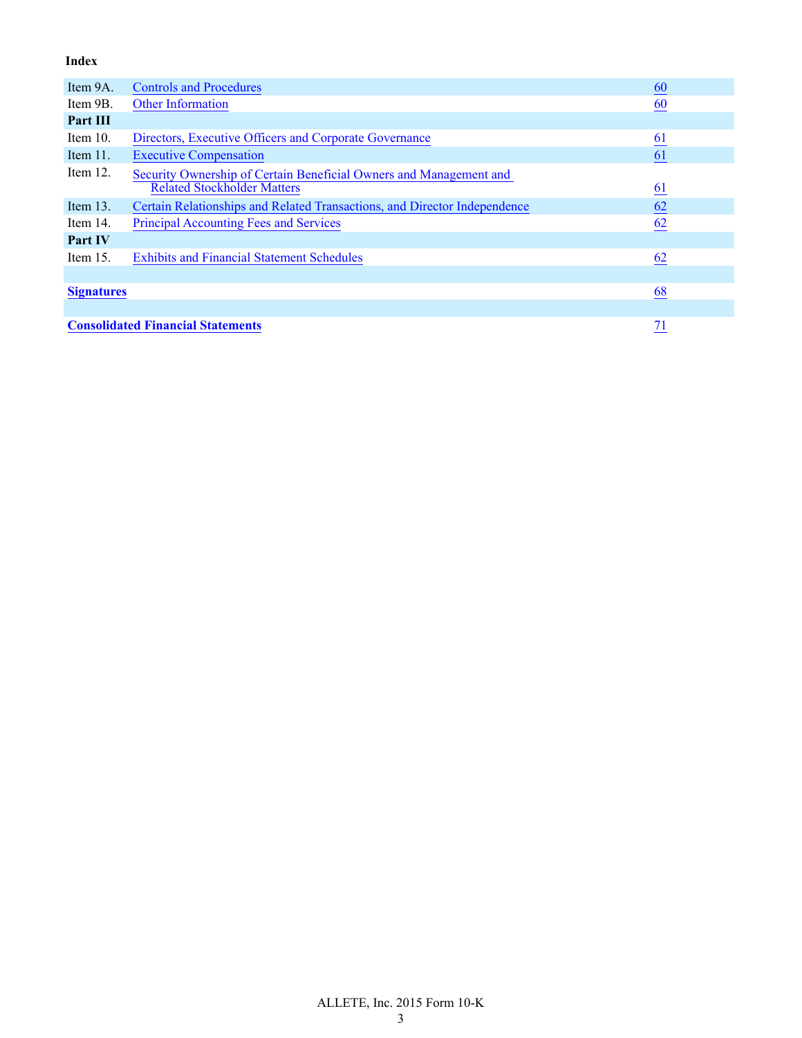**Index**

| | | |
|---|---|---|
| Item 9A. | Controls and Procedures | 60 |
| Item 9B. | Other Information | 60 |
| **Part III** | | |
| Item 10. | Directors, Executive Officers and Corporate Governance | 61 |
| Item 11. | Executive Compensation | 61 |
| Item 12. | Security Ownership of Certain Beneficial Owners and Management and Related Stockholder Matters | 61 |
| Item 13. | Certain Relationships and Related Transactions, and Director Independence | 62 |
| Item 14. | Principal Accounting Fees and Services | 62 |
| **Part IV** | | |
| Item 15. | Exhibits and Financial Statement Schedules | 62 |
| | | |
| **Signatures** | | 68 |
| | | |
| **Consolidated Financial Statements** | | 71 |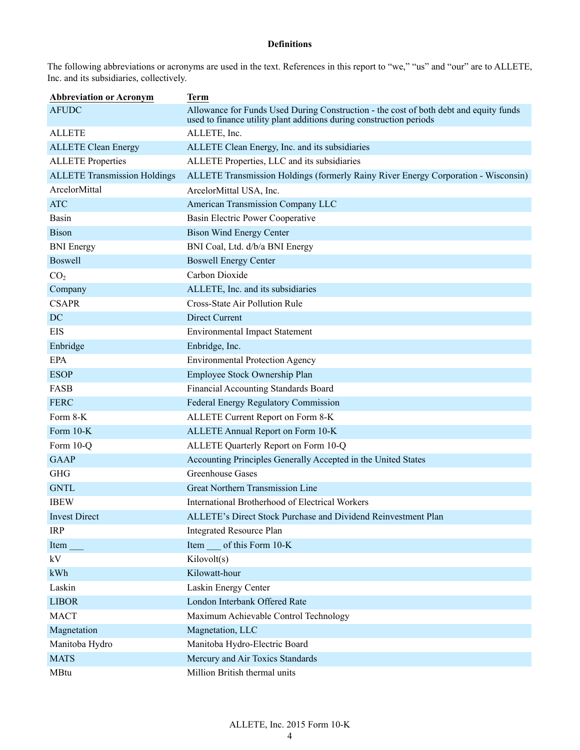**Definitions**

The following abbreviations or acronyms are used in the text. References in this report to "we," "us" and "our" are to ALLETE, Inc. and its subsidiaries, collectively.

| Abbreviation or Acronym | Term |
|---|---|
| AFUDC | Allowance for Funds Used During Construction - the cost of both debt and equity funds used to finance utility plant additions during construction periods |
| ALLETE | ALLETE, Inc. |
| ALLETE Clean Energy | ALLETE Clean Energy, Inc. and its subsidiaries |
| ALLETE Properties | ALLETE Properties, LLC and its subsidiaries |
| ALLETE Transmission Holdings | ALLETE Transmission Holdings (formerly Rainy River Energy Corporation - Wisconsin) |
| ArcelorMittal | ArcelorMittal USA, Inc. |
| ATC | American Transmission Company LLC |
| Basin | Basin Electric Power Cooperative |
| Bison | Bison Wind Energy Center |
| BNI Energy | BNI Coal, Ltd. d/b/a BNI Energy |
| Boswell | Boswell Energy Center |
| $CO_2$ | Carbon Dioxide |
| Company | ALLETE, Inc. and its subsidiaries |
| CSAPR | Cross-State Air Pollution Rule |
| DC | Direct Current |
| EIS | Environmental Impact Statement |
| Enbridge | Enbridge, Inc. |
| EPA | Environmental Protection Agency |
| ESOP | Employee Stock Ownership Plan |
| FASB | Financial Accounting Standards Board |
| FERC | Federal Energy Regulatory Commission |
| Form 8-K | ALLETE Current Report on Form 8-K |
| Form 10-K | ALLETE Annual Report on Form 10-K |
| Form 10-Q | ALLETE Quarterly Report on Form 10-Q |
| GAAP | Accounting Principles Generally Accepted in the United States |
| GHG | Greenhouse Gases |
| GNTL | Great Northern Transmission Line |
| IBEW | International Brotherhood of Electrical Workers |
| Invest Direct | ALLETE's Direct Stock Purchase and Dividend Reinvestment Plan |
| IRP | Integrated Resource Plan |
| Item ___ | Item ___ of this Form 10-K |
| kV | Kilovolt(s) |
| kWh | Kilowatt-hour |
| Laskin | Laskin Energy Center |
| LIBOR | London Interbank Offered Rate |
| MACT | Maximum Achievable Control Technology |
| Magnetation | Magnetation, LLC |
| Manitoba Hydro | Manitoba Hydro-Electric Board |
| MATS | Mercury and Air Toxics Standards |
| MBtu | Million British thermal units |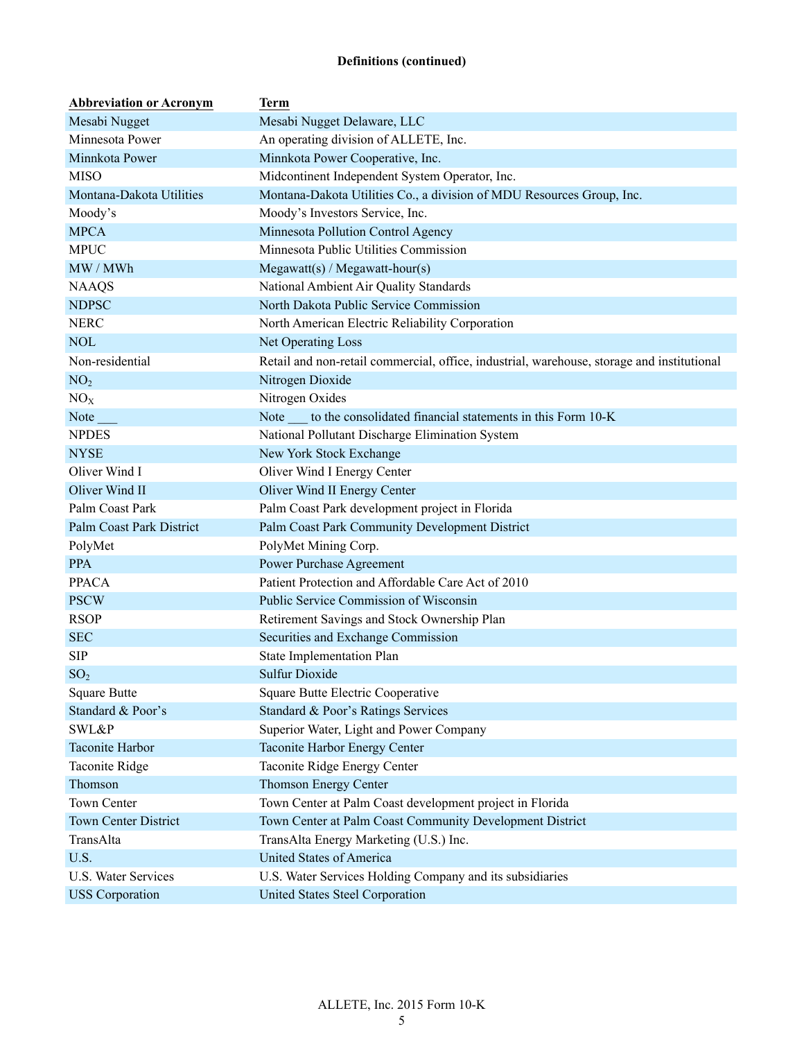**Definitions (continued)**

| Abbreviation or Acronym | Term |
|---|---|
| Mesabi Nugget | Mesabi Nugget Delaware, LLC |
| Minnesota Power | An operating division of ALLETE, Inc. |
| Minnkota Power | Minnkota Power Cooperative, Inc. |
| MISO | Midcontinent Independent System Operator, Inc. |
| Montana-Dakota Utilities | Montana-Dakota Utilities Co., a division of MDU Resources Group, Inc. |
| Moody's | Moody's Investors Service, Inc. |
| MPCA | Minnesota Pollution Control Agency |
| MPUC | Minnesota Public Utilities Commission |
| MW / MWh | Megawatt(s) / Megawatt-hour(s) |
| NAAQS | National Ambient Air Quality Standards |
| NDPSC | North Dakota Public Service Commission |
| NERC | North American Electric Reliability Corporation |
| NOL | Net Operating Loss |
| Non-residential | Retail and non-retail commercial, office, industrial, warehouse, storage and institutional |
| $NO_2$ | Nitrogen Dioxide |
| $NO_X$ | Nitrogen Oxides |
| Note ___ | Note ___ to the consolidated financial statements in this Form 10-K |
| NPDES | National Pollutant Discharge Elimination System |
| NYSE | New York Stock Exchange |
| Oliver Wind I | Oliver Wind I Energy Center |
| Oliver Wind II | Oliver Wind II Energy Center |
| Palm Coast Park | Palm Coast Park development project in Florida |
| Palm Coast Park District | Palm Coast Park Community Development District |
| PolyMet | PolyMet Mining Corp. |
| PPA | Power Purchase Agreement |
| PPACA | Patient Protection and Affordable Care Act of 2010 |
| PSCW | Public Service Commission of Wisconsin |
| RSOP | Retirement Savings and Stock Ownership Plan |
| SEC | Securities and Exchange Commission |
| SIP | State Implementation Plan |
| $SO_2$ | Sulfur Dioxide |
| Square Butte | Square Butte Electric Cooperative |
| Standard & Poor's | Standard & Poor's Ratings Services |
| SWL&P | Superior Water, Light and Power Company |
| Taconite Harbor | Taconite Harbor Energy Center |
| Taconite Ridge | Taconite Ridge Energy Center |
| Thomson | Thomson Energy Center |
| Town Center | Town Center at Palm Coast development project in Florida |
| Town Center District | Town Center at Palm Coast Community Development District |
| TransAlta | TransAlta Energy Marketing (U.S.) Inc. |
| U.S. | United States of America |
| U.S. Water Services | U.S. Water Services Holding Company and its subsidiaries |
| USS Corporation | United States Steel Corporation |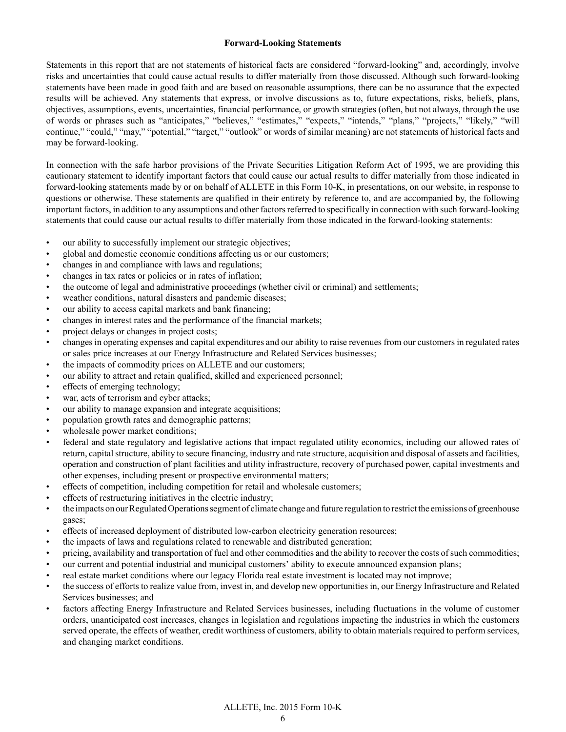**Forward-Looking Statements**

Statements in this report that are not statements of historical facts are considered "forward-looking" and, accordingly, involve risks and uncertainties that could cause actual results to differ materially from those discussed. Although such forward-looking statements have been made in good faith and are based on reasonable assumptions, there can be no assurance that the expected results will be achieved. Any statements that express, or involve discussions as to, future expectations, risks, beliefs, plans, objectives, assumptions, events, uncertainties, financial performance, or growth strategies (often, but not always, through the use of words or phrases such as "anticipates," "believes," "estimates," "expects," "intends," "plans," "projects," "likely," "will continue," "could," "may," "potential," "target," "outlook" or words of similar meaning) are not statements of historical facts and may be forward-looking.

In connection with the safe harbor provisions of the Private Securities Litigation Reform Act of 1995, we are providing this cautionary statement to identify important factors that could cause our actual results to differ materially from those indicated in forward-looking statements made by or on behalf of ALLETE in this Form 10-K, in presentations, on our website, in response to questions or otherwise. These statements are qualified in their entirety by reference to, and are accompanied by, the following important factors, in addition to any assumptions and other factors referred to specifically in connection with such forward-looking statements that could cause our actual results to differ materially from those indicated in the forward-looking statements:

- our ability to successfully implement our strategic objectives;
- global and domestic economic conditions affecting us or our customers;
- changes in and compliance with laws and regulations;
- changes in tax rates or policies or in rates of inflation;
- the outcome of legal and administrative proceedings (whether civil or criminal) and settlements;
- weather conditions, natural disasters and pandemic diseases;
- our ability to access capital markets and bank financing;
- changes in interest rates and the performance of the financial markets;
- project delays or changes in project costs;
- changes in operating expenses and capital expenditures and our ability to raise revenues from our customers in regulated rates or sales price increases at our Energy Infrastructure and Related Services businesses;
- the impacts of commodity prices on ALLETE and our customers;
- our ability to attract and retain qualified, skilled and experienced personnel;
- effects of emerging technology;
- war, acts of terrorism and cyber attacks;
- our ability to manage expansion and integrate acquisitions;
- population growth rates and demographic patterns;
- wholesale power market conditions;
- federal and state regulatory and legislative actions that impact regulated utility economics, including our allowed rates of return, capital structure, ability to secure financing, industry and rate structure, acquisition and disposal of assets and facilities, operation and construction of plant facilities and utility infrastructure, recovery of purchased power, capital investments and other expenses, including present or prospective environmental matters;
- effects of competition, including competition for retail and wholesale customers;
- effects of restructuring initiatives in the electric industry;
- the impacts on our Regulated Operations segment of climate change and future regulation to restrict the emissions of greenhouse gases;
- effects of increased deployment of distributed low-carbon electricity generation resources;
- the impacts of laws and regulations related to renewable and distributed generation;
- pricing, availability and transportation of fuel and other commodities and the ability to recover the costs of such commodities;
- our current and potential industrial and municipal customers' ability to execute announced expansion plans;
- real estate market conditions where our legacy Florida real estate investment is located may not improve;
- the success of efforts to realize value from, invest in, and develop new opportunities in, our Energy Infrastructure and Related Services businesses; and
- factors affecting Energy Infrastructure and Related Services businesses, including fluctuations in the volume of customer orders, unanticipated cost increases, changes in legislation and regulations impacting the industries in which the customers served operate, the effects of weather, credit worthiness of customers, ability to obtain materials required to perform services, and changing market conditions.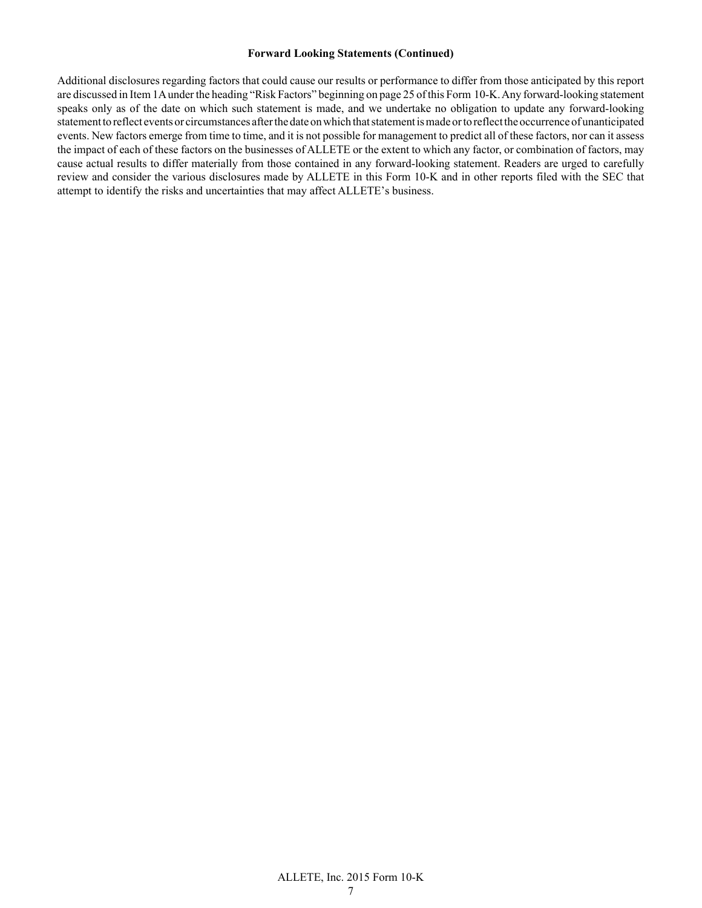**Forward Looking Statements (Continued)**

Additional disclosures regarding factors that could cause our results or performance to differ from those anticipated by this report are discussed in Item 1A under the heading "Risk Factors" beginning on page 25 of this Form 10-K. Any forward-looking statement speaks only as of the date on which such statement is made, and we undertake no obligation to update any forward-looking statement to reflect events or circumstances after the date on which that statement is made or to reflect the occurrence of unanticipated events. New factors emerge from time to time, and it is not possible for management to predict all of these factors, nor can it assess the impact of each of these factors on the businesses of ALLETE or the extent to which any factor, or combination of factors, may cause actual results to differ materially from those contained in any forward-looking statement. Readers are urged to carefully review and consider the various disclosures made by ALLETE in this Form 10-K and in other reports filed with the SEC that attempt to identify the risks and uncertainties that may affect ALLETE's business.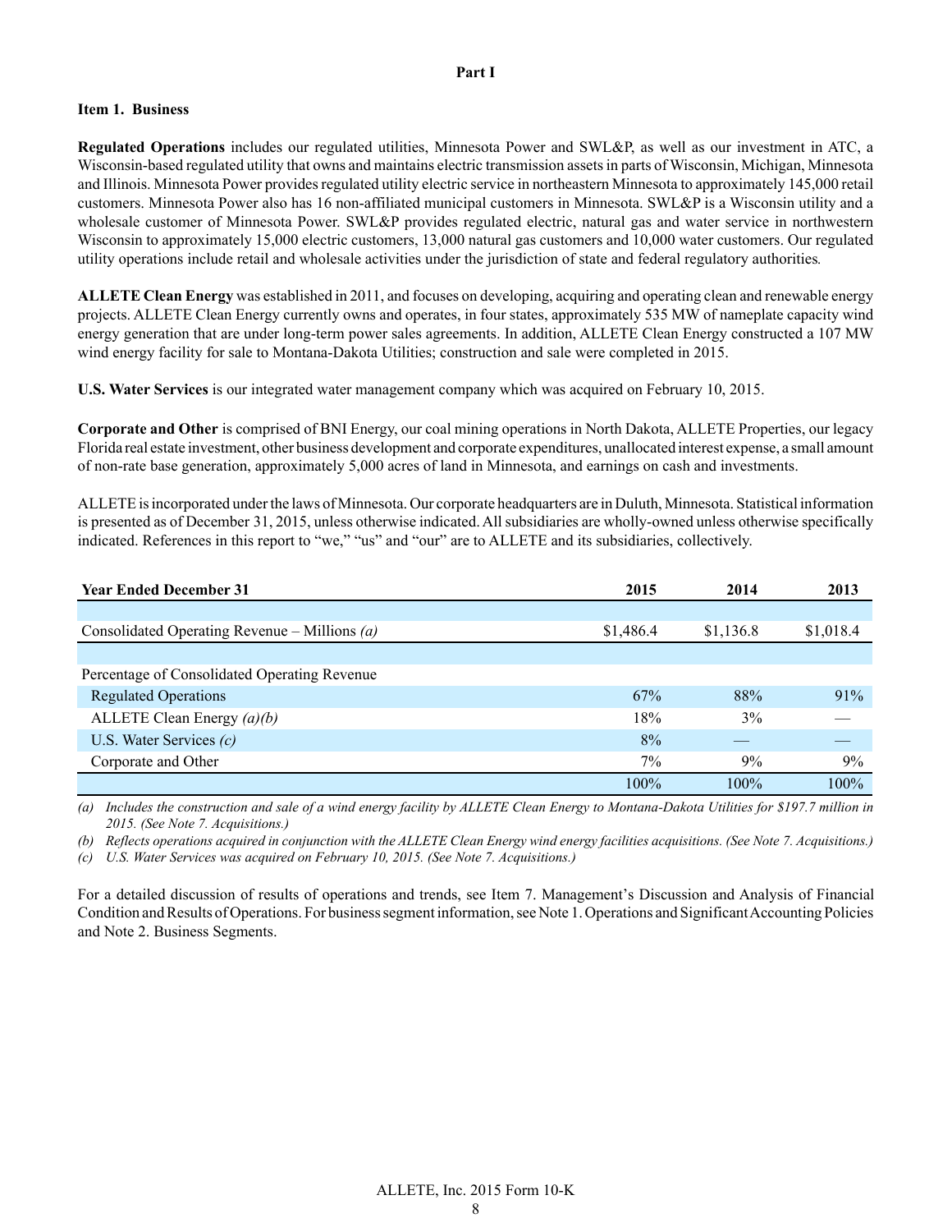## Part I

### Item 1. Business

**Regulated Operations** includes our regulated utilities, Minnesota Power and SWL&P, as well as our investment in ATC, a Wisconsin-based regulated utility that owns and maintains electric transmission assets in parts of Wisconsin, Michigan, Minnesota and Illinois. Minnesota Power provides regulated utility electric service in northeastern Minnesota to approximately 145,000 retail customers. Minnesota Power also has 16 non-affiliated municipal customers in Minnesota. SWL&P is a Wisconsin utility and a wholesale customer of Minnesota Power. SWL&P provides regulated electric, natural gas and water service in northwestern Wisconsin to approximately 15,000 electric customers, 13,000 natural gas customers and 10,000 water customers. Our regulated utility operations include retail and wholesale activities under the jurisdiction of state and federal regulatory authorities.

**ALLETE Clean Energy** was established in 2011, and focuses on developing, acquiring and operating clean and renewable energy projects. ALLETE Clean Energy currently owns and operates, in four states, approximately 535 MW of nameplate capacity wind energy generation that are under long-term power sales agreements. In addition, ALLETE Clean Energy constructed a 107 MW wind energy facility for sale to Montana-Dakota Utilities; construction and sale were completed in 2015.

**U.S. Water Services** is our integrated water management company which was acquired on February 10, 2015.

**Corporate and Other** is comprised of BNI Energy, our coal mining operations in North Dakota, ALLETE Properties, our legacy Florida real estate investment, other business development and corporate expenditures, unallocated interest expense, a small amount of non-rate base generation, approximately 5,000 acres of land in Minnesota, and earnings on cash and investments.

ALLETE is incorporated under the laws of Minnesota. Our corporate headquarters are in Duluth, Minnesota. Statistical information is presented as of December 31, 2015, unless otherwise indicated. All subsidiaries are wholly-owned unless otherwise specifically indicated. References in this report to "we," "us" and "our" are to ALLETE and its subsidiaries, collectively.

| Year Ended December 31 | 2015 | 2014 | 2013 |
|---|---|---|---|
| Consolidated Operating Revenue – Millions *(a)* | $1,486.4 | $1,136.8 | $1,018.4 |
| Percentage of Consolidated Operating Revenue | | | |
| Regulated Operations | 67% | 88% | 91% |
| ALLETE Clean Energy *(a)(b)* | 18% | 3% | — |
| U.S. Water Services *(c)* | 8% | — | — |
| Corporate and Other | 7% | 9% | 9% |
| | 100% | 100% | 100% |

*(a) Includes the construction and sale of a wind energy facility by ALLETE Clean Energy to Montana-Dakota Utilities for $197.7 million in 2015. (See Note 7. Acquisitions.)*

*(b) Reflects operations acquired in conjunction with the ALLETE Clean Energy wind energy facilities acquisitions. (See Note 7. Acquisitions.)*

*(c) U.S. Water Services was acquired on February 10, 2015. (See Note 7. Acquisitions.)*

For a detailed discussion of results of operations and trends, see Item 7. Management's Discussion and Analysis of Financial Condition and Results of Operations. For business segment information, see Note 1. Operations and Significant Accounting Policies and Note 2. Business Segments.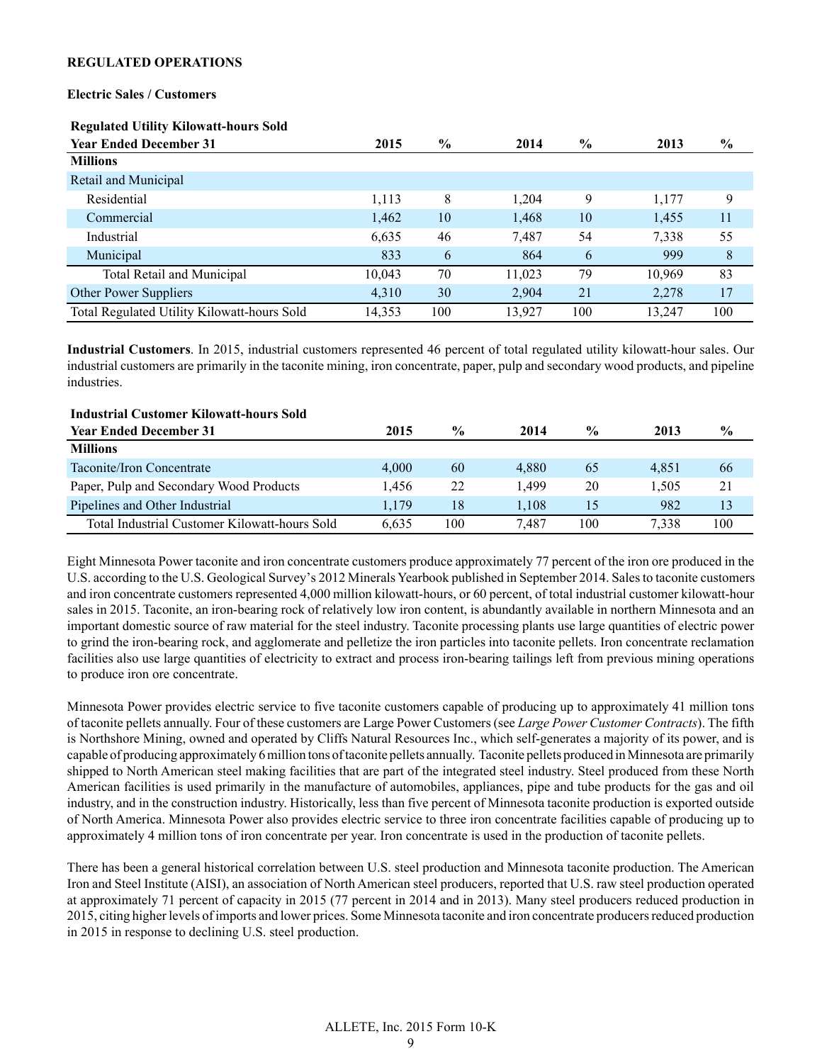**REGULATED OPERATIONS**

**Electric Sales / Customers**

| Regulated Utility Kilowatt-hours Sold<br>Year Ended December 31 | 2015 | % | 2014 | % | 2013 | % |
|---|---|---|---|---|---|---|
| **Millions** | | | | | | |
| Retail and Municipal | | | | | | |
| Residential | 1,113 | 8 | 1,204 | 9 | 1,177 | 9 |
| Commercial | 1,462 | 10 | 1,468 | 10 | 1,455 | 11 |
| Industrial | 6,635 | 46 | 7,487 | 54 | 7,338 | 55 |
| Municipal | 833 | 6 | 864 | 6 | 999 | 8 |
| Total Retail and Municipal | 10,043 | 70 | 11,023 | 79 | 10,969 | 83 |
| Other Power Suppliers | 4,310 | 30 | 2,904 | 21 | 2,278 | 17 |
| Total Regulated Utility Kilowatt-hours Sold | 14,353 | 100 | 13,927 | 100 | 13,247 | 100 |

**Industrial Customers**. In 2015, industrial customers represented 46 percent of total regulated utility kilowatt-hour sales. Our industrial customers are primarily in the taconite mining, iron concentrate, paper, pulp and secondary wood products, and pipeline industries.

| Industrial Customer Kilowatt-hours Sold<br>Year Ended December 31 | 2015 | % | 2014 | % | 2013 | % |
|---|---|---|---|---|---|---|
| **Millions** | | | | | | |
| Taconite/Iron Concentrate | 4,000 | 60 | 4,880 | 65 | 4,851 | 66 |
| Paper, Pulp and Secondary Wood Products | 1,456 | 22 | 1,499 | 20 | 1,505 | 21 |
| Pipelines and Other Industrial | 1,179 | 18 | 1,108 | 15 | 982 | 13 |
| Total Industrial Customer Kilowatt-hours Sold | 6,635 | 100 | 7,487 | 100 | 7,338 | 100 |

Eight Minnesota Power taconite and iron concentrate customers produce approximately 77 percent of the iron ore produced in the U.S. according to the U.S. Geological Survey's 2012 Minerals Yearbook published in September 2014. Sales to taconite customers and iron concentrate customers represented 4,000 million kilowatt-hours, or 60 percent, of total industrial customer kilowatt-hour sales in 2015. Taconite, an iron-bearing rock of relatively low iron content, is abundantly available in northern Minnesota and an important domestic source of raw material for the steel industry. Taconite processing plants use large quantities of electric power to grind the iron-bearing rock, and agglomerate and pelletize the iron particles into taconite pellets. Iron concentrate reclamation facilities also use large quantities of electricity to extract and process iron-bearing tailings left from previous mining operations to produce iron ore concentrate.

Minnesota Power provides electric service to five taconite customers capable of producing up to approximately 41 million tons of taconite pellets annually. Four of these customers are Large Power Customers (see *Large Power Customer Contracts*). The fifth is Northshore Mining, owned and operated by Cliffs Natural Resources Inc., which self-generates a majority of its power, and is capable of producing approximately 6 million tons of taconite pellets annually. Taconite pellets produced in Minnesota are primarily shipped to North American steel making facilities that are part of the integrated steel industry. Steel produced from these North American facilities is used primarily in the manufacture of automobiles, appliances, pipe and tube products for the gas and oil industry, and in the construction industry. Historically, less than five percent of Minnesota taconite production is exported outside of North America. Minnesota Power also provides electric service to three iron concentrate facilities capable of producing up to approximately 4 million tons of iron concentrate per year. Iron concentrate is used in the production of taconite pellets.

There has been a general historical correlation between U.S. steel production and Minnesota taconite production. The American Iron and Steel Institute (AISI), an association of North American steel producers, reported that U.S. raw steel production operated at approximately 71 percent of capacity in 2015 (77 percent in 2014 and in 2013). Many steel producers reduced production in 2015, citing higher levels of imports and lower prices. Some Minnesota taconite and iron concentrate producers reduced production in 2015 in response to declining U.S. steel production.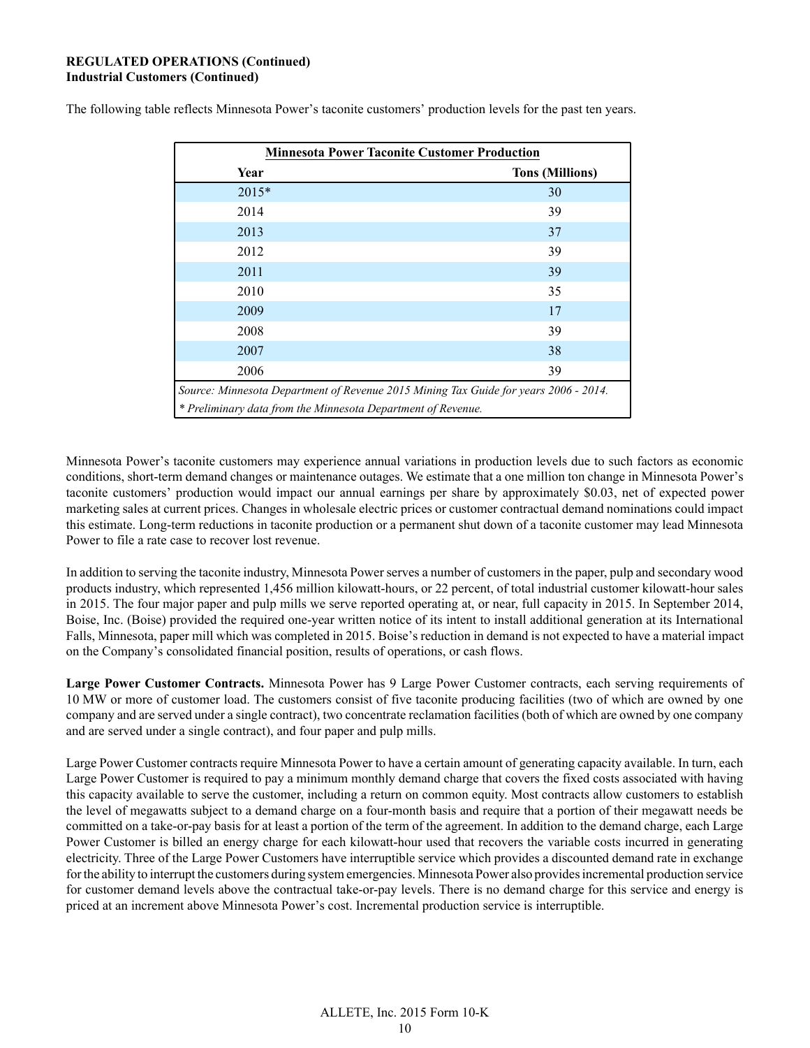**REGULATED OPERATIONS (Continued)**
**Industrial Customers (Continued)**

The following table reflects Minnesota Power's taconite customers' production levels for the past ten years.

| **Minnesota Power Taconite Customer Production** | |
|---|---|
| **Year** | **Tons (Millions)** |
| 2015* | 30 |
| 2014 | 39 |
| 2013 | 37 |
| 2012 | 39 |
| 2011 | 39 |
| 2010 | 35 |
| 2009 | 17 |
| 2008 | 39 |
| 2007 | 38 |
| 2006 | 39 |

*Source: Minnesota Department of Revenue 2015 Mining Tax Guide for years 2006 - 2014.*
*\* Preliminary data from the Minnesota Department of Revenue.*

Minnesota Power's taconite customers may experience annual variations in production levels due to such factors as economic conditions, short-term demand changes or maintenance outages. We estimate that a one million ton change in Minnesota Power's taconite customers' production would impact our annual earnings per share by approximately $0.03, net of expected power marketing sales at current prices. Changes in wholesale electric prices or customer contractual demand nominations could impact this estimate. Long-term reductions in taconite production or a permanent shut down of a taconite customer may lead Minnesota Power to file a rate case to recover lost revenue.

In addition to serving the taconite industry, Minnesota Power serves a number of customers in the paper, pulp and secondary wood products industry, which represented 1,456 million kilowatt-hours, or 22 percent, of total industrial customer kilowatt-hour sales in 2015. The four major paper and pulp mills we serve reported operating at, or near, full capacity in 2015. In September 2014, Boise, Inc. (Boise) provided the required one-year written notice of its intent to install additional generation at its International Falls, Minnesota, paper mill which was completed in 2015. Boise's reduction in demand is not expected to have a material impact on the Company's consolidated financial position, results of operations, or cash flows.

**Large Power Customer Contracts.** Minnesota Power has 9 Large Power Customer contracts, each serving requirements of 10 MW or more of customer load. The customers consist of five taconite producing facilities (two of which are owned by one company and are served under a single contract), two concentrate reclamation facilities (both of which are owned by one company and are served under a single contract), and four paper and pulp mills.

Large Power Customer contracts require Minnesota Power to have a certain amount of generating capacity available. In turn, each Large Power Customer is required to pay a minimum monthly demand charge that covers the fixed costs associated with having this capacity available to serve the customer, including a return on common equity. Most contracts allow customers to establish the level of megawatts subject to a demand charge on a four-month basis and require that a portion of their megawatt needs be committed on a take-or-pay basis for at least a portion of the term of the agreement. In addition to the demand charge, each Large Power Customer is billed an energy charge for each kilowatt-hour used that recovers the variable costs incurred in generating electricity. Three of the Large Power Customers have interruptible service which provides a discounted demand rate in exchange for the ability to interrupt the customers during system emergencies. Minnesota Power also provides incremental production service for customer demand levels above the contractual take-or-pay levels. There is no demand charge for this service and energy is priced at an increment above Minnesota Power's cost. Incremental production service is interruptible.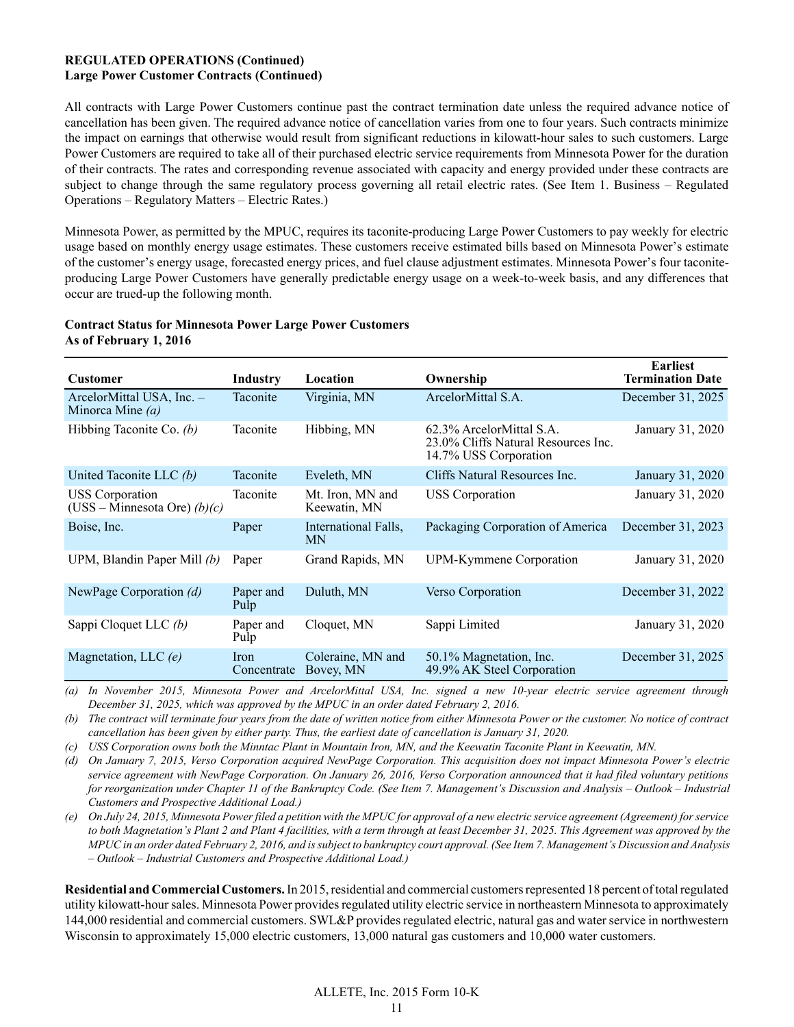**REGULATED OPERATIONS (Continued)**
**Large Power Customer Contracts (Continued)**

All contracts with Large Power Customers continue past the contract termination date unless the required advance notice of cancellation has been given. The required advance notice of cancellation varies from one to four years. Such contracts minimize the impact on earnings that otherwise would result from significant reductions in kilowatt-hour sales to such customers. Large Power Customers are required to take all of their purchased electric service requirements from Minnesota Power for the duration of their contracts. The rates and corresponding revenue associated with capacity and energy provided under these contracts are subject to change through the same regulatory process governing all retail electric rates. (See Item 1. Business – Regulated Operations – Regulatory Matters – Electric Rates.)

Minnesota Power, as permitted by the MPUC, requires its taconite-producing Large Power Customers to pay weekly for electric usage based on monthly energy usage estimates. These customers receive estimated bills based on Minnesota Power's estimate of the customer's energy usage, forecasted energy prices, and fuel clause adjustment estimates. Minnesota Power's four taconite-producing Large Power Customers have generally predictable energy usage on a week-to-week basis, and any differences that occur are trued-up the following month.

**Contract Status for Minnesota Power Large Power Customers**
**As of February 1, 2016**

| Customer | Industry | Location | Ownership | Earliest Termination Date |
|---|---|---|---|---|
| ArcelorMittal USA, Inc. – Minorca Mine *(a)* | Taconite | Virginia, MN | ArcelorMittal S.A. | December 31, 2025 |
| Hibbing Taconite Co. *(b)* | Taconite | Hibbing, MN | 62.3% ArcelorMittal S.A.<br>23.0% Cliffs Natural Resources Inc.<br>14.7% USS Corporation | January 31, 2020 |
| United Taconite LLC *(b)* | Taconite | Eveleth, MN | Cliffs Natural Resources Inc. | January 31, 2020 |
| USS Corporation (USS – Minnesota Ore) *(b)(c)* | Taconite | Mt. Iron, MN and Keewatin, MN | USS Corporation | January 31, 2020 |
| Boise, Inc. | Paper | International Falls, MN | Packaging Corporation of America | December 31, 2023 |
| UPM, Blandin Paper Mill *(b)* | Paper | Grand Rapids, MN | UPM-Kymmene Corporation | January 31, 2020 |
| NewPage Corporation *(d)* | Paper and Pulp | Duluth, MN | Verso Corporation | December 31, 2022 |
| Sappi Cloquet LLC *(b)* | Paper and Pulp | Cloquet, MN | Sappi Limited | January 31, 2020 |
| Magnetation, LLC *(e)* | Iron Concentrate | Coleraine, MN and Bovey, MN | 50.1% Magnetation, Inc.<br>49.9% AK Steel Corporation | December 31, 2025 |

*(a) In November 2015, Minnesota Power and ArcelorMittal USA, Inc. signed a new 10-year electric service agreement through December 31, 2025, which was approved by the MPUC in an order dated February 2, 2016.*

*(b) The contract will terminate four years from the date of written notice from either Minnesota Power or the customer. No notice of contract cancellation has been given by either party. Thus, the earliest date of cancellation is January 31, 2020.*

*(c) USS Corporation owns both the Minntac Plant in Mountain Iron, MN, and the Keewatin Taconite Plant in Keewatin, MN.*

*(d) On January 7, 2015, Verso Corporation acquired NewPage Corporation. This acquisition does not impact Minnesota Power's electric service agreement with NewPage Corporation. On January 26, 2016, Verso Corporation announced that it had filed voluntary petitions for reorganization under Chapter 11 of the Bankruptcy Code. (See Item 7. Management's Discussion and Analysis – Outlook – Industrial Customers and Prospective Additional Load.)*

*(e) On July 24, 2015, Minnesota Power filed a petition with the MPUC for approval of a new electric service agreement (Agreement) for service to both Magnetation's Plant 2 and Plant 4 facilities, with a term through at least December 31, 2025. This Agreement was approved by the MPUC in an order dated February 2, 2016, and is subject to bankruptcy court approval. (See Item 7. Management's Discussion and Analysis – Outlook – Industrial Customers and Prospective Additional Load.)*

**Residential and Commercial Customers.** In 2015, residential and commercial customers represented 18 percent of total regulated utility kilowatt-hour sales. Minnesota Power provides regulated utility electric service in northeastern Minnesota to approximately 144,000 residential and commercial customers. SWL&P provides regulated electric, natural gas and water service in northwestern Wisconsin to approximately 15,000 electric customers, 13,000 natural gas customers and 10,000 water customers.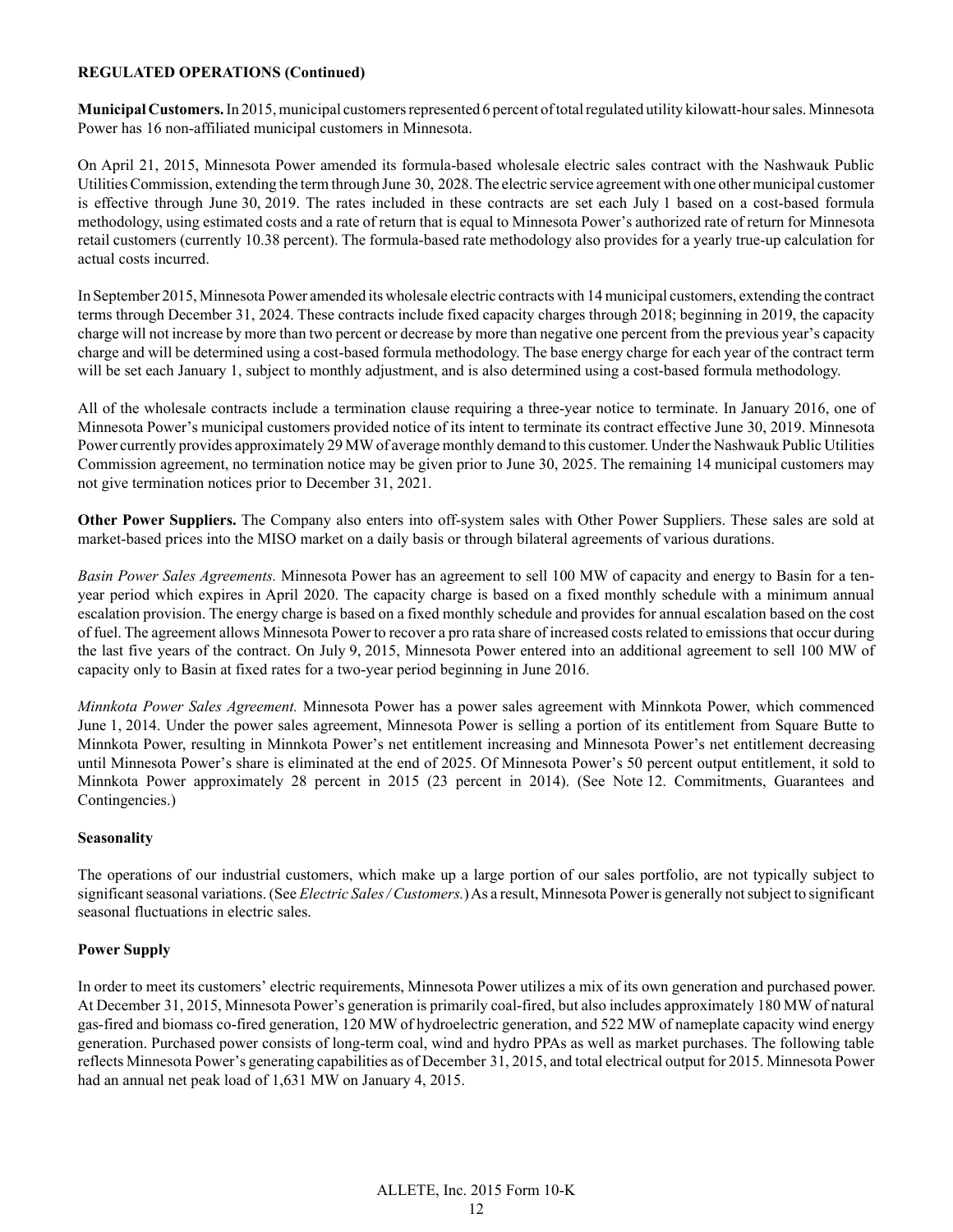**REGULATED OPERATIONS (Continued)**

**Municipal Customers.** In 2015, municipal customers represented 6 percent of total regulated utility kilowatt-hour sales. Minnesota Power has 16 non-affiliated municipal customers in Minnesota.

On April 21, 2015, Minnesota Power amended its formula-based wholesale electric sales contract with the Nashwauk Public Utilities Commission, extending the term through June 30, 2028. The electric service agreement with one other municipal customer is effective through June 30, 2019. The rates included in these contracts are set each July 1 based on a cost-based formula methodology, using estimated costs and a rate of return that is equal to Minnesota Power's authorized rate of return for Minnesota retail customers (currently 10.38 percent). The formula-based rate methodology also provides for a yearly true-up calculation for actual costs incurred.

In September 2015, Minnesota Power amended its wholesale electric contracts with 14 municipal customers, extending the contract terms through December 31, 2024. These contracts include fixed capacity charges through 2018; beginning in 2019, the capacity charge will not increase by more than two percent or decrease by more than negative one percent from the previous year's capacity charge and will be determined using a cost-based formula methodology. The base energy charge for each year of the contract term will be set each January 1, subject to monthly adjustment, and is also determined using a cost-based formula methodology.

All of the wholesale contracts include a termination clause requiring a three-year notice to terminate. In January 2016, one of Minnesota Power's municipal customers provided notice of its intent to terminate its contract effective June 30, 2019. Minnesota Power currently provides approximately 29 MW of average monthly demand to this customer. Under the Nashwauk Public Utilities Commission agreement, no termination notice may be given prior to June 30, 2025. The remaining 14 municipal customers may not give termination notices prior to December 31, 2021.

**Other Power Suppliers.** The Company also enters into off-system sales with Other Power Suppliers. These sales are sold at market-based prices into the MISO market on a daily basis or through bilateral agreements of various durations.

*Basin Power Sales Agreements.* Minnesota Power has an agreement to sell 100 MW of capacity and energy to Basin for a ten-year period which expires in April 2020. The capacity charge is based on a fixed monthly schedule with a minimum annual escalation provision. The energy charge is based on a fixed monthly schedule and provides for annual escalation based on the cost of fuel. The agreement allows Minnesota Power to recover a pro rata share of increased costs related to emissions that occur during the last five years of the contract. On July 9, 2015, Minnesota Power entered into an additional agreement to sell 100 MW of capacity only to Basin at fixed rates for a two-year period beginning in June 2016.

*Minnkota Power Sales Agreement.* Minnesota Power has a power sales agreement with Minnkota Power, which commenced June 1, 2014. Under the power sales agreement, Minnesota Power is selling a portion of its entitlement from Square Butte to Minnkota Power, resulting in Minnkota Power's net entitlement increasing and Minnesota Power's net entitlement decreasing until Minnesota Power's share is eliminated at the end of 2025. Of Minnesota Power's 50 percent output entitlement, it sold to Minnkota Power approximately 28 percent in 2015 (23 percent in 2014). (See Note 12. Commitments, Guarantees and Contingencies.)

**Seasonality**

The operations of our industrial customers, which make up a large portion of our sales portfolio, are not typically subject to significant seasonal variations. (See *Electric Sales / Customers.*) As a result, Minnesota Power is generally not subject to significant seasonal fluctuations in electric sales.

**Power Supply**

In order to meet its customers' electric requirements, Minnesota Power utilizes a mix of its own generation and purchased power. At December 31, 2015, Minnesota Power's generation is primarily coal-fired, but also includes approximately 180 MW of natural gas-fired and biomass co-fired generation, 120 MW of hydroelectric generation, and 522 MW of nameplate capacity wind energy generation. Purchased power consists of long-term coal, wind and hydro PPAs as well as market purchases. The following table reflects Minnesota Power's generating capabilities as of December 31, 2015, and total electrical output for 2015. Minnesota Power had an annual net peak load of 1,631 MW on January 4, 2015.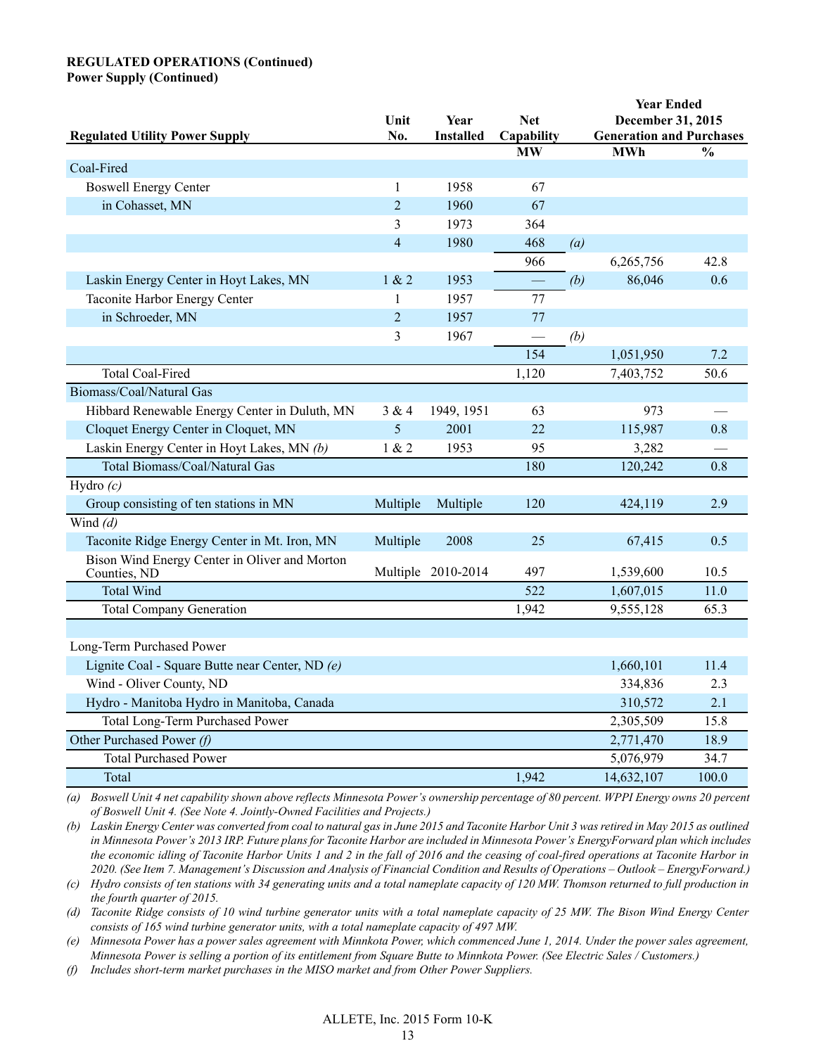**REGULATED OPERATIONS (Continued)**
**Power Supply (Continued)**

| Regulated Utility Power Supply | Unit No. | Year Installed | Net Capability | | Year Ended December 31, 2015 Generation and Purchases | |
|---|---|---|---|---|---|---|
| | | | MW | | MWh | % |
| Coal-Fired | | | | | | |
| Boswell Energy Center | 1 | 1958 | 67 | | | |
| in Cohasset, MN | 2 | 1960 | 67 | | | |
| | 3 | 1973 | 364 | | | |
| | 4 | 1980 | 468 | (a) | | |
| | | | 966 | | 6,265,756 | 42.8 |
| Laskin Energy Center in Hoyt Lakes, MN | 1 & 2 | 1953 | — | (b) | 86,046 | 0.6 |
| Taconite Harbor Energy Center | 1 | 1957 | 77 | | | |
| in Schroeder, MN | 2 | 1957 | 77 | | | |
| | 3 | 1967 | — | (b) | | |
| | | | 154 | | 1,051,950 | 7.2 |
| Total Coal-Fired | | | 1,120 | | 7,403,752 | 50.6 |
| Biomass/Coal/Natural Gas | | | | | | |
| Hibbard Renewable Energy Center in Duluth, MN | 3 & 4 | 1949, 1951 | 63 | | 973 | — |
| Cloquet Energy Center in Cloquet, MN | 5 | 2001 | 22 | | 115,987 | 0.8 |
| Laskin Energy Center in Hoyt Lakes, MN *(b)* | 1 & 2 | 1953 | 95 | | 3,282 | — |
| Total Biomass/Coal/Natural Gas | | | 180 | | 120,242 | 0.8 |
| Hydro *(c)* | | | | | | |
| Group consisting of ten stations in MN | Multiple | Multiple | 120 | | 424,119 | 2.9 |
| Wind *(d)* | | | | | | |
| Taconite Ridge Energy Center in Mt. Iron, MN | Multiple | 2008 | 25 | | 67,415 | 0.5 |
| Bison Wind Energy Center in Oliver and Morton Counties, ND | Multiple | 2010-2014 | 497 | | 1,539,600 | 10.5 |
| Total Wind | | | 522 | | 1,607,015 | 11.0 |
| Total Company Generation | | | 1,942 | | 9,555,128 | 65.3 |
| | | | | | | |
| Long-Term Purchased Power | | | | | | |
| Lignite Coal - Square Butte near Center, ND *(e)* | | | | | 1,660,101 | 11.4 |
| Wind - Oliver County, ND | | | | | 334,836 | 2.3 |
| Hydro - Manitoba Hydro in Manitoba, Canada | | | | | 310,572 | 2.1 |
| Total Long-Term Purchased Power | | | | | 2,305,509 | 15.8 |
| Other Purchased Power *(f)* | | | | | 2,771,470 | 18.9 |
| Total Purchased Power | | | | | 5,076,979 | 34.7 |
| Total | | | 1,942 | | 14,632,107 | 100.0 |

*(a) Boswell Unit 4 net capability shown above reflects Minnesota Power's ownership percentage of 80 percent. WPPI Energy owns 20 percent of Boswell Unit 4. (See Note 4. Jointly-Owned Facilities and Projects.)*

*(b) Laskin Energy Center was converted from coal to natural gas in June 2015 and Taconite Harbor Unit 3 was retired in May 2015 as outlined in Minnesota Power's 2013 IRP. Future plans for Taconite Harbor are included in Minnesota Power's EnergyForward plan which includes the economic idling of Taconite Harbor Units 1 and 2 in the fall of 2016 and the ceasing of coal-fired operations at Taconite Harbor in 2020. (See Item 7. Management's Discussion and Analysis of Financial Condition and Results of Operations – Outlook – EnergyForward.)*

*(c) Hydro consists of ten stations with 34 generating units and a total nameplate capacity of 120 MW. Thomson returned to full production in the fourth quarter of 2015.*

*(d) Taconite Ridge consists of 10 wind turbine generator units with a total nameplate capacity of 25 MW. The Bison Wind Energy Center consists of 165 wind turbine generator units, with a total nameplate capacity of 497 MW.*

*(e) Minnesota Power has a power sales agreement with Minnkota Power, which commenced June 1, 2014. Under the power sales agreement, Minnesota Power is selling a portion of its entitlement from Square Butte to Minnkota Power. (See Electric Sales / Customers.)*

*(f) Includes short-term market purchases in the MISO market and from Other Power Suppliers.*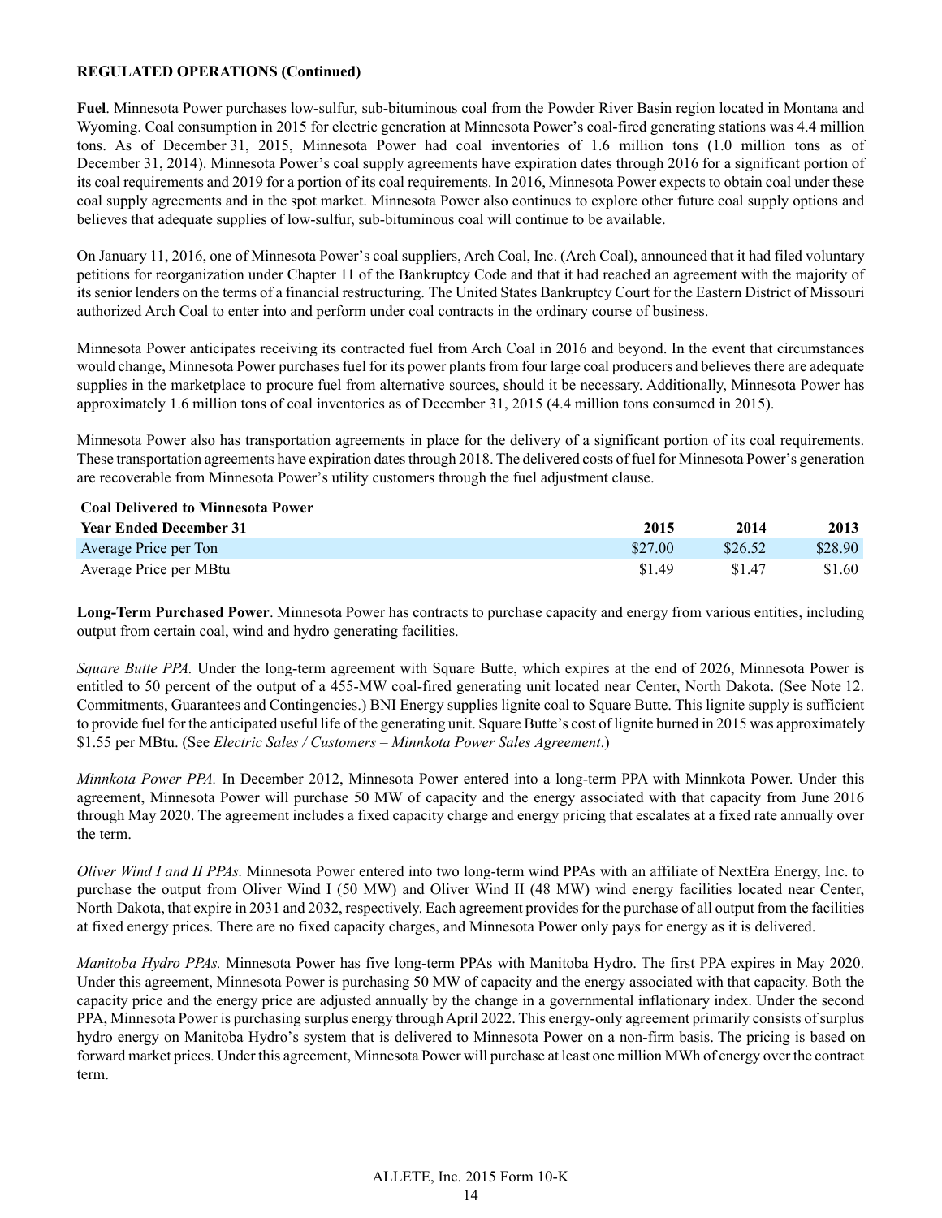**REGULATED OPERATIONS (Continued)**

**Fuel**. Minnesota Power purchases low-sulfur, sub-bituminous coal from the Powder River Basin region located in Montana and Wyoming. Coal consumption in 2015 for electric generation at Minnesota Power's coal-fired generating stations was 4.4 million tons. As of December 31, 2015, Minnesota Power had coal inventories of 1.6 million tons (1.0 million tons as of December 31, 2014). Minnesota Power's coal supply agreements have expiration dates through 2016 for a significant portion of its coal requirements and 2019 for a portion of its coal requirements. In 2016, Minnesota Power expects to obtain coal under these coal supply agreements and in the spot market. Minnesota Power also continues to explore other future coal supply options and believes that adequate supplies of low-sulfur, sub-bituminous coal will continue to be available.

On January 11, 2016, one of Minnesota Power's coal suppliers, Arch Coal, Inc. (Arch Coal), announced that it had filed voluntary petitions for reorganization under Chapter 11 of the Bankruptcy Code and that it had reached an agreement with the majority of its senior lenders on the terms of a financial restructuring. The United States Bankruptcy Court for the Eastern District of Missouri authorized Arch Coal to enter into and perform under coal contracts in the ordinary course of business.

Minnesota Power anticipates receiving its contracted fuel from Arch Coal in 2016 and beyond. In the event that circumstances would change, Minnesota Power purchases fuel for its power plants from four large coal producers and believes there are adequate supplies in the marketplace to procure fuel from alternative sources, should it be necessary. Additionally, Minnesota Power has approximately 1.6 million tons of coal inventories as of December 31, 2015 (4.4 million tons consumed in 2015).

Minnesota Power also has transportation agreements in place for the delivery of a significant portion of its coal requirements. These transportation agreements have expiration dates through 2018. The delivered costs of fuel for Minnesota Power's generation are recoverable from Minnesota Power's utility customers through the fuel adjustment clause.

**Coal Delivered to Minnesota Power**

| Year Ended December 31 | 2015 | 2014 | 2013 |
|---|---|---|---|
| Average Price per Ton | $27.00 | $26.52 | $28.90 |
| Average Price per MBtu | $1.49 | $1.47 | $1.60 |

**Long-Term Purchased Power**. Minnesota Power has contracts to purchase capacity and energy from various entities, including output from certain coal, wind and hydro generating facilities.

*Square Butte PPA.* Under the long-term agreement with Square Butte, which expires at the end of 2026, Minnesota Power is entitled to 50 percent of the output of a 455-MW coal-fired generating unit located near Center, North Dakota. (See Note 12. Commitments, Guarantees and Contingencies.) BNI Energy supplies lignite coal to Square Butte. This lignite supply is sufficient to provide fuel for the anticipated useful life of the generating unit. Square Butte's cost of lignite burned in 2015 was approximately $1.55 per MBtu. (See *Electric Sales / Customers – Minnkota Power Sales Agreement*.)

*Minnkota Power PPA.* In December 2012, Minnesota Power entered into a long-term PPA with Minnkota Power. Under this agreement, Minnesota Power will purchase 50 MW of capacity and the energy associated with that capacity from June 2016 through May 2020. The agreement includes a fixed capacity charge and energy pricing that escalates at a fixed rate annually over the term.

*Oliver Wind I and II PPAs.* Minnesota Power entered into two long-term wind PPAs with an affiliate of NextEra Energy, Inc. to purchase the output from Oliver Wind I (50 MW) and Oliver Wind II (48 MW) wind energy facilities located near Center, North Dakota, that expire in 2031 and 2032, respectively. Each agreement provides for the purchase of all output from the facilities at fixed energy prices. There are no fixed capacity charges, and Minnesota Power only pays for energy as it is delivered.

*Manitoba Hydro PPAs.* Minnesota Power has five long-term PPAs with Manitoba Hydro. The first PPA expires in May 2020. Under this agreement, Minnesota Power is purchasing 50 MW of capacity and the energy associated with that capacity. Both the capacity price and the energy price are adjusted annually by the change in a governmental inflationary index. Under the second PPA, Minnesota Power is purchasing surplus energy through April 2022. This energy-only agreement primarily consists of surplus hydro energy on Manitoba Hydro's system that is delivered to Minnesota Power on a non-firm basis. The pricing is based on forward market prices. Under this agreement, Minnesota Power will purchase at least one million MWh of energy over the contract term.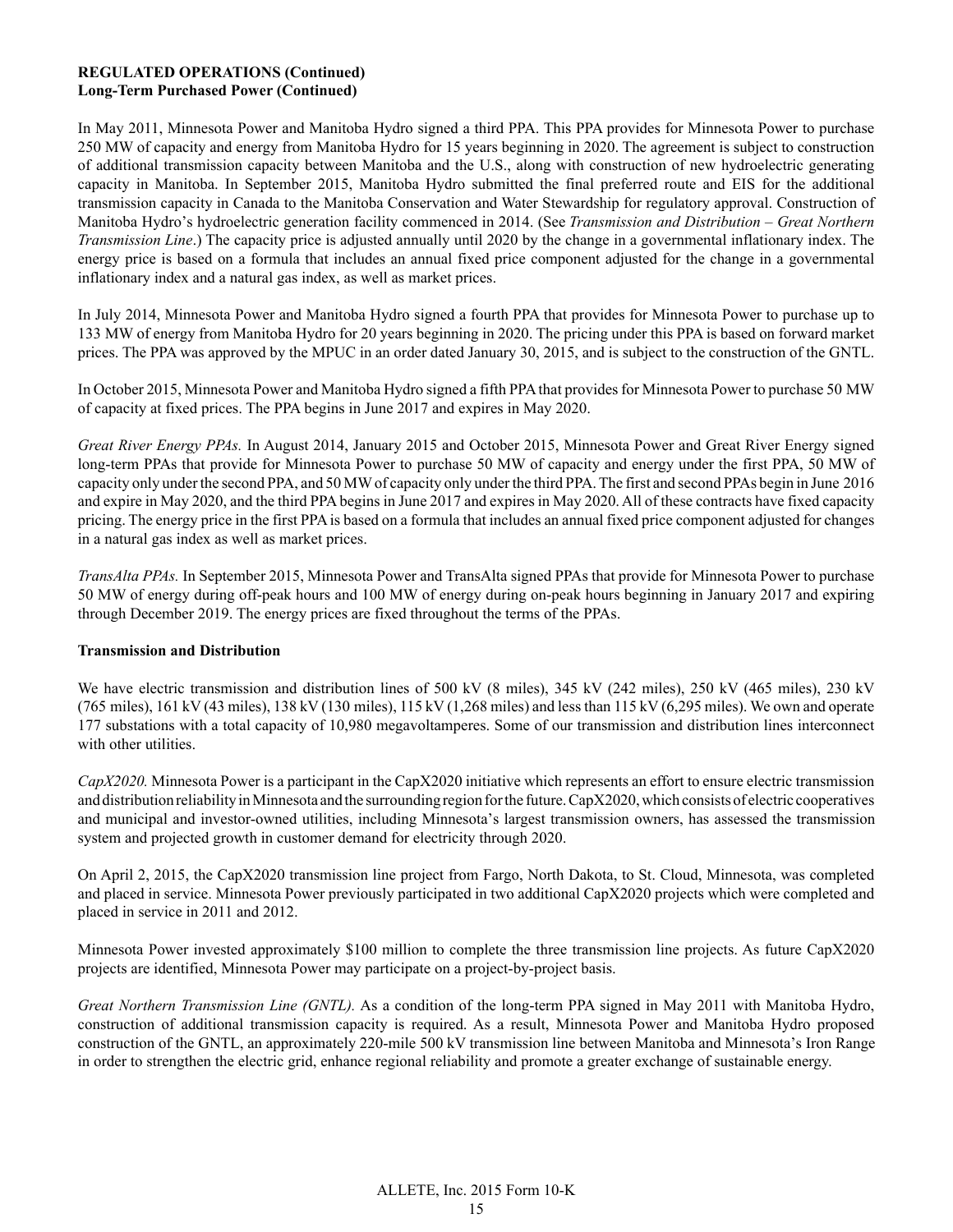**REGULATED OPERATIONS (Continued)**
**Long-Term Purchased Power (Continued)**

In May 2011, Minnesota Power and Manitoba Hydro signed a third PPA. This PPA provides for Minnesota Power to purchase 250 MW of capacity and energy from Manitoba Hydro for 15 years beginning in 2020. The agreement is subject to construction of additional transmission capacity between Manitoba and the U.S., along with construction of new hydroelectric generating capacity in Manitoba. In September 2015, Manitoba Hydro submitted the final preferred route and EIS for the additional transmission capacity in Canada to the Manitoba Conservation and Water Stewardship for regulatory approval. Construction of Manitoba Hydro's hydroelectric generation facility commenced in 2014. (See *Transmission and Distribution – Great Northern Transmission Line*.) The capacity price is adjusted annually until 2020 by the change in a governmental inflationary index. The energy price is based on a formula that includes an annual fixed price component adjusted for the change in a governmental inflationary index and a natural gas index, as well as market prices.

In July 2014, Minnesota Power and Manitoba Hydro signed a fourth PPA that provides for Minnesota Power to purchase up to 133 MW of energy from Manitoba Hydro for 20 years beginning in 2020. The pricing under this PPA is based on forward market prices. The PPA was approved by the MPUC in an order dated January 30, 2015, and is subject to the construction of the GNTL.

In October 2015, Minnesota Power and Manitoba Hydro signed a fifth PPA that provides for Minnesota Power to purchase 50 MW of capacity at fixed prices. The PPA begins in June 2017 and expires in May 2020.

*Great River Energy PPAs.* In August 2014, January 2015 and October 2015, Minnesota Power and Great River Energy signed long-term PPAs that provide for Minnesota Power to purchase 50 MW of capacity and energy under the first PPA, 50 MW of capacity only under the second PPA, and 50 MW of capacity only under the third PPA. The first and second PPAs begin in June 2016 and expire in May 2020, and the third PPA begins in June 2017 and expires in May 2020. All of these contracts have fixed capacity pricing. The energy price in the first PPA is based on a formula that includes an annual fixed price component adjusted for changes in a natural gas index as well as market prices.

*TransAlta PPAs.* In September 2015, Minnesota Power and TransAlta signed PPAs that provide for Minnesota Power to purchase 50 MW of energy during off-peak hours and 100 MW of energy during on-peak hours beginning in January 2017 and expiring through December 2019. The energy prices are fixed throughout the terms of the PPAs.

**Transmission and Distribution**

We have electric transmission and distribution lines of 500 kV (8 miles), 345 kV (242 miles), 250 kV (465 miles), 230 kV (765 miles), 161 kV (43 miles), 138 kV (130 miles), 115 kV (1,268 miles) and less than 115 kV (6,295 miles). We own and operate 177 substations with a total capacity of 10,980 megavoltamperes. Some of our transmission and distribution lines interconnect with other utilities.

*CapX2020.* Minnesota Power is a participant in the CapX2020 initiative which represents an effort to ensure electric transmission and distribution reliability in Minnesota and the surrounding region for the future. CapX2020, which consists of electric cooperatives and municipal and investor-owned utilities, including Minnesota's largest transmission owners, has assessed the transmission system and projected growth in customer demand for electricity through 2020.

On April 2, 2015, the CapX2020 transmission line project from Fargo, North Dakota, to St. Cloud, Minnesota, was completed and placed in service. Minnesota Power previously participated in two additional CapX2020 projects which were completed and placed in service in 2011 and 2012.

Minnesota Power invested approximately $100 million to complete the three transmission line projects. As future CapX2020 projects are identified, Minnesota Power may participate on a project-by-project basis.

*Great Northern Transmission Line (GNTL).* As a condition of the long-term PPA signed in May 2011 with Manitoba Hydro, construction of additional transmission capacity is required. As a result, Minnesota Power and Manitoba Hydro proposed construction of the GNTL, an approximately 220-mile 500 kV transmission line between Manitoba and Minnesota's Iron Range in order to strengthen the electric grid, enhance regional reliability and promote a greater exchange of sustainable energy.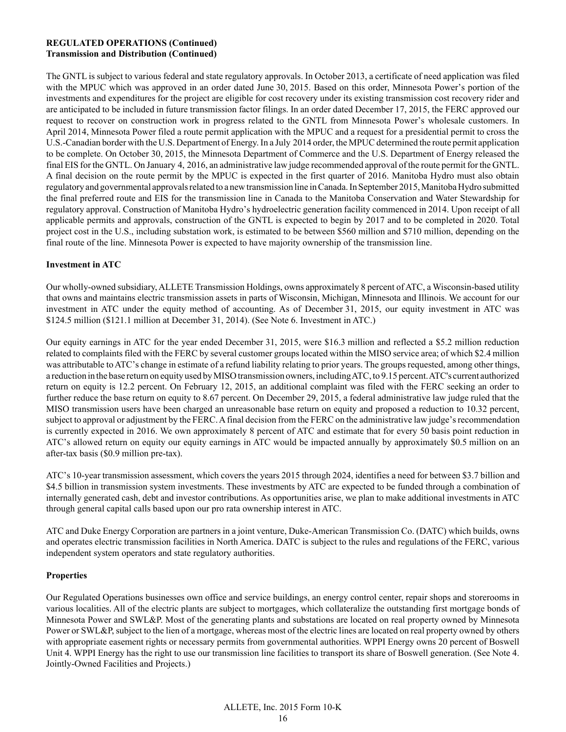**REGULATED OPERATIONS (Continued)**
**Transmission and Distribution (Continued)**

The GNTL is subject to various federal and state regulatory approvals. In October 2013, a certificate of need application was filed with the MPUC which was approved in an order dated June 30, 2015. Based on this order, Minnesota Power's portion of the investments and expenditures for the project are eligible for cost recovery under its existing transmission cost recovery rider and are anticipated to be included in future transmission factor filings. In an order dated December 17, 2015, the FERC approved our request to recover on construction work in progress related to the GNTL from Minnesota Power's wholesale customers. In April 2014, Minnesota Power filed a route permit application with the MPUC and a request for a presidential permit to cross the U.S.-Canadian border with the U.S. Department of Energy. In a July 2014 order, the MPUC determined the route permit application to be complete. On October 30, 2015, the Minnesota Department of Commerce and the U.S. Department of Energy released the final EIS for the GNTL. On January 4, 2016, an administrative law judge recommended approval of the route permit for the GNTL. A final decision on the route permit by the MPUC is expected in the first quarter of 2016. Manitoba Hydro must also obtain regulatory and governmental approvals related to a new transmission line in Canada. In September 2015, Manitoba Hydro submitted the final preferred route and EIS for the transmission line in Canada to the Manitoba Conservation and Water Stewardship for regulatory approval. Construction of Manitoba Hydro's hydroelectric generation facility commenced in 2014. Upon receipt of all applicable permits and approvals, construction of the GNTL is expected to begin by 2017 and to be completed in 2020. Total project cost in the U.S., including substation work, is estimated to be between $560 million and $710 million, depending on the final route of the line. Minnesota Power is expected to have majority ownership of the transmission line.

**Investment in ATC**

Our wholly-owned subsidiary, ALLETE Transmission Holdings, owns approximately 8 percent of ATC, a Wisconsin-based utility that owns and maintains electric transmission assets in parts of Wisconsin, Michigan, Minnesota and Illinois. We account for our investment in ATC under the equity method of accounting. As of December 31, 2015, our equity investment in ATC was $124.5 million ($121.1 million at December 31, 2014). (See Note 6. Investment in ATC.)

Our equity earnings in ATC for the year ended December 31, 2015, were $16.3 million and reflected a $5.2 million reduction related to complaints filed with the FERC by several customer groups located within the MISO service area; of which $2.4 million was attributable to ATC's change in estimate of a refund liability relating to prior years. The groups requested, among other things, a reduction in the base return on equity used by MISO transmission owners, including ATC, to 9.15 percent. ATC's current authorized return on equity is 12.2 percent. On February 12, 2015, an additional complaint was filed with the FERC seeking an order to further reduce the base return on equity to 8.67 percent. On December 29, 2015, a federal administrative law judge ruled that the MISO transmission users have been charged an unreasonable base return on equity and proposed a reduction to 10.32 percent, subject to approval or adjustment by the FERC. A final decision from the FERC on the administrative law judge's recommendation is currently expected in 2016. We own approximately 8 percent of ATC and estimate that for every 50 basis point reduction in ATC's allowed return on equity our equity earnings in ATC would be impacted annually by approximately $0.5 million on an after-tax basis ($0.9 million pre-tax).

ATC's 10-year transmission assessment, which covers the years 2015 through 2024, identifies a need for between $3.7 billion and $4.5 billion in transmission system investments. These investments by ATC are expected to be funded through a combination of internally generated cash, debt and investor contributions. As opportunities arise, we plan to make additional investments in ATC through general capital calls based upon our pro rata ownership interest in ATC.

ATC and Duke Energy Corporation are partners in a joint venture, Duke-American Transmission Co. (DATC) which builds, owns and operates electric transmission facilities in North America. DATC is subject to the rules and regulations of the FERC, various independent system operators and state regulatory authorities.

**Properties**

Our Regulated Operations businesses own office and service buildings, an energy control center, repair shops and storerooms in various localities. All of the electric plants are subject to mortgages, which collateralize the outstanding first mortgage bonds of Minnesota Power and SWL&P. Most of the generating plants and substations are located on real property owned by Minnesota Power or SWL&P, subject to the lien of a mortgage, whereas most of the electric lines are located on real property owned by others with appropriate easement rights or necessary permits from governmental authorities. WPPI Energy owns 20 percent of Boswell Unit 4. WPPI Energy has the right to use our transmission line facilities to transport its share of Boswell generation. (See Note 4. Jointly-Owned Facilities and Projects.)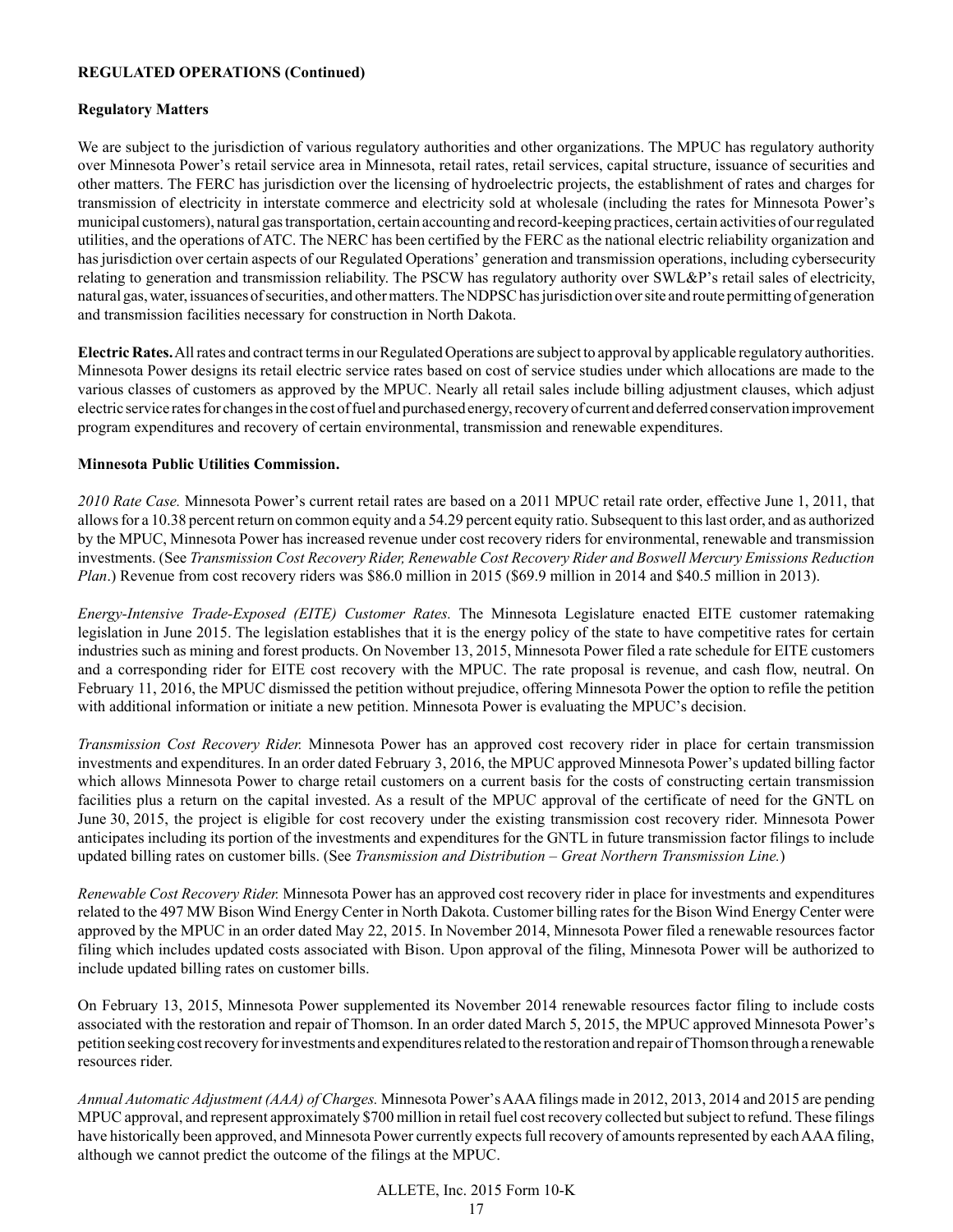**REGULATED OPERATIONS (Continued)**

**Regulatory Matters**

We are subject to the jurisdiction of various regulatory authorities and other organizations. The MPUC has regulatory authority over Minnesota Power's retail service area in Minnesota, retail rates, retail services, capital structure, issuance of securities and other matters. The FERC has jurisdiction over the licensing of hydroelectric projects, the establishment of rates and charges for transmission of electricity in interstate commerce and electricity sold at wholesale (including the rates for Minnesota Power's municipal customers), natural gas transportation, certain accounting and record-keeping practices, certain activities of our regulated utilities, and the operations of ATC. The NERC has been certified by the FERC as the national electric reliability organization and has jurisdiction over certain aspects of our Regulated Operations' generation and transmission operations, including cybersecurity relating to generation and transmission reliability. The PSCW has regulatory authority over SWL&P's retail sales of electricity, natural gas, water, issuances of securities, and other matters. The NDPSC has jurisdiction over site and route permitting of generation and transmission facilities necessary for construction in North Dakota.

**Electric Rates.** All rates and contract terms in our Regulated Operations are subject to approval by applicable regulatory authorities. Minnesota Power designs its retail electric service rates based on cost of service studies under which allocations are made to the various classes of customers as approved by the MPUC. Nearly all retail sales include billing adjustment clauses, which adjust electric service rates for changes in the cost of fuel and purchased energy, recovery of current and deferred conservation improvement program expenditures and recovery of certain environmental, transmission and renewable expenditures.

**Minnesota Public Utilities Commission.**

*2010 Rate Case.* Minnesota Power's current retail rates are based on a 2011 MPUC retail rate order, effective June 1, 2011, that allows for a 10.38 percent return on common equity and a 54.29 percent equity ratio. Subsequent to this last order, and as authorized by the MPUC, Minnesota Power has increased revenue under cost recovery riders for environmental, renewable and transmission investments. (See *Transmission Cost Recovery Rider, Renewable Cost Recovery Rider and Boswell Mercury Emissions Reduction Plan*.) Revenue from cost recovery riders was $86.0 million in 2015 ($69.9 million in 2014 and $40.5 million in 2013).

*Energy-Intensive Trade-Exposed (EITE) Customer Rates.* The Minnesota Legislature enacted EITE customer ratemaking legislation in June 2015. The legislation establishes that it is the energy policy of the state to have competitive rates for certain industries such as mining and forest products. On November 13, 2015, Minnesota Power filed a rate schedule for EITE customers and a corresponding rider for EITE cost recovery with the MPUC. The rate proposal is revenue, and cash flow, neutral. On February 11, 2016, the MPUC dismissed the petition without prejudice, offering Minnesota Power the option to refile the petition with additional information or initiate a new petition. Minnesota Power is evaluating the MPUC's decision.

*Transmission Cost Recovery Rider.* Minnesota Power has an approved cost recovery rider in place for certain transmission investments and expenditures. In an order dated February 3, 2016, the MPUC approved Minnesota Power's updated billing factor which allows Minnesota Power to charge retail customers on a current basis for the costs of constructing certain transmission facilities plus a return on the capital invested. As a result of the MPUC approval of the certificate of need for the GNTL on June 30, 2015, the project is eligible for cost recovery under the existing transmission cost recovery rider. Minnesota Power anticipates including its portion of the investments and expenditures for the GNTL in future transmission factor filings to include updated billing rates on customer bills. (See *Transmission and Distribution – Great Northern Transmission Line.*)

*Renewable Cost Recovery Rider.* Minnesota Power has an approved cost recovery rider in place for investments and expenditures related to the 497 MW Bison Wind Energy Center in North Dakota. Customer billing rates for the Bison Wind Energy Center were approved by the MPUC in an order dated May 22, 2015. In November 2014, Minnesota Power filed a renewable resources factor filing which includes updated costs associated with Bison. Upon approval of the filing, Minnesota Power will be authorized to include updated billing rates on customer bills.

On February 13, 2015, Minnesota Power supplemented its November 2014 renewable resources factor filing to include costs associated with the restoration and repair of Thomson. In an order dated March 5, 2015, the MPUC approved Minnesota Power's petition seeking cost recovery for investments and expenditures related to the restoration and repair of Thomson through a renewable resources rider.

*Annual Automatic Adjustment (AAA) of Charges.* Minnesota Power's AAA filings made in 2012, 2013, 2014 and 2015 are pending MPUC approval, and represent approximately $700 million in retail fuel cost recovery collected but subject to refund. These filings have historically been approved, and Minnesota Power currently expects full recovery of amounts represented by each AAA filing, although we cannot predict the outcome of the filings at the MPUC.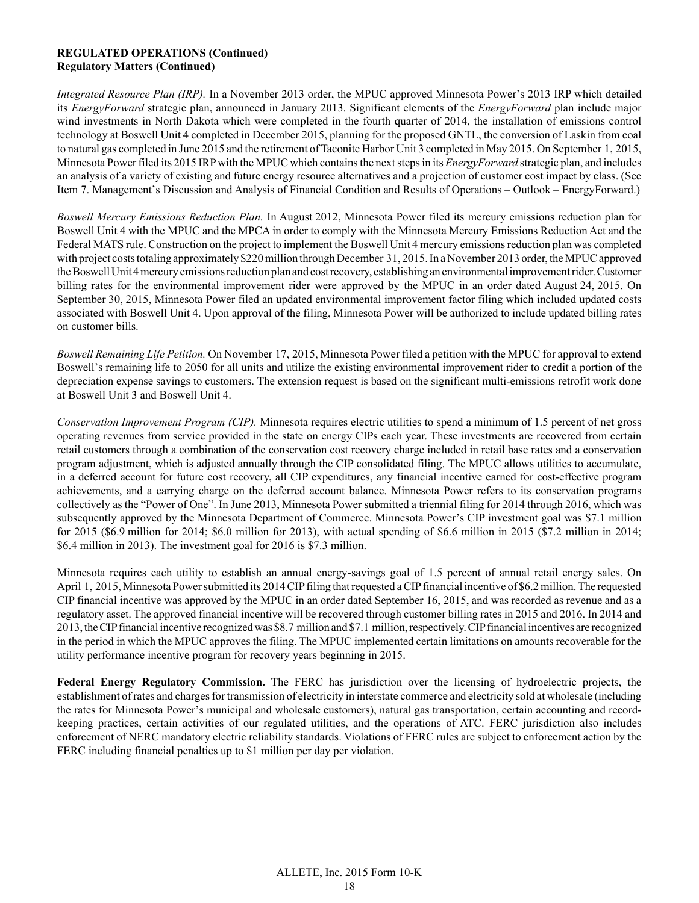**REGULATED OPERATIONS (Continued)**
**Regulatory Matters (Continued)**

*Integrated Resource Plan (IRP).* In a November 2013 order, the MPUC approved Minnesota Power's 2013 IRP which detailed its *EnergyForward* strategic plan, announced in January 2013. Significant elements of the *EnergyForward* plan include major wind investments in North Dakota which were completed in the fourth quarter of 2014, the installation of emissions control technology at Boswell Unit 4 completed in December 2015, planning for the proposed GNTL, the conversion of Laskin from coal to natural gas completed in June 2015 and the retirement of Taconite Harbor Unit 3 completed in May 2015. On September 1, 2015, Minnesota Power filed its 2015 IRP with the MPUC which contains the next steps in its *EnergyForward* strategic plan, and includes an analysis of a variety of existing and future energy resource alternatives and a projection of customer cost impact by class. (See Item 7. Management's Discussion and Analysis of Financial Condition and Results of Operations – Outlook – EnergyForward.)

*Boswell Mercury Emissions Reduction Plan.* In August 2012, Minnesota Power filed its mercury emissions reduction plan for Boswell Unit 4 with the MPUC and the MPCA in order to comply with the Minnesota Mercury Emissions Reduction Act and the Federal MATS rule. Construction on the project to implement the Boswell Unit 4 mercury emissions reduction plan was completed with project costs totaling approximately $220 million through December 31, 2015. In a November 2013 order, the MPUC approved the Boswell Unit 4 mercury emissions reduction plan and cost recovery, establishing an environmental improvement rider. Customer billing rates for the environmental improvement rider were approved by the MPUC in an order dated August 24, 2015. On September 30, 2015, Minnesota Power filed an updated environmental improvement factor filing which included updated costs associated with Boswell Unit 4. Upon approval of the filing, Minnesota Power will be authorized to include updated billing rates on customer bills.

*Boswell Remaining Life Petition.* On November 17, 2015, Minnesota Power filed a petition with the MPUC for approval to extend Boswell's remaining life to 2050 for all units and utilize the existing environmental improvement rider to credit a portion of the depreciation expense savings to customers. The extension request is based on the significant multi-emissions retrofit work done at Boswell Unit 3 and Boswell Unit 4.

*Conservation Improvement Program (CIP).* Minnesota requires electric utilities to spend a minimum of 1.5 percent of net gross operating revenues from service provided in the state on energy CIPs each year. These investments are recovered from certain retail customers through a combination of the conservation cost recovery charge included in retail base rates and a conservation program adjustment, which is adjusted annually through the CIP consolidated filing. The MPUC allows utilities to accumulate, in a deferred account for future cost recovery, all CIP expenditures, any financial incentive earned for cost-effective program achievements, and a carrying charge on the deferred account balance. Minnesota Power refers to its conservation programs collectively as the "Power of One". In June 2013, Minnesota Power submitted a triennial filing for 2014 through 2016, which was subsequently approved by the Minnesota Department of Commerce. Minnesota Power's CIP investment goal was $7.1 million for 2015 ($6.9 million for 2014; $6.0 million for 2013), with actual spending of $6.6 million in 2015 ($7.2 million in 2014; $6.4 million in 2013). The investment goal for 2016 is $7.3 million.

Minnesota requires each utility to establish an annual energy-savings goal of 1.5 percent of annual retail energy sales. On April 1, 2015, Minnesota Power submitted its 2014 CIP filing that requested a CIP financial incentive of $6.2 million. The requested CIP financial incentive was approved by the MPUC in an order dated September 16, 2015, and was recorded as revenue and as a regulatory asset. The approved financial incentive will be recovered through customer billing rates in 2015 and 2016. In 2014 and 2013, the CIP financial incentive recognized was $8.7 million and $7.1 million, respectively. CIP financial incentives are recognized in the period in which the MPUC approves the filing. The MPUC implemented certain limitations on amounts recoverable for the utility performance incentive program for recovery years beginning in 2015.

**Federal Energy Regulatory Commission.** The FERC has jurisdiction over the licensing of hydroelectric projects, the establishment of rates and charges for transmission of electricity in interstate commerce and electricity sold at wholesale (including the rates for Minnesota Power's municipal and wholesale customers), natural gas transportation, certain accounting and record-keeping practices, certain activities of our regulated utilities, and the operations of ATC. FERC jurisdiction also includes enforcement of NERC mandatory electric reliability standards. Violations of FERC rules are subject to enforcement action by the FERC including financial penalties up to $1 million per day per violation.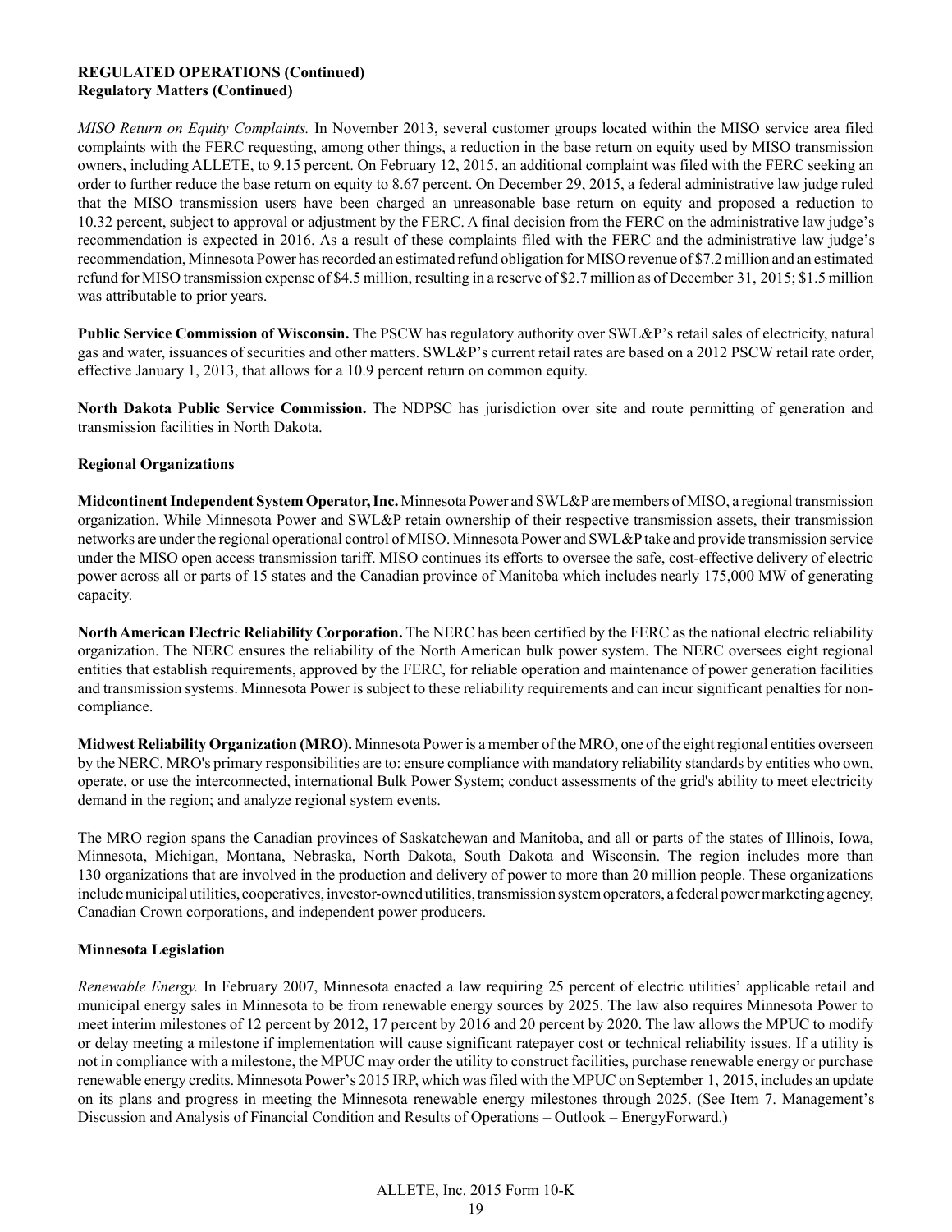**REGULATED OPERATIONS (Continued)**
**Regulatory Matters (Continued)**

*MISO Return on Equity Complaints.* In November 2013, several customer groups located within the MISO service area filed complaints with the FERC requesting, among other things, a reduction in the base return on equity used by MISO transmission owners, including ALLETE, to 9.15 percent. On February 12, 2015, an additional complaint was filed with the FERC seeking an order to further reduce the base return on equity to 8.67 percent. On December 29, 2015, a federal administrative law judge ruled that the MISO transmission users have been charged an unreasonable base return on equity and proposed a reduction to 10.32 percent, subject to approval or adjustment by the FERC. A final decision from the FERC on the administrative law judge's recommendation is expected in 2016. As a result of these complaints filed with the FERC and the administrative law judge's recommendation, Minnesota Power has recorded an estimated refund obligation for MISO revenue of $7.2 million and an estimated refund for MISO transmission expense of $4.5 million, resulting in a reserve of $2.7 million as of December 31, 2015; $1.5 million was attributable to prior years.

**Public Service Commission of Wisconsin.** The PSCW has regulatory authority over SWL&P's retail sales of electricity, natural gas and water, issuances of securities and other matters. SWL&P's current retail rates are based on a 2012 PSCW retail rate order, effective January 1, 2013, that allows for a 10.9 percent return on common equity.

**North Dakota Public Service Commission.** The NDPSC has jurisdiction over site and route permitting of generation and transmission facilities in North Dakota.

**Regional Organizations**

**Midcontinent Independent System Operator, Inc.** Minnesota Power and SWL&P are members of MISO, a regional transmission organization. While Minnesota Power and SWL&P retain ownership of their respective transmission assets, their transmission networks are under the regional operational control of MISO. Minnesota Power and SWL&P take and provide transmission service under the MISO open access transmission tariff. MISO continues its efforts to oversee the safe, cost-effective delivery of electric power across all or parts of 15 states and the Canadian province of Manitoba which includes nearly 175,000 MW of generating capacity.

**North American Electric Reliability Corporation.** The NERC has been certified by the FERC as the national electric reliability organization. The NERC ensures the reliability of the North American bulk power system. The NERC oversees eight regional entities that establish requirements, approved by the FERC, for reliable operation and maintenance of power generation facilities and transmission systems. Minnesota Power is subject to these reliability requirements and can incur significant penalties for non-compliance.

**Midwest Reliability Organization (MRO).** Minnesota Power is a member of the MRO, one of the eight regional entities overseen by the NERC. MRO's primary responsibilities are to: ensure compliance with mandatory reliability standards by entities who own, operate, or use the interconnected, international Bulk Power System; conduct assessments of the grid's ability to meet electricity demand in the region; and analyze regional system events.

The MRO region spans the Canadian provinces of Saskatchewan and Manitoba, and all or parts of the states of Illinois, Iowa, Minnesota, Michigan, Montana, Nebraska, North Dakota, South Dakota and Wisconsin. The region includes more than 130 organizations that are involved in the production and delivery of power to more than 20 million people. These organizations include municipal utilities, cooperatives, investor-owned utilities, transmission system operators, a federal power marketing agency, Canadian Crown corporations, and independent power producers.

**Minnesota Legislation**

*Renewable Energy.* In February 2007, Minnesota enacted a law requiring 25 percent of electric utilities' applicable retail and municipal energy sales in Minnesota to be from renewable energy sources by 2025. The law also requires Minnesota Power to meet interim milestones of 12 percent by 2012, 17 percent by 2016 and 20 percent by 2020. The law allows the MPUC to modify or delay meeting a milestone if implementation will cause significant ratepayer cost or technical reliability issues. If a utility is not in compliance with a milestone, the MPUC may order the utility to construct facilities, purchase renewable energy or purchase renewable energy credits. Minnesota Power's 2015 IRP, which was filed with the MPUC on September 1, 2015, includes an update on its plans and progress in meeting the Minnesota renewable energy milestones through 2025. (See Item 7. Management's Discussion and Analysis of Financial Condition and Results of Operations – Outlook – EnergyForward.)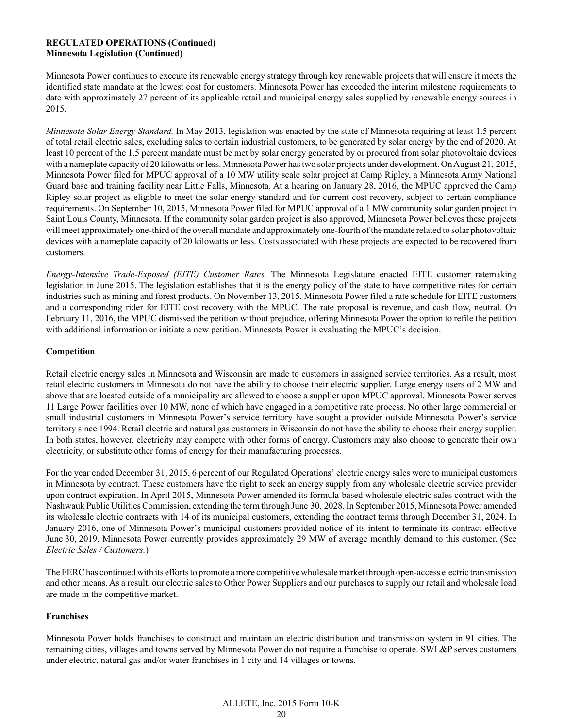**REGULATED OPERATIONS (Continued)**
**Minnesota Legislation (Continued)**

Minnesota Power continues to execute its renewable energy strategy through key renewable projects that will ensure it meets the identified state mandate at the lowest cost for customers. Minnesota Power has exceeded the interim milestone requirements to date with approximately 27 percent of its applicable retail and municipal energy sales supplied by renewable energy sources in 2015.

*Minnesota Solar Energy Standard.* In May 2013, legislation was enacted by the state of Minnesota requiring at least 1.5 percent of total retail electric sales, excluding sales to certain industrial customers, to be generated by solar energy by the end of 2020. At least 10 percent of the 1.5 percent mandate must be met by solar energy generated by or procured from solar photovoltaic devices with a nameplate capacity of 20 kilowatts or less. Minnesota Power has two solar projects under development. On August 21, 2015, Minnesota Power filed for MPUC approval of a 10 MW utility scale solar project at Camp Ripley, a Minnesota Army National Guard base and training facility near Little Falls, Minnesota. At a hearing on January 28, 2016, the MPUC approved the Camp Ripley solar project as eligible to meet the solar energy standard and for current cost recovery, subject to certain compliance requirements. On September 10, 2015, Minnesota Power filed for MPUC approval of a 1 MW community solar garden project in Saint Louis County, Minnesota. If the community solar garden project is also approved, Minnesota Power believes these projects will meet approximately one-third of the overall mandate and approximately one-fourth of the mandate related to solar photovoltaic devices with a nameplate capacity of 20 kilowatts or less. Costs associated with these projects are expected to be recovered from customers.

*Energy-Intensive Trade-Exposed (EITE) Customer Rates.* The Minnesota Legislature enacted EITE customer ratemaking legislation in June 2015. The legislation establishes that it is the energy policy of the state to have competitive rates for certain industries such as mining and forest products. On November 13, 2015, Minnesota Power filed a rate schedule for EITE customers and a corresponding rider for EITE cost recovery with the MPUC. The rate proposal is revenue, and cash flow, neutral. On February 11, 2016, the MPUC dismissed the petition without prejudice, offering Minnesota Power the option to refile the petition with additional information or initiate a new petition. Minnesota Power is evaluating the MPUC's decision.

**Competition**

Retail electric energy sales in Minnesota and Wisconsin are made to customers in assigned service territories. As a result, most retail electric customers in Minnesota do not have the ability to choose their electric supplier. Large energy users of 2 MW and above that are located outside of a municipality are allowed to choose a supplier upon MPUC approval. Minnesota Power serves 11 Large Power facilities over 10 MW, none of which have engaged in a competitive rate process. No other large commercial or small industrial customers in Minnesota Power's service territory have sought a provider outside Minnesota Power's service territory since 1994. Retail electric and natural gas customers in Wisconsin do not have the ability to choose their energy supplier. In both states, however, electricity may compete with other forms of energy. Customers may also choose to generate their own electricity, or substitute other forms of energy for their manufacturing processes.

For the year ended December 31, 2015, 6 percent of our Regulated Operations' electric energy sales were to municipal customers in Minnesota by contract. These customers have the right to seek an energy supply from any wholesale electric service provider upon contract expiration. In April 2015, Minnesota Power amended its formula-based wholesale electric sales contract with the Nashwauk Public Utilities Commission, extending the term through June 30, 2028. In September 2015, Minnesota Power amended its wholesale electric contracts with 14 of its municipal customers, extending the contract terms through December 31, 2024. In January 2016, one of Minnesota Power's municipal customers provided notice of its intent to terminate its contract effective June 30, 2019. Minnesota Power currently provides approximately 29 MW of average monthly demand to this customer. (See *Electric Sales / Customers.*)

The FERC has continued with its efforts to promote a more competitive wholesale market through open-access electric transmission and other means. As a result, our electric sales to Other Power Suppliers and our purchases to supply our retail and wholesale load are made in the competitive market.

**Franchises**

Minnesota Power holds franchises to construct and maintain an electric distribution and transmission system in 91 cities. The remaining cities, villages and towns served by Minnesota Power do not require a franchise to operate. SWL&P serves customers under electric, natural gas and/or water franchises in 1 city and 14 villages or towns.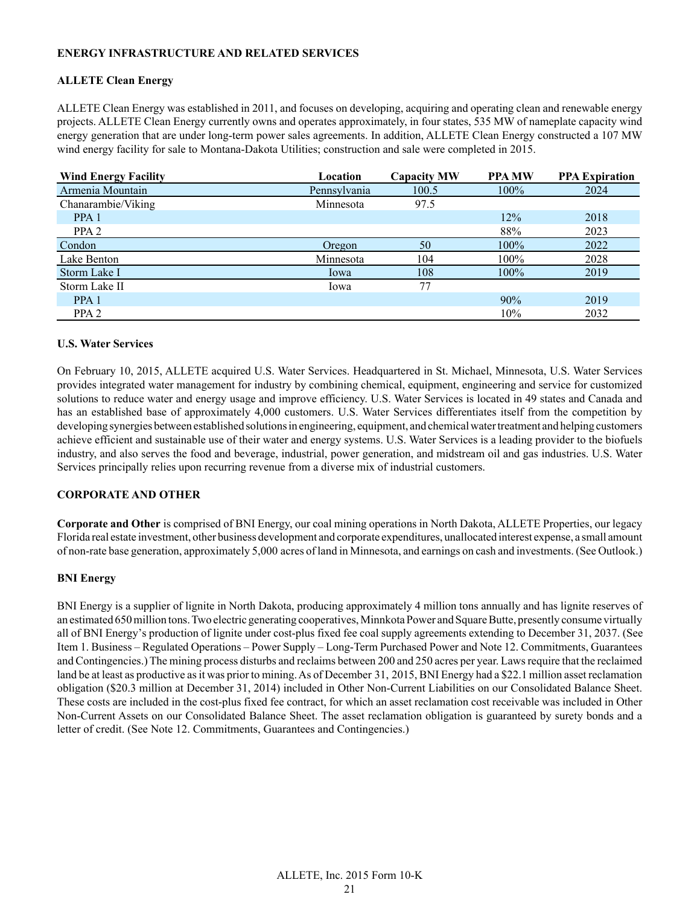**ENERGY INFRASTRUCTURE AND RELATED SERVICES**

**ALLETE Clean Energy**

ALLETE Clean Energy was established in 2011, and focuses on developing, acquiring and operating clean and renewable energy projects. ALLETE Clean Energy currently owns and operates approximately, in four states, 535 MW of nameplate capacity wind energy generation that are under long-term power sales agreements. In addition, ALLETE Clean Energy constructed a 107 MW wind energy facility for sale to Montana-Dakota Utilities; construction and sale were completed in 2015.

| Wind Energy Facility | Location | Capacity MW | PPA MW | PPA Expiration |
|---|---|---|---|---|
| Armenia Mountain | Pennsylvania | 100.5 | 100% | 2024 |
| Chanarambie/Viking | Minnesota | 97.5 | | |
| PPA 1 | | | 12% | 2018 |
| PPA 2 | | | 88% | 2023 |
| Condon | Oregon | 50 | 100% | 2022 |
| Lake Benton | Minnesota | 104 | 100% | 2028 |
| Storm Lake I | Iowa | 108 | 100% | 2019 |
| Storm Lake II | Iowa | 77 | | |
| PPA 1 | | | 90% | 2019 |
| PPA 2 | | | 10% | 2032 |

**U.S. Water Services**

On February 10, 2015, ALLETE acquired U.S. Water Services. Headquartered in St. Michael, Minnesota, U.S. Water Services provides integrated water management for industry by combining chemical, equipment, engineering and service for customized solutions to reduce water and energy usage and improve efficiency. U.S. Water Services is located in 49 states and Canada and has an established base of approximately 4,000 customers. U.S. Water Services differentiates itself from the competition by developing synergies between established solutions in engineering, equipment, and chemical water treatment and helping customers achieve efficient and sustainable use of their water and energy systems. U.S. Water Services is a leading provider to the biofuels industry, and also serves the food and beverage, industrial, power generation, and midstream oil and gas industries. U.S. Water Services principally relies upon recurring revenue from a diverse mix of industrial customers.

**CORPORATE AND OTHER**

**Corporate and Other** is comprised of BNI Energy, our coal mining operations in North Dakota, ALLETE Properties, our legacy Florida real estate investment, other business development and corporate expenditures, unallocated interest expense, a small amount of non-rate base generation, approximately 5,000 acres of land in Minnesota, and earnings on cash and investments. (See Outlook.)

**BNI Energy**

BNI Energy is a supplier of lignite in North Dakota, producing approximately 4 million tons annually and has lignite reserves of an estimated 650 million tons. Two electric generating cooperatives, Minnkota Power and Square Butte, presently consume virtually all of BNI Energy's production of lignite under cost-plus fixed fee coal supply agreements extending to December 31, 2037. (See Item 1. Business – Regulated Operations – Power Supply – Long-Term Purchased Power and Note 12. Commitments, Guarantees and Contingencies.) The mining process disturbs and reclaims between 200 and 250 acres per year. Laws require that the reclaimed land be at least as productive as it was prior to mining. As of December 31, 2015, BNI Energy had a $22.1 million asset reclamation obligation ($20.3 million at December 31, 2014) included in Other Non-Current Liabilities on our Consolidated Balance Sheet. These costs are included in the cost-plus fixed fee contract, for which an asset reclamation cost receivable was included in Other Non-Current Assets on our Consolidated Balance Sheet. The asset reclamation obligation is guaranteed by surety bonds and a letter of credit. (See Note 12. Commitments, Guarantees and Contingencies.)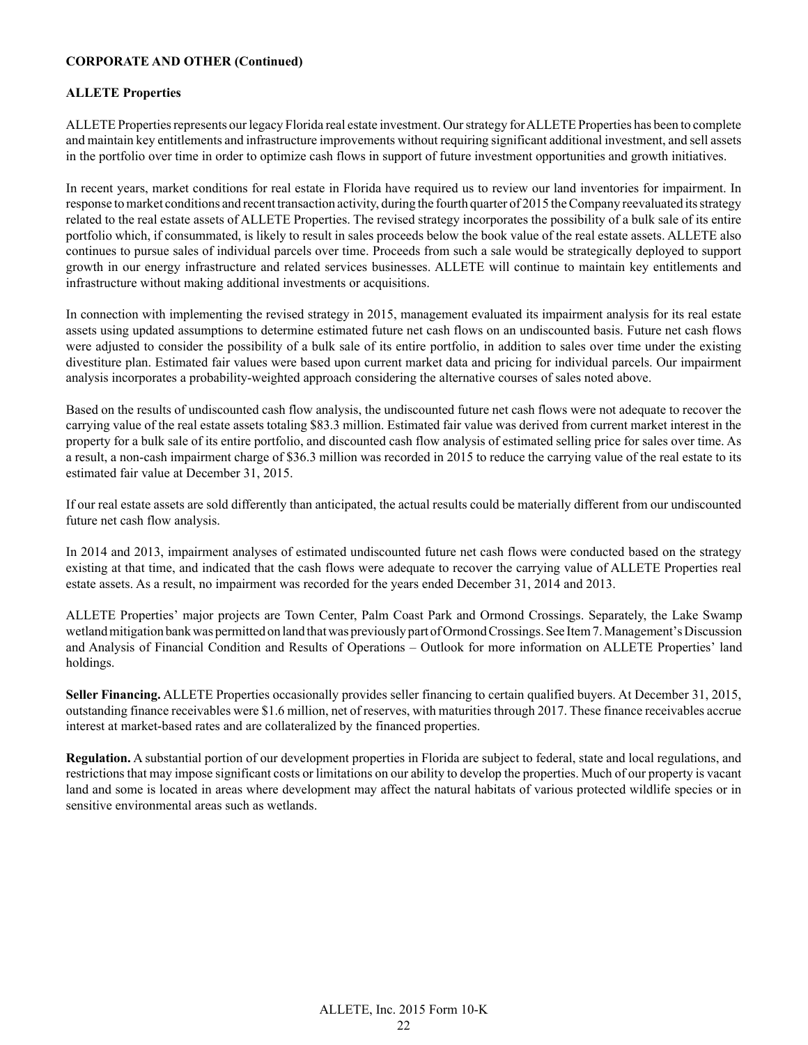**CORPORATE AND OTHER (Continued)**

**ALLETE Properties**

ALLETE Properties represents our legacy Florida real estate investment. Our strategy for ALLETE Properties has been to complete and maintain key entitlements and infrastructure improvements without requiring significant additional investment, and sell assets in the portfolio over time in order to optimize cash flows in support of future investment opportunities and growth initiatives.

In recent years, market conditions for real estate in Florida have required us to review our land inventories for impairment. In response to market conditions and recent transaction activity, during the fourth quarter of 2015 the Company reevaluated its strategy related to the real estate assets of ALLETE Properties. The revised strategy incorporates the possibility of a bulk sale of its entire portfolio which, if consummated, is likely to result in sales proceeds below the book value of the real estate assets. ALLETE also continues to pursue sales of individual parcels over time. Proceeds from such a sale would be strategically deployed to support growth in our energy infrastructure and related services businesses. ALLETE will continue to maintain key entitlements and infrastructure without making additional investments or acquisitions.

In connection with implementing the revised strategy in 2015, management evaluated its impairment analysis for its real estate assets using updated assumptions to determine estimated future net cash flows on an undiscounted basis. Future net cash flows were adjusted to consider the possibility of a bulk sale of its entire portfolio, in addition to sales over time under the existing divestiture plan. Estimated fair values were based upon current market data and pricing for individual parcels. Our impairment analysis incorporates a probability-weighted approach considering the alternative courses of sales noted above.

Based on the results of undiscounted cash flow analysis, the undiscounted future net cash flows were not adequate to recover the carrying value of the real estate assets totaling $83.3 million. Estimated fair value was derived from current market interest in the property for a bulk sale of its entire portfolio, and discounted cash flow analysis of estimated selling price for sales over time. As a result, a non-cash impairment charge of $36.3 million was recorded in 2015 to reduce the carrying value of the real estate to its estimated fair value at December 31, 2015.

If our real estate assets are sold differently than anticipated, the actual results could be materially different from our undiscounted future net cash flow analysis.

In 2014 and 2013, impairment analyses of estimated undiscounted future net cash flows were conducted based on the strategy existing at that time, and indicated that the cash flows were adequate to recover the carrying value of ALLETE Properties real estate assets. As a result, no impairment was recorded for the years ended December 31, 2014 and 2013.

ALLETE Properties' major projects are Town Center, Palm Coast Park and Ormond Crossings. Separately, the Lake Swamp wetland mitigation bank was permitted on land that was previously part of Ormond Crossings. See Item 7. Management's Discussion and Analysis of Financial Condition and Results of Operations – Outlook for more information on ALLETE Properties' land holdings.

**Seller Financing.** ALLETE Properties occasionally provides seller financing to certain qualified buyers. At December 31, 2015, outstanding finance receivables were $1.6 million, net of reserves, with maturities through 2017. These finance receivables accrue interest at market-based rates and are collateralized by the financed properties.

**Regulation.** A substantial portion of our development properties in Florida are subject to federal, state and local regulations, and restrictions that may impose significant costs or limitations on our ability to develop the properties. Much of our property is vacant land and some is located in areas where development may affect the natural habitats of various protected wildlife species or in sensitive environmental areas such as wetlands.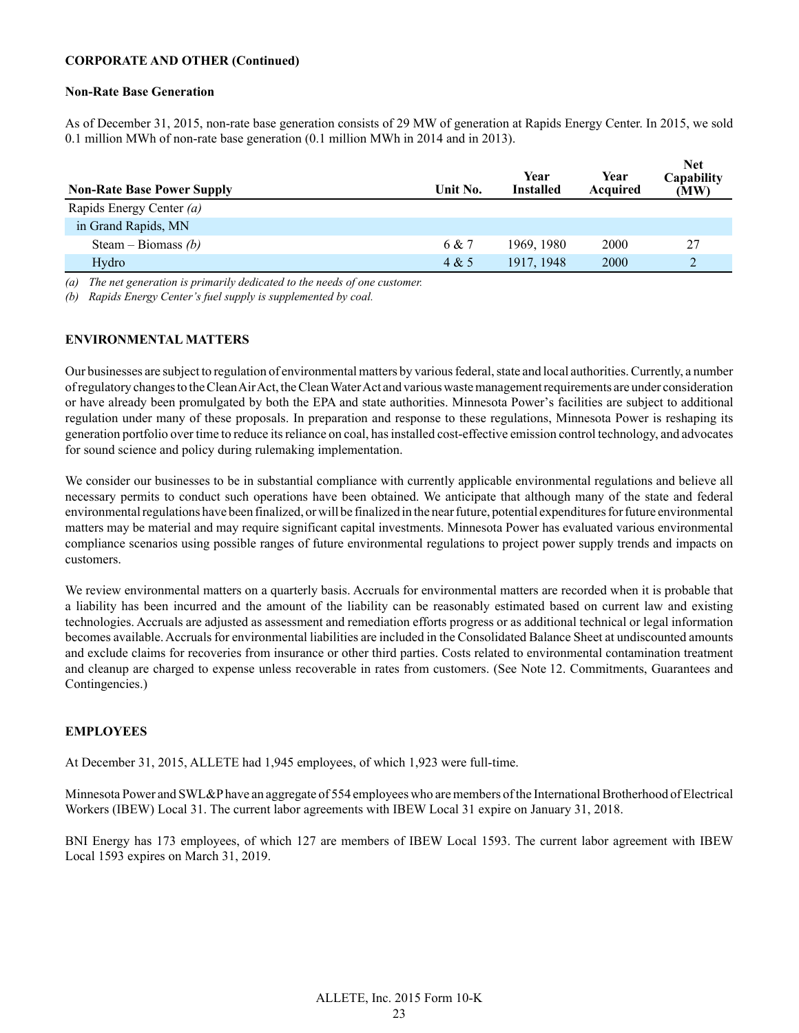**CORPORATE AND OTHER (Continued)**

**Non-Rate Base Generation**

As of December 31, 2015, non-rate base generation consists of 29 MW of generation at Rapids Energy Center. In 2015, we sold 0.1 million MWh of non-rate base generation (0.1 million MWh in 2014 and in 2013).

| Non-Rate Base Power Supply | Unit No. | Year Installed | Year Acquired | Net Capability (MW) |
|---|---|---|---|---|
| Rapids Energy Center *(a)* | | | | |
| in Grand Rapids, MN | | | | |
| Steam – Biomass *(b)* | 6 & 7 | 1969, 1980 | 2000 | 27 |
| Hydro | 4 & 5 | 1917, 1948 | 2000 | 2 |

*(a) The net generation is primarily dedicated to the needs of one customer.*

*(b) Rapids Energy Center's fuel supply is supplemented by coal.*

**ENVIRONMENTAL MATTERS**

Our businesses are subject to regulation of environmental matters by various federal, state and local authorities. Currently, a number of regulatory changes to the Clean Air Act, the Clean Water Act and various waste management requirements are under consideration or have already been promulgated by both the EPA and state authorities. Minnesota Power's facilities are subject to additional regulation under many of these proposals. In preparation and response to these regulations, Minnesota Power is reshaping its generation portfolio over time to reduce its reliance on coal, has installed cost-effective emission control technology, and advocates for sound science and policy during rulemaking implementation.

We consider our businesses to be in substantial compliance with currently applicable environmental regulations and believe all necessary permits to conduct such operations have been obtained. We anticipate that although many of the state and federal environmental regulations have been finalized, or will be finalized in the near future, potential expenditures for future environmental matters may be material and may require significant capital investments. Minnesota Power has evaluated various environmental compliance scenarios using possible ranges of future environmental regulations to project power supply trends and impacts on customers.

We review environmental matters on a quarterly basis. Accruals for environmental matters are recorded when it is probable that a liability has been incurred and the amount of the liability can be reasonably estimated based on current law and existing technologies. Accruals are adjusted as assessment and remediation efforts progress or as additional technical or legal information becomes available. Accruals for environmental liabilities are included in the Consolidated Balance Sheet at undiscounted amounts and exclude claims for recoveries from insurance or other third parties. Costs related to environmental contamination treatment and cleanup are charged to expense unless recoverable in rates from customers. (See Note 12. Commitments, Guarantees and Contingencies.)

**EMPLOYEES**

At December 31, 2015, ALLETE had 1,945 employees, of which 1,923 were full-time.

Minnesota Power and SWL&P have an aggregate of 554 employees who are members of the International Brotherhood of Electrical Workers (IBEW) Local 31. The current labor agreements with IBEW Local 31 expire on January 31, 2018.

BNI Energy has 173 employees, of which 127 are members of IBEW Local 1593. The current labor agreement with IBEW Local 1593 expires on March 31, 2019.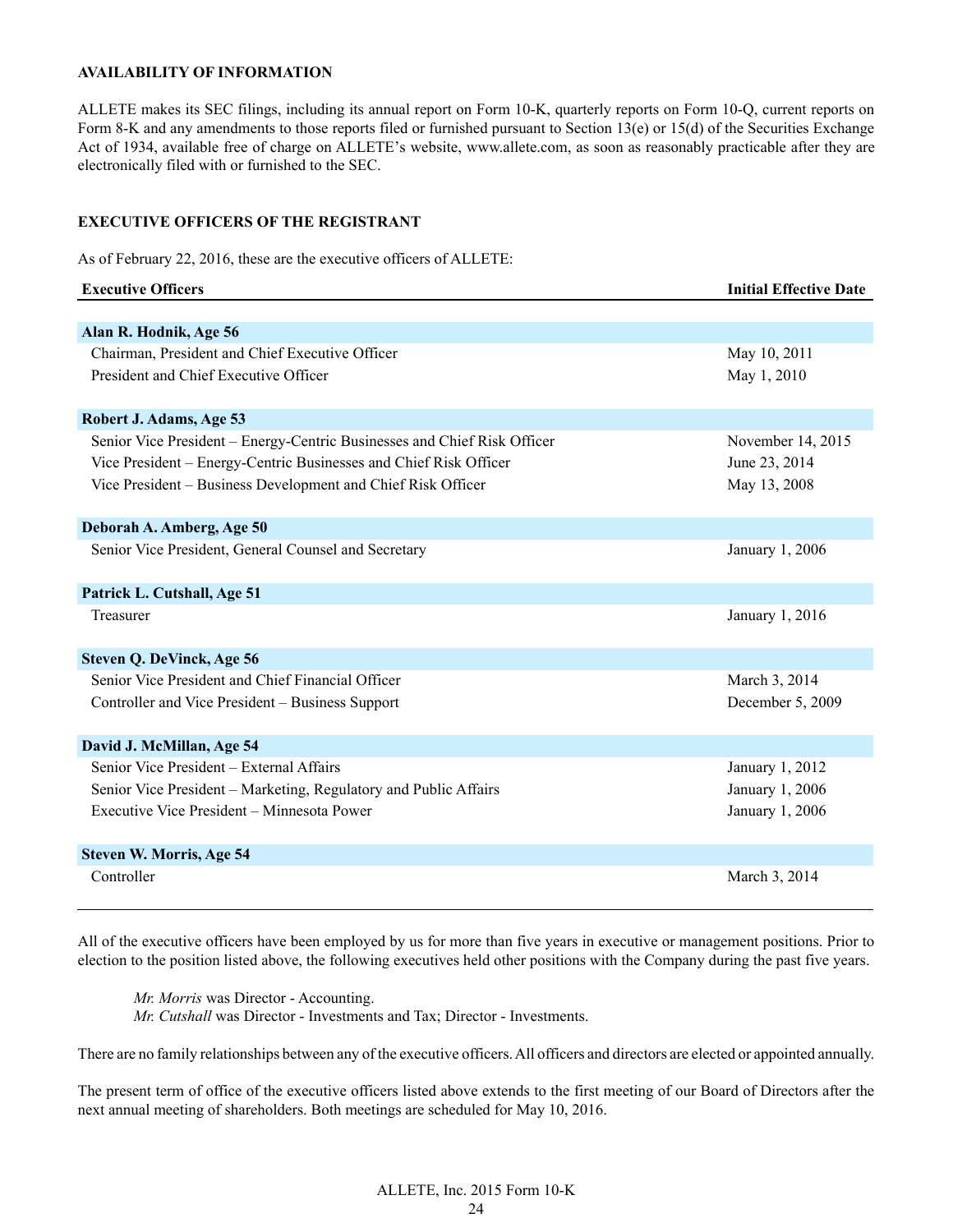**AVAILABILITY OF INFORMATION**

ALLETE makes its SEC filings, including its annual report on Form 10-K, quarterly reports on Form 10-Q, current reports on Form 8-K and any amendments to those reports filed or furnished pursuant to Section 13(e) or 15(d) of the Securities Exchange Act of 1934, available free of charge on ALLETE's website, www.allete.com, as soon as reasonably practicable after they are electronically filed with or furnished to the SEC.

**EXECUTIVE OFFICERS OF THE REGISTRANT**

As of February 22, 2016, these are the executive officers of ALLETE:

| Executive Officers | Initial Effective Date |
|---|---|
| **Alan R. Hodnik, Age 56** | |
| Chairman, President and Chief Executive Officer | May 10, 2011 |
| President and Chief Executive Officer | May 1, 2010 |
| **Robert J. Adams, Age 53** | |
| Senior Vice President – Energy-Centric Businesses and Chief Risk Officer | November 14, 2015 |
| Vice President – Energy-Centric Businesses and Chief Risk Officer | June 23, 2014 |
| Vice President – Business Development and Chief Risk Officer | May 13, 2008 |
| **Deborah A. Amberg, Age 50** | |
| Senior Vice President, General Counsel and Secretary | January 1, 2006 |
| **Patrick L. Cutshall, Age 51** | |
| Treasurer | January 1, 2016 |
| **Steven Q. DeVinck, Age 56** | |
| Senior Vice President and Chief Financial Officer | March 3, 2014 |
| Controller and Vice President – Business Support | December 5, 2009 |
| **David J. McMillan, Age 54** | |
| Senior Vice President – External Affairs | January 1, 2012 |
| Senior Vice President – Marketing, Regulatory and Public Affairs | January 1, 2006 |
| Executive Vice President – Minnesota Power | January 1, 2006 |
| **Steven W. Morris, Age 54** | |
| Controller | March 3, 2014 |

All of the executive officers have been employed by us for more than five years in executive or management positions. Prior to election to the position listed above, the following executives held other positions with the Company during the past five years.

*Mr. Morris* was Director - Accounting.
*Mr. Cutshall* was Director - Investments and Tax; Director - Investments.

There are no family relationships between any of the executive officers. All officers and directors are elected or appointed annually.

The present term of office of the executive officers listed above extends to the first meeting of our Board of Directors after the next annual meeting of shareholders. Both meetings are scheduled for May 10, 2016.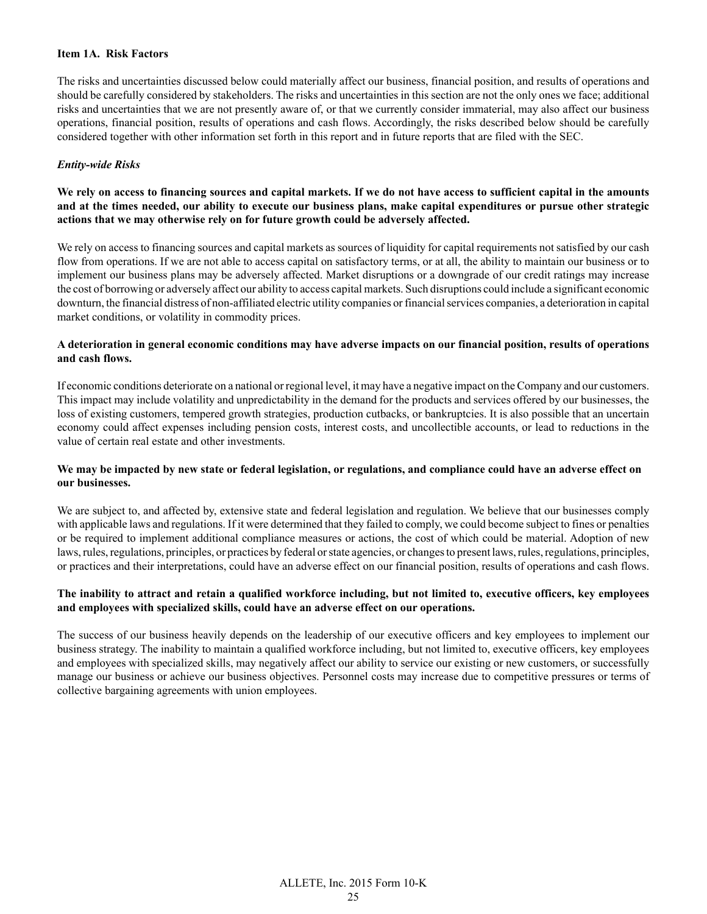## Item 1A. Risk Factors

The risks and uncertainties discussed below could materially affect our business, financial position, and results of operations and should be carefully considered by stakeholders. The risks and uncertainties in this section are not the only ones we face; additional risks and uncertainties that we are not presently aware of, or that we currently consider immaterial, may also affect our business operations, financial position, results of operations and cash flows. Accordingly, the risks described below should be carefully considered together with other information set forth in this report and in future reports that are filed with the SEC.

### *Entity-wide Risks*

**We rely on access to financing sources and capital markets. If we do not have access to sufficient capital in the amounts and at the times needed, our ability to execute our business plans, make capital expenditures or pursue other strategic actions that we may otherwise rely on for future growth could be adversely affected.**

We rely on access to financing sources and capital markets as sources of liquidity for capital requirements not satisfied by our cash flow from operations. If we are not able to access capital on satisfactory terms, or at all, the ability to maintain our business or to implement our business plans may be adversely affected. Market disruptions or a downgrade of our credit ratings may increase the cost of borrowing or adversely affect our ability to access capital markets. Such disruptions could include a significant economic downturn, the financial distress of non-affiliated electric utility companies or financial services companies, a deterioration in capital market conditions, or volatility in commodity prices.

**A deterioration in general economic conditions may have adverse impacts on our financial position, results of operations and cash flows.**

If economic conditions deteriorate on a national or regional level, it may have a negative impact on the Company and our customers. This impact may include volatility and unpredictability in the demand for the products and services offered by our businesses, the loss of existing customers, tempered growth strategies, production cutbacks, or bankruptcies. It is also possible that an uncertain economy could affect expenses including pension costs, interest costs, and uncollectible accounts, or lead to reductions in the value of certain real estate and other investments.

**We may be impacted by new state or federal legislation, or regulations, and compliance could have an adverse effect on our businesses.**

We are subject to, and affected by, extensive state and federal legislation and regulation. We believe that our businesses comply with applicable laws and regulations. If it were determined that they failed to comply, we could become subject to fines or penalties or be required to implement additional compliance measures or actions, the cost of which could be material. Adoption of new laws, rules, regulations, principles, or practices by federal or state agencies, or changes to present laws, rules, regulations, principles, or practices and their interpretations, could have an adverse effect on our financial position, results of operations and cash flows.

**The inability to attract and retain a qualified workforce including, but not limited to, executive officers, key employees and employees with specialized skills, could have an adverse effect on our operations.**

The success of our business heavily depends on the leadership of our executive officers and key employees to implement our business strategy. The inability to maintain a qualified workforce including, but not limited to, executive officers, key employees and employees with specialized skills, may negatively affect our ability to service our existing or new customers, or successfully manage our business or achieve our business objectives. Personnel costs may increase due to competitive pressures or terms of collective bargaining agreements with union employees.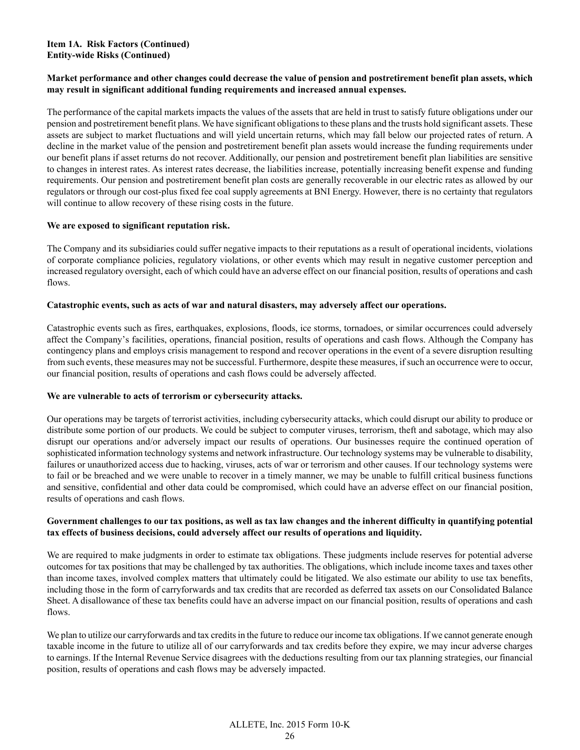**Item 1A. Risk Factors (Continued)**
**Entity-wide Risks (Continued)**

**Market performance and other changes could decrease the value of pension and postretirement benefit plan assets, which may result in significant additional funding requirements and increased annual expenses.**

The performance of the capital markets impacts the values of the assets that are held in trust to satisfy future obligations under our pension and postretirement benefit plans. We have significant obligations to these plans and the trusts hold significant assets. These assets are subject to market fluctuations and will yield uncertain returns, which may fall below our projected rates of return. A decline in the market value of the pension and postretirement benefit plan assets would increase the funding requirements under our benefit plans if asset returns do not recover. Additionally, our pension and postretirement benefit plan liabilities are sensitive to changes in interest rates. As interest rates decrease, the liabilities increase, potentially increasing benefit expense and funding requirements. Our pension and postretirement benefit plan costs are generally recoverable in our electric rates as allowed by our regulators or through our cost-plus fixed fee coal supply agreements at BNI Energy. However, there is no certainty that regulators will continue to allow recovery of these rising costs in the future.

**We are exposed to significant reputation risk.**

The Company and its subsidiaries could suffer negative impacts to their reputations as a result of operational incidents, violations of corporate compliance policies, regulatory violations, or other events which may result in negative customer perception and increased regulatory oversight, each of which could have an adverse effect on our financial position, results of operations and cash flows.

**Catastrophic events, such as acts of war and natural disasters, may adversely affect our operations.**

Catastrophic events such as fires, earthquakes, explosions, floods, ice storms, tornadoes, or similar occurrences could adversely affect the Company's facilities, operations, financial position, results of operations and cash flows. Although the Company has contingency plans and employs crisis management to respond and recover operations in the event of a severe disruption resulting from such events, these measures may not be successful. Furthermore, despite these measures, if such an occurrence were to occur, our financial position, results of operations and cash flows could be adversely affected.

**We are vulnerable to acts of terrorism or cybersecurity attacks.**

Our operations may be targets of terrorist activities, including cybersecurity attacks, which could disrupt our ability to produce or distribute some portion of our products. We could be subject to computer viruses, terrorism, theft and sabotage, which may also disrupt our operations and/or adversely impact our results of operations. Our businesses require the continued operation of sophisticated information technology systems and network infrastructure. Our technology systems may be vulnerable to disability, failures or unauthorized access due to hacking, viruses, acts of war or terrorism and other causes. If our technology systems were to fail or be breached and we were unable to recover in a timely manner, we may be unable to fulfill critical business functions and sensitive, confidential and other data could be compromised, which could have an adverse effect on our financial position, results of operations and cash flows.

**Government challenges to our tax positions, as well as tax law changes and the inherent difficulty in quantifying potential tax effects of business decisions, could adversely affect our results of operations and liquidity.**

We are required to make judgments in order to estimate tax obligations. These judgments include reserves for potential adverse outcomes for tax positions that may be challenged by tax authorities. The obligations, which include income taxes and taxes other than income taxes, involved complex matters that ultimately could be litigated. We also estimate our ability to use tax benefits, including those in the form of carryforwards and tax credits that are recorded as deferred tax assets on our Consolidated Balance Sheet. A disallowance of these tax benefits could have an adverse impact on our financial position, results of operations and cash flows.

We plan to utilize our carryforwards and tax credits in the future to reduce our income tax obligations. If we cannot generate enough taxable income in the future to utilize all of our carryforwards and tax credits before they expire, we may incur adverse charges to earnings. If the Internal Revenue Service disagrees with the deductions resulting from our tax planning strategies, our financial position, results of operations and cash flows may be adversely impacted.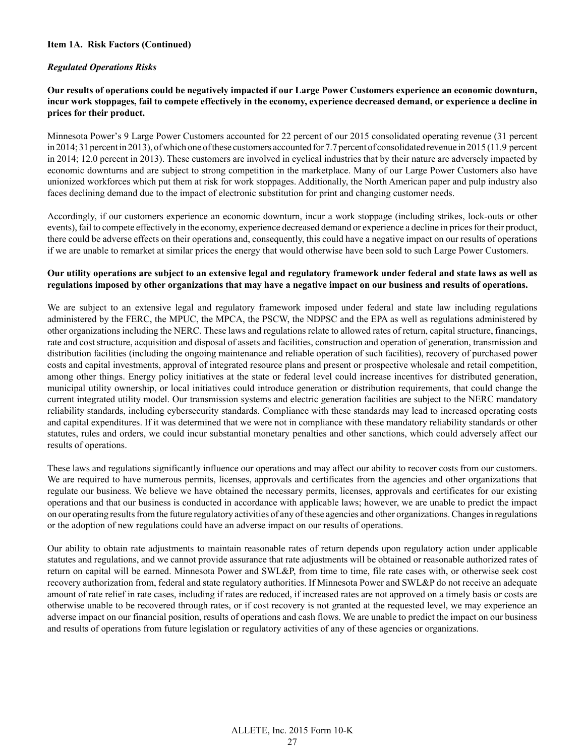**Item 1A. Risk Factors (Continued)**

***Regulated Operations Risks***

**Our results of operations could be negatively impacted if our Large Power Customers experience an economic downturn, incur work stoppages, fail to compete effectively in the economy, experience decreased demand, or experience a decline in prices for their product.**

Minnesota Power's 9 Large Power Customers accounted for 22 percent of our 2015 consolidated operating revenue (31 percent in 2014; 31 percent in 2013), of which one of these customers accounted for 7.7 percent of consolidated revenue in 2015 (11.9 percent in 2014; 12.0 percent in 2013). These customers are involved in cyclical industries that by their nature are adversely impacted by economic downturns and are subject to strong competition in the marketplace. Many of our Large Power Customers also have unionized workforces which put them at risk for work stoppages. Additionally, the North American paper and pulp industry also faces declining demand due to the impact of electronic substitution for print and changing customer needs.

Accordingly, if our customers experience an economic downturn, incur a work stoppage (including strikes, lock-outs or other events), fail to compete effectively in the economy, experience decreased demand or experience a decline in prices for their product, there could be adverse effects on their operations and, consequently, this could have a negative impact on our results of operations if we are unable to remarket at similar prices the energy that would otherwise have been sold to such Large Power Customers.

**Our utility operations are subject to an extensive legal and regulatory framework under federal and state laws as well as regulations imposed by other organizations that may have a negative impact on our business and results of operations.**

We are subject to an extensive legal and regulatory framework imposed under federal and state law including regulations administered by the FERC, the MPUC, the MPCA, the PSCW, the NDPSC and the EPA as well as regulations administered by other organizations including the NERC. These laws and regulations relate to allowed rates of return, capital structure, financings, rate and cost structure, acquisition and disposal of assets and facilities, construction and operation of generation, transmission and distribution facilities (including the ongoing maintenance and reliable operation of such facilities), recovery of purchased power costs and capital investments, approval of integrated resource plans and present or prospective wholesale and retail competition, among other things. Energy policy initiatives at the state or federal level could increase incentives for distributed generation, municipal utility ownership, or local initiatives could introduce generation or distribution requirements, that could change the current integrated utility model. Our transmission systems and electric generation facilities are subject to the NERC mandatory reliability standards, including cybersecurity standards. Compliance with these standards may lead to increased operating costs and capital expenditures. If it was determined that we were not in compliance with these mandatory reliability standards or other statutes, rules and orders, we could incur substantial monetary penalties and other sanctions, which could adversely affect our results of operations.

These laws and regulations significantly influence our operations and may affect our ability to recover costs from our customers. We are required to have numerous permits, licenses, approvals and certificates from the agencies and other organizations that regulate our business. We believe we have obtained the necessary permits, licenses, approvals and certificates for our existing operations and that our business is conducted in accordance with applicable laws; however, we are unable to predict the impact on our operating results from the future regulatory activities of any of these agencies and other organizations. Changes in regulations or the adoption of new regulations could have an adverse impact on our results of operations.

Our ability to obtain rate adjustments to maintain reasonable rates of return depends upon regulatory action under applicable statutes and regulations, and we cannot provide assurance that rate adjustments will be obtained or reasonable authorized rates of return on capital will be earned. Minnesota Power and SWL&P, from time to time, file rate cases with, or otherwise seek cost recovery authorization from, federal and state regulatory authorities. If Minnesota Power and SWL&P do not receive an adequate amount of rate relief in rate cases, including if rates are reduced, if increased rates are not approved on a timely basis or costs are otherwise unable to be recovered through rates, or if cost recovery is not granted at the requested level, we may experience an adverse impact on our financial position, results of operations and cash flows. We are unable to predict the impact on our business and results of operations from future legislation or regulatory activities of any of these agencies or organizations.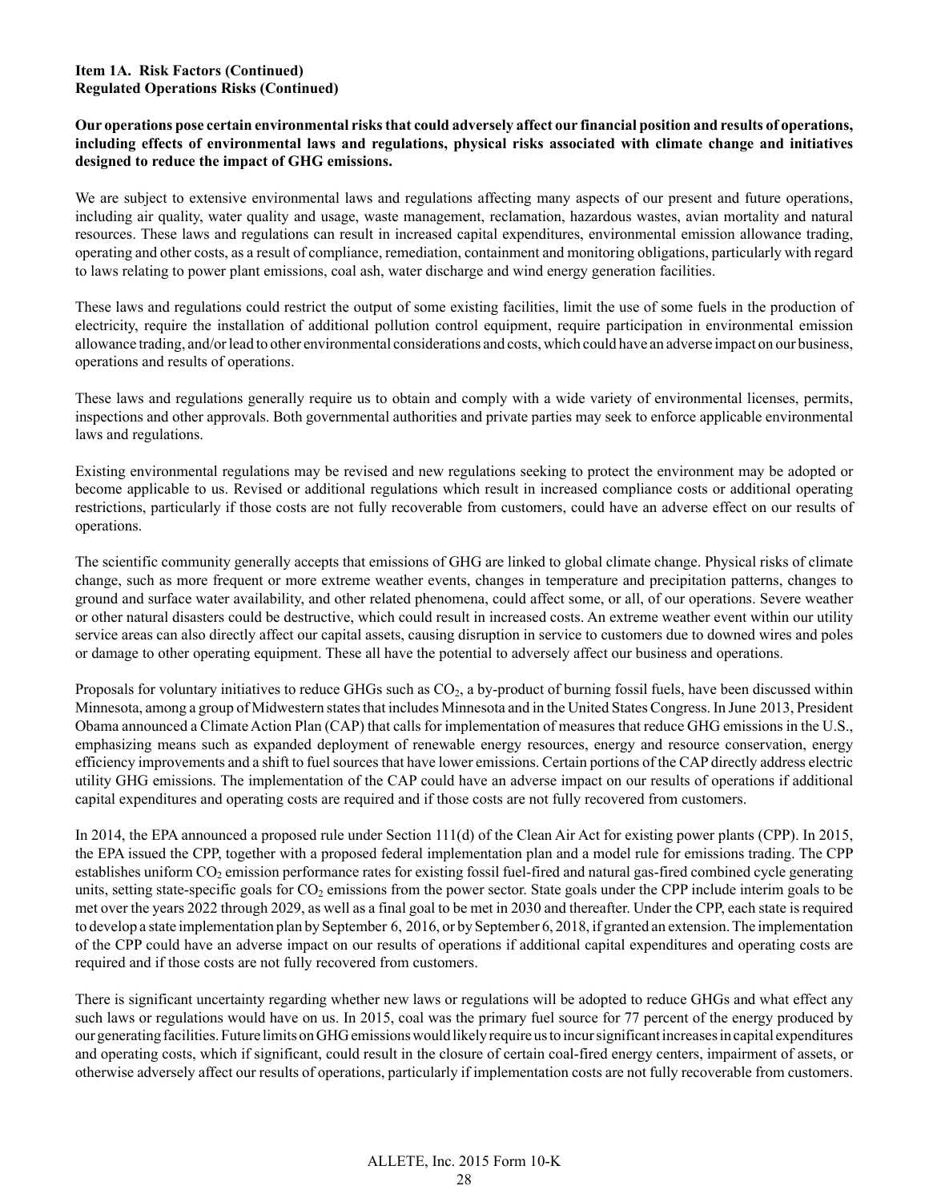**Item 1A. Risk Factors (Continued)**
**Regulated Operations Risks (Continued)**

**Our operations pose certain environmental risks that could adversely affect our financial position and results of operations, including effects of environmental laws and regulations, physical risks associated with climate change and initiatives designed to reduce the impact of GHG emissions.**

We are subject to extensive environmental laws and regulations affecting many aspects of our present and future operations, including air quality, water quality and usage, waste management, reclamation, hazardous wastes, avian mortality and natural resources. These laws and regulations can result in increased capital expenditures, environmental emission allowance trading, operating and other costs, as a result of compliance, remediation, containment and monitoring obligations, particularly with regard to laws relating to power plant emissions, coal ash, water discharge and wind energy generation facilities.

These laws and regulations could restrict the output of some existing facilities, limit the use of some fuels in the production of electricity, require the installation of additional pollution control equipment, require participation in environmental emission allowance trading, and/or lead to other environmental considerations and costs, which could have an adverse impact on our business, operations and results of operations.

These laws and regulations generally require us to obtain and comply with a wide variety of environmental licenses, permits, inspections and other approvals. Both governmental authorities and private parties may seek to enforce applicable environmental laws and regulations.

Existing environmental regulations may be revised and new regulations seeking to protect the environment may be adopted or become applicable to us. Revised or additional regulations which result in increased compliance costs or additional operating restrictions, particularly if those costs are not fully recoverable from customers, could have an adverse effect on our results of operations.

The scientific community generally accepts that emissions of GHG are linked to global climate change. Physical risks of climate change, such as more frequent or more extreme weather events, changes in temperature and precipitation patterns, changes to ground and surface water availability, and other related phenomena, could affect some, or all, of our operations. Severe weather or other natural disasters could be destructive, which could result in increased costs. An extreme weather event within our utility service areas can also directly affect our capital assets, causing disruption in service to customers due to downed wires and poles or damage to other operating equipment. These all have the potential to adversely affect our business and operations.

Proposals for voluntary initiatives to reduce GHGs such as $CO_2$, a by-product of burning fossil fuels, have been discussed within Minnesota, among a group of Midwestern states that includes Minnesota and in the United States Congress. In June 2013, President Obama announced a Climate Action Plan (CAP) that calls for implementation of measures that reduce GHG emissions in the U.S., emphasizing means such as expanded deployment of renewable energy resources, energy and resource conservation, energy efficiency improvements and a shift to fuel sources that have lower emissions. Certain portions of the CAP directly address electric utility GHG emissions. The implementation of the CAP could have an adverse impact on our results of operations if additional capital expenditures and operating costs are required and if those costs are not fully recovered from customers.

In 2014, the EPA announced a proposed rule under Section 111(d) of the Clean Air Act for existing power plants (CPP). In 2015, the EPA issued the CPP, together with a proposed federal implementation plan and a model rule for emissions trading. The CPP establishes uniform $CO_2$ emission performance rates for existing fossil fuel-fired and natural gas-fired combined cycle generating units, setting state-specific goals for $CO_2$ emissions from the power sector. State goals under the CPP include interim goals to be met over the years 2022 through 2029, as well as a final goal to be met in 2030 and thereafter. Under the CPP, each state is required to develop a state implementation plan by September 6, 2016, or by September 6, 2018, if granted an extension. The implementation of the CPP could have an adverse impact on our results of operations if additional capital expenditures and operating costs are required and if those costs are not fully recovered from customers.

There is significant uncertainty regarding whether new laws or regulations will be adopted to reduce GHGs and what effect any such laws or regulations would have on us. In 2015, coal was the primary fuel source for 77 percent of the energy produced by our generating facilities. Future limits on GHG emissions would likely require us to incur significant increases in capital expenditures and operating costs, which if significant, could result in the closure of certain coal-fired energy centers, impairment of assets, or otherwise adversely affect our results of operations, particularly if implementation costs are not fully recoverable from customers.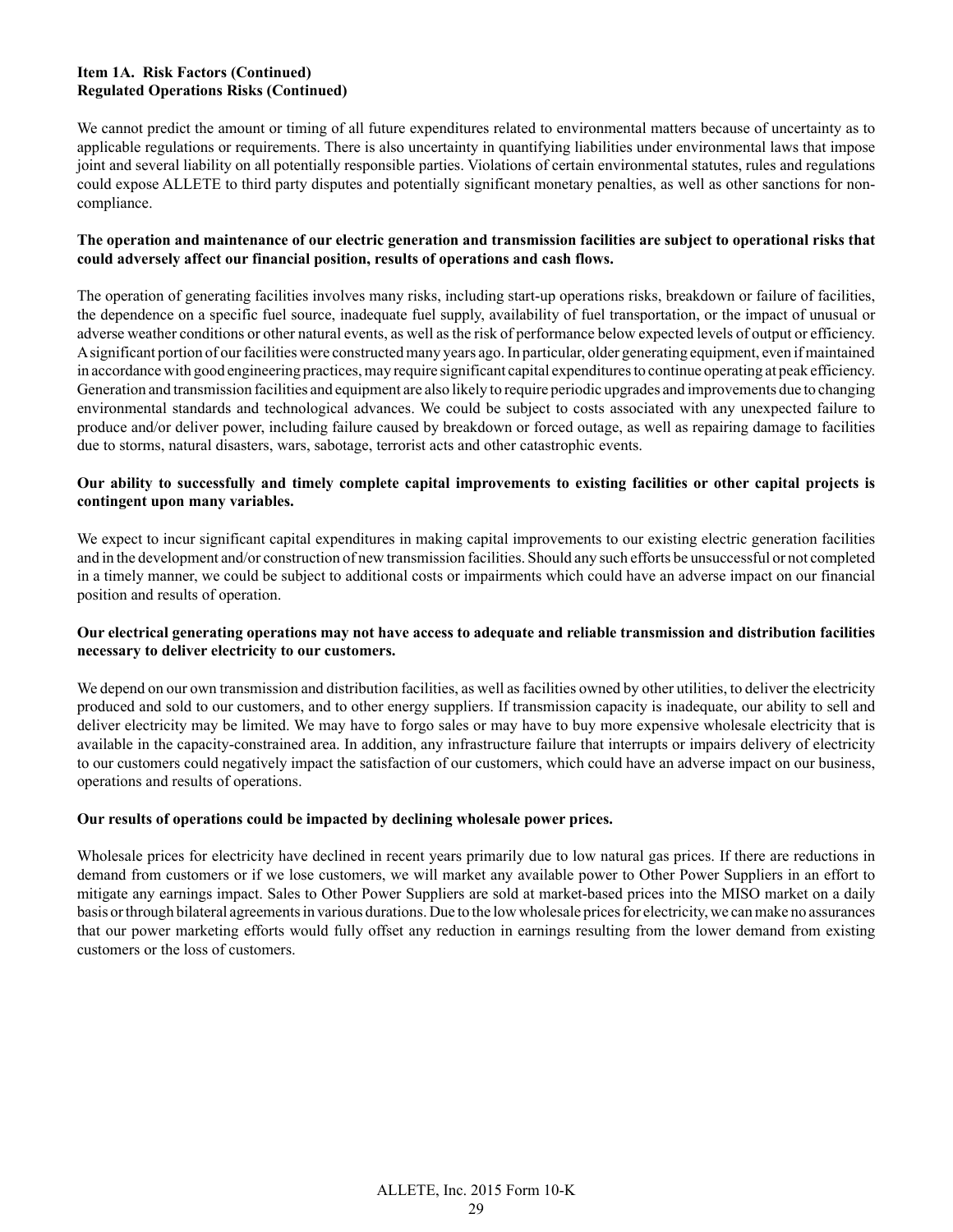**Item 1A. Risk Factors (Continued)**
**Regulated Operations Risks (Continued)**

We cannot predict the amount or timing of all future expenditures related to environmental matters because of uncertainty as to applicable regulations or requirements. There is also uncertainty in quantifying liabilities under environmental laws that impose joint and several liability on all potentially responsible parties. Violations of certain environmental statutes, rules and regulations could expose ALLETE to third party disputes and potentially significant monetary penalties, as well as other sanctions for non-compliance.

**The operation and maintenance of our electric generation and transmission facilities are subject to operational risks that could adversely affect our financial position, results of operations and cash flows.**

The operation of generating facilities involves many risks, including start-up operations risks, breakdown or failure of facilities, the dependence on a specific fuel source, inadequate fuel supply, availability of fuel transportation, or the impact of unusual or adverse weather conditions or other natural events, as well as the risk of performance below expected levels of output or efficiency. A significant portion of our facilities were constructed many years ago. In particular, older generating equipment, even if maintained in accordance with good engineering practices, may require significant capital expenditures to continue operating at peak efficiency. Generation and transmission facilities and equipment are also likely to require periodic upgrades and improvements due to changing environmental standards and technological advances. We could be subject to costs associated with any unexpected failure to produce and/or deliver power, including failure caused by breakdown or forced outage, as well as repairing damage to facilities due to storms, natural disasters, wars, sabotage, terrorist acts and other catastrophic events.

**Our ability to successfully and timely complete capital improvements to existing facilities or other capital projects is contingent upon many variables.**

We expect to incur significant capital expenditures in making capital improvements to our existing electric generation facilities and in the development and/or construction of new transmission facilities. Should any such efforts be unsuccessful or not completed in a timely manner, we could be subject to additional costs or impairments which could have an adverse impact on our financial position and results of operation.

**Our electrical generating operations may not have access to adequate and reliable transmission and distribution facilities necessary to deliver electricity to our customers.**

We depend on our own transmission and distribution facilities, as well as facilities owned by other utilities, to deliver the electricity produced and sold to our customers, and to other energy suppliers. If transmission capacity is inadequate, our ability to sell and deliver electricity may be limited. We may have to forgo sales or may have to buy more expensive wholesale electricity that is available in the capacity-constrained area. In addition, any infrastructure failure that interrupts or impairs delivery of electricity to our customers could negatively impact the satisfaction of our customers, which could have an adverse impact on our business, operations and results of operations.

**Our results of operations could be impacted by declining wholesale power prices.**

Wholesale prices for electricity have declined in recent years primarily due to low natural gas prices. If there are reductions in demand from customers or if we lose customers, we will market any available power to Other Power Suppliers in an effort to mitigate any earnings impact. Sales to Other Power Suppliers are sold at market-based prices into the MISO market on a daily basis or through bilateral agreements in various durations. Due to the low wholesale prices for electricity, we can make no assurances that our power marketing efforts would fully offset any reduction in earnings resulting from the lower demand from existing customers or the loss of customers.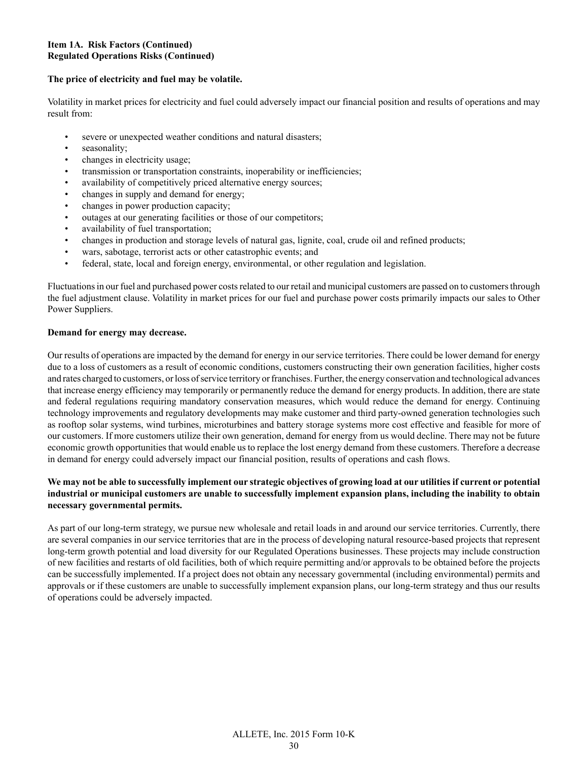**Item 1A. Risk Factors (Continued)**
**Regulated Operations Risks (Continued)**

**The price of electricity and fuel may be volatile.**

Volatility in market prices for electricity and fuel could adversely impact our financial position and results of operations and may result from:

- severe or unexpected weather conditions and natural disasters;
- seasonality;
- changes in electricity usage;
- transmission or transportation constraints, inoperability or inefficiencies;
- availability of competitively priced alternative energy sources;
- changes in supply and demand for energy;
- changes in power production capacity;
- outages at our generating facilities or those of our competitors;
- availability of fuel transportation;
- changes in production and storage levels of natural gas, lignite, coal, crude oil and refined products;
- wars, sabotage, terrorist acts or other catastrophic events; and
- federal, state, local and foreign energy, environmental, or other regulation and legislation.

Fluctuations in our fuel and purchased power costs related to our retail and municipal customers are passed on to customers through the fuel adjustment clause. Volatility in market prices for our fuel and purchase power costs primarily impacts our sales to Other Power Suppliers.

**Demand for energy may decrease.**

Our results of operations are impacted by the demand for energy in our service territories. There could be lower demand for energy due to a loss of customers as a result of economic conditions, customers constructing their own generation facilities, higher costs and rates charged to customers, or loss of service territory or franchises. Further, the energy conservation and technological advances that increase energy efficiency may temporarily or permanently reduce the demand for energy products. In addition, there are state and federal regulations requiring mandatory conservation measures, which would reduce the demand for energy. Continuing technology improvements and regulatory developments may make customer and third party-owned generation technologies such as rooftop solar systems, wind turbines, microturbines and battery storage systems more cost effective and feasible for more of our customers. If more customers utilize their own generation, demand for energy from us would decline. There may not be future economic growth opportunities that would enable us to replace the lost energy demand from these customers. Therefore a decrease in demand for energy could adversely impact our financial position, results of operations and cash flows.

**We may not be able to successfully implement our strategic objectives of growing load at our utilities if current or potential industrial or municipal customers are unable to successfully implement expansion plans, including the inability to obtain necessary governmental permits.**

As part of our long-term strategy, we pursue new wholesale and retail loads in and around our service territories. Currently, there are several companies in our service territories that are in the process of developing natural resource-based projects that represent long-term growth potential and load diversity for our Regulated Operations businesses. These projects may include construction of new facilities and restarts of old facilities, both of which require permitting and/or approvals to be obtained before the projects can be successfully implemented. If a project does not obtain any necessary governmental (including environmental) permits and approvals or if these customers are unable to successfully implement expansion plans, our long-term strategy and thus our results of operations could be adversely impacted.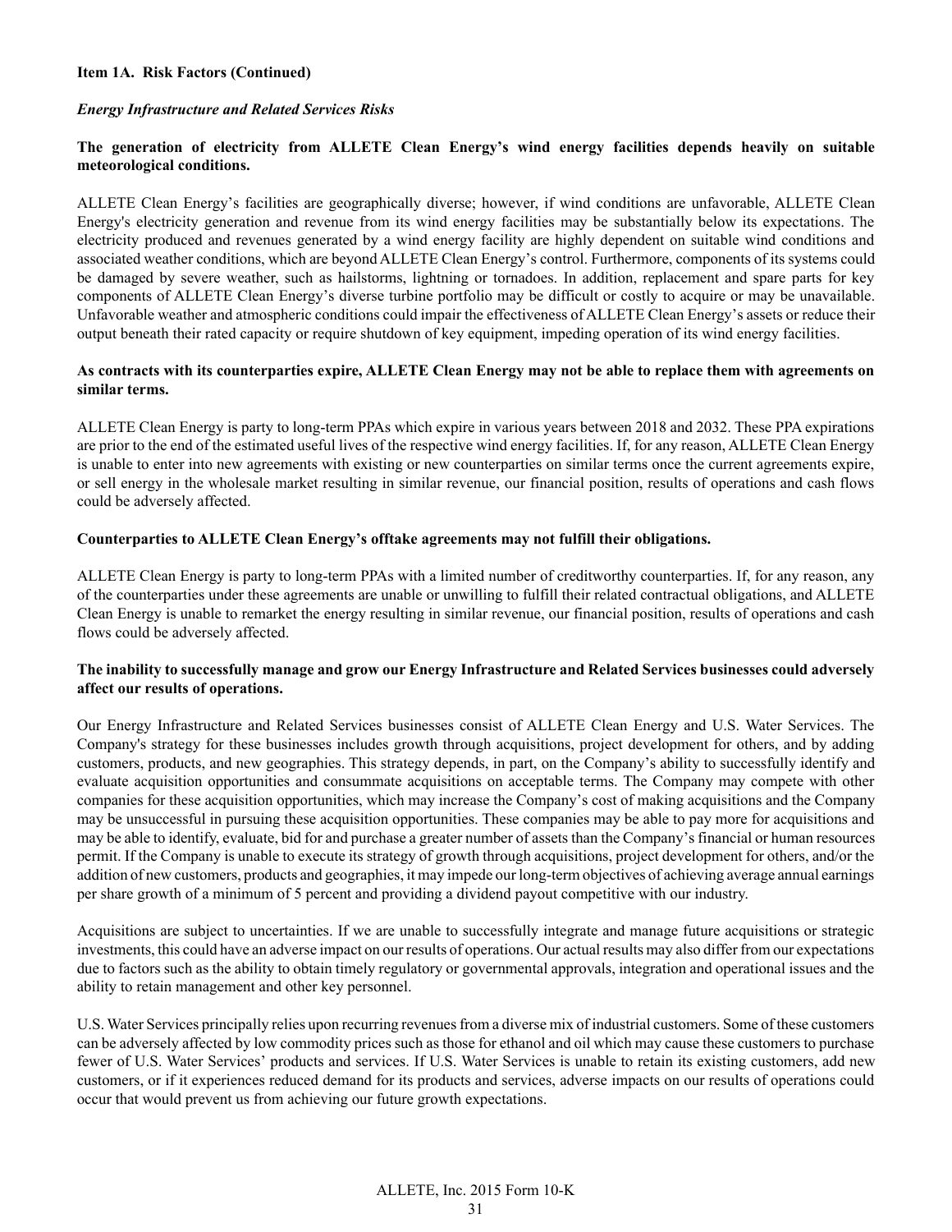**Item 1A. Risk Factors (Continued)**

***Energy Infrastructure and Related Services Risks***

**The generation of electricity from ALLETE Clean Energy's wind energy facilities depends heavily on suitable meteorological conditions.**

ALLETE Clean Energy's facilities are geographically diverse; however, if wind conditions are unfavorable, ALLETE Clean Energy's electricity generation and revenue from its wind energy facilities may be substantially below its expectations. The electricity produced and revenues generated by a wind energy facility are highly dependent on suitable wind conditions and associated weather conditions, which are beyond ALLETE Clean Energy's control. Furthermore, components of its systems could be damaged by severe weather, such as hailstorms, lightning or tornadoes. In addition, replacement and spare parts for key components of ALLETE Clean Energy's diverse turbine portfolio may be difficult or costly to acquire or may be unavailable. Unfavorable weather and atmospheric conditions could impair the effectiveness of ALLETE Clean Energy's assets or reduce their output beneath their rated capacity or require shutdown of key equipment, impeding operation of its wind energy facilities.

**As contracts with its counterparties expire, ALLETE Clean Energy may not be able to replace them with agreements on similar terms.**

ALLETE Clean Energy is party to long-term PPAs which expire in various years between 2018 and 2032. These PPA expirations are prior to the end of the estimated useful lives of the respective wind energy facilities. If, for any reason, ALLETE Clean Energy is unable to enter into new agreements with existing or new counterparties on similar terms once the current agreements expire, or sell energy in the wholesale market resulting in similar revenue, our financial position, results of operations and cash flows could be adversely affected.

**Counterparties to ALLETE Clean Energy's offtake agreements may not fulfill their obligations.**

ALLETE Clean Energy is party to long-term PPAs with a limited number of creditworthy counterparties. If, for any reason, any of the counterparties under these agreements are unable or unwilling to fulfill their related contractual obligations, and ALLETE Clean Energy is unable to remarket the energy resulting in similar revenue, our financial position, results of operations and cash flows could be adversely affected.

**The inability to successfully manage and grow our Energy Infrastructure and Related Services businesses could adversely affect our results of operations.**

Our Energy Infrastructure and Related Services businesses consist of ALLETE Clean Energy and U.S. Water Services. The Company's strategy for these businesses includes growth through acquisitions, project development for others, and by adding customers, products, and new geographies. This strategy depends, in part, on the Company's ability to successfully identify and evaluate acquisition opportunities and consummate acquisitions on acceptable terms. The Company may compete with other companies for these acquisition opportunities, which may increase the Company's cost of making acquisitions and the Company may be unsuccessful in pursuing these acquisition opportunities. These companies may be able to pay more for acquisitions and may be able to identify, evaluate, bid for and purchase a greater number of assets than the Company's financial or human resources permit. If the Company is unable to execute its strategy of growth through acquisitions, project development for others, and/or the addition of new customers, products and geographies, it may impede our long-term objectives of achieving average annual earnings per share growth of a minimum of 5 percent and providing a dividend payout competitive with our industry.

Acquisitions are subject to uncertainties. If we are unable to successfully integrate and manage future acquisitions or strategic investments, this could have an adverse impact on our results of operations. Our actual results may also differ from our expectations due to factors such as the ability to obtain timely regulatory or governmental approvals, integration and operational issues and the ability to retain management and other key personnel.

U.S. Water Services principally relies upon recurring revenues from a diverse mix of industrial customers. Some of these customers can be adversely affected by low commodity prices such as those for ethanol and oil which may cause these customers to purchase fewer of U.S. Water Services' products and services. If U.S. Water Services is unable to retain its existing customers, add new customers, or if it experiences reduced demand for its products and services, adverse impacts on our results of operations could occur that would prevent us from achieving our future growth expectations.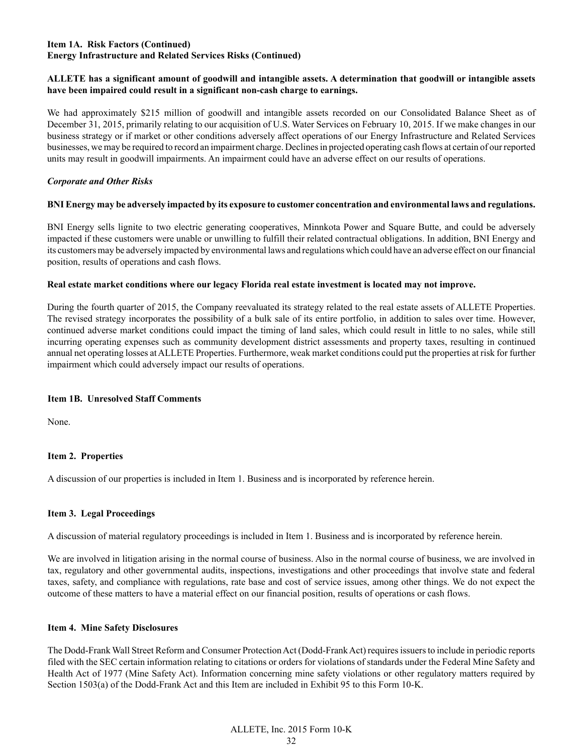**Item 1A. Risk Factors (Continued)**
**Energy Infrastructure and Related Services Risks (Continued)**

**ALLETE has a significant amount of goodwill and intangible assets. A determination that goodwill or intangible assets have been impaired could result in a significant non-cash charge to earnings.**

We had approximately $215 million of goodwill and intangible assets recorded on our Consolidated Balance Sheet as of December 31, 2015, primarily relating to our acquisition of U.S. Water Services on February 10, 2015. If we make changes in our business strategy or if market or other conditions adversely affect operations of our Energy Infrastructure and Related Services businesses, we may be required to record an impairment charge. Declines in projected operating cash flows at certain of our reported units may result in goodwill impairments. An impairment could have an adverse effect on our results of operations.

***Corporate and Other Risks***

**BNI Energy may be adversely impacted by its exposure to customer concentration and environmental laws and regulations.**

BNI Energy sells lignite to two electric generating cooperatives, Minnkota Power and Square Butte, and could be adversely impacted if these customers were unable or unwilling to fulfill their related contractual obligations. In addition, BNI Energy and its customers may be adversely impacted by environmental laws and regulations which could have an adverse effect on our financial position, results of operations and cash flows.

**Real estate market conditions where our legacy Florida real estate investment is located may not improve.**

During the fourth quarter of 2015, the Company reevaluated its strategy related to the real estate assets of ALLETE Properties. The revised strategy incorporates the possibility of a bulk sale of its entire portfolio, in addition to sales over time. However, continued adverse market conditions could impact the timing of land sales, which could result in little to no sales, while still incurring operating expenses such as community development district assessments and property taxes, resulting in continued annual net operating losses at ALLETE Properties. Furthermore, weak market conditions could put the properties at risk for further impairment which could adversely impact our results of operations.

**Item 1B. Unresolved Staff Comments**

None.

**Item 2. Properties**

A discussion of our properties is included in Item 1. Business and is incorporated by reference herein.

**Item 3. Legal Proceedings**

A discussion of material regulatory proceedings is included in Item 1. Business and is incorporated by reference herein.

We are involved in litigation arising in the normal course of business. Also in the normal course of business, we are involved in tax, regulatory and other governmental audits, inspections, investigations and other proceedings that involve state and federal taxes, safety, and compliance with regulations, rate base and cost of service issues, among other things. We do not expect the outcome of these matters to have a material effect on our financial position, results of operations or cash flows.

**Item 4. Mine Safety Disclosures**

The Dodd-Frank Wall Street Reform and Consumer Protection Act (Dodd-Frank Act) requires issuers to include in periodic reports filed with the SEC certain information relating to citations or orders for violations of standards under the Federal Mine Safety and Health Act of 1977 (Mine Safety Act). Information concerning mine safety violations or other regulatory matters required by Section 1503(a) of the Dodd-Frank Act and this Item are included in Exhibit 95 to this Form 10-K.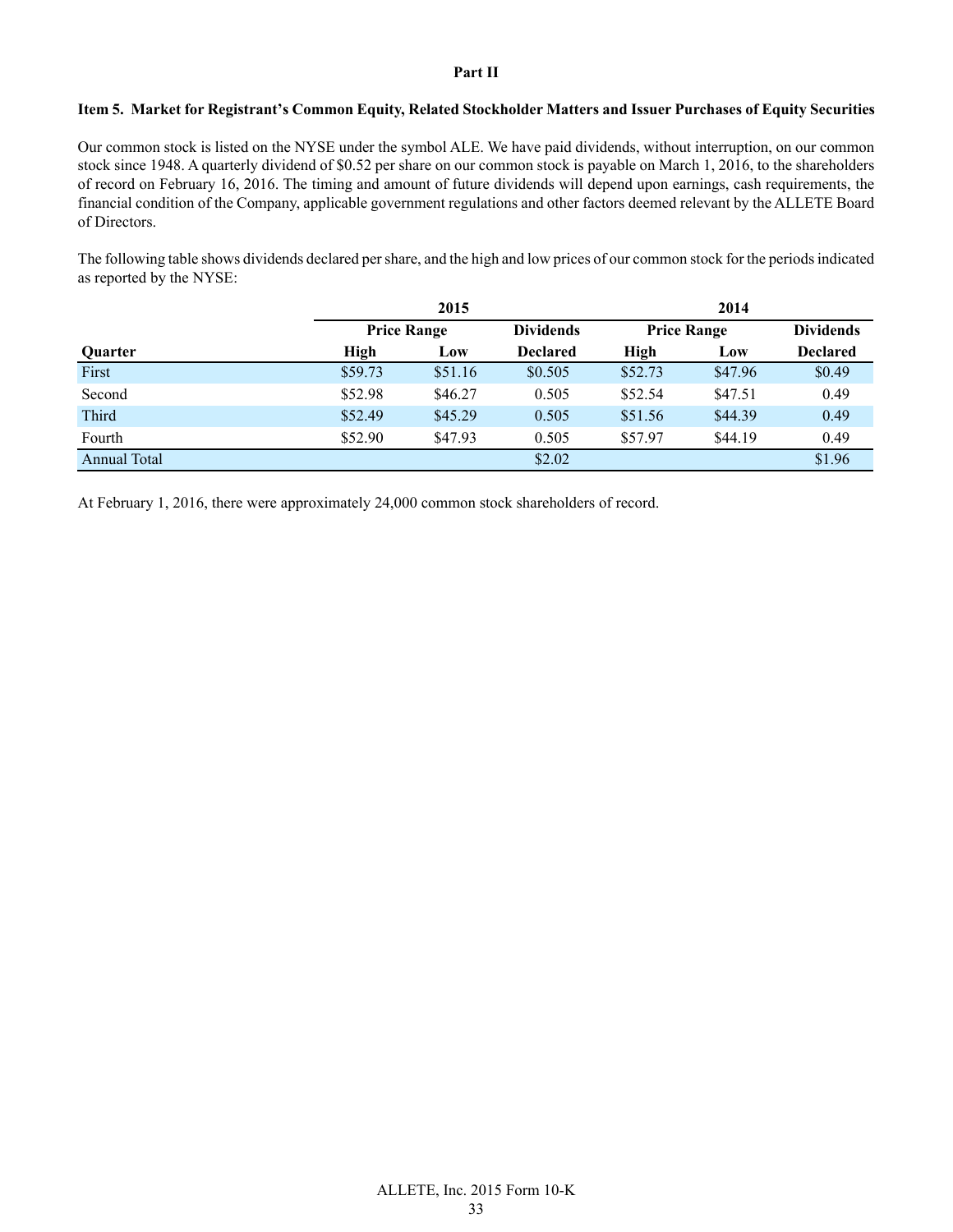## Part II

### Item 5. Market for Registrant's Common Equity, Related Stockholder Matters and Issuer Purchases of Equity Securities

Our common stock is listed on the NYSE under the symbol ALE. We have paid dividends, without interruption, on our common stock since 1948. A quarterly dividend of $0.52 per share on our common stock is payable on March 1, 2016, to the shareholders of record on February 16, 2016. The timing and amount of future dividends will depend upon earnings, cash requirements, the financial condition of the Company, applicable government regulations and other factors deemed relevant by the ALLETE Board of Directors.

The following table shows dividends declared per share, and the high and low prices of our common stock for the periods indicated as reported by the NYSE:

| | 2015 | | | 2014 | | |
|---|---|---|---|---|---|---|
| | Price Range | | Dividends | Price Range | | Dividends |
| Quarter | High | Low | Declared | High | Low | Declared |
| First | $59.73 | $51.16 | $0.505 | $52.73 | $47.96 | $0.49 |
| Second | $52.98 | $46.27 | 0.505 | $52.54 | $47.51 | 0.49 |
| Third | $52.49 | $45.29 | 0.505 | $51.56 | $44.39 | 0.49 |
| Fourth | $52.90 | $47.93 | 0.505 | $57.97 | $44.19 | 0.49 |
| Annual Total | | | $2.02 | | | $1.96 |

At February 1, 2016, there were approximately 24,000 common stock shareholders of record.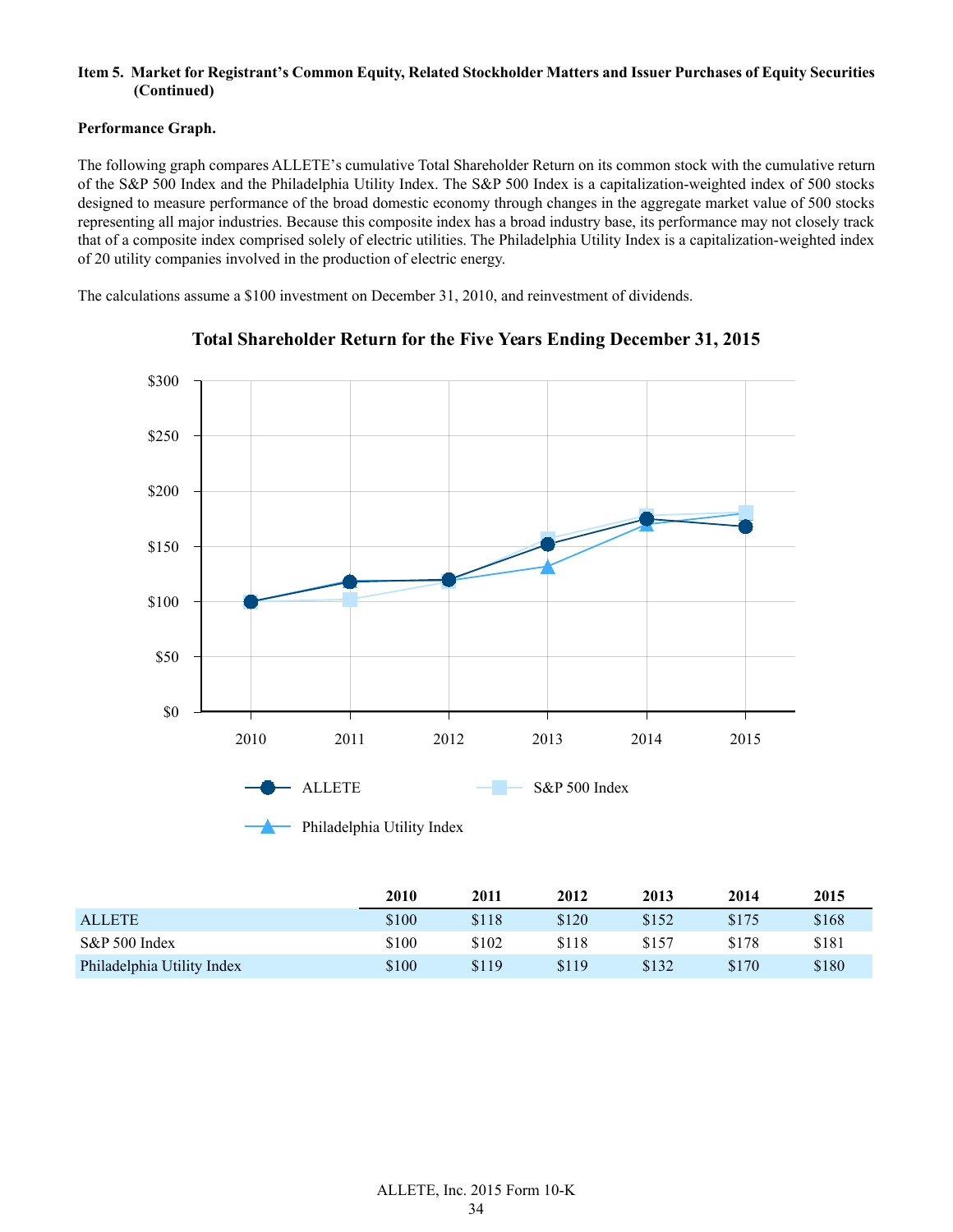**Item 5. Market for Registrant's Common Equity, Related Stockholder Matters and Issuer Purchases of Equity Securities (Continued)**

**Performance Graph.**

The following graph compares ALLETE's cumulative Total Shareholder Return on its common stock with the cumulative return of the S&P 500 Index and the Philadelphia Utility Index. The S&P 500 Index is a capitalization-weighted index of 500 stocks designed to measure performance of the broad domestic economy through changes in the aggregate market value of 500 stocks representing all major industries. Because this composite index has a broad industry base, its performance may not closely track that of a composite index comprised solely of electric utilities. The Philadelphia Utility Index is a capitalization-weighted index of 20 utility companies involved in the production of electric energy.

The calculations assume a $100 investment on December 31, 2010, and reinvestment of dividends.

**Total Shareholder Return for the Five Years Ending December 31, 2015**

| | 2010 | 2011 | 2012 | 2013 | 2014 | 2015 |
|---|---|---|---|---|---|---|
| ALLETE | $100 | $118 | $120 | $152 | $175 | $168 |
| S&P 500 Index | $100 | $102 | $118 | $157 | $178 | $181 |
| Philadelphia Utility Index | $100 | $119 | $119 | $132 | $170 | $180 |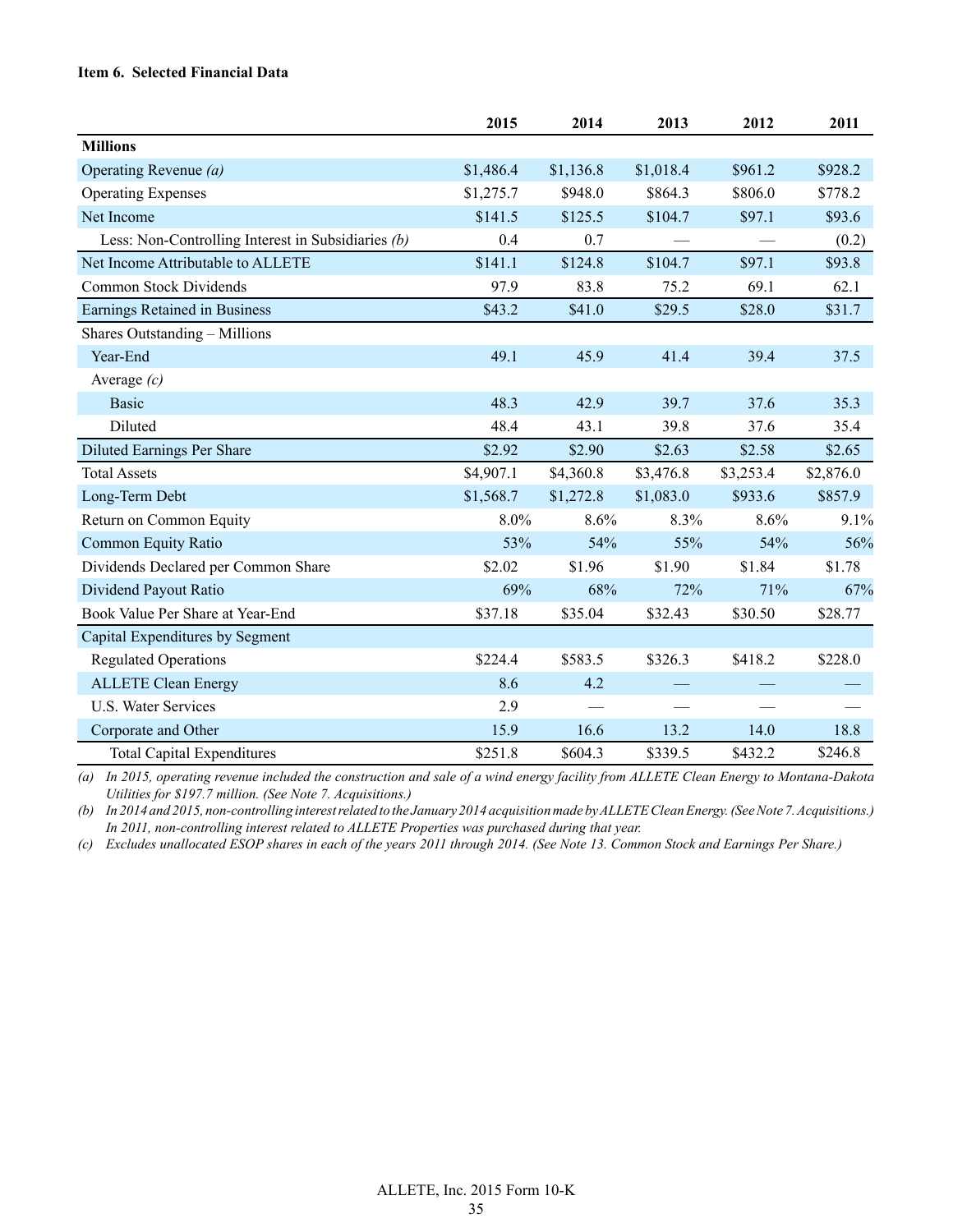### Item 6. Selected Financial Data

| | 2015 | 2014 | 2013 | 2012 | 2011 |
|---|---|---|---|---|---|
| **Millions** | | | | | |
| Operating Revenue *(a)* | $1,486.4 | $1,136.8 | $1,018.4 | $961.2 | $928.2 |
| Operating Expenses | $1,275.7 | $948.0 | $864.3 | $806.0 | $778.2 |
| Net Income | $141.5 | $125.5 | $104.7 | $97.1 | $93.6 |
| Less: Non-Controlling Interest in Subsidiaries *(b)* | 0.4 | 0.7 | — | — | (0.2) |
| Net Income Attributable to ALLETE | $141.1 | $124.8 | $104.7 | $97.1 | $93.8 |
| Common Stock Dividends | 97.9 | 83.8 | 75.2 | 69.1 | 62.1 |
| Earnings Retained in Business | $43.2 | $41.0 | $29.5 | $28.0 | $31.7 |
| Shares Outstanding – Millions | | | | | |
| Year-End | 49.1 | 45.9 | 41.4 | 39.4 | 37.5 |
| Average *(c)* | | | | | |
| Basic | 48.3 | 42.9 | 39.7 | 37.6 | 35.3 |
| Diluted | 48.4 | 43.1 | 39.8 | 37.6 | 35.4 |
| Diluted Earnings Per Share | $2.92 | $2.90 | $2.63 | $2.58 | $2.65 |
| Total Assets | $4,907.1 | $4,360.8 | $3,476.8 | $3,253.4 | $2,876.0 |
| Long-Term Debt | $1,568.7 | $1,272.8 | $1,083.0 | $933.6 | $857.9 |
| Return on Common Equity | 8.0% | 8.6% | 8.3% | 8.6% | 9.1% |
| Common Equity Ratio | 53% | 54% | 55% | 54% | 56% |
| Dividends Declared per Common Share | $2.02 | $1.96 | $1.90 | $1.84 | $1.78 |
| Dividend Payout Ratio | 69% | 68% | 72% | 71% | 67% |
| Book Value Per Share at Year-End | $37.18 | $35.04 | $32.43 | $30.50 | $28.77 |
| Capital Expenditures by Segment | | | | | |
| Regulated Operations | $224.4 | $583.5 | $326.3 | $418.2 | $228.0 |
| ALLETE Clean Energy | 8.6 | 4.2 | — | — | — |
| U.S. Water Services | 2.9 | — | — | — | — |
| Corporate and Other | 15.9 | 16.6 | 13.2 | 14.0 | 18.8 |
| Total Capital Expenditures | $251.8 | $604.3 | $339.5 | $432.2 | $246.8 |

*(a) In 2015, operating revenue included the construction and sale of a wind energy facility from ALLETE Clean Energy to Montana-Dakota Utilities for $197.7 million. (See Note 7. Acquisitions.)*

*(b) In 2014 and 2015, non-controlling interest related to the January 2014 acquisition made by ALLETE Clean Energy. (See Note 7. Acquisitions.) In 2011, non-controlling interest related to ALLETE Properties was purchased during that year.*

*(c) Excludes unallocated ESOP shares in each of the years 2011 through 2014. (See Note 13. Common Stock and Earnings Per Share.)*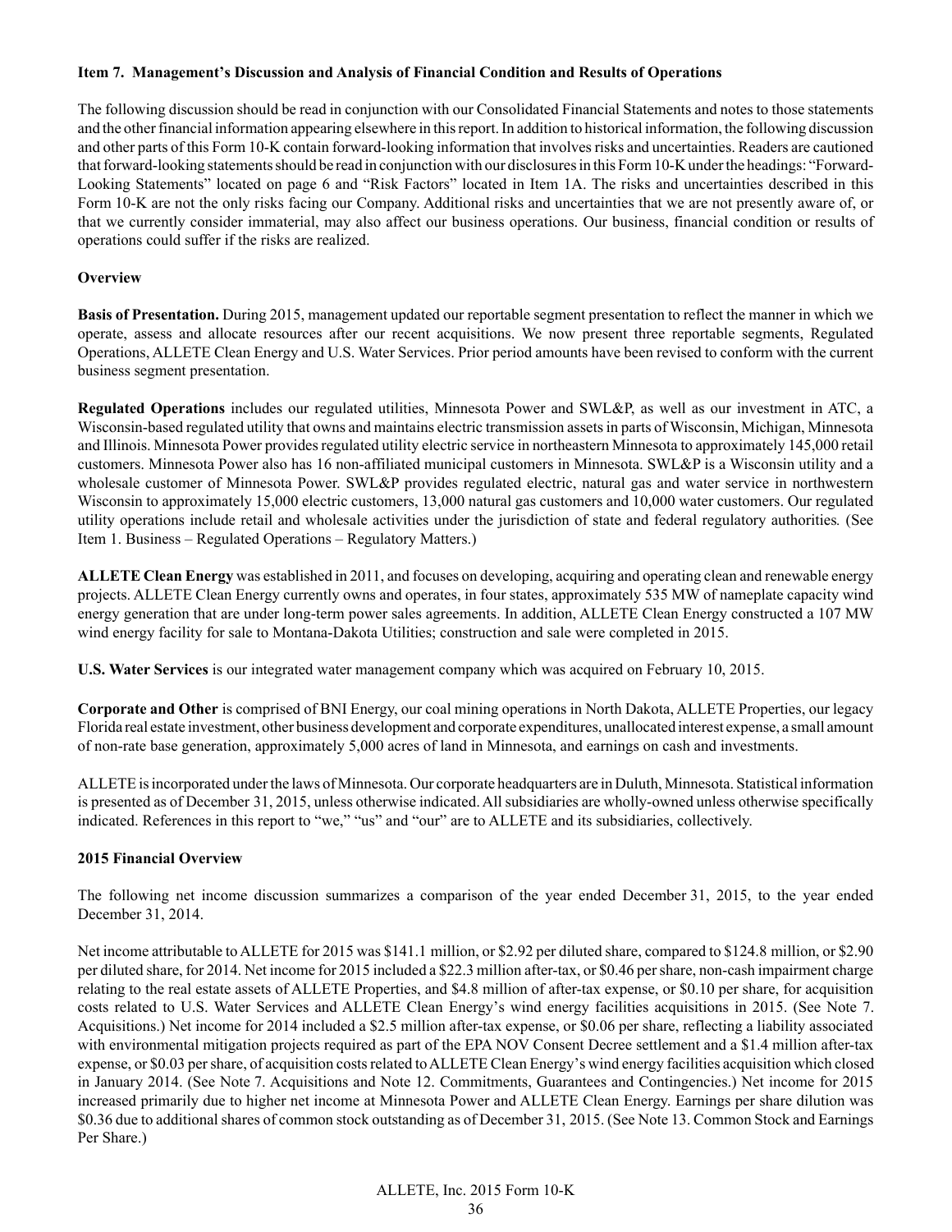**Item 7. Management's Discussion and Analysis of Financial Condition and Results of Operations**

The following discussion should be read in conjunction with our Consolidated Financial Statements and notes to those statements and the other financial information appearing elsewhere in this report. In addition to historical information, the following discussion and other parts of this Form 10-K contain forward-looking information that involves risks and uncertainties. Readers are cautioned that forward-looking statements should be read in conjunction with our disclosures in this Form 10-K under the headings: "Forward-Looking Statements" located on page 6 and "Risk Factors" located in Item 1A. The risks and uncertainties described in this Form 10-K are not the only risks facing our Company. Additional risks and uncertainties that we are not presently aware of, or that we currently consider immaterial, may also affect our business operations. Our business, financial condition or results of operations could suffer if the risks are realized.

**Overview**

**Basis of Presentation.** During 2015, management updated our reportable segment presentation to reflect the manner in which we operate, assess and allocate resources after our recent acquisitions. We now present three reportable segments, Regulated Operations, ALLETE Clean Energy and U.S. Water Services. Prior period amounts have been revised to conform with the current business segment presentation.

**Regulated Operations** includes our regulated utilities, Minnesota Power and SWL&P, as well as our investment in ATC, a Wisconsin-based regulated utility that owns and maintains electric transmission assets in parts of Wisconsin, Michigan, Minnesota and Illinois. Minnesota Power provides regulated utility electric service in northeastern Minnesota to approximately 145,000 retail customers. Minnesota Power also has 16 non-affiliated municipal customers in Minnesota. SWL&P is a Wisconsin utility and a wholesale customer of Minnesota Power. SWL&P provides regulated electric, natural gas and water service in northwestern Wisconsin to approximately 15,000 electric customers, 13,000 natural gas customers and 10,000 water customers. Our regulated utility operations include retail and wholesale activities under the jurisdiction of state and federal regulatory authorities*.* (See Item 1. Business – Regulated Operations – Regulatory Matters.)

**ALLETE Clean Energy** was established in 2011, and focuses on developing, acquiring and operating clean and renewable energy projects. ALLETE Clean Energy currently owns and operates, in four states, approximately 535 MW of nameplate capacity wind energy generation that are under long-term power sales agreements. In addition, ALLETE Clean Energy constructed a 107 MW wind energy facility for sale to Montana-Dakota Utilities; construction and sale were completed in 2015.

**U.S. Water Services** is our integrated water management company which was acquired on February 10, 2015.

**Corporate and Other** is comprised of BNI Energy, our coal mining operations in North Dakota, ALLETE Properties, our legacy Florida real estate investment, other business development and corporate expenditures, unallocated interest expense, a small amount of non-rate base generation, approximately 5,000 acres of land in Minnesota, and earnings on cash and investments.

ALLETE is incorporated under the laws of Minnesota. Our corporate headquarters are in Duluth, Minnesota. Statistical information is presented as of December 31, 2015, unless otherwise indicated. All subsidiaries are wholly-owned unless otherwise specifically indicated. References in this report to "we," "us" and "our" are to ALLETE and its subsidiaries, collectively.

**2015 Financial Overview**

The following net income discussion summarizes a comparison of the year ended December 31, 2015, to the year ended December 31, 2014.

Net income attributable to ALLETE for 2015 was $141.1 million, or $2.92 per diluted share, compared to $124.8 million, or $2.90 per diluted share, for 2014. Net income for 2015 included a $22.3 million after-tax, or $0.46 per share, non-cash impairment charge relating to the real estate assets of ALLETE Properties, and $4.8 million of after-tax expense, or $0.10 per share, for acquisition costs related to U.S. Water Services and ALLETE Clean Energy's wind energy facilities acquisitions in 2015. (See Note 7. Acquisitions.) Net income for 2014 included a $2.5 million after-tax expense, or $0.06 per share, reflecting a liability associated with environmental mitigation projects required as part of the EPA NOV Consent Decree settlement and a $1.4 million after-tax expense, or $0.03 per share, of acquisition costs related to ALLETE Clean Energy's wind energy facilities acquisition which closed in January 2014. (See Note 7. Acquisitions and Note 12. Commitments, Guarantees and Contingencies.) Net income for 2015 increased primarily due to higher net income at Minnesota Power and ALLETE Clean Energy. Earnings per share dilution was $0.36 due to additional shares of common stock outstanding as of December 31, 2015. (See Note 13. Common Stock and Earnings Per Share.)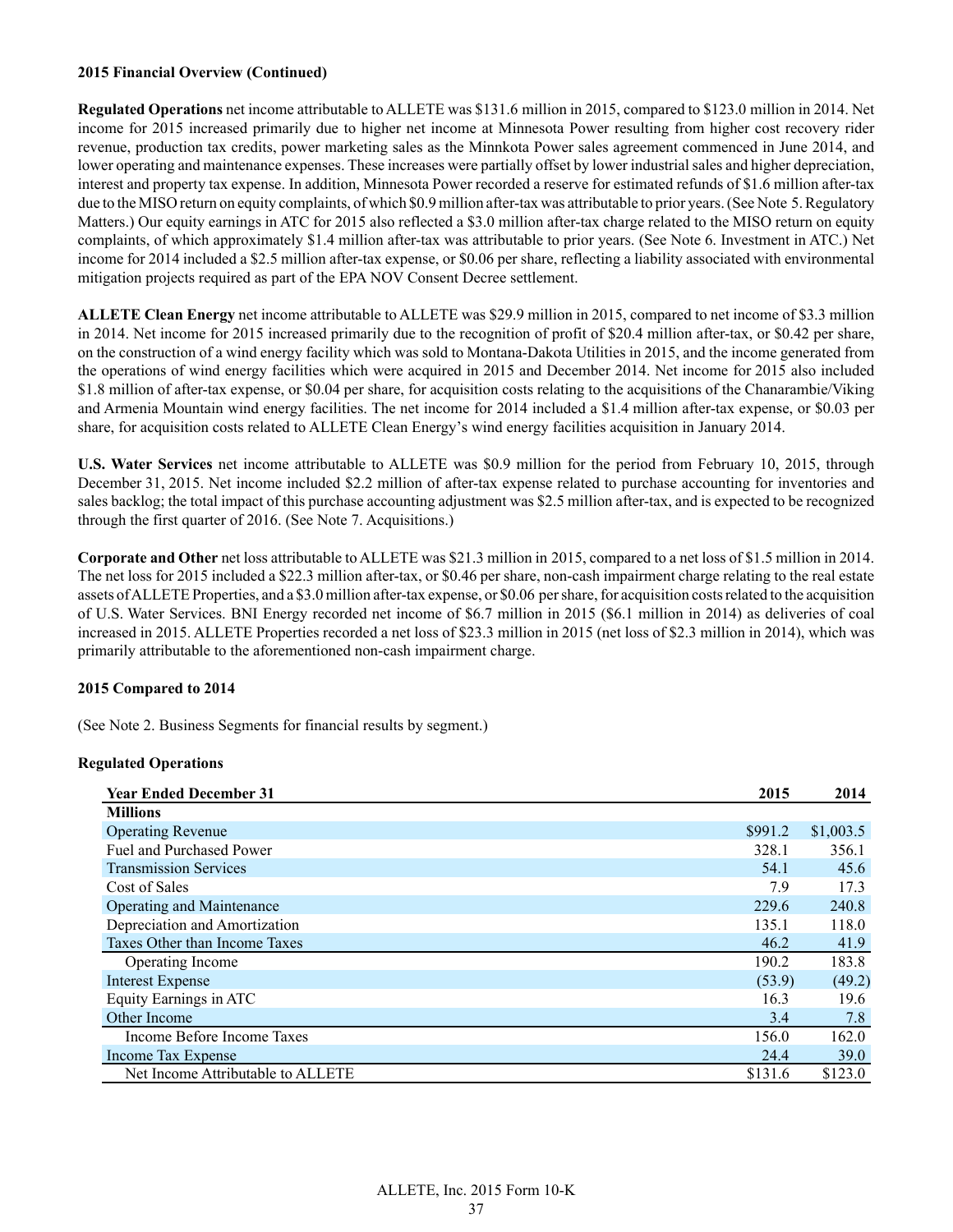**2015 Financial Overview (Continued)**

**Regulated Operations** net income attributable to ALLETE was $131.6 million in 2015, compared to $123.0 million in 2014. Net income for 2015 increased primarily due to higher net income at Minnesota Power resulting from higher cost recovery rider revenue, production tax credits, power marketing sales as the Minnkota Power sales agreement commenced in June 2014, and lower operating and maintenance expenses. These increases were partially offset by lower industrial sales and higher depreciation, interest and property tax expense. In addition, Minnesota Power recorded a reserve for estimated refunds of $1.6 million after-tax due to the MISO return on equity complaints, of which $0.9 million after-tax was attributable to prior years. (See Note 5. Regulatory Matters.) Our equity earnings in ATC for 2015 also reflected a $3.0 million after-tax charge related to the MISO return on equity complaints, of which approximately $1.4 million after-tax was attributable to prior years. (See Note 6. Investment in ATC.) Net income for 2014 included a $2.5 million after-tax expense, or $0.06 per share, reflecting a liability associated with environmental mitigation projects required as part of the EPA NOV Consent Decree settlement.

**ALLETE Clean Energy** net income attributable to ALLETE was $29.9 million in 2015, compared to net income of $3.3 million in 2014. Net income for 2015 increased primarily due to the recognition of profit of $20.4 million after-tax, or $0.42 per share, on the construction of a wind energy facility which was sold to Montana-Dakota Utilities in 2015, and the income generated from the operations of wind energy facilities which were acquired in 2015 and December 2014. Net income for 2015 also included $1.8 million of after-tax expense, or $0.04 per share, for acquisition costs relating to the acquisitions of the Chanarambie/Viking and Armenia Mountain wind energy facilities. The net income for 2014 included a $1.4 million after-tax expense, or $0.03 per share, for acquisition costs related to ALLETE Clean Energy's wind energy facilities acquisition in January 2014.

**U.S. Water Services** net income attributable to ALLETE was $0.9 million for the period from February 10, 2015, through December 31, 2015. Net income included $2.2 million of after-tax expense related to purchase accounting for inventories and sales backlog; the total impact of this purchase accounting adjustment was $2.5 million after-tax, and is expected to be recognized through the first quarter of 2016. (See Note 7. Acquisitions.)

**Corporate and Other** net loss attributable to ALLETE was $21.3 million in 2015, compared to a net loss of $1.5 million in 2014. The net loss for 2015 included a $22.3 million after-tax, or $0.46 per share, non-cash impairment charge relating to the real estate assets of ALLETE Properties, and a $3.0 million after-tax expense, or $0.06 per share, for acquisition costs related to the acquisition of U.S. Water Services. BNI Energy recorded net income of $6.7 million in 2015 ($6.1 million in 2014) as deliveries of coal increased in 2015. ALLETE Properties recorded a net loss of $23.3 million in 2015 (net loss of $2.3 million in 2014), which was primarily attributable to the aforementioned non-cash impairment charge.

**2015 Compared to 2014**

(See Note 2. Business Segments for financial results by segment.)

**Regulated Operations**

| Year Ended December 31 | 2015 | 2014 |
|---|---|---|
| **Millions** | | |
| Operating Revenue | $991.2 | $1,003.5 |
| Fuel and Purchased Power | 328.1 | 356.1 |
| Transmission Services | 54.1 | 45.6 |
| Cost of Sales | 7.9 | 17.3 |
| Operating and Maintenance | 229.6 | 240.8 |
| Depreciation and Amortization | 135.1 | 118.0 |
| Taxes Other than Income Taxes | 46.2 | 41.9 |
| Operating Income | 190.2 | 183.8 |
| Interest Expense | (53.9) | (49.2) |
| Equity Earnings in ATC | 16.3 | 19.6 |
| Other Income | 3.4 | 7.8 |
| Income Before Income Taxes | 156.0 | 162.0 |
| Income Tax Expense | 24.4 | 39.0 |
| Net Income Attributable to ALLETE | $131.6 | $123.0 |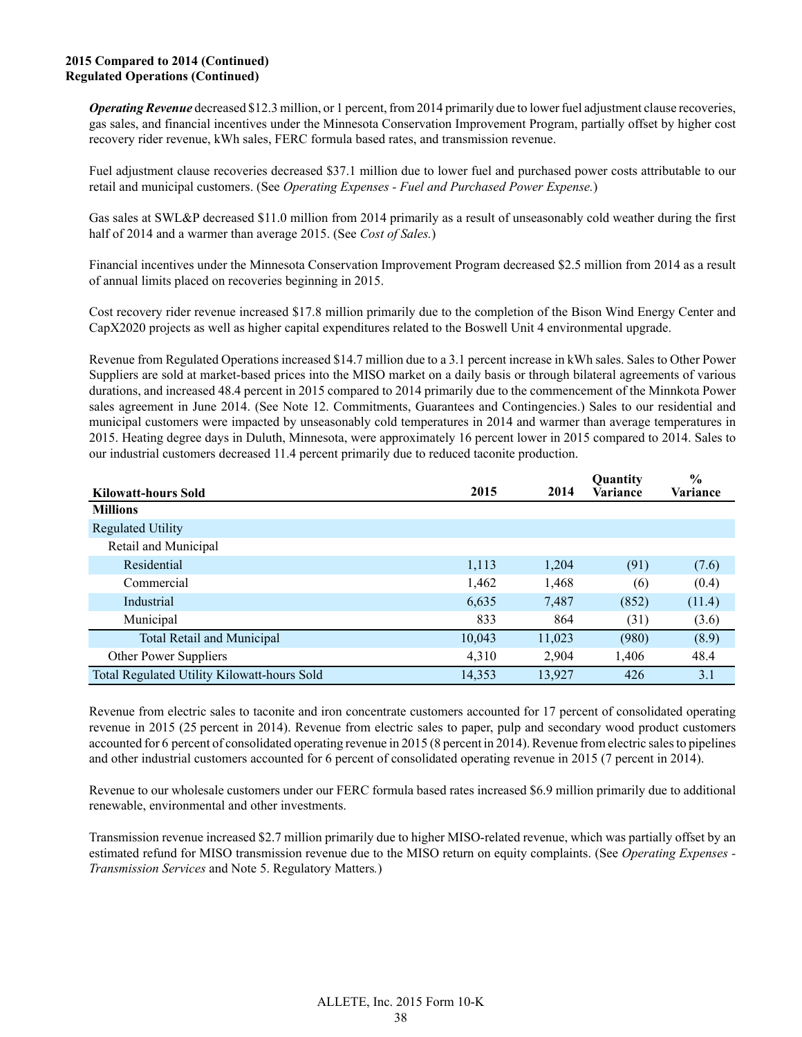**2015 Compared to 2014 (Continued)**
**Regulated Operations (Continued)**

***Operating Revenue*** decreased $12.3 million, or 1 percent, from 2014 primarily due to lower fuel adjustment clause recoveries, gas sales, and financial incentives under the Minnesota Conservation Improvement Program, partially offset by higher cost recovery rider revenue, kWh sales, FERC formula based rates, and transmission revenue.

Fuel adjustment clause recoveries decreased $37.1 million due to lower fuel and purchased power costs attributable to our retail and municipal customers. (See *Operating Expenses - Fuel and Purchased Power Expense.*)

Gas sales at SWL&P decreased $11.0 million from 2014 primarily as a result of unseasonably cold weather during the first half of 2014 and a warmer than average 2015. (See *Cost of Sales.*)

Financial incentives under the Minnesota Conservation Improvement Program decreased $2.5 million from 2014 as a result of annual limits placed on recoveries beginning in 2015.

Cost recovery rider revenue increased $17.8 million primarily due to the completion of the Bison Wind Energy Center and CapX2020 projects as well as higher capital expenditures related to the Boswell Unit 4 environmental upgrade.

Revenue from Regulated Operations increased $14.7 million due to a 3.1 percent increase in kWh sales. Sales to Other Power Suppliers are sold at market-based prices into the MISO market on a daily basis or through bilateral agreements of various durations, and increased 48.4 percent in 2015 compared to 2014 primarily due to the commencement of the Minnkota Power sales agreement in June 2014. (See Note 12. Commitments, Guarantees and Contingencies.) Sales to our residential and municipal customers were impacted by unseasonably cold temperatures in 2014 and warmer than average temperatures in 2015. Heating degree days in Duluth, Minnesota, were approximately 16 percent lower in 2015 compared to 2014. Sales to our industrial customers decreased 11.4 percent primarily due to reduced taconite production.

| Kilowatt-hours Sold | 2015 | 2014 | Quantity Variance | % Variance |
|---|---|---|---|---|
| **Millions** | | | | |
| Regulated Utility | | | | |
| Retail and Municipal | | | | |
| Residential | 1,113 | 1,204 | (91) | (7.6) |
| Commercial | 1,462 | 1,468 | (6) | (0.4) |
| Industrial | 6,635 | 7,487 | (852) | (11.4) |
| Municipal | 833 | 864 | (31) | (3.6) |
| Total Retail and Municipal | 10,043 | 11,023 | (980) | (8.9) |
| Other Power Suppliers | 4,310 | 2,904 | 1,406 | 48.4 |
| Total Regulated Utility Kilowatt-hours Sold | 14,353 | 13,927 | 426 | 3.1 |

Revenue from electric sales to taconite and iron concentrate customers accounted for 17 percent of consolidated operating revenue in 2015 (25 percent in 2014). Revenue from electric sales to paper, pulp and secondary wood product customers accounted for 6 percent of consolidated operating revenue in 2015 (8 percent in 2014). Revenue from electric sales to pipelines and other industrial customers accounted for 6 percent of consolidated operating revenue in 2015 (7 percent in 2014).

Revenue to our wholesale customers under our FERC formula based rates increased $6.9 million primarily due to additional renewable, environmental and other investments.

Transmission revenue increased $2.7 million primarily due to higher MISO-related revenue, which was partially offset by an estimated refund for MISO transmission revenue due to the MISO return on equity complaints. (See *Operating Expenses - Transmission Services* and Note 5. Regulatory Matters*.*)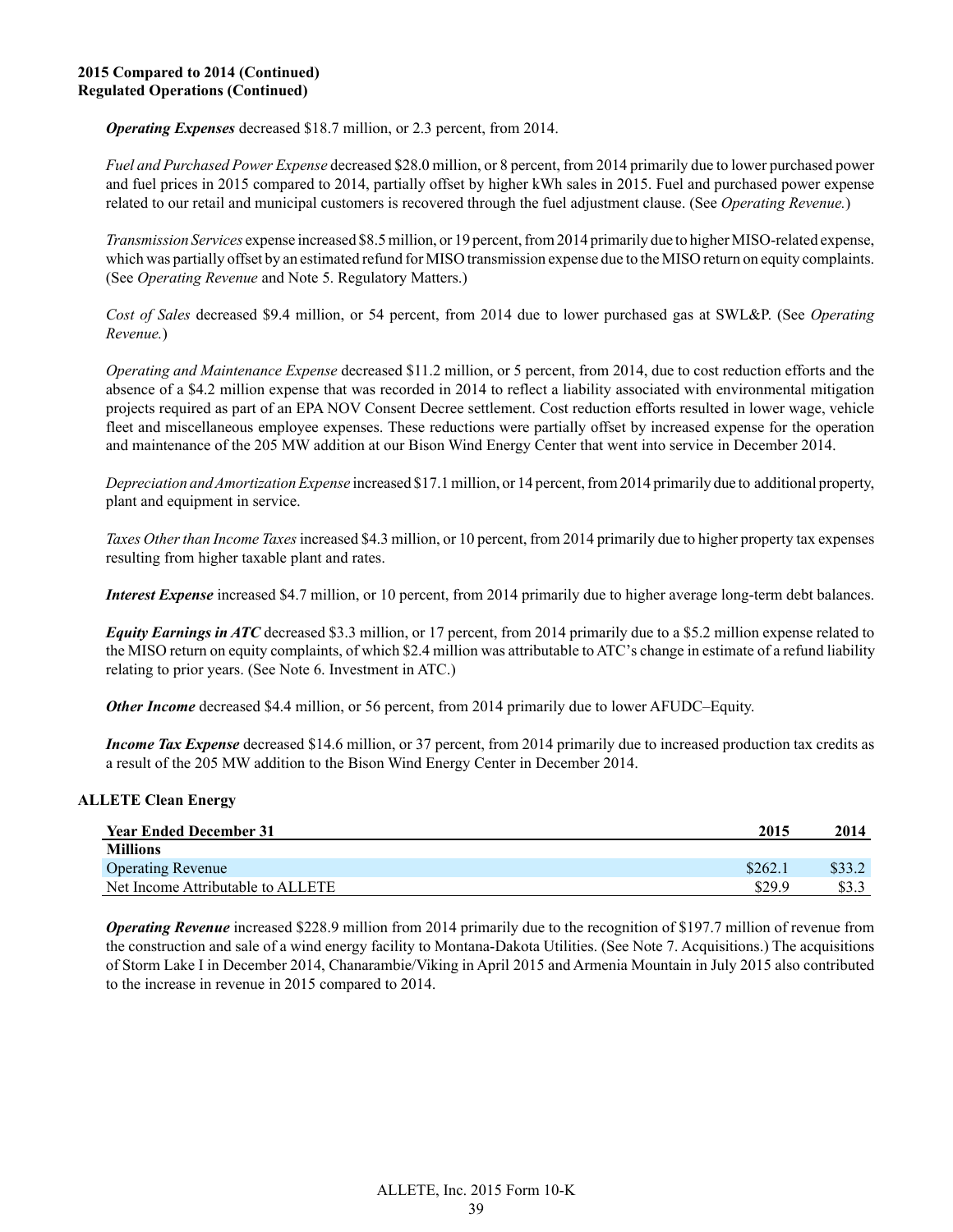**2015 Compared to 2014 (Continued)**
**Regulated Operations (Continued)**

***Operating Expenses*** decreased $18.7 million, or 2.3 percent, from 2014.

*Fuel and Purchased Power Expense* decreased $28.0 million, or 8 percent, from 2014 primarily due to lower purchased power and fuel prices in 2015 compared to 2014, partially offset by higher kWh sales in 2015. Fuel and purchased power expense related to our retail and municipal customers is recovered through the fuel adjustment clause. (See *Operating Revenue.*)

*Transmission Services* expense increased $8.5 million, or 19 percent, from 2014 primarily due to higher MISO-related expense, which was partially offset by an estimated refund for MISO transmission expense due to the MISO return on equity complaints. (See *Operating Revenue* and Note 5. Regulatory Matters.)

*Cost of Sales* decreased $9.4 million, or 54 percent, from 2014 due to lower purchased gas at SWL&P. (See *Operating Revenue.*)

*Operating and Maintenance Expense* decreased $11.2 million, or 5 percent, from 2014, due to cost reduction efforts and the absence of a $4.2 million expense that was recorded in 2014 to reflect a liability associated with environmental mitigation projects required as part of an EPA NOV Consent Decree settlement. Cost reduction efforts resulted in lower wage, vehicle fleet and miscellaneous employee expenses. These reductions were partially offset by increased expense for the operation and maintenance of the 205 MW addition at our Bison Wind Energy Center that went into service in December 2014.

*Depreciation and Amortization Expense* increased $17.1 million, or 14 percent, from 2014 primarily due to additional property, plant and equipment in service.

*Taxes Other than Income Taxes* increased $4.3 million, or 10 percent, from 2014 primarily due to higher property tax expenses resulting from higher taxable plant and rates.

***Interest Expense*** increased $4.7 million, or 10 percent, from 2014 primarily due to higher average long-term debt balances.

***Equity Earnings in ATC*** decreased $3.3 million, or 17 percent, from 2014 primarily due to a $5.2 million expense related to the MISO return on equity complaints, of which $2.4 million was attributable to ATC's change in estimate of a refund liability relating to prior years. (See Note 6. Investment in ATC.)

***Other Income*** decreased $4.4 million, or 56 percent, from 2014 primarily due to lower AFUDC–Equity.

***Income Tax Expense*** decreased $14.6 million, or 37 percent, from 2014 primarily due to increased production tax credits as a result of the 205 MW addition to the Bison Wind Energy Center in December 2014.

**ALLETE Clean Energy**

| Year Ended December 31 | 2015 | 2014 |
|---|---|---|
| **Millions** | | |
| Operating Revenue | $262.1 | $33.2 |
| Net Income Attributable to ALLETE | $29.9 | $3.3 |

***Operating Revenue*** increased $228.9 million from 2014 primarily due to the recognition of $197.7 million of revenue from the construction and sale of a wind energy facility to Montana-Dakota Utilities. (See Note 7. Acquisitions.) The acquisitions of Storm Lake I in December 2014, Chanarambie/Viking in April 2015 and Armenia Mountain in July 2015 also contributed to the increase in revenue in 2015 compared to 2014.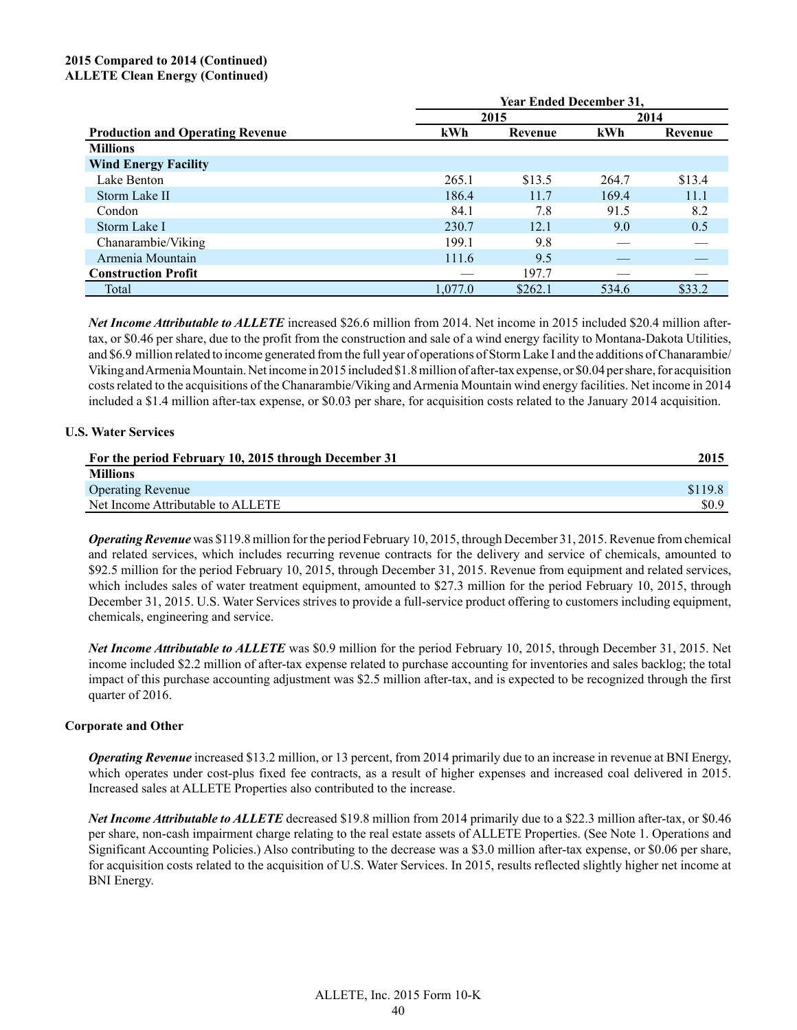**2015 Compared to 2014 (Continued)**
**ALLETE Clean Energy (Continued)**

| | Year Ended December 31, | | | |
|---|---|---|---|---|
| | 2015 | | 2014 | |
| **Production and Operating Revenue** | **kWh** | **Revenue** | **kWh** | **Revenue** |
| **Millions** | | | | |
| **Wind Energy Facility** | | | | |
| Lake Benton | 265.1 | $13.5 | 264.7 | $13.4 |
| Storm Lake II | 186.4 | 11.7 | 169.4 | 11.1 |
| Condon | 84.1 | 7.8 | 91.5 | 8.2 |
| Storm Lake I | 230.7 | 12.1 | 9.0 | 0.5 |
| Chanarambie/Viking | 199.1 | 9.8 | — | — |
| Armenia Mountain | 111.6 | 9.5 | — | — |
| **Construction Profit** | — | 197.7 | — | — |
| Total | 1,077.0 | $262.1 | 534.6 | $33.2 |

***Net Income Attributable to ALLETE*** increased $26.6 million from 2014. Net income in 2015 included $20.4 million after-tax, or $0.46 per share, due to the profit from the construction and sale of a wind energy facility to Montana-Dakota Utilities, and $6.9 million related to income generated from the full year of operations of Storm Lake I and the additions of Chanarambie/Viking and Armenia Mountain. Net income in 2015 included $1.8 million of after-tax expense, or $0.04 per share, for acquisition costs related to the acquisitions of the Chanarambie/Viking and Armenia Mountain wind energy facilities. Net income in 2014 included a $1.4 million after-tax expense, or $0.03 per share, for acquisition costs related to the January 2014 acquisition.

**U.S. Water Services**

| For the period February 10, 2015 through December 31 | 2015 |
|---|---|
| **Millions** | |
| Operating Revenue | $119.8 |
| Net Income Attributable to ALLETE | $0.9 |

***Operating Revenue*** was $119.8 million for the period February 10, 2015, through December 31, 2015. Revenue from chemical and related services, which includes recurring revenue contracts for the delivery and service of chemicals, amounted to $92.5 million for the period February 10, 2015, through December 31, 2015. Revenue from equipment and related services, which includes sales of water treatment equipment, amounted to $27.3 million for the period February 10, 2015, through December 31, 2015. U.S. Water Services strives to provide a full-service product offering to customers including equipment, chemicals, engineering and service.

***Net Income Attributable to ALLETE*** was $0.9 million for the period February 10, 2015, through December 31, 2015. Net income included $2.2 million of after-tax expense related to purchase accounting for inventories and sales backlog; the total impact of this purchase accounting adjustment was $2.5 million after-tax, and is expected to be recognized through the first quarter of 2016.

**Corporate and Other**

***Operating Revenue*** increased $13.2 million, or 13 percent, from 2014 primarily due to an increase in revenue at BNI Energy, which operates under cost-plus fixed fee contracts, as a result of higher expenses and increased coal delivered in 2015. Increased sales at ALLETE Properties also contributed to the increase.

***Net Income Attributable to ALLETE*** decreased $19.8 million from 2014 primarily due to a $22.3 million after-tax, or $0.46 per share, non-cash impairment charge relating to the real estate assets of ALLETE Properties. (See Note 1. Operations and Significant Accounting Policies.) Also contributing to the decrease was a $3.0 million after-tax expense, or $0.06 per share, for acquisition costs related to the acquisition of U.S. Water Services. In 2015, results reflected slightly higher net income at BNI Energy.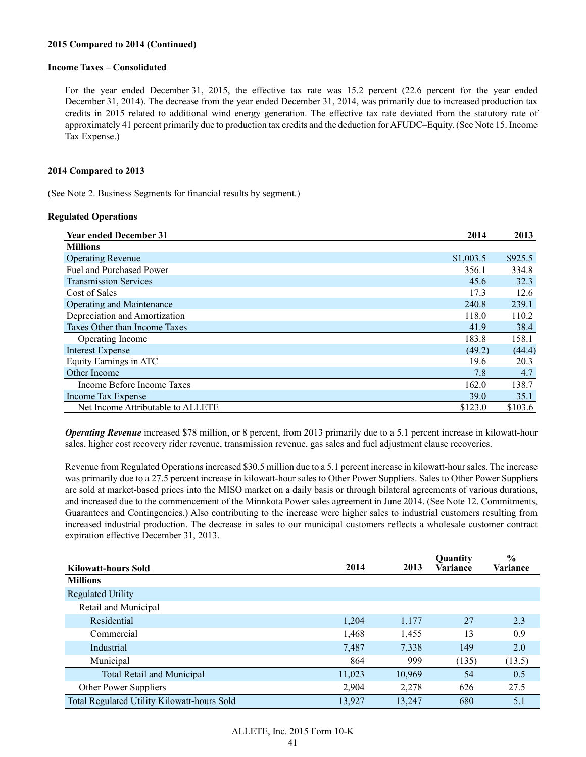**2015 Compared to 2014 (Continued)**

**Income Taxes – Consolidated**

For the year ended December 31, 2015, the effective tax rate was 15.2 percent (22.6 percent for the year ended December 31, 2014). The decrease from the year ended December 31, 2014, was primarily due to increased production tax credits in 2015 related to additional wind energy generation. The effective tax rate deviated from the statutory rate of approximately 41 percent primarily due to production tax credits and the deduction for AFUDC–Equity. (See Note 15. Income Tax Expense.)

**2014 Compared to 2013**

(See Note 2. Business Segments for financial results by segment.)

**Regulated Operations**

| Year ended December 31 | 2014 | 2013 |
|---|---|---|
| **Millions** | | |
| Operating Revenue | $1,003.5 | $925.5 |
| Fuel and Purchased Power | 356.1 | 334.8 |
| Transmission Services | 45.6 | 32.3 |
| Cost of Sales | 17.3 | 12.6 |
| Operating and Maintenance | 240.8 | 239.1 |
| Depreciation and Amortization | 118.0 | 110.2 |
| Taxes Other than Income Taxes | 41.9 | 38.4 |
| Operating Income | 183.8 | 158.1 |
| Interest Expense | (49.2) | (44.4) |
| Equity Earnings in ATC | 19.6 | 20.3 |
| Other Income | 7.8 | 4.7 |
| Income Before Income Taxes | 162.0 | 138.7 |
| Income Tax Expense | 39.0 | 35.1 |
| Net Income Attributable to ALLETE | $123.0 | $103.6 |

***Operating Revenue*** increased $78 million, or 8 percent, from 2013 primarily due to a 5.1 percent increase in kilowatt-hour sales, higher cost recovery rider revenue, transmission revenue, gas sales and fuel adjustment clause recoveries.

Revenue from Regulated Operations increased $30.5 million due to a 5.1 percent increase in kilowatt-hour sales. The increase was primarily due to a 27.5 percent increase in kilowatt-hour sales to Other Power Suppliers. Sales to Other Power Suppliers are sold at market-based prices into the MISO market on a daily basis or through bilateral agreements of various durations, and increased due to the commencement of the Minnkota Power sales agreement in June 2014. (See Note 12. Commitments, Guarantees and Contingencies.) Also contributing to the increase were higher sales to industrial customers resulting from increased industrial production. The decrease in sales to our municipal customers reflects a wholesale customer contract expiration effective December 31, 2013.

| Kilowatt-hours Sold | 2014 | 2013 | Quantity Variance | % Variance |
|---|---|---|---|---|
| **Millions** | | | | |
| Regulated Utility | | | | |
| Retail and Municipal | | | | |
| Residential | 1,204 | 1,177 | 27 | 2.3 |
| Commercial | 1,468 | 1,455 | 13 | 0.9 |
| Industrial | 7,487 | 7,338 | 149 | 2.0 |
| Municipal | 864 | 999 | (135) | (13.5) |
| Total Retail and Municipal | 11,023 | 10,969 | 54 | 0.5 |
| Other Power Suppliers | 2,904 | 2,278 | 626 | 27.5 |
| Total Regulated Utility Kilowatt-hours Sold | 13,927 | 13,247 | 680 | 5.1 |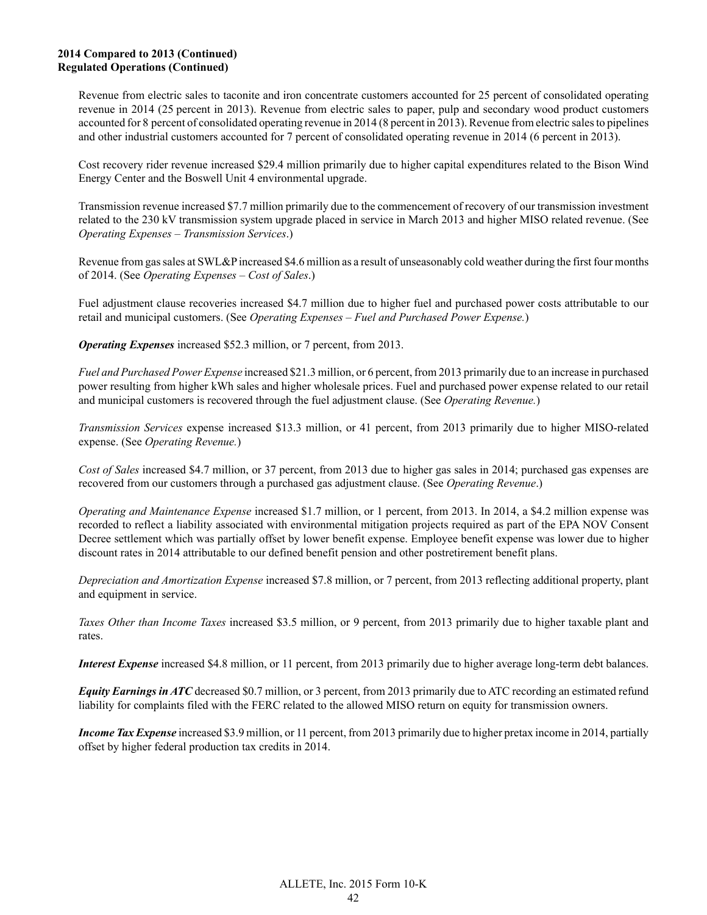**2014 Compared to 2013 (Continued)**
**Regulated Operations (Continued)**

Revenue from electric sales to taconite and iron concentrate customers accounted for 25 percent of consolidated operating revenue in 2014 (25 percent in 2013). Revenue from electric sales to paper, pulp and secondary wood product customers accounted for 8 percent of consolidated operating revenue in 2014 (8 percent in 2013). Revenue from electric sales to pipelines and other industrial customers accounted for 7 percent of consolidated operating revenue in 2014 (6 percent in 2013).

Cost recovery rider revenue increased $29.4 million primarily due to higher capital expenditures related to the Bison Wind Energy Center and the Boswell Unit 4 environmental upgrade.

Transmission revenue increased $7.7 million primarily due to the commencement of recovery of our transmission investment related to the 230 kV transmission system upgrade placed in service in March 2013 and higher MISO related revenue. (See *Operating Expenses – Transmission Services*.)

Revenue from gas sales at SWL&P increased $4.6 million as a result of unseasonably cold weather during the first four months of 2014. (See *Operating Expenses – Cost of Sales*.)

Fuel adjustment clause recoveries increased $4.7 million due to higher fuel and purchased power costs attributable to our retail and municipal customers. (See *Operating Expenses – Fuel and Purchased Power Expense.*)

***Operating Expenses*** increased $52.3 million, or 7 percent, from 2013.

*Fuel and Purchased Power Expense* increased $21.3 million, or 6 percent, from 2013 primarily due to an increase in purchased power resulting from higher kWh sales and higher wholesale prices. Fuel and purchased power expense related to our retail and municipal customers is recovered through the fuel adjustment clause. (See *Operating Revenue.*)

*Transmission Services* expense increased $13.3 million, or 41 percent, from 2013 primarily due to higher MISO-related expense. (See *Operating Revenue.*)

*Cost of Sales* increased $4.7 million, or 37 percent, from 2013 due to higher gas sales in 2014; purchased gas expenses are recovered from our customers through a purchased gas adjustment clause. (See *Operating Revenue*.)

*Operating and Maintenance Expense* increased $1.7 million, or 1 percent, from 2013. In 2014, a $4.2 million expense was recorded to reflect a liability associated with environmental mitigation projects required as part of the EPA NOV Consent Decree settlement which was partially offset by lower benefit expense. Employee benefit expense was lower due to higher discount rates in 2014 attributable to our defined benefit pension and other postretirement benefit plans.

*Depreciation and Amortization Expense* increased $7.8 million, or 7 percent, from 2013 reflecting additional property, plant and equipment in service.

*Taxes Other than Income Taxes* increased $3.5 million, or 9 percent, from 2013 primarily due to higher taxable plant and rates.

***Interest Expense*** increased $4.8 million, or 11 percent, from 2013 primarily due to higher average long-term debt balances.

***Equity Earnings in ATC*** decreased $0.7 million, or 3 percent, from 2013 primarily due to ATC recording an estimated refund liability for complaints filed with the FERC related to the allowed MISO return on equity for transmission owners.

***Income Tax Expense*** increased $3.9 million, or 11 percent, from 2013 primarily due to higher pretax income in 2014, partially offset by higher federal production tax credits in 2014.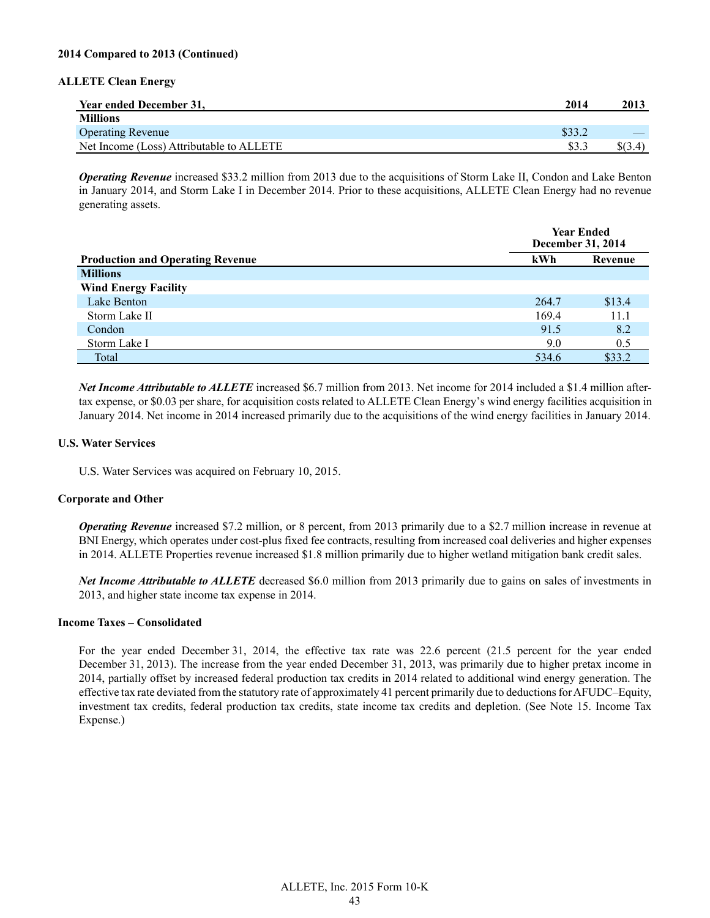**2014 Compared to 2013 (Continued)**

**ALLETE Clean Energy**

| Year ended December 31, | 2014 | 2013 |
|---|---|---|
| **Millions** | | |
| Operating Revenue | $33.2 | — |
| Net Income (Loss) Attributable to ALLETE | $3.3 | $(3.4) |

***Operating Revenue*** increased $33.2 million from 2013 due to the acquisitions of Storm Lake II, Condon and Lake Benton in January 2014, and Storm Lake I in December 2014. Prior to these acquisitions, ALLETE Clean Energy had no revenue generating assets.

| | Year Ended December 31, 2014 | |
|---|---|---|
| **Production and Operating Revenue** | **kWh** | **Revenue** |
| **Millions** | | |
| **Wind Energy Facility** | | |
| Lake Benton | 264.7 | $13.4 |
| Storm Lake II | 169.4 | 11.1 |
| Condon | 91.5 | 8.2 |
| Storm Lake I | 9.0 | 0.5 |
| Total | 534.6 | $33.2 |

***Net Income Attributable to ALLETE*** increased $6.7 million from 2013. Net income for 2014 included a $1.4 million after-tax expense, or $0.03 per share, for acquisition costs related to ALLETE Clean Energy's wind energy facilities acquisition in January 2014. Net income in 2014 increased primarily due to the acquisitions of the wind energy facilities in January 2014.

**U.S. Water Services**

U.S. Water Services was acquired on February 10, 2015.

**Corporate and Other**

***Operating Revenue*** increased $7.2 million, or 8 percent, from 2013 primarily due to a $2.7 million increase in revenue at BNI Energy, which operates under cost-plus fixed fee contracts, resulting from increased coal deliveries and higher expenses in 2014. ALLETE Properties revenue increased $1.8 million primarily due to higher wetland mitigation bank credit sales.

***Net Income Attributable to ALLETE*** decreased $6.0 million from 2013 primarily due to gains on sales of investments in 2013, and higher state income tax expense in 2014.

**Income Taxes – Consolidated**

For the year ended December 31, 2014, the effective tax rate was 22.6 percent (21.5 percent for the year ended December 31, 2013). The increase from the year ended December 31, 2013, was primarily due to higher pretax income in 2014, partially offset by increased federal production tax credits in 2014 related to additional wind energy generation. The effective tax rate deviated from the statutory rate of approximately 41 percent primarily due to deductions for AFUDC–Equity, investment tax credits, federal production tax credits, state income tax credits and depletion. (See Note 15. Income Tax Expense.)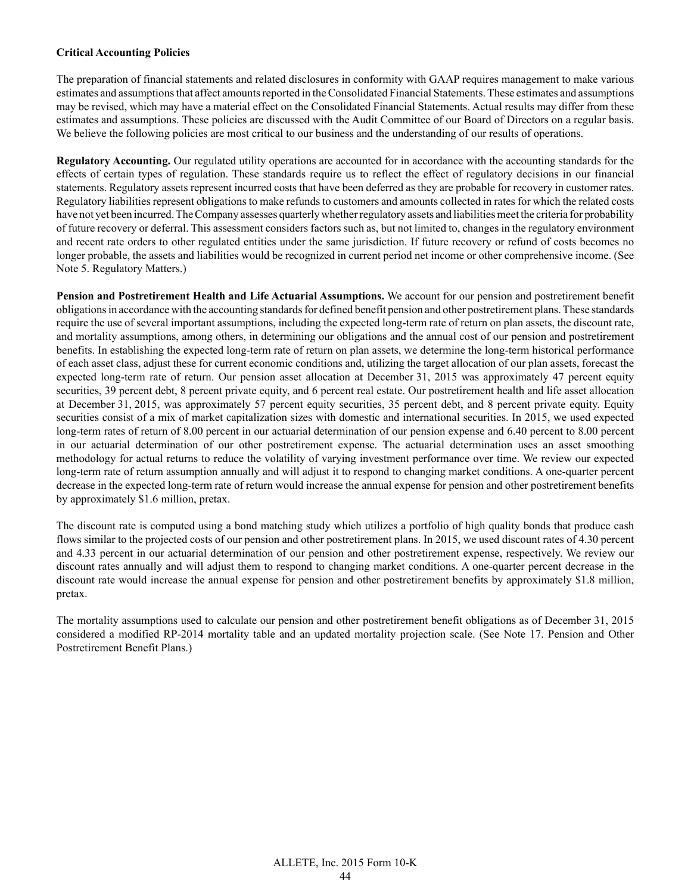**Critical Accounting Policies**

The preparation of financial statements and related disclosures in conformity with GAAP requires management to make various estimates and assumptions that affect amounts reported in the Consolidated Financial Statements. These estimates and assumptions may be revised, which may have a material effect on the Consolidated Financial Statements. Actual results may differ from these estimates and assumptions. These policies are discussed with the Audit Committee of our Board of Directors on a regular basis. We believe the following policies are most critical to our business and the understanding of our results of operations.

**Regulatory Accounting.** Our regulated utility operations are accounted for in accordance with the accounting standards for the effects of certain types of regulation. These standards require us to reflect the effect of regulatory decisions in our financial statements. Regulatory assets represent incurred costs that have been deferred as they are probable for recovery in customer rates. Regulatory liabilities represent obligations to make refunds to customers and amounts collected in rates for which the related costs have not yet been incurred. The Company assesses quarterly whether regulatory assets and liabilities meet the criteria for probability of future recovery or deferral. This assessment considers factors such as, but not limited to, changes in the regulatory environment and recent rate orders to other regulated entities under the same jurisdiction. If future recovery or refund of costs becomes no longer probable, the assets and liabilities would be recognized in current period net income or other comprehensive income. (See Note 5. Regulatory Matters.)

**Pension and Postretirement Health and Life Actuarial Assumptions.** We account for our pension and postretirement benefit obligations in accordance with the accounting standards for defined benefit pension and other postretirement plans. These standards require the use of several important assumptions, including the expected long-term rate of return on plan assets, the discount rate, and mortality assumptions, among others, in determining our obligations and the annual cost of our pension and postretirement benefits. In establishing the expected long-term rate of return on plan assets, we determine the long-term historical performance of each asset class, adjust these for current economic conditions and, utilizing the target allocation of our plan assets, forecast the expected long-term rate of return. Our pension asset allocation at December 31, 2015 was approximately 47 percent equity securities, 39 percent debt, 8 percent private equity, and 6 percent real estate. Our postretirement health and life asset allocation at December 31, 2015, was approximately 57 percent equity securities, 35 percent debt, and 8 percent private equity. Equity securities consist of a mix of market capitalization sizes with domestic and international securities. In 2015, we used expected long-term rates of return of 8.00 percent in our actuarial determination of our pension expense and 6.40 percent to 8.00 percent in our actuarial determination of our other postretirement expense. The actuarial determination uses an asset smoothing methodology for actual returns to reduce the volatility of varying investment performance over time. We review our expected long-term rate of return assumption annually and will adjust it to respond to changing market conditions. A one-quarter percent decrease in the expected long-term rate of return would increase the annual expense for pension and other postretirement benefits by approximately $1.6 million, pretax.

The discount rate is computed using a bond matching study which utilizes a portfolio of high quality bonds that produce cash flows similar to the projected costs of our pension and other postretirement plans. In 2015, we used discount rates of 4.30 percent and 4.33 percent in our actuarial determination of our pension and other postretirement expense, respectively. We review our discount rates annually and will adjust them to respond to changing market conditions. A one-quarter percent decrease in the discount rate would increase the annual expense for pension and other postretirement benefits by approximately $1.8 million, pretax.

The mortality assumptions used to calculate our pension and other postretirement benefit obligations as of December 31, 2015 considered a modified RP-2014 mortality table and an updated mortality projection scale. (See Note 17. Pension and Other Postretirement Benefit Plans.)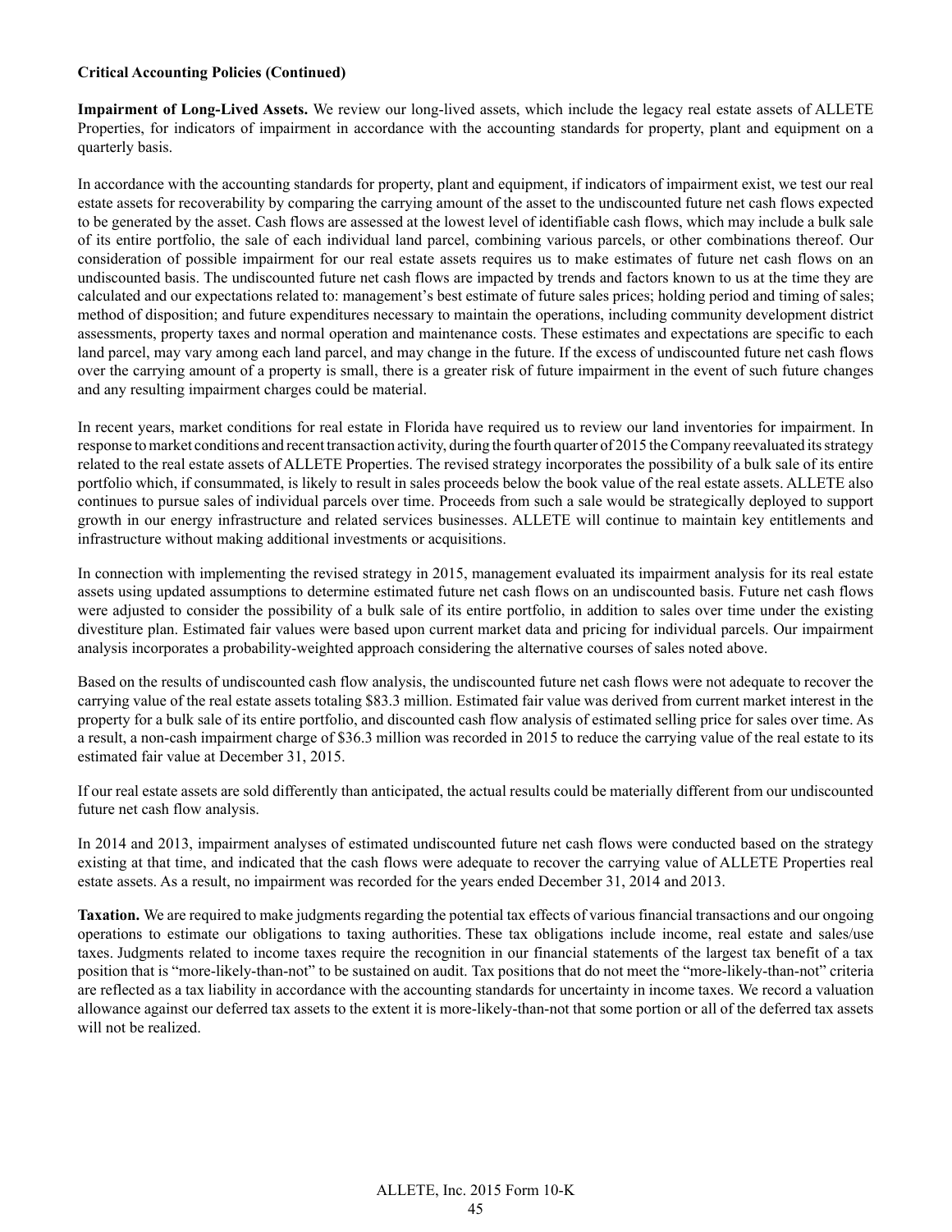**Critical Accounting Policies (Continued)**

**Impairment of Long-Lived Assets.** We review our long-lived assets, which include the legacy real estate assets of ALLETE Properties, for indicators of impairment in accordance with the accounting standards for property, plant and equipment on a quarterly basis.

In accordance with the accounting standards for property, plant and equipment, if indicators of impairment exist, we test our real estate assets for recoverability by comparing the carrying amount of the asset to the undiscounted future net cash flows expected to be generated by the asset. Cash flows are assessed at the lowest level of identifiable cash flows, which may include a bulk sale of its entire portfolio, the sale of each individual land parcel, combining various parcels, or other combinations thereof. Our consideration of possible impairment for our real estate assets requires us to make estimates of future net cash flows on an undiscounted basis. The undiscounted future net cash flows are impacted by trends and factors known to us at the time they are calculated and our expectations related to: management's best estimate of future sales prices; holding period and timing of sales; method of disposition; and future expenditures necessary to maintain the operations, including community development district assessments, property taxes and normal operation and maintenance costs. These estimates and expectations are specific to each land parcel, may vary among each land parcel, and may change in the future. If the excess of undiscounted future net cash flows over the carrying amount of a property is small, there is a greater risk of future impairment in the event of such future changes and any resulting impairment charges could be material.

In recent years, market conditions for real estate in Florida have required us to review our land inventories for impairment. In response to market conditions and recent transaction activity, during the fourth quarter of 2015 the Company reevaluated its strategy related to the real estate assets of ALLETE Properties. The revised strategy incorporates the possibility of a bulk sale of its entire portfolio which, if consummated, is likely to result in sales proceeds below the book value of the real estate assets. ALLETE also continues to pursue sales of individual parcels over time. Proceeds from such a sale would be strategically deployed to support growth in our energy infrastructure and related services businesses. ALLETE will continue to maintain key entitlements and infrastructure without making additional investments or acquisitions.

In connection with implementing the revised strategy in 2015, management evaluated its impairment analysis for its real estate assets using updated assumptions to determine estimated future net cash flows on an undiscounted basis. Future net cash flows were adjusted to consider the possibility of a bulk sale of its entire portfolio, in addition to sales over time under the existing divestiture plan. Estimated fair values were based upon current market data and pricing for individual parcels. Our impairment analysis incorporates a probability-weighted approach considering the alternative courses of sales noted above.

Based on the results of undiscounted cash flow analysis, the undiscounted future net cash flows were not adequate to recover the carrying value of the real estate assets totaling $83.3 million. Estimated fair value was derived from current market interest in the property for a bulk sale of its entire portfolio, and discounted cash flow analysis of estimated selling price for sales over time. As a result, a non-cash impairment charge of $36.3 million was recorded in 2015 to reduce the carrying value of the real estate to its estimated fair value at December 31, 2015.

If our real estate assets are sold differently than anticipated, the actual results could be materially different from our undiscounted future net cash flow analysis.

In 2014 and 2013, impairment analyses of estimated undiscounted future net cash flows were conducted based on the strategy existing at that time, and indicated that the cash flows were adequate to recover the carrying value of ALLETE Properties real estate assets. As a result, no impairment was recorded for the years ended December 31, 2014 and 2013.

**Taxation.** We are required to make judgments regarding the potential tax effects of various financial transactions and our ongoing operations to estimate our obligations to taxing authorities. These tax obligations include income, real estate and sales/use taxes. Judgments related to income taxes require the recognition in our financial statements of the largest tax benefit of a tax position that is "more-likely-than-not" to be sustained on audit. Tax positions that do not meet the "more-likely-than-not" criteria are reflected as a tax liability in accordance with the accounting standards for uncertainty in income taxes. We record a valuation allowance against our deferred tax assets to the extent it is more-likely-than-not that some portion or all of the deferred tax assets will not be realized.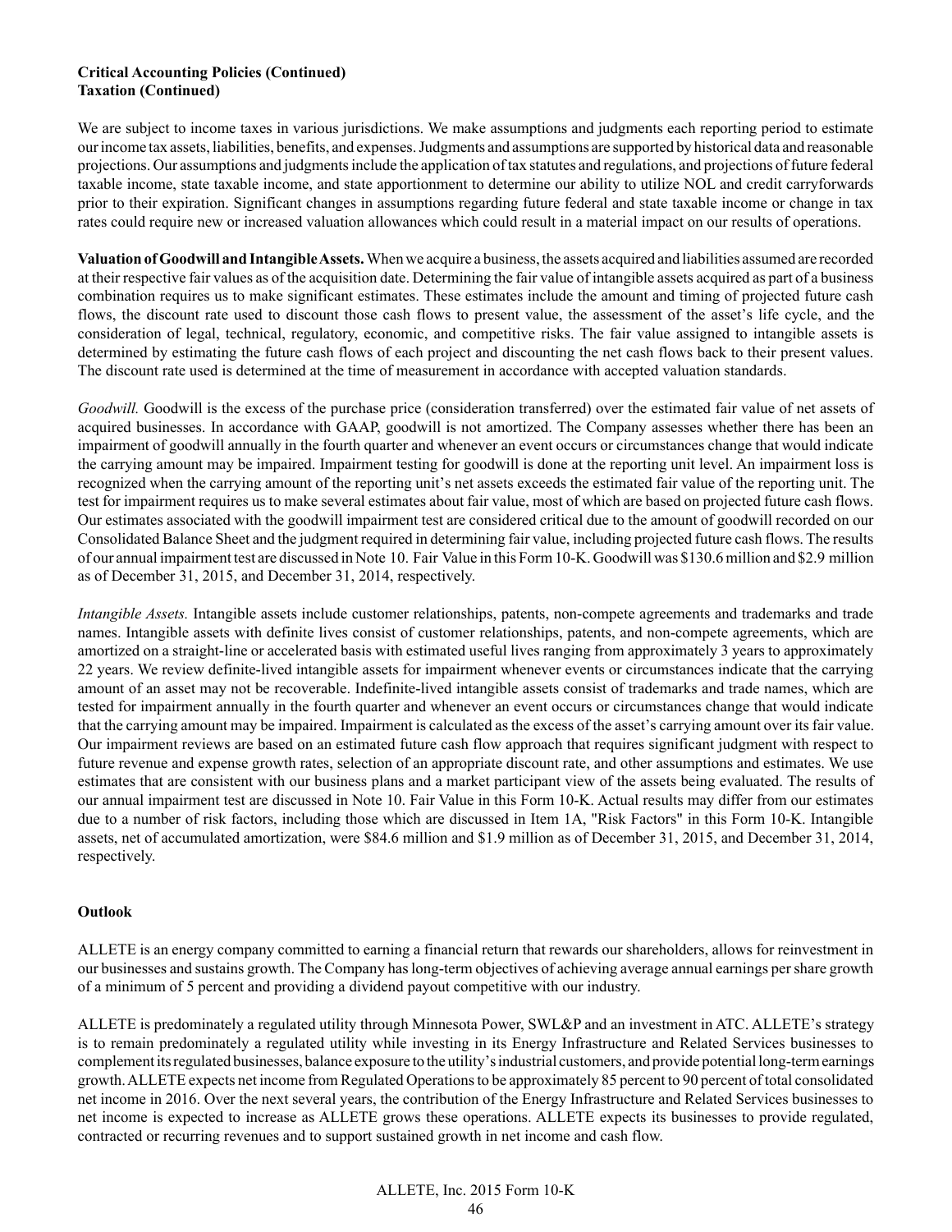**Critical Accounting Policies (Continued)**
**Taxation (Continued)**

We are subject to income taxes in various jurisdictions. We make assumptions and judgments each reporting period to estimate our income tax assets, liabilities, benefits, and expenses. Judgments and assumptions are supported by historical data and reasonable projections. Our assumptions and judgments include the application of tax statutes and regulations, and projections of future federal taxable income, state taxable income, and state apportionment to determine our ability to utilize NOL and credit carryforwards prior to their expiration. Significant changes in assumptions regarding future federal and state taxable income or change in tax rates could require new or increased valuation allowances which could result in a material impact on our results of operations.

**Valuation of Goodwill and Intangible Assets.** When we acquire a business, the assets acquired and liabilities assumed are recorded at their respective fair values as of the acquisition date. Determining the fair value of intangible assets acquired as part of a business combination requires us to make significant estimates. These estimates include the amount and timing of projected future cash flows, the discount rate used to discount those cash flows to present value, the assessment of the asset's life cycle, and the consideration of legal, technical, regulatory, economic, and competitive risks. The fair value assigned to intangible assets is determined by estimating the future cash flows of each project and discounting the net cash flows back to their present values. The discount rate used is determined at the time of measurement in accordance with accepted valuation standards.

*Goodwill.* Goodwill is the excess of the purchase price (consideration transferred) over the estimated fair value of net assets of acquired businesses. In accordance with GAAP, goodwill is not amortized. The Company assesses whether there has been an impairment of goodwill annually in the fourth quarter and whenever an event occurs or circumstances change that would indicate the carrying amount may be impaired. Impairment testing for goodwill is done at the reporting unit level. An impairment loss is recognized when the carrying amount of the reporting unit's net assets exceeds the estimated fair value of the reporting unit. The test for impairment requires us to make several estimates about fair value, most of which are based on projected future cash flows. Our estimates associated with the goodwill impairment test are considered critical due to the amount of goodwill recorded on our Consolidated Balance Sheet and the judgment required in determining fair value, including projected future cash flows. The results of our annual impairment test are discussed in Note 10. Fair Value in this Form 10-K. Goodwill was $130.6 million and $2.9 million as of December 31, 2015, and December 31, 2014, respectively.

*Intangible Assets.* Intangible assets include customer relationships, patents, non-compete agreements and trademarks and trade names. Intangible assets with definite lives consist of customer relationships, patents, and non-compete agreements, which are amortized on a straight-line or accelerated basis with estimated useful lives ranging from approximately 3 years to approximately 22 years. We review definite-lived intangible assets for impairment whenever events or circumstances indicate that the carrying amount of an asset may not be recoverable. Indefinite-lived intangible assets consist of trademarks and trade names, which are tested for impairment annually in the fourth quarter and whenever an event occurs or circumstances change that would indicate that the carrying amount may be impaired. Impairment is calculated as the excess of the asset's carrying amount over its fair value. Our impairment reviews are based on an estimated future cash flow approach that requires significant judgment with respect to future revenue and expense growth rates, selection of an appropriate discount rate, and other assumptions and estimates. We use estimates that are consistent with our business plans and a market participant view of the assets being evaluated. The results of our annual impairment test are discussed in Note 10. Fair Value in this Form 10-K. Actual results may differ from our estimates due to a number of risk factors, including those which are discussed in Item 1A, "Risk Factors" in this Form 10-K. Intangible assets, net of accumulated amortization, were $84.6 million and $1.9 million as of December 31, 2015, and December 31, 2014, respectively.

**Outlook**

ALLETE is an energy company committed to earning a financial return that rewards our shareholders, allows for reinvestment in our businesses and sustains growth. The Company has long-term objectives of achieving average annual earnings per share growth of a minimum of 5 percent and providing a dividend payout competitive with our industry.

ALLETE is predominately a regulated utility through Minnesota Power, SWL&P and an investment in ATC. ALLETE's strategy is to remain predominately a regulated utility while investing in its Energy Infrastructure and Related Services businesses to complement its regulated businesses, balance exposure to the utility's industrial customers, and provide potential long-term earnings growth. ALLETE expects net income from Regulated Operations to be approximately 85 percent to 90 percent of total consolidated net income in 2016. Over the next several years, the contribution of the Energy Infrastructure and Related Services businesses to net income is expected to increase as ALLETE grows these operations. ALLETE expects its businesses to provide regulated, contracted or recurring revenues and to support sustained growth in net income and cash flow.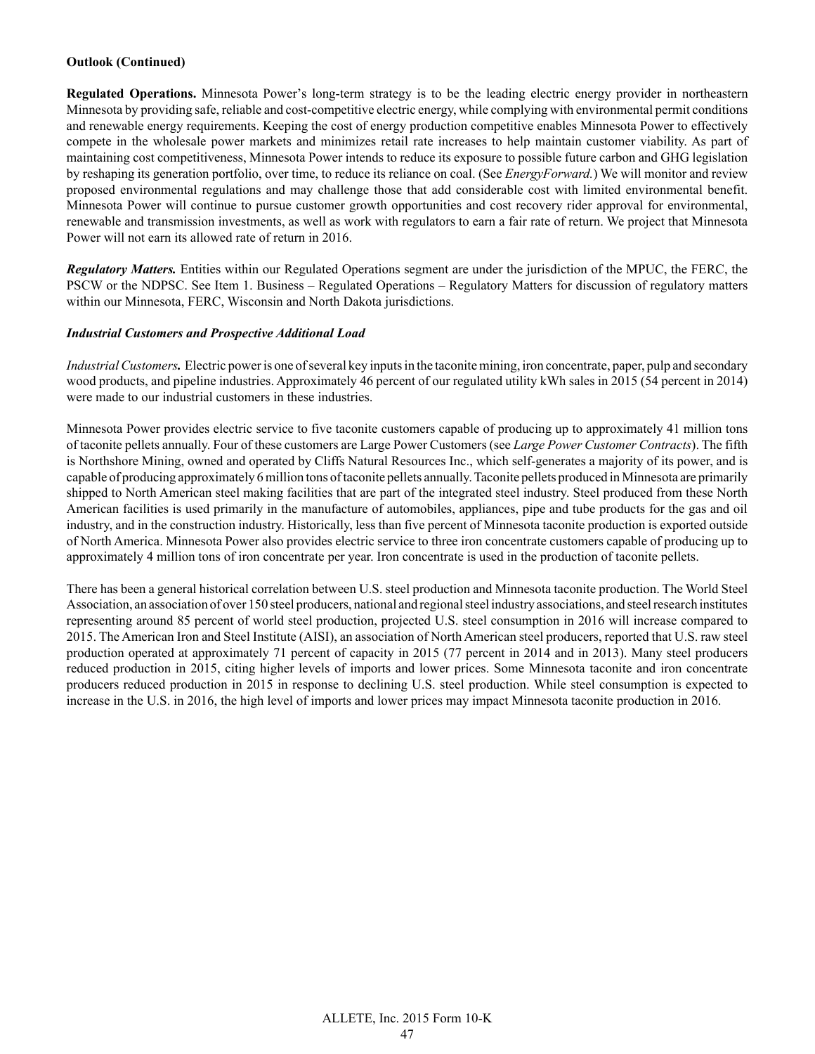**Outlook (Continued)**

**Regulated Operations.** Minnesota Power's long-term strategy is to be the leading electric energy provider in northeastern Minnesota by providing safe, reliable and cost-competitive electric energy, while complying with environmental permit conditions and renewable energy requirements. Keeping the cost of energy production competitive enables Minnesota Power to effectively compete in the wholesale power markets and minimizes retail rate increases to help maintain customer viability. As part of maintaining cost competitiveness, Minnesota Power intends to reduce its exposure to possible future carbon and GHG legislation by reshaping its generation portfolio, over time, to reduce its reliance on coal. (See *EnergyForward.*) We will monitor and review proposed environmental regulations and may challenge those that add considerable cost with limited environmental benefit. Minnesota Power will continue to pursue customer growth opportunities and cost recovery rider approval for environmental, renewable and transmission investments, as well as work with regulators to earn a fair rate of return. We project that Minnesota Power will not earn its allowed rate of return in 2016.

***Regulatory Matters.*** Entities within our Regulated Operations segment are under the jurisdiction of the MPUC, the FERC, the PSCW or the NDPSC. See Item 1. Business – Regulated Operations – Regulatory Matters for discussion of regulatory matters within our Minnesota, FERC, Wisconsin and North Dakota jurisdictions.

***Industrial Customers and Prospective Additional Load***

*Industrial Customers.* Electric power is one of several key inputs in the taconite mining, iron concentrate, paper, pulp and secondary wood products, and pipeline industries. Approximately 46 percent of our regulated utility kWh sales in 2015 (54 percent in 2014) were made to our industrial customers in these industries.

Minnesota Power provides electric service to five taconite customers capable of producing up to approximately 41 million tons of taconite pellets annually. Four of these customers are Large Power Customers (see *Large Power Customer Contracts*). The fifth is Northshore Mining, owned and operated by Cliffs Natural Resources Inc., which self-generates a majority of its power, and is capable of producing approximately 6 million tons of taconite pellets annually. Taconite pellets produced in Minnesota are primarily shipped to North American steel making facilities that are part of the integrated steel industry. Steel produced from these North American facilities is used primarily in the manufacture of automobiles, appliances, pipe and tube products for the gas and oil industry, and in the construction industry. Historically, less than five percent of Minnesota taconite production is exported outside of North America. Minnesota Power also provides electric service to three iron concentrate customers capable of producing up to approximately 4 million tons of iron concentrate per year. Iron concentrate is used in the production of taconite pellets.

There has been a general historical correlation between U.S. steel production and Minnesota taconite production. The World Steel Association, an association of over 150 steel producers, national and regional steel industry associations, and steel research institutes representing around 85 percent of world steel production, projected U.S. steel consumption in 2016 will increase compared to 2015. The American Iron and Steel Institute (AISI), an association of North American steel producers, reported that U.S. raw steel production operated at approximately 71 percent of capacity in 2015 (77 percent in 2014 and in 2013). Many steel producers reduced production in 2015, citing higher levels of imports and lower prices. Some Minnesota taconite and iron concentrate producers reduced production in 2015 in response to declining U.S. steel production. While steel consumption is expected to increase in the U.S. in 2016, the high level of imports and lower prices may impact Minnesota taconite production in 2016.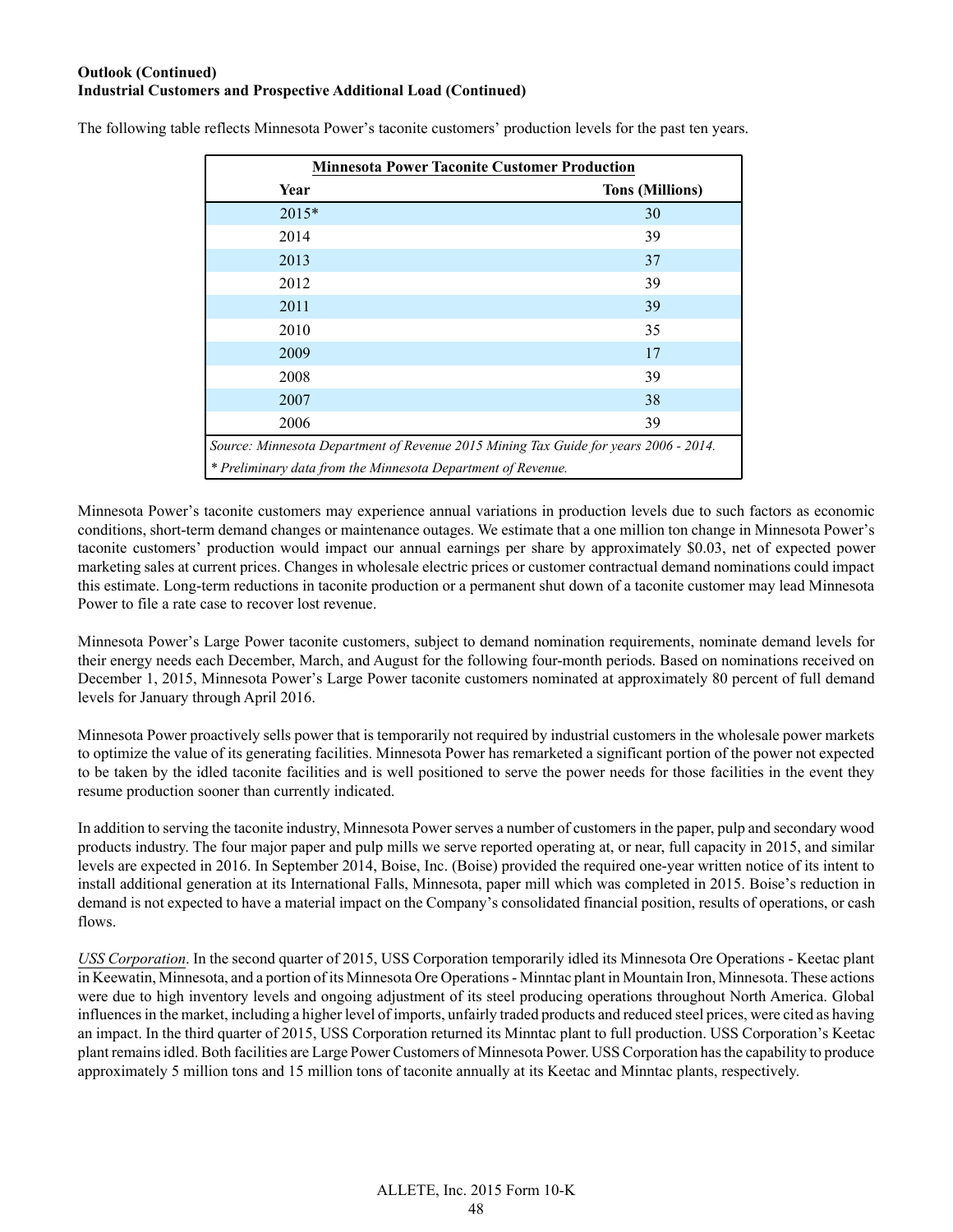**Outlook (Continued)**
**Industrial Customers and Prospective Additional Load (Continued)**

The following table reflects Minnesota Power's taconite customers' production levels for the past ten years.

| Minnesota Power Taconite Customer Production | |
|---|---|
| **Year** | **Tons (Millions)** |
| 2015* | 30 |
| 2014 | 39 |
| 2013 | 37 |
| 2012 | 39 |
| 2011 | 39 |
| 2010 | 35 |
| 2009 | 17 |
| 2008 | 39 |
| 2007 | 38 |
| 2006 | 39 |

*Source: Minnesota Department of Revenue 2015 Mining Tax Guide for years 2006 - 2014.*

*\* Preliminary data from the Minnesota Department of Revenue.*

Minnesota Power's taconite customers may experience annual variations in production levels due to such factors as economic conditions, short-term demand changes or maintenance outages. We estimate that a one million ton change in Minnesota Power's taconite customers' production would impact our annual earnings per share by approximately $0.03, net of expected power marketing sales at current prices. Changes in wholesale electric prices or customer contractual demand nominations could impact this estimate. Long-term reductions in taconite production or a permanent shut down of a taconite customer may lead Minnesota Power to file a rate case to recover lost revenue.

Minnesota Power's Large Power taconite customers, subject to demand nomination requirements, nominate demand levels for their energy needs each December, March, and August for the following four-month periods. Based on nominations received on December 1, 2015, Minnesota Power's Large Power taconite customers nominated at approximately 80 percent of full demand levels for January through April 2016.

Minnesota Power proactively sells power that is temporarily not required by industrial customers in the wholesale power markets to optimize the value of its generating facilities. Minnesota Power has remarketed a significant portion of the power not expected to be taken by the idled taconite facilities and is well positioned to serve the power needs for those facilities in the event they resume production sooner than currently indicated.

In addition to serving the taconite industry, Minnesota Power serves a number of customers in the paper, pulp and secondary wood products industry. The four major paper and pulp mills we serve reported operating at, or near, full capacity in 2015, and similar levels are expected in 2016. In September 2014, Boise, Inc. (Boise) provided the required one-year written notice of its intent to install additional generation at its International Falls, Minnesota, paper mill which was completed in 2015. Boise's reduction in demand is not expected to have a material impact on the Company's consolidated financial position, results of operations, or cash flows.

*USS Corporation*. In the second quarter of 2015, USS Corporation temporarily idled its Minnesota Ore Operations - Keetac plant in Keewatin, Minnesota, and a portion of its Minnesota Ore Operations - Minntac plant in Mountain Iron, Minnesota. These actions were due to high inventory levels and ongoing adjustment of its steel producing operations throughout North America. Global influences in the market, including a higher level of imports, unfairly traded products and reduced steel prices, were cited as having an impact. In the third quarter of 2015, USS Corporation returned its Minntac plant to full production. USS Corporation's Keetac plant remains idled. Both facilities are Large Power Customers of Minnesota Power. USS Corporation has the capability to produce approximately 5 million tons and 15 million tons of taconite annually at its Keetac and Minntac plants, respectively.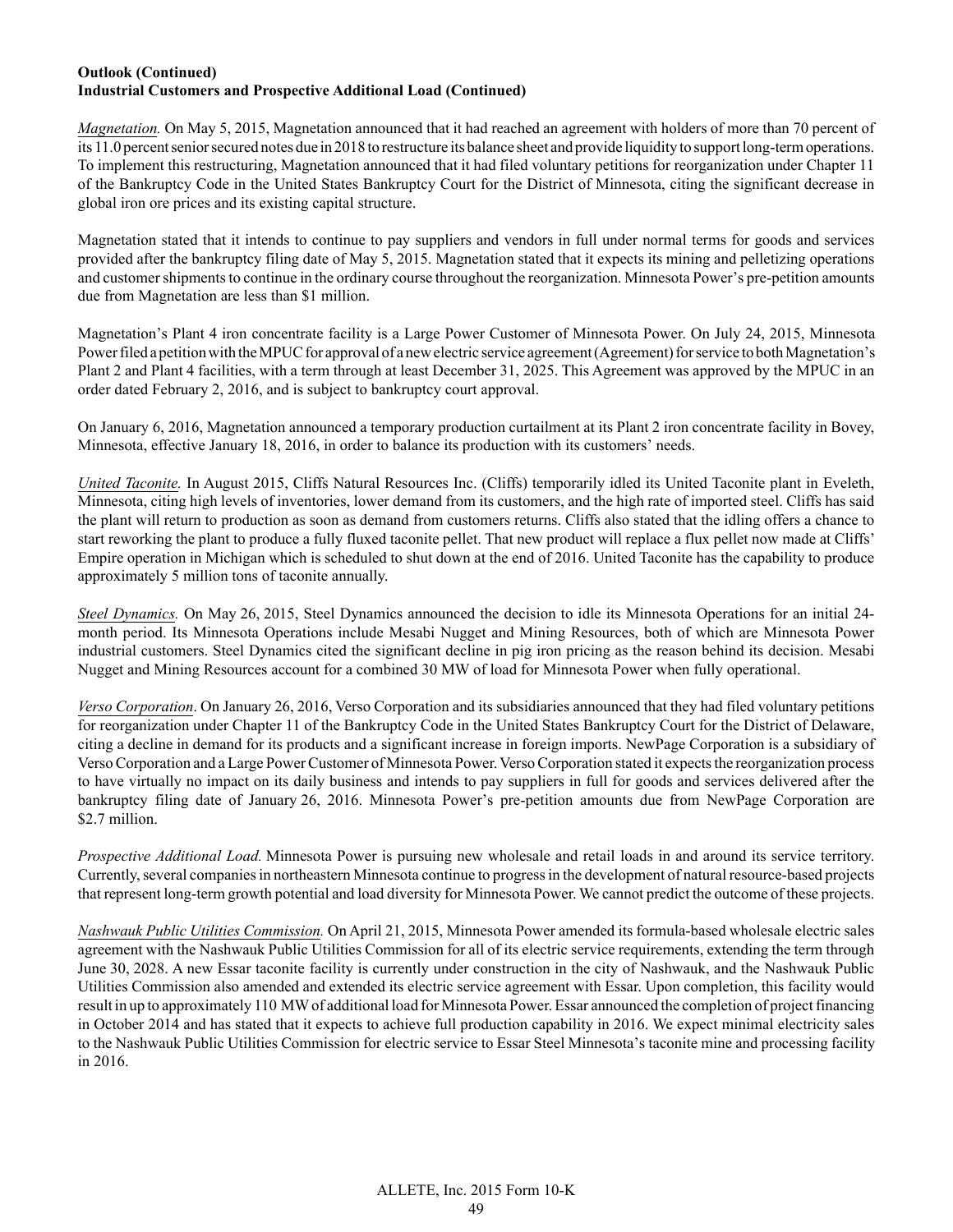**Outlook (Continued)**
**Industrial Customers and Prospective Additional Load (Continued)**

*Magnetation.* On May 5, 2015, Magnetation announced that it had reached an agreement with holders of more than 70 percent of its 11.0 percent senior secured notes due in 2018 to restructure its balance sheet and provide liquidity to support long-term operations. To implement this restructuring, Magnetation announced that it had filed voluntary petitions for reorganization under Chapter 11 of the Bankruptcy Code in the United States Bankruptcy Court for the District of Minnesota, citing the significant decrease in global iron ore prices and its existing capital structure.

Magnetation stated that it intends to continue to pay suppliers and vendors in full under normal terms for goods and services provided after the bankruptcy filing date of May 5, 2015. Magnetation stated that it expects its mining and pelletizing operations and customer shipments to continue in the ordinary course throughout the reorganization. Minnesota Power's pre-petition amounts due from Magnetation are less than $1 million.

Magnetation's Plant 4 iron concentrate facility is a Large Power Customer of Minnesota Power. On July 24, 2015, Minnesota Power filed a petition with the MPUC for approval of a new electric service agreement (Agreement) for service to both Magnetation's Plant 2 and Plant 4 facilities, with a term through at least December 31, 2025. This Agreement was approved by the MPUC in an order dated February 2, 2016, and is subject to bankruptcy court approval.

On January 6, 2016, Magnetation announced a temporary production curtailment at its Plant 2 iron concentrate facility in Bovey, Minnesota, effective January 18, 2016, in order to balance its production with its customers' needs.

*United Taconite.* In August 2015, Cliffs Natural Resources Inc. (Cliffs) temporarily idled its United Taconite plant in Eveleth, Minnesota, citing high levels of inventories, lower demand from its customers, and the high rate of imported steel. Cliffs has said the plant will return to production as soon as demand from customers returns. Cliffs also stated that the idling offers a chance to start reworking the plant to produce a fully fluxed taconite pellet. That new product will replace a flux pellet now made at Cliffs' Empire operation in Michigan which is scheduled to shut down at the end of 2016. United Taconite has the capability to produce approximately 5 million tons of taconite annually.

*Steel Dynamics.* On May 26, 2015, Steel Dynamics announced the decision to idle its Minnesota Operations for an initial 24-month period. Its Minnesota Operations include Mesabi Nugget and Mining Resources, both of which are Minnesota Power industrial customers. Steel Dynamics cited the significant decline in pig iron pricing as the reason behind its decision. Mesabi Nugget and Mining Resources account for a combined 30 MW of load for Minnesota Power when fully operational.

*Verso Corporation*. On January 26, 2016, Verso Corporation and its subsidiaries announced that they had filed voluntary petitions for reorganization under Chapter 11 of the Bankruptcy Code in the United States Bankruptcy Court for the District of Delaware, citing a decline in demand for its products and a significant increase in foreign imports. NewPage Corporation is a subsidiary of Verso Corporation and a Large Power Customer of Minnesota Power. Verso Corporation stated it expects the reorganization process to have virtually no impact on its daily business and intends to pay suppliers in full for goods and services delivered after the bankruptcy filing date of January 26, 2016. Minnesota Power's pre-petition amounts due from NewPage Corporation are $2.7 million.

*Prospective Additional Load.* Minnesota Power is pursuing new wholesale and retail loads in and around its service territory. Currently, several companies in northeastern Minnesota continue to progress in the development of natural resource-based projects that represent long-term growth potential and load diversity for Minnesota Power. We cannot predict the outcome of these projects.

*Nashwauk Public Utilities Commission.* On April 21, 2015, Minnesota Power amended its formula-based wholesale electric sales agreement with the Nashwauk Public Utilities Commission for all of its electric service requirements, extending the term through June 30, 2028. A new Essar taconite facility is currently under construction in the city of Nashwauk, and the Nashwauk Public Utilities Commission also amended and extended its electric service agreement with Essar. Upon completion, this facility would result in up to approximately 110 MW of additional load for Minnesota Power. Essar announced the completion of project financing in October 2014 and has stated that it expects to achieve full production capability in 2016. We expect minimal electricity sales to the Nashwauk Public Utilities Commission for electric service to Essar Steel Minnesota's taconite mine and processing facility in 2016.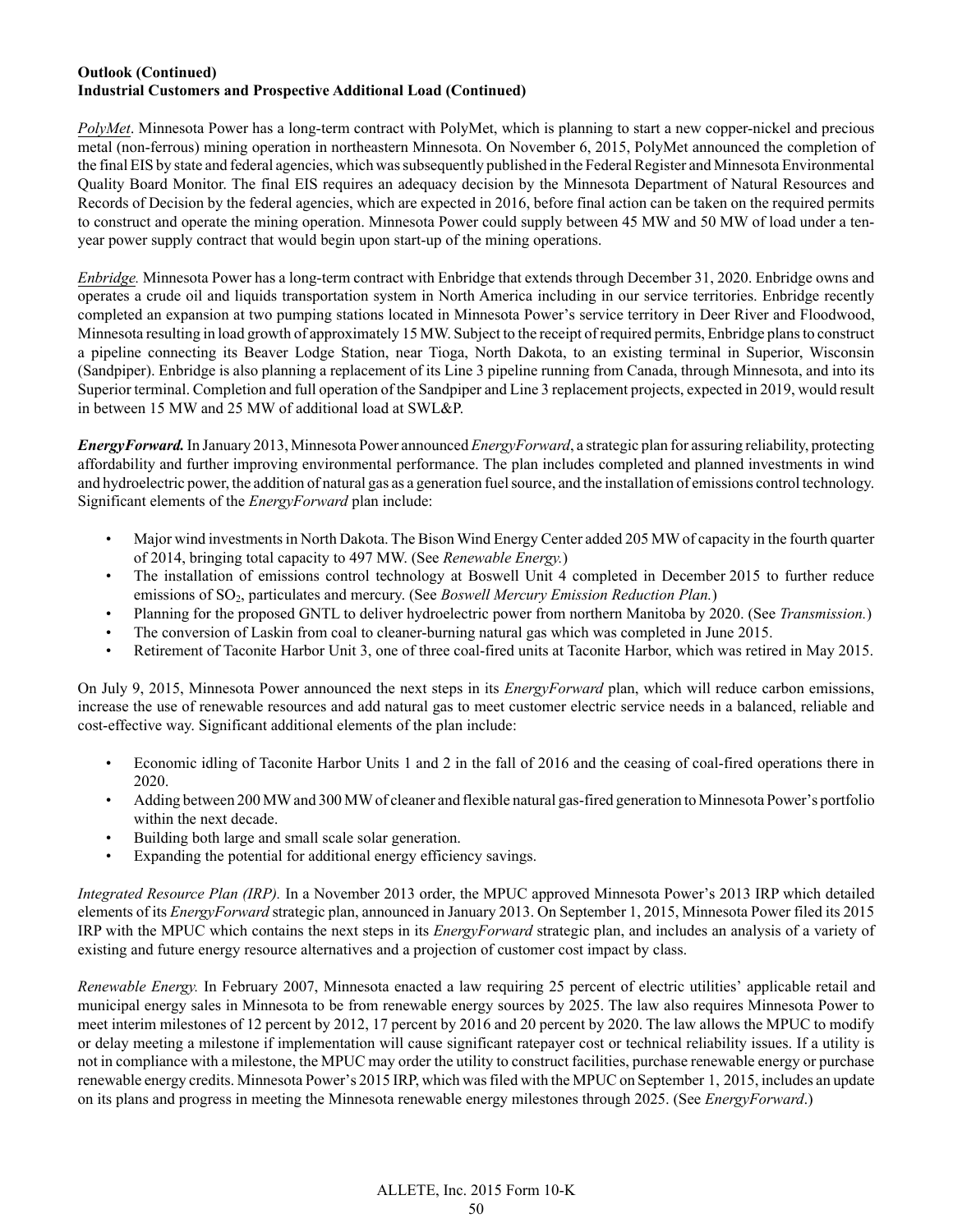**Outlook (Continued)**
**Industrial Customers and Prospective Additional Load (Continued)**

*PolyMet*. Minnesota Power has a long-term contract with PolyMet, which is planning to start a new copper-nickel and precious metal (non-ferrous) mining operation in northeastern Minnesota. On November 6, 2015, PolyMet announced the completion of the final EIS by state and federal agencies, which was subsequently published in the Federal Register and Minnesota Environmental Quality Board Monitor. The final EIS requires an adequacy decision by the Minnesota Department of Natural Resources and Records of Decision by the federal agencies, which are expected in 2016, before final action can be taken on the required permits to construct and operate the mining operation. Minnesota Power could supply between 45 MW and 50 MW of load under a ten-year power supply contract that would begin upon start-up of the mining operations.

*Enbridge.* Minnesota Power has a long-term contract with Enbridge that extends through December 31, 2020. Enbridge owns and operates a crude oil and liquids transportation system in North America including in our service territories. Enbridge recently completed an expansion at two pumping stations located in Minnesota Power's service territory in Deer River and Floodwood, Minnesota resulting in load growth of approximately 15 MW. Subject to the receipt of required permits, Enbridge plans to construct a pipeline connecting its Beaver Lodge Station, near Tioga, North Dakota, to an existing terminal in Superior, Wisconsin (Sandpiper). Enbridge is also planning a replacement of its Line 3 pipeline running from Canada, through Minnesota, and into its Superior terminal. Completion and full operation of the Sandpiper and Line 3 replacement projects, expected in 2019, would result in between 15 MW and 25 MW of additional load at SWL&P.

***EnergyForward.*** In January 2013, Minnesota Power announced *EnergyForward*, a strategic plan for assuring reliability, protecting affordability and further improving environmental performance. The plan includes completed and planned investments in wind and hydroelectric power, the addition of natural gas as a generation fuel source, and the installation of emissions control technology. Significant elements of the *EnergyForward* plan include:

- Major wind investments in North Dakota. The Bison Wind Energy Center added 205 MW of capacity in the fourth quarter of 2014, bringing total capacity to 497 MW. (See *Renewable Energy.*)
- The installation of emissions control technology at Boswell Unit 4 completed in December 2015 to further reduce emissions of $SO_2$, particulates and mercury. (See *Boswell Mercury Emission Reduction Plan.*)
- Planning for the proposed GNTL to deliver hydroelectric power from northern Manitoba by 2020. (See *Transmission.*)
- The conversion of Laskin from coal to cleaner-burning natural gas which was completed in June 2015.
- Retirement of Taconite Harbor Unit 3, one of three coal-fired units at Taconite Harbor, which was retired in May 2015.

On July 9, 2015, Minnesota Power announced the next steps in its *EnergyForward* plan, which will reduce carbon emissions, increase the use of renewable resources and add natural gas to meet customer electric service needs in a balanced, reliable and cost-effective way. Significant additional elements of the plan include:

- Economic idling of Taconite Harbor Units 1 and 2 in the fall of 2016 and the ceasing of coal-fired operations there in 2020.
- Adding between 200 MW and 300 MW of cleaner and flexible natural gas-fired generation to Minnesota Power's portfolio within the next decade.
- Building both large and small scale solar generation.
- Expanding the potential for additional energy efficiency savings.

*Integrated Resource Plan (IRP).* In a November 2013 order, the MPUC approved Minnesota Power's 2013 IRP which detailed elements of its *EnergyForward* strategic plan, announced in January 2013. On September 1, 2015, Minnesota Power filed its 2015 IRP with the MPUC which contains the next steps in its *EnergyForward* strategic plan, and includes an analysis of a variety of existing and future energy resource alternatives and a projection of customer cost impact by class.

*Renewable Energy.* In February 2007, Minnesota enacted a law requiring 25 percent of electric utilities' applicable retail and municipal energy sales in Minnesota to be from renewable energy sources by 2025. The law also requires Minnesota Power to meet interim milestones of 12 percent by 2012, 17 percent by 2016 and 20 percent by 2020. The law allows the MPUC to modify or delay meeting a milestone if implementation will cause significant ratepayer cost or technical reliability issues. If a utility is not in compliance with a milestone, the MPUC may order the utility to construct facilities, purchase renewable energy or purchase renewable energy credits. Minnesota Power's 2015 IRP, which was filed with the MPUC on September 1, 2015, includes an update on its plans and progress in meeting the Minnesota renewable energy milestones through 2025. (See *EnergyForward*.)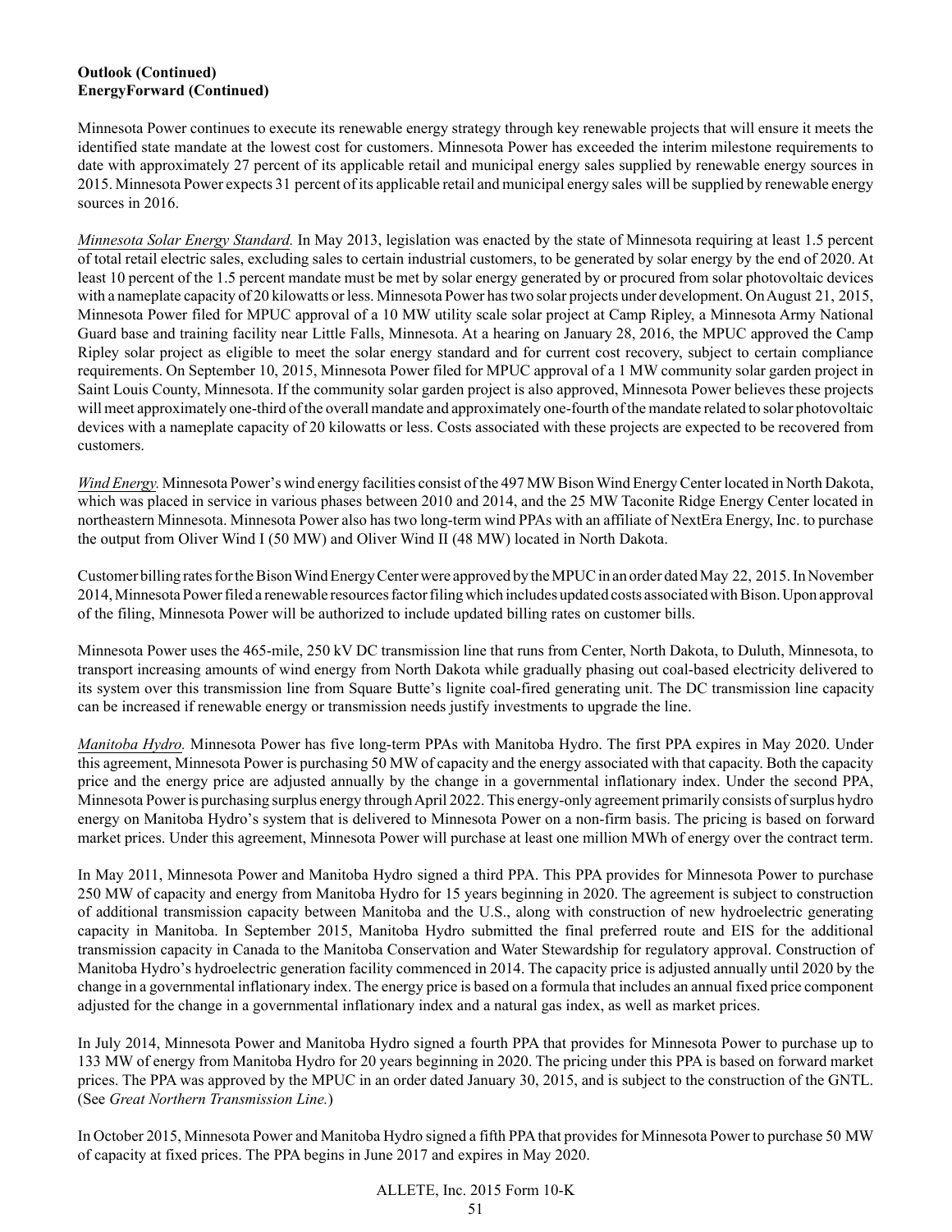**Outlook (Continued)**
**EnergyForward (Continued)**

Minnesota Power continues to execute its renewable energy strategy through key renewable projects that will ensure it meets the identified state mandate at the lowest cost for customers. Minnesota Power has exceeded the interim milestone requirements to date with approximately 27 percent of its applicable retail and municipal energy sales supplied by renewable energy sources in 2015. Minnesota Power expects 31 percent of its applicable retail and municipal energy sales will be supplied by renewable energy sources in 2016.

_Minnesota Solar Energy Standard._ In May 2013, legislation was enacted by the state of Minnesota requiring at least 1.5 percent of total retail electric sales, excluding sales to certain industrial customers, to be generated by solar energy by the end of 2020. At least 10 percent of the 1.5 percent mandate must be met by solar energy generated by or procured from solar photovoltaic devices with a nameplate capacity of 20 kilowatts or less. Minnesota Power has two solar projects under development. On August 21, 2015, Minnesota Power filed for MPUC approval of a 10 MW utility scale solar project at Camp Ripley, a Minnesota Army National Guard base and training facility near Little Falls, Minnesota. At a hearing on January 28, 2016, the MPUC approved the Camp Ripley solar project as eligible to meet the solar energy standard and for current cost recovery, subject to certain compliance requirements. On September 10, 2015, Minnesota Power filed for MPUC approval of a 1 MW community solar garden project in Saint Louis County, Minnesota. If the community solar garden project is also approved, Minnesota Power believes these projects will meet approximately one-third of the overall mandate and approximately one-fourth of the mandate related to solar photovoltaic devices with a nameplate capacity of 20 kilowatts or less. Costs associated with these projects are expected to be recovered from customers.

_Wind Energy._ Minnesota Power's wind energy facilities consist of the 497 MW Bison Wind Energy Center located in North Dakota, which was placed in service in various phases between 2010 and 2014, and the 25 MW Taconite Ridge Energy Center located in northeastern Minnesota. Minnesota Power also has two long-term wind PPAs with an affiliate of NextEra Energy, Inc. to purchase the output from Oliver Wind I (50 MW) and Oliver Wind II (48 MW) located in North Dakota.

Customer billing rates for the Bison Wind Energy Center were approved by the MPUC in an order dated May 22, 2015. In November 2014, Minnesota Power filed a renewable resources factor filing which includes updated costs associated with Bison. Upon approval of the filing, Minnesota Power will be authorized to include updated billing rates on customer bills.

Minnesota Power uses the 465-mile, 250 kV DC transmission line that runs from Center, North Dakota, to Duluth, Minnesota, to transport increasing amounts of wind energy from North Dakota while gradually phasing out coal-based electricity delivered to its system over this transmission line from Square Butte's lignite coal-fired generating unit. The DC transmission line capacity can be increased if renewable energy or transmission needs justify investments to upgrade the line.

_Manitoba Hydro._ Minnesota Power has five long-term PPAs with Manitoba Hydro. The first PPA expires in May 2020. Under this agreement, Minnesota Power is purchasing 50 MW of capacity and the energy associated with that capacity. Both the capacity price and the energy price are adjusted annually by the change in a governmental inflationary index. Under the second PPA, Minnesota Power is purchasing surplus energy through April 2022. This energy-only agreement primarily consists of surplus hydro energy on Manitoba Hydro's system that is delivered to Minnesota Power on a non-firm basis. The pricing is based on forward market prices. Under this agreement, Minnesota Power will purchase at least one million MWh of energy over the contract term.

In May 2011, Minnesota Power and Manitoba Hydro signed a third PPA. This PPA provides for Minnesota Power to purchase 250 MW of capacity and energy from Manitoba Hydro for 15 years beginning in 2020. The agreement is subject to construction of additional transmission capacity between Manitoba and the U.S., along with construction of new hydroelectric generating capacity in Manitoba. In September 2015, Manitoba Hydro submitted the final preferred route and EIS for the additional transmission capacity in Canada to the Manitoba Conservation and Water Stewardship for regulatory approval. Construction of Manitoba Hydro's hydroelectric generation facility commenced in 2014. The capacity price is adjusted annually until 2020 by the change in a governmental inflationary index. The energy price is based on a formula that includes an annual fixed price component adjusted for the change in a governmental inflationary index and a natural gas index, as well as market prices.

In July 2014, Minnesota Power and Manitoba Hydro signed a fourth PPA that provides for Minnesota Power to purchase up to 133 MW of energy from Manitoba Hydro for 20 years beginning in 2020. The pricing under this PPA is based on forward market prices. The PPA was approved by the MPUC in an order dated January 30, 2015, and is subject to the construction of the GNTL. (See _Great Northern Transmission Line._)

In October 2015, Minnesota Power and Manitoba Hydro signed a fifth PPA that provides for Minnesota Power to purchase 50 MW of capacity at fixed prices. The PPA begins in June 2017 and expires in May 2020.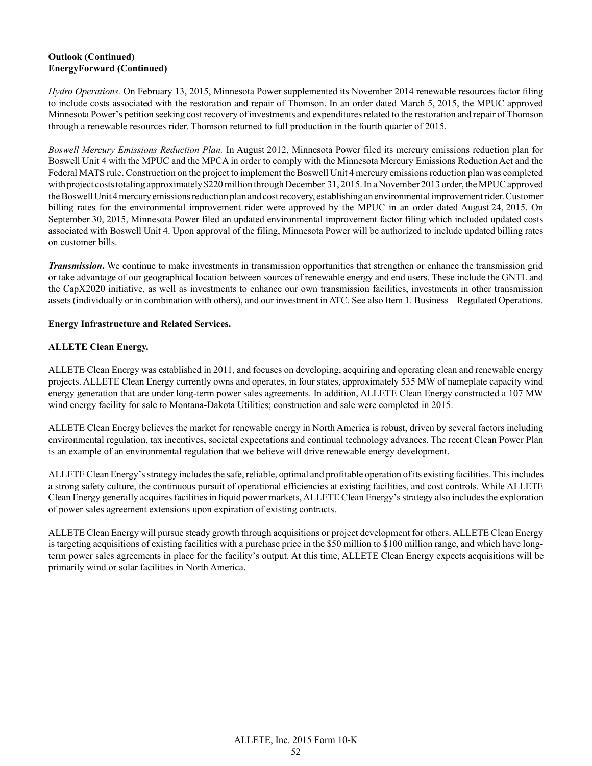**Outlook (Continued)**
**EnergyForward (Continued)**

*Hydro Operations.* On February 13, 2015, Minnesota Power supplemented its November 2014 renewable resources factor filing to include costs associated with the restoration and repair of Thomson. In an order dated March 5, 2015, the MPUC approved Minnesota Power's petition seeking cost recovery of investments and expenditures related to the restoration and repair of Thomson through a renewable resources rider. Thomson returned to full production in the fourth quarter of 2015.

*Boswell Mercury Emissions Reduction Plan.* In August 2012, Minnesota Power filed its mercury emissions reduction plan for Boswell Unit 4 with the MPUC and the MPCA in order to comply with the Minnesota Mercury Emissions Reduction Act and the Federal MATS rule. Construction on the project to implement the Boswell Unit 4 mercury emissions reduction plan was completed with project costs totaling approximately $220 million through December 31, 2015. In a November 2013 order, the MPUC approved the Boswell Unit 4 mercury emissions reduction plan and cost recovery, establishing an environmental improvement rider. Customer billing rates for the environmental improvement rider were approved by the MPUC in an order dated August 24, 2015. On September 30, 2015, Minnesota Power filed an updated environmental improvement factor filing which included updated costs associated with Boswell Unit 4. Upon approval of the filing, Minnesota Power will be authorized to include updated billing rates on customer bills.

***Transmission*.** We continue to make investments in transmission opportunities that strengthen or enhance the transmission grid or take advantage of our geographical location between sources of renewable energy and end users. These include the GNTL and the CapX2020 initiative, as well as investments to enhance our own transmission facilities, investments in other transmission assets (individually or in combination with others), and our investment in ATC. See also Item 1. Business – Regulated Operations.

**Energy Infrastructure and Related Services.**

**ALLETE Clean Energy.**

ALLETE Clean Energy was established in 2011, and focuses on developing, acquiring and operating clean and renewable energy projects. ALLETE Clean Energy currently owns and operates, in four states, approximately 535 MW of nameplate capacity wind energy generation that are under long-term power sales agreements. In addition, ALLETE Clean Energy constructed a 107 MW wind energy facility for sale to Montana-Dakota Utilities; construction and sale were completed in 2015.

ALLETE Clean Energy believes the market for renewable energy in North America is robust, driven by several factors including environmental regulation, tax incentives, societal expectations and continual technology advances. The recent Clean Power Plan is an example of an environmental regulation that we believe will drive renewable energy development.

ALLETE Clean Energy's strategy includes the safe, reliable, optimal and profitable operation of its existing facilities. This includes a strong safety culture, the continuous pursuit of operational efficiencies at existing facilities, and cost controls. While ALLETE Clean Energy generally acquires facilities in liquid power markets, ALLETE Clean Energy's strategy also includes the exploration of power sales agreement extensions upon expiration of existing contracts.

ALLETE Clean Energy will pursue steady growth through acquisitions or project development for others. ALLETE Clean Energy is targeting acquisitions of existing facilities with a purchase price in the $50 million to $100 million range, and which have long-term power sales agreements in place for the facility's output. At this time, ALLETE Clean Energy expects acquisitions will be primarily wind or solar facilities in North America.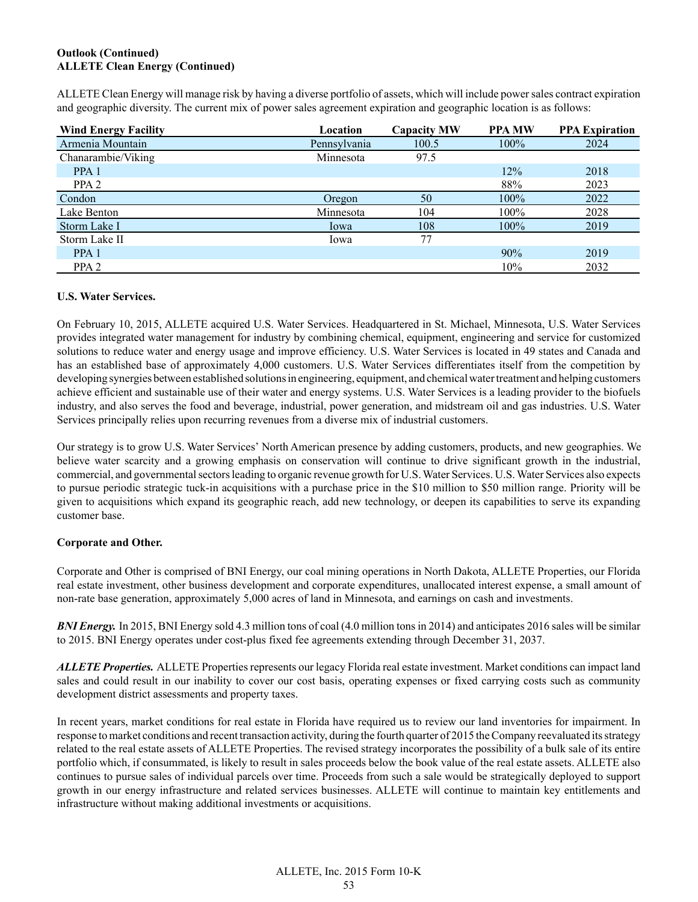**Outlook (Continued)**
**ALLETE Clean Energy (Continued)**

ALLETE Clean Energy will manage risk by having a diverse portfolio of assets, which will include power sales contract expiration and geographic diversity. The current mix of power sales agreement expiration and geographic location is as follows:

| Wind Energy Facility | Location | Capacity MW | PPA MW | PPA Expiration |
|---|---|---|---|---|
| Armenia Mountain | Pennsylvania | 100.5 | 100% | 2024 |
| Chanarambie/Viking | Minnesota | 97.5 | | |
| PPA 1 | | | 12% | 2018 |
| PPA 2 | | | 88% | 2023 |
| Condon | Oregon | 50 | 100% | 2022 |
| Lake Benton | Minnesota | 104 | 100% | 2028 |
| Storm Lake I | Iowa | 108 | 100% | 2019 |
| Storm Lake II | Iowa | 77 | | |
| PPA 1 | | | 90% | 2019 |
| PPA 2 | | | 10% | 2032 |

**U.S. Water Services.**

On February 10, 2015, ALLETE acquired U.S. Water Services. Headquartered in St. Michael, Minnesota, U.S. Water Services provides integrated water management for industry by combining chemical, equipment, engineering and service for customized solutions to reduce water and energy usage and improve efficiency. U.S. Water Services is located in 49 states and Canada and has an established base of approximately 4,000 customers. U.S. Water Services differentiates itself from the competition by developing synergies between established solutions in engineering, equipment, and chemical water treatment and helping customers achieve efficient and sustainable use of their water and energy systems. U.S. Water Services is a leading provider to the biofuels industry, and also serves the food and beverage, industrial, power generation, and midstream oil and gas industries. U.S. Water Services principally relies upon recurring revenues from a diverse mix of industrial customers.

Our strategy is to grow U.S. Water Services' North American presence by adding customers, products, and new geographies. We believe water scarcity and a growing emphasis on conservation will continue to drive significant growth in the industrial, commercial, and governmental sectors leading to organic revenue growth for U.S. Water Services. U.S. Water Services also expects to pursue periodic strategic tuck-in acquisitions with a purchase price in the $10 million to $50 million range. Priority will be given to acquisitions which expand its geographic reach, add new technology, or deepen its capabilities to serve its expanding customer base.

**Corporate and Other.**

Corporate and Other is comprised of BNI Energy, our coal mining operations in North Dakota, ALLETE Properties, our Florida real estate investment, other business development and corporate expenditures, unallocated interest expense, a small amount of non-rate base generation, approximately 5,000 acres of land in Minnesota, and earnings on cash and investments.

***BNI Energy.*** In 2015, BNI Energy sold 4.3 million tons of coal (4.0 million tons in 2014) and anticipates 2016 sales will be similar to 2015. BNI Energy operates under cost-plus fixed fee agreements extending through December 31, 2037.

***ALLETE Properties.*** ALLETE Properties represents our legacy Florida real estate investment. Market conditions can impact land sales and could result in our inability to cover our cost basis, operating expenses or fixed carrying costs such as community development district assessments and property taxes.

In recent years, market conditions for real estate in Florida have required us to review our land inventories for impairment. In response to market conditions and recent transaction activity, during the fourth quarter of 2015 the Company reevaluated its strategy related to the real estate assets of ALLETE Properties. The revised strategy incorporates the possibility of a bulk sale of its entire portfolio which, if consummated, is likely to result in sales proceeds below the book value of the real estate assets. ALLETE also continues to pursue sales of individual parcels over time. Proceeds from such a sale would be strategically deployed to support growth in our energy infrastructure and related services businesses. ALLETE will continue to maintain key entitlements and infrastructure without making additional investments or acquisitions.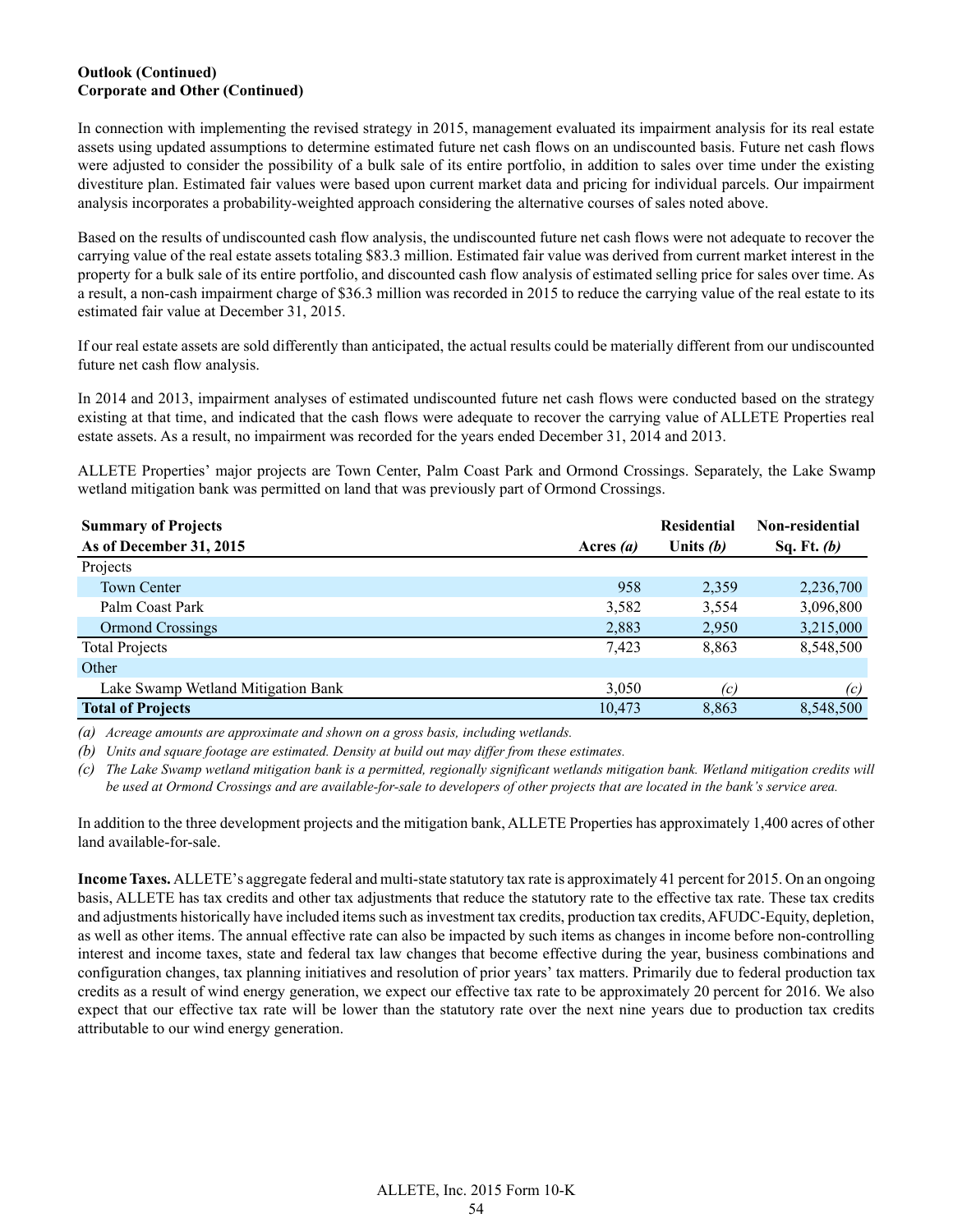**Outlook (Continued)**
**Corporate and Other (Continued)**

In connection with implementing the revised strategy in 2015, management evaluated its impairment analysis for its real estate assets using updated assumptions to determine estimated future net cash flows on an undiscounted basis. Future net cash flows were adjusted to consider the possibility of a bulk sale of its entire portfolio, in addition to sales over time under the existing divestiture plan. Estimated fair values were based upon current market data and pricing for individual parcels. Our impairment analysis incorporates a probability-weighted approach considering the alternative courses of sales noted above.

Based on the results of undiscounted cash flow analysis, the undiscounted future net cash flows were not adequate to recover the carrying value of the real estate assets totaling $83.3 million. Estimated fair value was derived from current market interest in the property for a bulk sale of its entire portfolio, and discounted cash flow analysis of estimated selling price for sales over time. As a result, a non-cash impairment charge of $36.3 million was recorded in 2015 to reduce the carrying value of the real estate to its estimated fair value at December 31, 2015.

If our real estate assets are sold differently than anticipated, the actual results could be materially different from our undiscounted future net cash flow analysis.

In 2014 and 2013, impairment analyses of estimated undiscounted future net cash flows were conducted based on the strategy existing at that time, and indicated that the cash flows were adequate to recover the carrying value of ALLETE Properties real estate assets. As a result, no impairment was recorded for the years ended December 31, 2014 and 2013.

ALLETE Properties' major projects are Town Center, Palm Coast Park and Ormond Crossings. Separately, the Lake Swamp wetland mitigation bank was permitted on land that was previously part of Ormond Crossings.

| **Summary of Projects<br>As of December 31, 2015** | **Acres *(a)*** | **Residential Units *(b)*** | **Non-residential Sq. Ft. *(b)*** |
|---|---|---|---|
| Projects | | | |
| Town Center | 958 | 2,359 | 2,236,700 |
| Palm Coast Park | 3,582 | 3,554 | 3,096,800 |
| Ormond Crossings | 2,883 | 2,950 | 3,215,000 |
| Total Projects | 7,423 | 8,863 | 8,548,500 |
| Other | | | |
| Lake Swamp Wetland Mitigation Bank | 3,050 | *(c)* | *(c)* |
| **Total of Projects** | 10,473 | 8,863 | 8,548,500 |

*(a) Acreage amounts are approximate and shown on a gross basis, including wetlands.*

*(b) Units and square footage are estimated. Density at build out may differ from these estimates.*

*(c) The Lake Swamp wetland mitigation bank is a permitted, regionally significant wetlands mitigation bank. Wetland mitigation credits will be used at Ormond Crossings and are available-for-sale to developers of other projects that are located in the bank's service area.*

In addition to the three development projects and the mitigation bank, ALLETE Properties has approximately 1,400 acres of other land available-for-sale.

**Income Taxes.** ALLETE's aggregate federal and multi-state statutory tax rate is approximately 41 percent for 2015. On an ongoing basis, ALLETE has tax credits and other tax adjustments that reduce the statutory rate to the effective tax rate. These tax credits and adjustments historically have included items such as investment tax credits, production tax credits, AFUDC-Equity, depletion, as well as other items. The annual effective rate can also be impacted by such items as changes in income before non-controlling interest and income taxes, state and federal tax law changes that become effective during the year, business combinations and configuration changes, tax planning initiatives and resolution of prior years' tax matters. Primarily due to federal production tax credits as a result of wind energy generation, we expect our effective tax rate to be approximately 20 percent for 2016. We also expect that our effective tax rate will be lower than the statutory rate over the next nine years due to production tax credits attributable to our wind energy generation.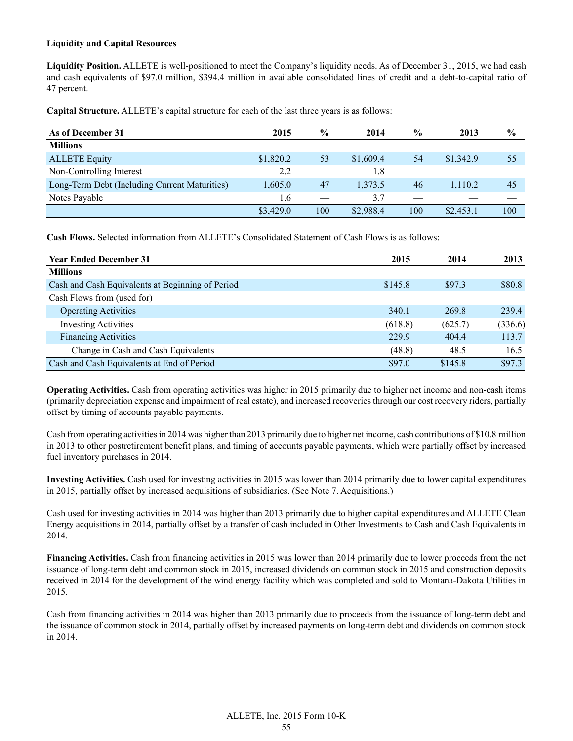**Liquidity and Capital Resources**

**Liquidity Position.** ALLETE is well-positioned to meet the Company's liquidity needs. As of December 31, 2015, we had cash and cash equivalents of $97.0 million, $394.4 million in available consolidated lines of credit and a debt-to-capital ratio of 47 percent.

**Capital Structure.** ALLETE's capital structure for each of the last three years is as follows:

| As of December 31 | 2015 | % | 2014 | % | 2013 | % |
|---|---|---|---|---|---|---|
| **Millions** | | | | | | |
| ALLETE Equity | $1,820.2 | 53 | $1,609.4 | 54 | $1,342.9 | 55 |
| Non-Controlling Interest | 2.2 | — | 1.8 | — | — | — |
| Long-Term Debt (Including Current Maturities) | 1,605.0 | 47 | 1,373.5 | 46 | 1,110.2 | 45 |
| Notes Payable | 1.6 | — | 3.7 | — | — | — |
| | $3,429.0 | 100 | $2,988.4 | 100 | $2,453.1 | 100 |

**Cash Flows.** Selected information from ALLETE's Consolidated Statement of Cash Flows is as follows:

| Year Ended December 31 | 2015 | 2014 | 2013 |
|---|---|---|---|
| **Millions** | | | |
| Cash and Cash Equivalents at Beginning of Period | $145.8 | $97.3 | $80.8 |
| Cash Flows from (used for) | | | |
| Operating Activities | 340.1 | 269.8 | 239.4 |
| Investing Activities | (618.8) | (625.7) | (336.6) |
| Financing Activities | 229.9 | 404.4 | 113.7 |
| Change in Cash and Cash Equivalents | (48.8) | 48.5 | 16.5 |
| Cash and Cash Equivalents at End of Period | $97.0 | $145.8 | $97.3 |

**Operating Activities.** Cash from operating activities was higher in 2015 primarily due to higher net income and non-cash items (primarily depreciation expense and impairment of real estate), and increased recoveries through our cost recovery riders, partially offset by timing of accounts payable payments.

Cash from operating activities in 2014 was higher than 2013 primarily due to higher net income, cash contributions of $10.8 million in 2013 to other postretirement benefit plans, and timing of accounts payable payments, which were partially offset by increased fuel inventory purchases in 2014.

**Investing Activities.** Cash used for investing activities in 2015 was lower than 2014 primarily due to lower capital expenditures in 2015, partially offset by increased acquisitions of subsidiaries. (See Note 7. Acquisitions.)

Cash used for investing activities in 2014 was higher than 2013 primarily due to higher capital expenditures and ALLETE Clean Energy acquisitions in 2014, partially offset by a transfer of cash included in Other Investments to Cash and Cash Equivalents in 2014.

**Financing Activities.** Cash from financing activities in 2015 was lower than 2014 primarily due to lower proceeds from the net issuance of long-term debt and common stock in 2015, increased dividends on common stock in 2015 and construction deposits received in 2014 for the development of the wind energy facility which was completed and sold to Montana-Dakota Utilities in 2015.

Cash from financing activities in 2014 was higher than 2013 primarily due to proceeds from the issuance of long-term debt and the issuance of common stock in 2014, partially offset by increased payments on long-term debt and dividends on common stock in 2014.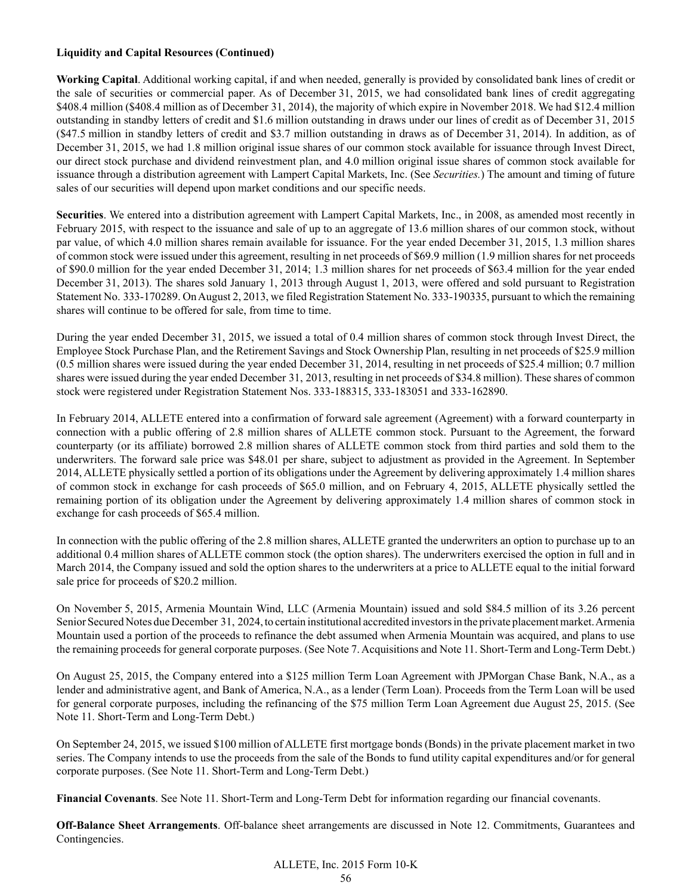**Liquidity and Capital Resources (Continued)**

**Working Capital**. Additional working capital, if and when needed, generally is provided by consolidated bank lines of credit or the sale of securities or commercial paper. As of December 31, 2015, we had consolidated bank lines of credit aggregating $408.4 million ($408.4 million as of December 31, 2014), the majority of which expire in November 2018. We had $12.4 million outstanding in standby letters of credit and $1.6 million outstanding in draws under our lines of credit as of December 31, 2015 ($47.5 million in standby letters of credit and $3.7 million outstanding in draws as of December 31, 2014). In addition, as of December 31, 2015, we had 1.8 million original issue shares of our common stock available for issuance through Invest Direct, our direct stock purchase and dividend reinvestment plan, and 4.0 million original issue shares of common stock available for issuance through a distribution agreement with Lampert Capital Markets, Inc. (See *Securities.*) The amount and timing of future sales of our securities will depend upon market conditions and our specific needs.

**Securities**. We entered into a distribution agreement with Lampert Capital Markets, Inc., in 2008, as amended most recently in February 2015, with respect to the issuance and sale of up to an aggregate of 13.6 million shares of our common stock, without par value, of which 4.0 million shares remain available for issuance. For the year ended December 31, 2015, 1.3 million shares of common stock were issued under this agreement, resulting in net proceeds of $69.9 million (1.9 million shares for net proceeds of $90.0 million for the year ended December 31, 2014; 1.3 million shares for net proceeds of $63.4 million for the year ended December 31, 2013). The shares sold January 1, 2013 through August 1, 2013, were offered and sold pursuant to Registration Statement No. 333-170289. On August 2, 2013, we filed Registration Statement No. 333-190335, pursuant to which the remaining shares will continue to be offered for sale, from time to time.

During the year ended December 31, 2015, we issued a total of 0.4 million shares of common stock through Invest Direct, the Employee Stock Purchase Plan, and the Retirement Savings and Stock Ownership Plan, resulting in net proceeds of $25.9 million (0.5 million shares were issued during the year ended December 31, 2014, resulting in net proceeds of $25.4 million; 0.7 million shares were issued during the year ended December 31, 2013, resulting in net proceeds of $34.8 million). These shares of common stock were registered under Registration Statement Nos. 333-188315, 333-183051 and 333-162890.

In February 2014, ALLETE entered into a confirmation of forward sale agreement (Agreement) with a forward counterparty in connection with a public offering of 2.8 million shares of ALLETE common stock. Pursuant to the Agreement, the forward counterparty (or its affiliate) borrowed 2.8 million shares of ALLETE common stock from third parties and sold them to the underwriters. The forward sale price was $48.01 per share, subject to adjustment as provided in the Agreement. In September 2014, ALLETE physically settled a portion of its obligations under the Agreement by delivering approximately 1.4 million shares of common stock in exchange for cash proceeds of $65.0 million, and on February 4, 2015, ALLETE physically settled the remaining portion of its obligation under the Agreement by delivering approximately 1.4 million shares of common stock in exchange for cash proceeds of $65.4 million.

In connection with the public offering of the 2.8 million shares, ALLETE granted the underwriters an option to purchase up to an additional 0.4 million shares of ALLETE common stock (the option shares). The underwriters exercised the option in full and in March 2014, the Company issued and sold the option shares to the underwriters at a price to ALLETE equal to the initial forward sale price for proceeds of $20.2 million.

On November 5, 2015, Armenia Mountain Wind, LLC (Armenia Mountain) issued and sold $84.5 million of its 3.26 percent Senior Secured Notes due December 31, 2024, to certain institutional accredited investors in the private placement market. Armenia Mountain used a portion of the proceeds to refinance the debt assumed when Armenia Mountain was acquired, and plans to use the remaining proceeds for general corporate purposes. (See Note 7. Acquisitions and Note 11. Short-Term and Long-Term Debt.)

On August 25, 2015, the Company entered into a $125 million Term Loan Agreement with JPMorgan Chase Bank, N.A., as a lender and administrative agent, and Bank of America, N.A., as a lender (Term Loan). Proceeds from the Term Loan will be used for general corporate purposes, including the refinancing of the $75 million Term Loan Agreement due August 25, 2015. (See Note 11. Short-Term and Long-Term Debt.)

On September 24, 2015, we issued $100 million of ALLETE first mortgage bonds (Bonds) in the private placement market in two series. The Company intends to use the proceeds from the sale of the Bonds to fund utility capital expenditures and/or for general corporate purposes. (See Note 11. Short-Term and Long-Term Debt.)

**Financial Covenants**. See Note 11. Short-Term and Long-Term Debt for information regarding our financial covenants.

**Off-Balance Sheet Arrangements**. Off-balance sheet arrangements are discussed in Note 12. Commitments, Guarantees and Contingencies.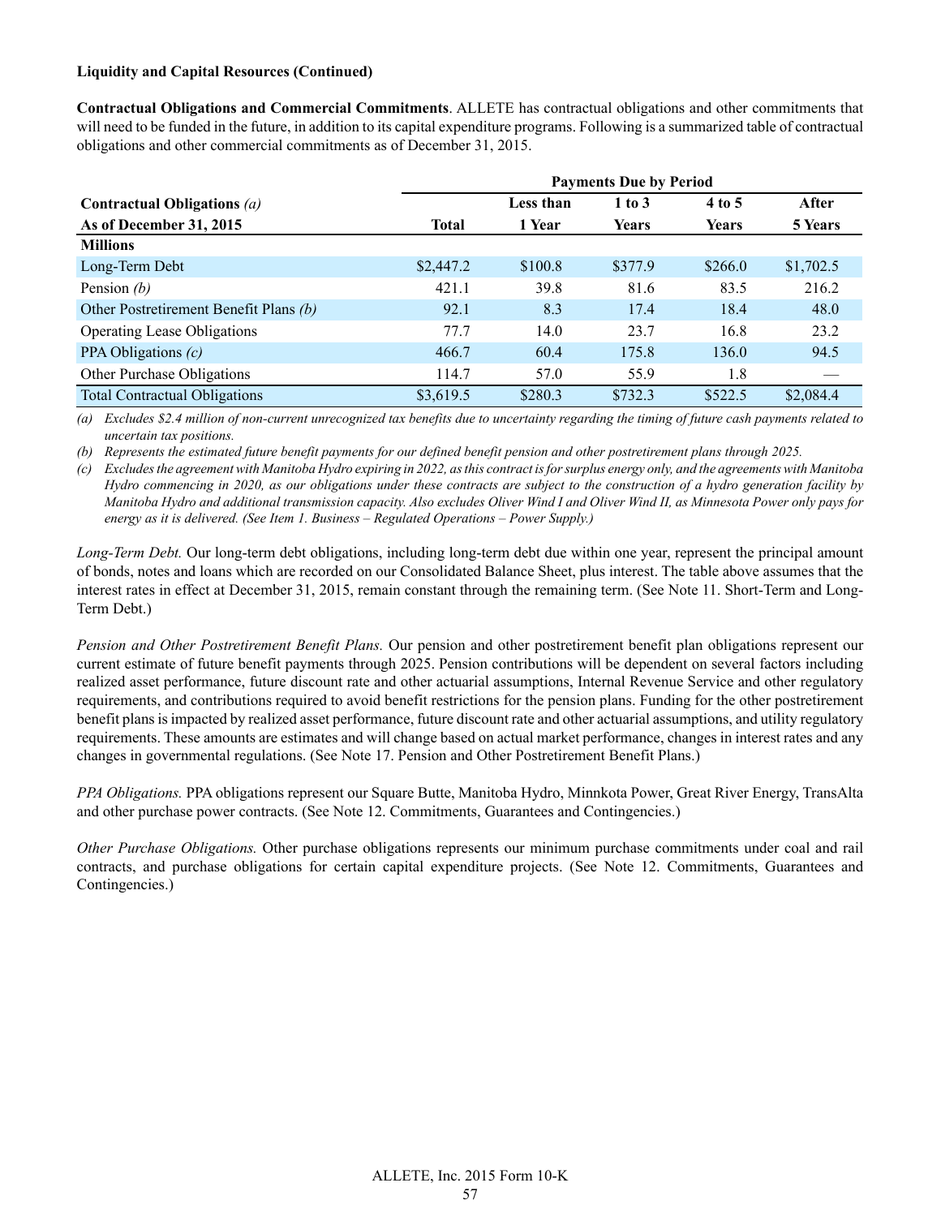**Liquidity and Capital Resources (Continued)**

**Contractual Obligations and Commercial Commitments**. ALLETE has contractual obligations and other commitments that will need to be funded in the future, in addition to its capital expenditure programs. Following is a summarized table of contractual obligations and other commercial commitments as of December 31, 2015.

| | Payments Due by Period | | | | |
|---|---|---|---|---|---|
| **Contractual Obligations** *(a)* **As of December 31, 2015** | **Total** | **Less than 1 Year** | **1 to 3 Years** | **4 to 5 Years** | **After 5 Years** |
| **Millions** | | | | | |
| Long-Term Debt | $2,447.2 | $100.8 | $377.9 | $266.0 | $1,702.5 |
| Pension *(b)* | 421.1 | 39.8 | 81.6 | 83.5 | 216.2 |
| Other Postretirement Benefit Plans *(b)* | 92.1 | 8.3 | 17.4 | 18.4 | 48.0 |
| Operating Lease Obligations | 77.7 | 14.0 | 23.7 | 16.8 | 23.2 |
| PPA Obligations *(c)* | 466.7 | 60.4 | 175.8 | 136.0 | 94.5 |
| Other Purchase Obligations | 114.7 | 57.0 | 55.9 | 1.8 | — |
| Total Contractual Obligations | $3,619.5 | $280.3 | $732.3 | $522.5 | $2,084.4 |

*(a) Excludes $2.4 million of non-current unrecognized tax benefits due to uncertainty regarding the timing of future cash payments related to uncertain tax positions.*

*(b) Represents the estimated future benefit payments for our defined benefit pension and other postretirement plans through 2025.*

*(c) Excludes the agreement with Manitoba Hydro expiring in 2022, as this contract is for surplus energy only, and the agreements with Manitoba Hydro commencing in 2020, as our obligations under these contracts are subject to the construction of a hydro generation facility by Manitoba Hydro and additional transmission capacity. Also excludes Oliver Wind I and Oliver Wind II, as Minnesota Power only pays for energy as it is delivered. (See Item 1. Business – Regulated Operations – Power Supply.)*

*Long-Term Debt.* Our long-term debt obligations, including long-term debt due within one year, represent the principal amount of bonds, notes and loans which are recorded on our Consolidated Balance Sheet, plus interest. The table above assumes that the interest rates in effect at December 31, 2015, remain constant through the remaining term. (See Note 11. Short-Term and Long-Term Debt.)

*Pension and Other Postretirement Benefit Plans.* Our pension and other postretirement benefit plan obligations represent our current estimate of future benefit payments through 2025. Pension contributions will be dependent on several factors including realized asset performance, future discount rate and other actuarial assumptions, Internal Revenue Service and other regulatory requirements, and contributions required to avoid benefit restrictions for the pension plans. Funding for the other postretirement benefit plans is impacted by realized asset performance, future discount rate and other actuarial assumptions, and utility regulatory requirements. These amounts are estimates and will change based on actual market performance, changes in interest rates and any changes in governmental regulations. (See Note 17. Pension and Other Postretirement Benefit Plans.)

*PPA Obligations.* PPA obligations represent our Square Butte, Manitoba Hydro, Minnkota Power, Great River Energy, TransAlta and other purchase power contracts. (See Note 12. Commitments, Guarantees and Contingencies.)

*Other Purchase Obligations.* Other purchase obligations represents our minimum purchase commitments under coal and rail contracts, and purchase obligations for certain capital expenditure projects. (See Note 12. Commitments, Guarantees and Contingencies.)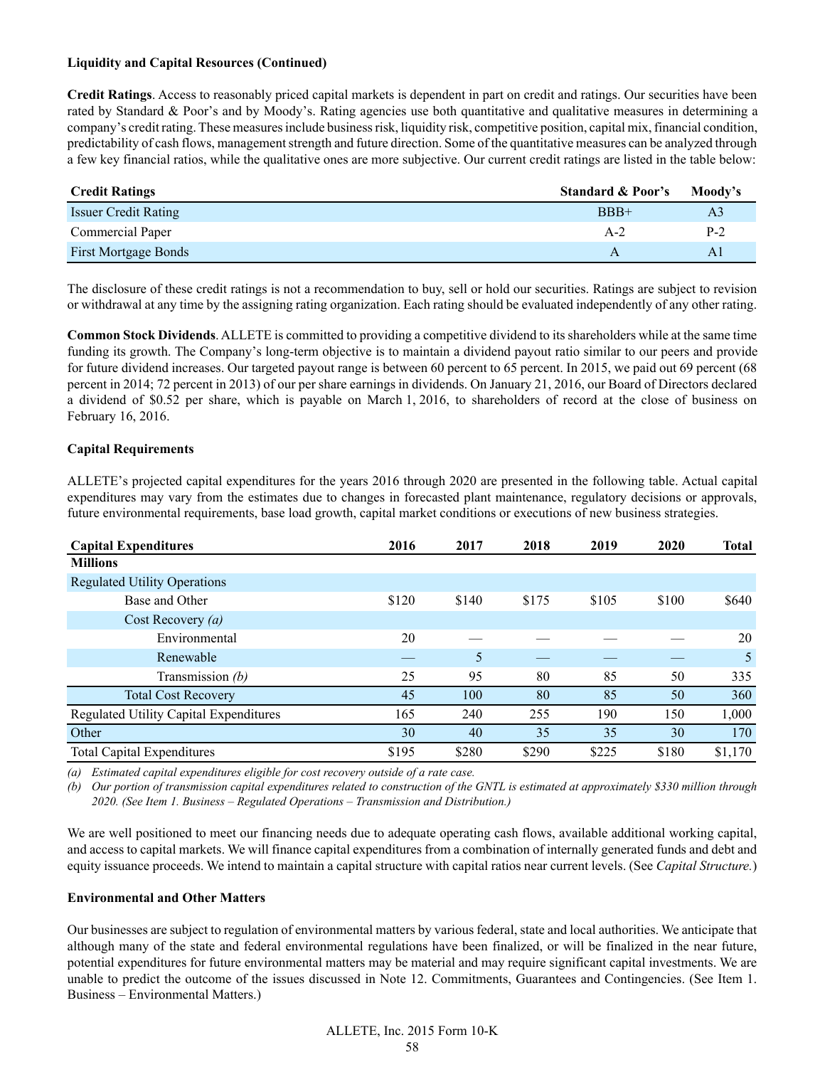**Liquidity and Capital Resources (Continued)**

**Credit Ratings**. Access to reasonably priced capital markets is dependent in part on credit and ratings. Our securities have been rated by Standard & Poor's and by Moody's. Rating agencies use both quantitative and qualitative measures in determining a company's credit rating. These measures include business risk, liquidity risk, competitive position, capital mix, financial condition, predictability of cash flows, management strength and future direction. Some of the quantitative measures can be analyzed through a few key financial ratios, while the qualitative ones are more subjective. Our current credit ratings are listed in the table below:

| Credit Ratings | Standard & Poor's | Moody's |
|---|---|---|
| Issuer Credit Rating | BBB+ | A3 |
| Commercial Paper | A-2 | P-2 |
| First Mortgage Bonds | A | A1 |

The disclosure of these credit ratings is not a recommendation to buy, sell or hold our securities. Ratings are subject to revision or withdrawal at any time by the assigning rating organization. Each rating should be evaluated independently of any other rating.

**Common Stock Dividends**. ALLETE is committed to providing a competitive dividend to its shareholders while at the same time funding its growth. The Company's long-term objective is to maintain a dividend payout ratio similar to our peers and provide for future dividend increases. Our targeted payout range is between 60 percent to 65 percent. In 2015, we paid out 69 percent (68 percent in 2014; 72 percent in 2013) of our per share earnings in dividends. On January 21, 2016, our Board of Directors declared a dividend of $0.52 per share, which is payable on March 1, 2016, to shareholders of record at the close of business on February 16, 2016.

**Capital Requirements**

ALLETE's projected capital expenditures for the years 2016 through 2020 are presented in the following table. Actual capital expenditures may vary from the estimates due to changes in forecasted plant maintenance, regulatory decisions or approvals, future environmental requirements, base load growth, capital market conditions or executions of new business strategies.

| Capital Expenditures | 2016 | 2017 | 2018 | 2019 | 2020 | Total |
|---|---|---|---|---|---|---|
| **Millions** | | | | | | |
| Regulated Utility Operations | | | | | | |
| Base and Other | $120 | $140 | $175 | $105 | $100 | $640 |
| Cost Recovery *(a)* | | | | | | |
| Environmental | 20 | — | — | — | — | 20 |
| Renewable | — | 5 | — | — | — | 5 |
| Transmission *(b)* | 25 | 95 | 80 | 85 | 50 | 335 |
| Total Cost Recovery | 45 | 100 | 80 | 85 | 50 | 360 |
| Regulated Utility Capital Expenditures | 165 | 240 | 255 | 190 | 150 | 1,000 |
| Other | 30 | 40 | 35 | 35 | 30 | 170 |
| Total Capital Expenditures | $195 | $280 | $290 | $225 | $180 | $1,170 |

*(a) Estimated capital expenditures eligible for cost recovery outside of a rate case.*

*(b) Our portion of transmission capital expenditures related to construction of the GNTL is estimated at approximately $330 million through 2020. (See Item 1. Business – Regulated Operations – Transmission and Distribution.)*

We are well positioned to meet our financing needs due to adequate operating cash flows, available additional working capital, and access to capital markets. We will finance capital expenditures from a combination of internally generated funds and debt and equity issuance proceeds. We intend to maintain a capital structure with capital ratios near current levels. (See *Capital Structure.*)

**Environmental and Other Matters**

Our businesses are subject to regulation of environmental matters by various federal, state and local authorities. We anticipate that although many of the state and federal environmental regulations have been finalized, or will be finalized in the near future, potential expenditures for future environmental matters may be material and may require significant capital investments. We are unable to predict the outcome of the issues discussed in Note 12. Commitments, Guarantees and Contingencies. (See Item 1. Business – Environmental Matters.)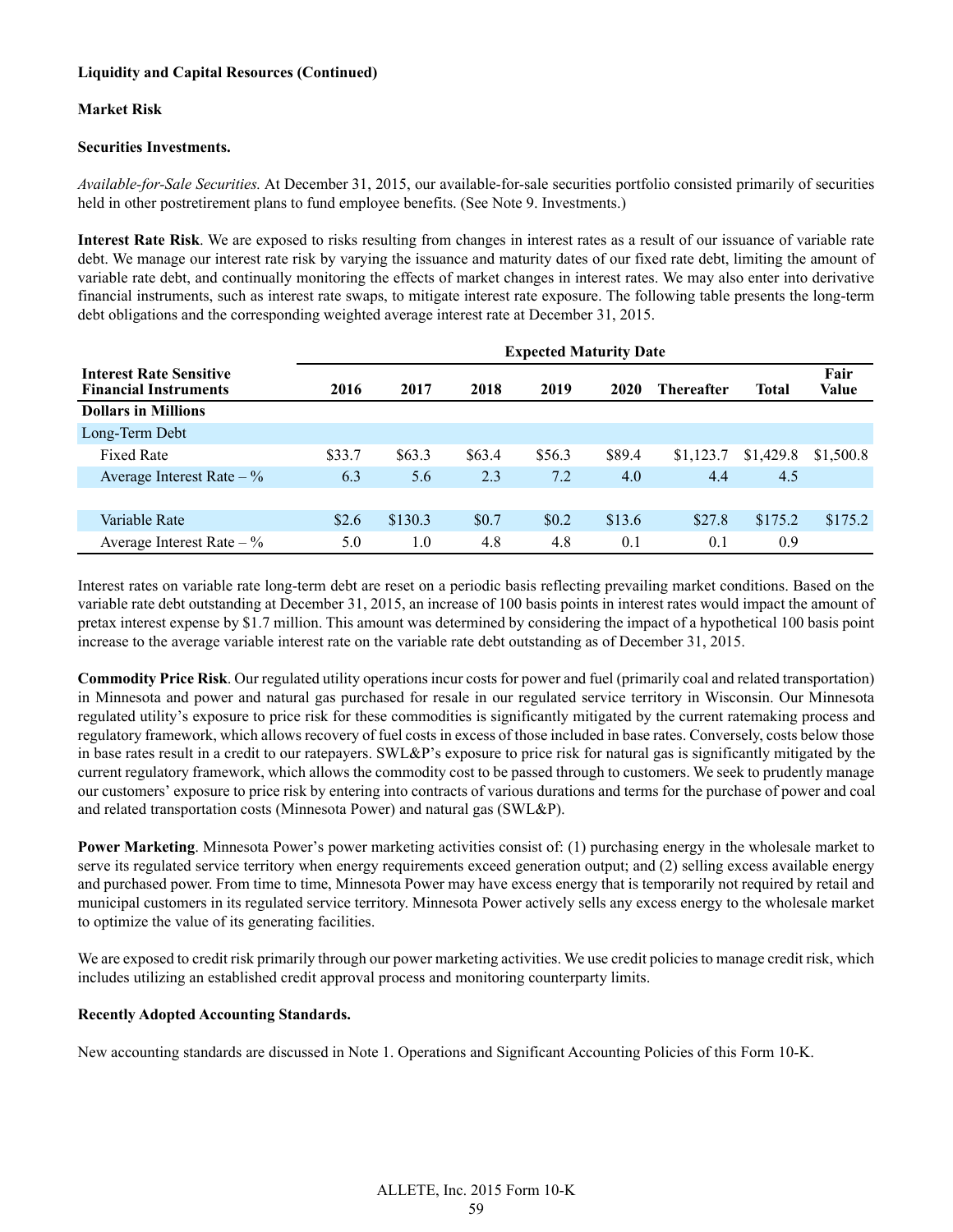**Liquidity and Capital Resources (Continued)**

**Market Risk**

**Securities Investments.**

*Available-for-Sale Securities.* At December 31, 2015, our available-for-sale securities portfolio consisted primarily of securities held in other postretirement plans to fund employee benefits. (See Note 9. Investments.)

**Interest Rate Risk**. We are exposed to risks resulting from changes in interest rates as a result of our issuance of variable rate debt. We manage our interest rate risk by varying the issuance and maturity dates of our fixed rate debt, limiting the amount of variable rate debt, and continually monitoring the effects of market changes in interest rates. We may also enter into derivative financial instruments, such as interest rate swaps, to mitigate interest rate exposure. The following table presents the long-term debt obligations and the corresponding weighted average interest rate at December 31, 2015.

| | Expected Maturity Date | | | | | | | |
|---|---|---|---|---|---|---|---|---|
| **Interest Rate Sensitive Financial Instruments** | **2016** | **2017** | **2018** | **2019** | **2020** | **Thereafter** | **Total** | **Fair Value** |
| **Dollars in Millions** | | | | | | | | |
| Long-Term Debt | | | | | | | | |
| Fixed Rate | $33.7 | $63.3 | $63.4 | $56.3 | $89.4 | $1,123.7 | $1,429.8 | $1,500.8 |
| Average Interest Rate – % | 6.3 | 5.6 | 2.3 | 7.2 | 4.0 | 4.4 | 4.5 | |
| | | | | | | | | |
| Variable Rate | $2.6 | $130.3 | $0.7 | $0.2 | $13.6 | $27.8 | $175.2 | $175.2 |
| Average Interest Rate – % | 5.0 | 1.0 | 4.8 | 4.8 | 0.1 | 0.1 | 0.9 | |

Interest rates on variable rate long-term debt are reset on a periodic basis reflecting prevailing market conditions. Based on the variable rate debt outstanding at December 31, 2015, an increase of 100 basis points in interest rates would impact the amount of pretax interest expense by $1.7 million. This amount was determined by considering the impact of a hypothetical 100 basis point increase to the average variable interest rate on the variable rate debt outstanding as of December 31, 2015.

**Commodity Price Risk**. Our regulated utility operations incur costs for power and fuel (primarily coal and related transportation) in Minnesota and power and natural gas purchased for resale in our regulated service territory in Wisconsin. Our Minnesota regulated utility's exposure to price risk for these commodities is significantly mitigated by the current ratemaking process and regulatory framework, which allows recovery of fuel costs in excess of those included in base rates. Conversely, costs below those in base rates result in a credit to our ratepayers. SWL&P's exposure to price risk for natural gas is significantly mitigated by the current regulatory framework, which allows the commodity cost to be passed through to customers. We seek to prudently manage our customers' exposure to price risk by entering into contracts of various durations and terms for the purchase of power and coal and related transportation costs (Minnesota Power) and natural gas (SWL&P).

**Power Marketing**. Minnesota Power's power marketing activities consist of: (1) purchasing energy in the wholesale market to serve its regulated service territory when energy requirements exceed generation output; and (2) selling excess available energy and purchased power. From time to time, Minnesota Power may have excess energy that is temporarily not required by retail and municipal customers in its regulated service territory. Minnesota Power actively sells any excess energy to the wholesale market to optimize the value of its generating facilities.

We are exposed to credit risk primarily through our power marketing activities. We use credit policies to manage credit risk, which includes utilizing an established credit approval process and monitoring counterparty limits.

**Recently Adopted Accounting Standards.**

New accounting standards are discussed in Note 1. Operations and Significant Accounting Policies of this Form 10-K.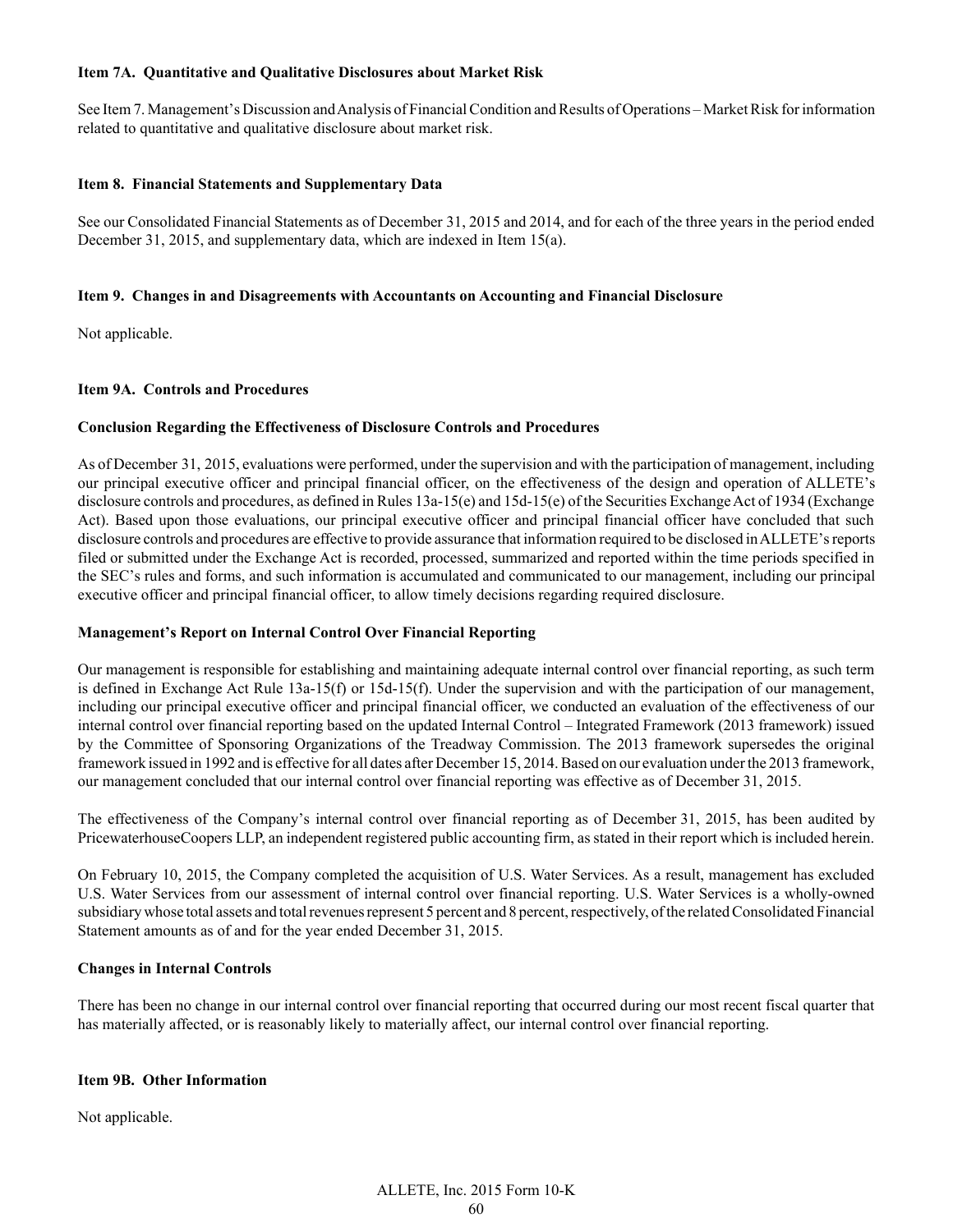**Item 7A. Quantitative and Qualitative Disclosures about Market Risk**

See Item 7. Management's Discussion and Analysis of Financial Condition and Results of Operations – Market Risk for information related to quantitative and qualitative disclosure about market risk.

**Item 8. Financial Statements and Supplementary Data**

See our Consolidated Financial Statements as of December 31, 2015 and 2014, and for each of the three years in the period ended December 31, 2015, and supplementary data, which are indexed in Item 15(a).

**Item 9. Changes in and Disagreements with Accountants on Accounting and Financial Disclosure**

Not applicable.

**Item 9A. Controls and Procedures**

**Conclusion Regarding the Effectiveness of Disclosure Controls and Procedures**

As of December 31, 2015, evaluations were performed, under the supervision and with the participation of management, including our principal executive officer and principal financial officer, on the effectiveness of the design and operation of ALLETE's disclosure controls and procedures, as defined in Rules 13a-15(e) and 15d-15(e) of the Securities Exchange Act of 1934 (Exchange Act). Based upon those evaluations, our principal executive officer and principal financial officer have concluded that such disclosure controls and procedures are effective to provide assurance that information required to be disclosed in ALLETE's reports filed or submitted under the Exchange Act is recorded, processed, summarized and reported within the time periods specified in the SEC's rules and forms, and such information is accumulated and communicated to our management, including our principal executive officer and principal financial officer, to allow timely decisions regarding required disclosure.

**Management's Report on Internal Control Over Financial Reporting**

Our management is responsible for establishing and maintaining adequate internal control over financial reporting, as such term is defined in Exchange Act Rule 13a-15(f) or 15d-15(f). Under the supervision and with the participation of our management, including our principal executive officer and principal financial officer, we conducted an evaluation of the effectiveness of our internal control over financial reporting based on the updated Internal Control – Integrated Framework (2013 framework) issued by the Committee of Sponsoring Organizations of the Treadway Commission. The 2013 framework supersedes the original framework issued in 1992 and is effective for all dates after December 15, 2014. Based on our evaluation under the 2013 framework, our management concluded that our internal control over financial reporting was effective as of December 31, 2015.

The effectiveness of the Company's internal control over financial reporting as of December 31, 2015, has been audited by PricewaterhouseCoopers LLP, an independent registered public accounting firm, as stated in their report which is included herein.

On February 10, 2015, the Company completed the acquisition of U.S. Water Services. As a result, management has excluded U.S. Water Services from our assessment of internal control over financial reporting. U.S. Water Services is a wholly-owned subsidiary whose total assets and total revenues represent 5 percent and 8 percent, respectively, of the related Consolidated Financial Statement amounts as of and for the year ended December 31, 2015.

**Changes in Internal Controls**

There has been no change in our internal control over financial reporting that occurred during our most recent fiscal quarter that has materially affected, or is reasonably likely to materially affect, our internal control over financial reporting.

**Item 9B. Other Information**

Not applicable.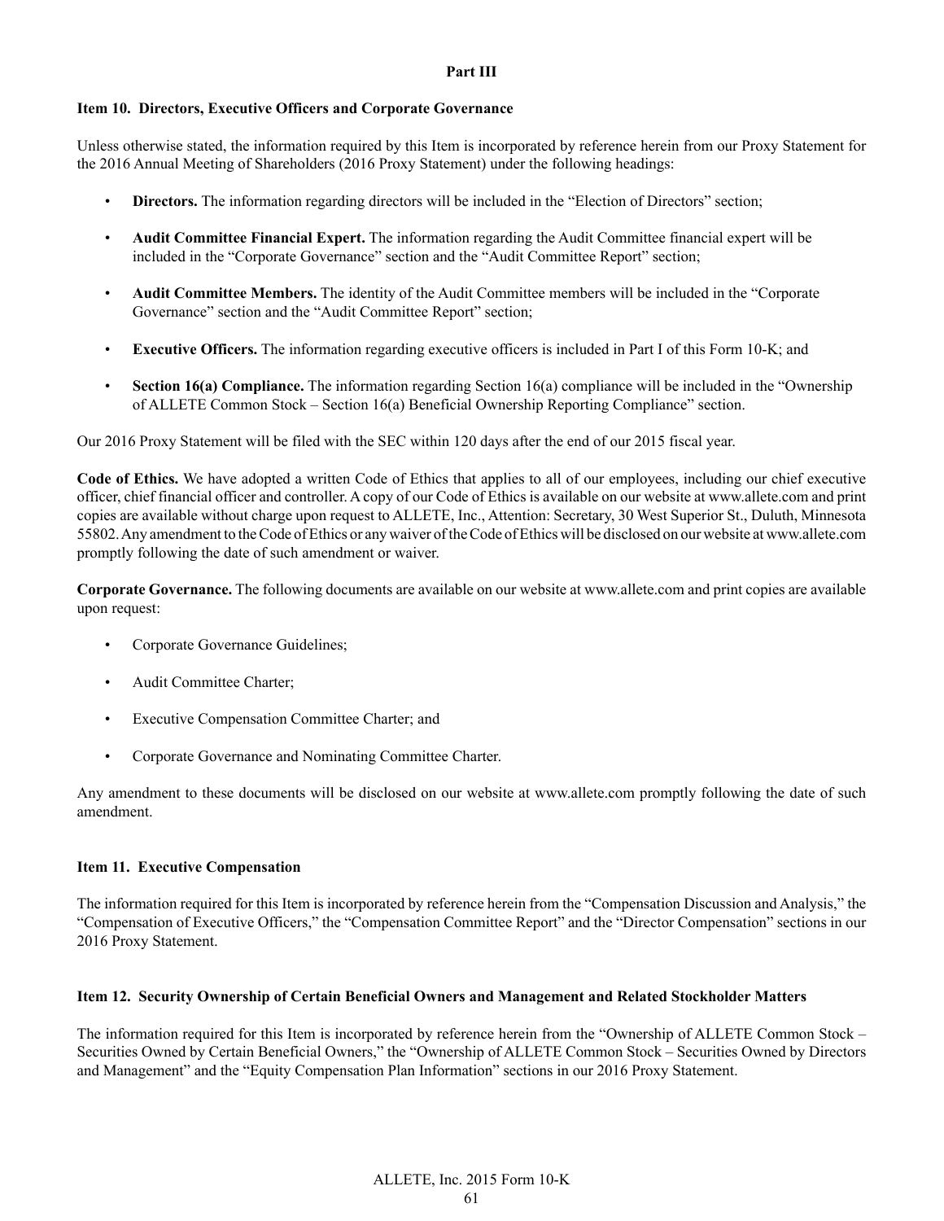## Part III

### Item 10. Directors, Executive Officers and Corporate Governance

Unless otherwise stated, the information required by this Item is incorporated by reference herein from our Proxy Statement for the 2016 Annual Meeting of Shareholders (2016 Proxy Statement) under the following headings:

- **Directors.** The information regarding directors will be included in the "Election of Directors" section;
- **Audit Committee Financial Expert.** The information regarding the Audit Committee financial expert will be included in the "Corporate Governance" section and the "Audit Committee Report" section;
- **Audit Committee Members.** The identity of the Audit Committee members will be included in the "Corporate Governance" section and the "Audit Committee Report" section;
- **Executive Officers.** The information regarding executive officers is included in Part I of this Form 10-K; and
- **Section 16(a) Compliance.** The information regarding Section 16(a) compliance will be included in the "Ownership of ALLETE Common Stock – Section 16(a) Beneficial Ownership Reporting Compliance" section.

Our 2016 Proxy Statement will be filed with the SEC within 120 days after the end of our 2015 fiscal year.

**Code of Ethics.** We have adopted a written Code of Ethics that applies to all of our employees, including our chief executive officer, chief financial officer and controller. A copy of our Code of Ethics is available on our website at www.allete.com and print copies are available without charge upon request to ALLETE, Inc., Attention: Secretary, 30 West Superior St., Duluth, Minnesota 55802. Any amendment to the Code of Ethics or any waiver of the Code of Ethics will be disclosed on our website at www.allete.com promptly following the date of such amendment or waiver.

**Corporate Governance.** The following documents are available on our website at www.allete.com and print copies are available upon request:

- Corporate Governance Guidelines;
- Audit Committee Charter;
- Executive Compensation Committee Charter; and
- Corporate Governance and Nominating Committee Charter.

Any amendment to these documents will be disclosed on our website at www.allete.com promptly following the date of such amendment.

### Item 11. Executive Compensation

The information required for this Item is incorporated by reference herein from the "Compensation Discussion and Analysis," the "Compensation of Executive Officers," the "Compensation Committee Report" and the "Director Compensation" sections in our 2016 Proxy Statement.

### Item 12. Security Ownership of Certain Beneficial Owners and Management and Related Stockholder Matters

The information required for this Item is incorporated by reference herein from the "Ownership of ALLETE Common Stock – Securities Owned by Certain Beneficial Owners," the "Ownership of ALLETE Common Stock – Securities Owned by Directors and Management" and the "Equity Compensation Plan Information" sections in our 2016 Proxy Statement.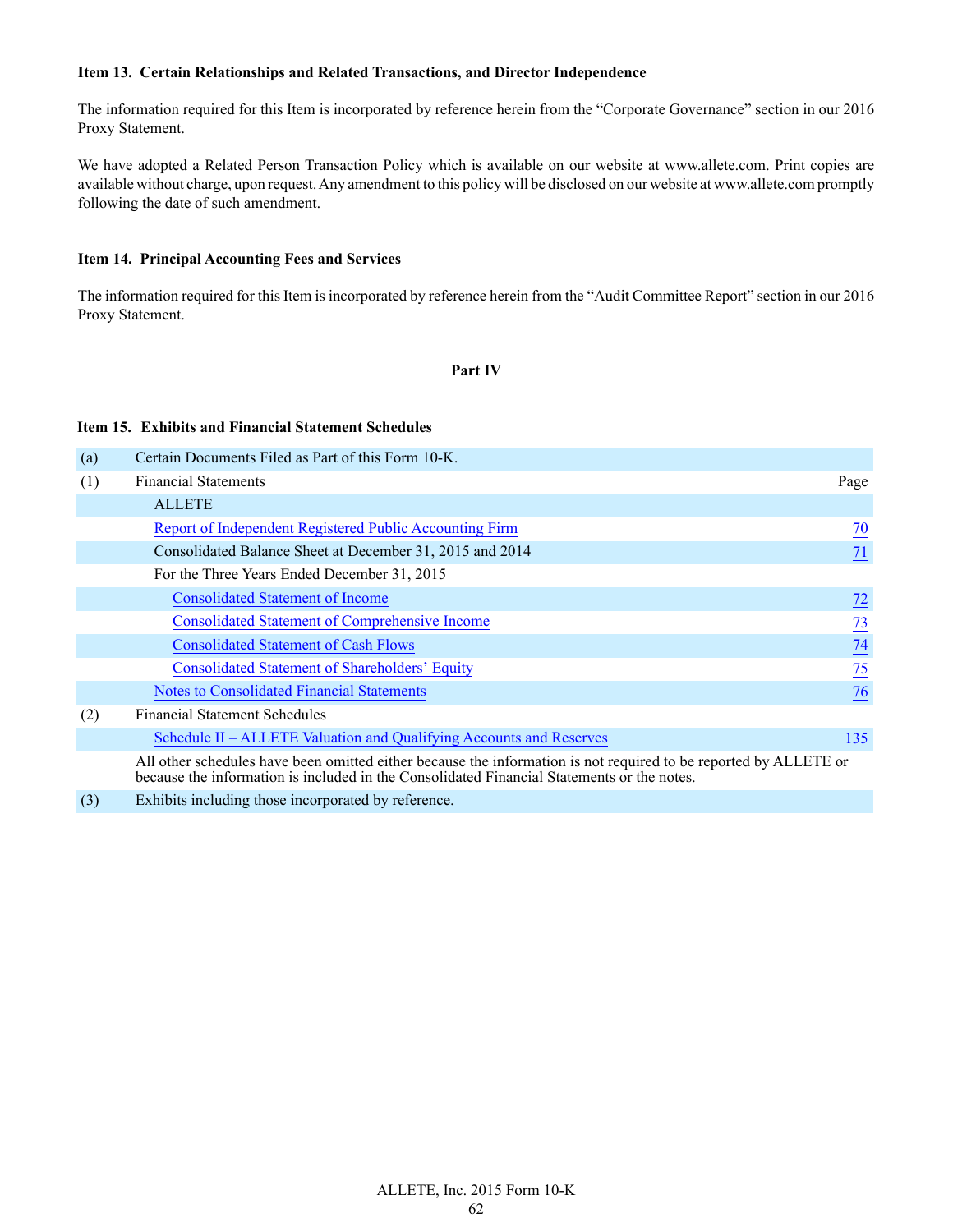### Item 13. Certain Relationships and Related Transactions, and Director Independence

The information required for this Item is incorporated by reference herein from the "Corporate Governance" section in our 2016 Proxy Statement.

We have adopted a Related Person Transaction Policy which is available on our website at www.allete.com. Print copies are available without charge, upon request. Any amendment to this policy will be disclosed on our website at www.allete.com promptly following the date of such amendment.

### Item 14. Principal Accounting Fees and Services

The information required for this Item is incorporated by reference herein from the "Audit Committee Report" section in our 2016 Proxy Statement.

## Part IV

### Item 15. Exhibits and Financial Statement Schedules

| | | |
|---|---|---|
| (a) | Certain Documents Filed as Part of this Form 10-K. | |
| (1) | Financial Statements | Page |
| | ALLETE | |
| | Report of Independent Registered Public Accounting Firm | 70 |
| | Consolidated Balance Sheet at December 31, 2015 and 2014 | 71 |
| | For the Three Years Ended December 31, 2015 | |
| | Consolidated Statement of Income | 72 |
| | Consolidated Statement of Comprehensive Income | 73 |
| | Consolidated Statement of Cash Flows | 74 |
| | Consolidated Statement of Shareholders' Equity | 75 |
| | Notes to Consolidated Financial Statements | 76 |
| (2) | Financial Statement Schedules | |
| | Schedule II – ALLETE Valuation and Qualifying Accounts and Reserves | 135 |
| | All other schedules have been omitted either because the information is not required to be reported by ALLETE or because the information is included in the Consolidated Financial Statements or the notes. | |
| (3) | Exhibits including those incorporated by reference. | |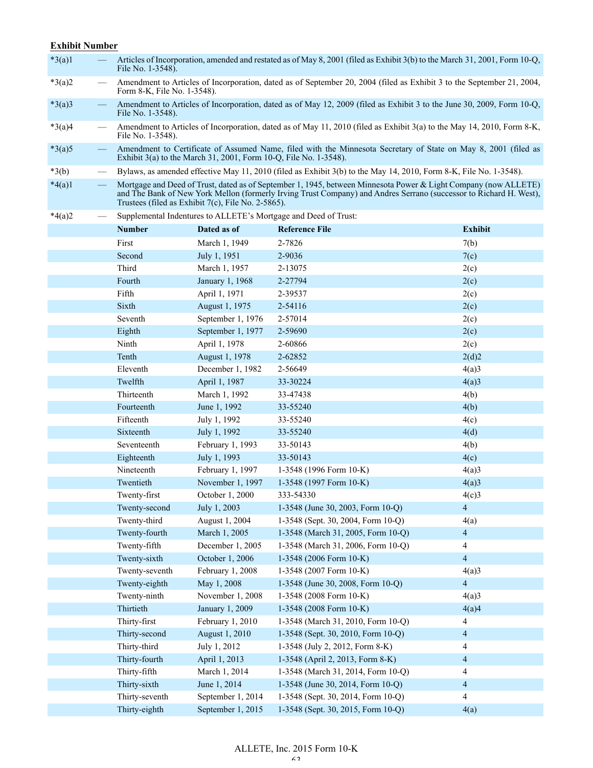**Exhibit Number**

| | | |
|---|---|---|
| *3(a)1 | — | Articles of Incorporation, amended and restated as of May 8, 2001 (filed as Exhibit 3(b) to the March 31, 2001, Form 10-Q, File No. 1-3548). |
| *3(a)2 | — | Amendment to Articles of Incorporation, dated as of September 20, 2004 (filed as Exhibit 3 to the September 21, 2004, Form 8-K, File No. 1-3548). |
| *3(a)3 | — | Amendment to Articles of Incorporation, dated as of May 12, 2009 (filed as Exhibit 3 to the June 30, 2009, Form 10-Q, File No. 1-3548). |
| *3(a)4 | — | Amendment to Articles of Incorporation, dated as of May 11, 2010 (filed as Exhibit 3(a) to the May 14, 2010, Form 8-K, File No. 1-3548). |
| *3(a)5 | — | Amendment to Certificate of Assumed Name, filed with the Minnesota Secretary of State on May 8, 2001 (filed as Exhibit 3(a) to the March 31, 2001, Form 10-Q, File No. 1-3548). |
| *3(b) | — | Bylaws, as amended effective May 11, 2010 (filed as Exhibit 3(b) to the May 14, 2010, Form 8-K, File No. 1-3548). |
| *4(a)1 | — | Mortgage and Deed of Trust, dated as of September 1, 1945, between Minnesota Power & Light Company (now ALLETE) and The Bank of New York Mellon (formerly Irving Trust Company) and Andres Serrano (successor to Richard H. West), Trustees (filed as Exhibit 7(c), File No. 2-5865). |
| *4(a)2 | — | Supplemental Indentures to ALLETE's Mortgage and Deed of Trust: |

| Number | Dated as of | Reference File | Exhibit |
|---|---|---|---|
| First | March 1, 1949 | 2-7826 | 7(b) |
| Second | July 1, 1951 | 2-9036 | 7(c) |
| Third | March 1, 1957 | 2-13075 | 2(c) |
| Fourth | January 1, 1968 | 2-27794 | 2(c) |
| Fifth | April 1, 1971 | 2-39537 | 2(c) |
| Sixth | August 1, 1975 | 2-54116 | 2(c) |
| Seventh | September 1, 1976 | 2-57014 | 2(c) |
| Eighth | September 1, 1977 | 2-59690 | 2(c) |
| Ninth | April 1, 1978 | 2-60866 | 2(c) |
| Tenth | August 1, 1978 | 2-62852 | 2(d)2 |
| Eleventh | December 1, 1982 | 2-56649 | 4(a)3 |
| Twelfth | April 1, 1987 | 33-30224 | 4(a)3 |
| Thirteenth | March 1, 1992 | 33-47438 | 4(b) |
| Fourteenth | June 1, 1992 | 33-55240 | 4(b) |
| Fifteenth | July 1, 1992 | 33-55240 | 4(c) |
| Sixteenth | July 1, 1992 | 33-55240 | 4(d) |
| Seventeenth | February 1, 1993 | 33-50143 | 4(b) |
| Eighteenth | July 1, 1993 | 33-50143 | 4(c) |
| Nineteenth | February 1, 1997 | 1-3548 (1996 Form 10-K) | 4(a)3 |
| Twentieth | November 1, 1997 | 1-3548 (1997 Form 10-K) | 4(a)3 |
| Twenty-first | October 1, 2000 | 333-54330 | 4(c)3 |
| Twenty-second | July 1, 2003 | 1-3548 (June 30, 2003, Form 10-Q) | 4 |
| Twenty-third | August 1, 2004 | 1-3548 (Sept. 30, 2004, Form 10-Q) | 4(a) |
| Twenty-fourth | March 1, 2005 | 1-3548 (March 31, 2005, Form 10-Q) | 4 |
| Twenty-fifth | December 1, 2005 | 1-3548 (March 31, 2006, Form 10-Q) | 4 |
| Twenty-sixth | October 1, 2006 | 1-3548 (2006 Form 10-K) | 4 |
| Twenty-seventh | February 1, 2008 | 1-3548 (2007 Form 10-K) | 4(a)3 |
| Twenty-eighth | May 1, 2008 | 1-3548 (June 30, 2008, Form 10-Q) | 4 |
| Twenty-ninth | November 1, 2008 | 1-3548 (2008 Form 10-K) | 4(a)3 |
| Thirtieth | January 1, 2009 | 1-3548 (2008 Form 10-K) | 4(a)4 |
| Thirty-first | February 1, 2010 | 1-3548 (March 31, 2010, Form 10-Q) | 4 |
| Thirty-second | August 1, 2010 | 1-3548 (Sept. 30, 2010, Form 10-Q) | 4 |
| Thirty-third | July 1, 2012 | 1-3548 (July 2, 2012, Form 8-K) | 4 |
| Thirty-fourth | April 1, 2013 | 1-3548 (April 2, 2013, Form 8-K) | 4 |
| Thirty-fifth | March 1, 2014 | 1-3548 (March 31, 2014, Form 10-Q) | 4 |
| Thirty-sixth | June 1, 2014 | 1-3548 (June 30, 2014, Form 10-Q) | 4 |
| Thirty-seventh | September 1, 2014 | 1-3548 (Sept. 30, 2014, Form 10-Q) | 4 |
| Thirty-eighth | September 1, 2015 | 1-3548 (Sept. 30, 2015, Form 10-Q) | 4(a) |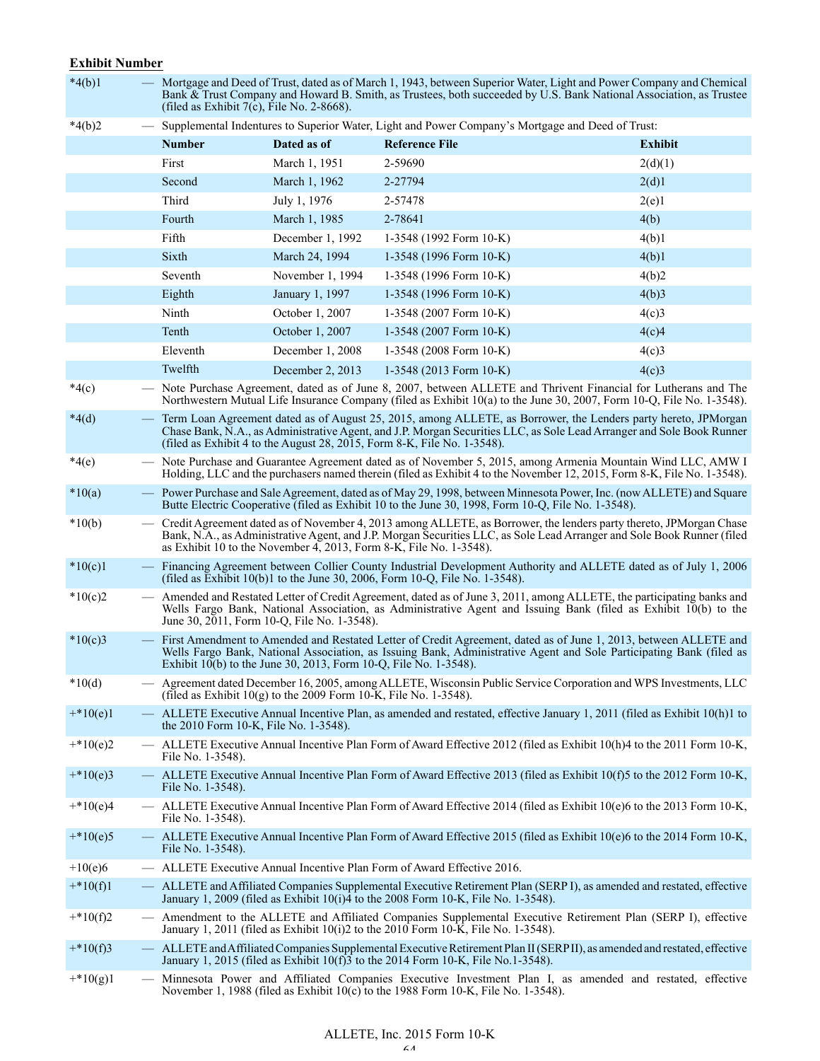**Exhibit Number**

*4(b)1 — Mortgage and Deed of Trust, dated as of March 1, 1943, between Superior Water, Light and Power Company and Chemical Bank & Trust Company and Howard B. Smith, as Trustees, both succeeded by U.S. Bank National Association, as Trustee (filed as Exhibit 7(c), File No. 2-8668).

*4(b)2 — Supplemental Indentures to Superior Water, Light and Power Company's Mortgage and Deed of Trust:

| Number | Dated as of | Reference File | Exhibit |
|---|---|---|---|
| First | March 1, 1951 | 2-59690 | 2(d)(1) |
| Second | March 1, 1962 | 2-27794 | 2(d)1 |
| Third | July 1, 1976 | 2-57478 | 2(e)1 |
| Fourth | March 1, 1985 | 2-78641 | 4(b) |
| Fifth | December 1, 1992 | 1-3548 (1992 Form 10-K) | 4(b)1 |
| Sixth | March 24, 1994 | 1-3548 (1996 Form 10-K) | 4(b)1 |
| Seventh | November 1, 1994 | 1-3548 (1996 Form 10-K) | 4(b)2 |
| Eighth | January 1, 1997 | 1-3548 (1996 Form 10-K) | 4(b)3 |
| Ninth | October 1, 2007 | 1-3548 (2007 Form 10-K) | 4(c)3 |
| Tenth | October 1, 2007 | 1-3548 (2007 Form 10-K) | 4(c)4 |
| Eleventh | December 1, 2008 | 1-3548 (2008 Form 10-K) | 4(c)3 |
| Twelfth | December 2, 2013 | 1-3548 (2013 Form 10-K) | 4(c)3 |

*4(c) — Note Purchase Agreement, dated as of June 8, 2007, between ALLETE and Thrivent Financial for Lutherans and The Northwestern Mutual Life Insurance Company (filed as Exhibit 10(a) to the June 30, 2007, Form 10-Q, File No. 1-3548).

*4(d) — Term Loan Agreement dated as of August 25, 2015, among ALLETE, as Borrower, the Lenders party hereto, JPMorgan Chase Bank, N.A., as Administrative Agent, and J.P. Morgan Securities LLC, as Sole Lead Arranger and Sole Book Runner (filed as Exhibit 4 to the August 28, 2015, Form 8-K, File No. 1-3548).

*4(e) — Note Purchase and Guarantee Agreement dated as of November 5, 2015, among Armenia Mountain Wind LLC, AMW I Holding, LLC and the purchasers named therein (filed as Exhibit 4 to the November 12, 2015, Form 8-K, File No. 1-3548).

*10(a) — Power Purchase and Sale Agreement, dated as of May 29, 1998, between Minnesota Power, Inc. (now ALLETE) and Square Butte Electric Cooperative (filed as Exhibit 10 to the June 30, 1998, Form 10-Q, File No. 1-3548).

*10(b) — Credit Agreement dated as of November 4, 2013 among ALLETE, as Borrower, the lenders party thereto, JPMorgan Chase Bank, N.A., as Administrative Agent, and J.P. Morgan Securities LLC, as Sole Lead Arranger and Sole Book Runner (filed as Exhibit 10 to the November 4, 2013, Form 8-K, File No. 1-3548).

*10(c)1 — Financing Agreement between Collier County Industrial Development Authority and ALLETE dated as of July 1, 2006 (filed as Exhibit 10(b)1 to the June 30, 2006, Form 10-Q, File No. 1-3548).

*10(c)2 — Amended and Restated Letter of Credit Agreement, dated as of June 3, 2011, among ALLETE, the participating banks and Wells Fargo Bank, National Association, as Administrative Agent and Issuing Bank (filed as Exhibit 10(b) to the June 30, 2011, Form 10-Q, File No. 1-3548).

*10(c)3 — First Amendment to Amended and Restated Letter of Credit Agreement, dated as of June 1, 2013, between ALLETE and Wells Fargo Bank, National Association, as Issuing Bank, Administrative Agent and Sole Participating Bank (filed as Exhibit 10(b) to the June 30, 2013, Form 10-Q, File No. 1-3548).

*10(d) — Agreement dated December 16, 2005, among ALLETE, Wisconsin Public Service Corporation and WPS Investments, LLC (filed as Exhibit 10(g) to the 2009 Form 10-K, File No. 1-3548).

+*10(e)1 — ALLETE Executive Annual Incentive Plan, as amended and restated, effective January 1, 2011 (filed as Exhibit 10(h)1 to the 2010 Form 10-K, File No. 1-3548).

+*10(e)2 — ALLETE Executive Annual Incentive Plan Form of Award Effective 2012 (filed as Exhibit 10(h)4 to the 2011 Form 10-K, File No. 1-3548).

+*10(e)3 — ALLETE Executive Annual Incentive Plan Form of Award Effective 2013 (filed as Exhibit 10(f)5 to the 2012 Form 10-K, File No. 1-3548).

+*10(e)4 — ALLETE Executive Annual Incentive Plan Form of Award Effective 2014 (filed as Exhibit 10(e)6 to the 2013 Form 10-K, File No. 1-3548).

+*10(e)5 — ALLETE Executive Annual Incentive Plan Form of Award Effective 2015 (filed as Exhibit 10(e)6 to the 2014 Form 10-K, File No. 1-3548).

+10(e)6 — ALLETE Executive Annual Incentive Plan Form of Award Effective 2016.

+*10(f)1 — ALLETE and Affiliated Companies Supplemental Executive Retirement Plan (SERP I), as amended and restated, effective January 1, 2009 (filed as Exhibit 10(i)4 to the 2008 Form 10-K, File No. 1-3548).

+*10(f)2 — Amendment to the ALLETE and Affiliated Companies Supplemental Executive Retirement Plan (SERP I), effective January 1, 2011 (filed as Exhibit 10(i)2 to the 2010 Form 10-K, File No. 1-3548).

+*10(f)3 — ALLETE and Affiliated Companies Supplemental Executive Retirement Plan II (SERP II), as amended and restated, effective January 1, 2015 (filed as Exhibit 10(f)3 to the 2014 Form 10-K, File No.1-3548).

+*10(g)1 — Minnesota Power and Affiliated Companies Executive Investment Plan I, as amended and restated, effective November 1, 1988 (filed as Exhibit 10(c) to the 1988 Form 10-K, File No. 1-3548).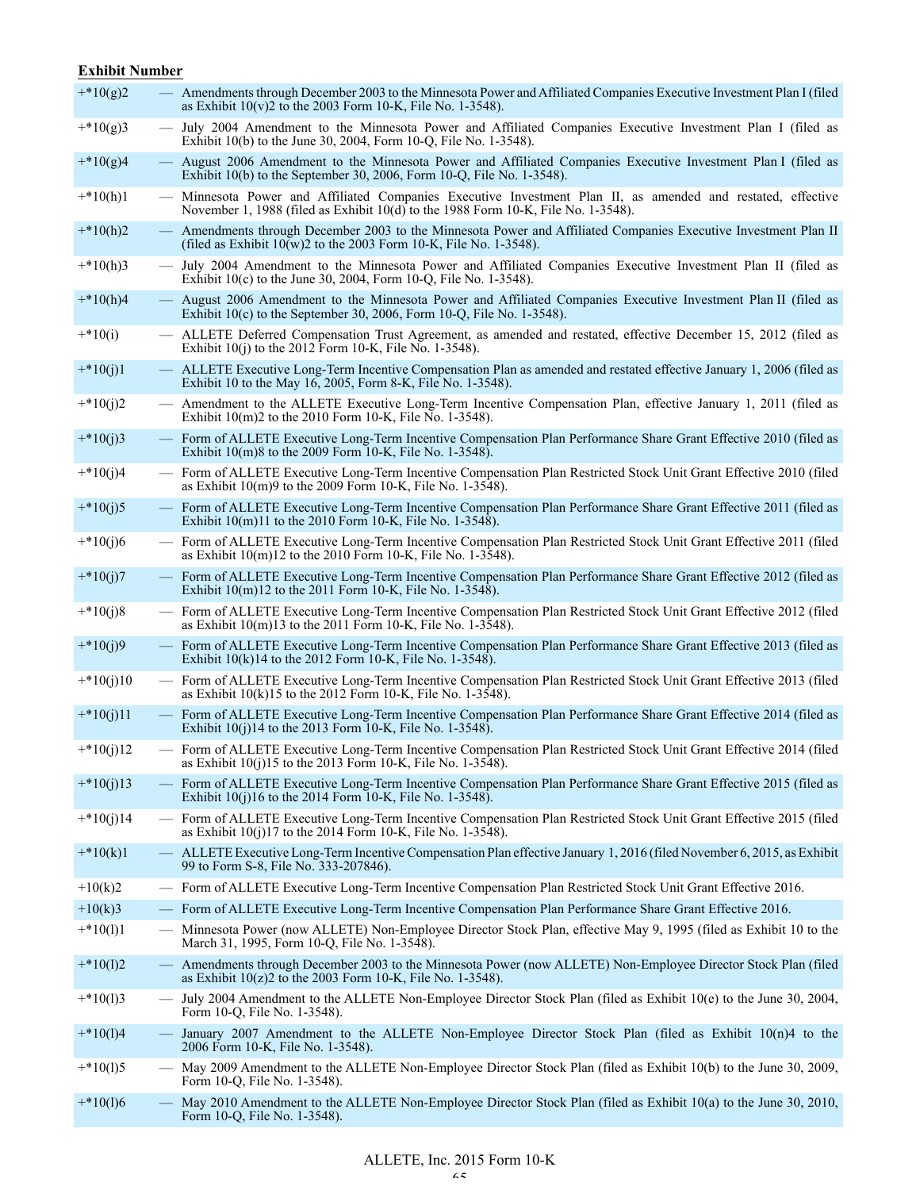**Exhibit Number**

| | | |
|---|---|---|
| +*10(g)2 | — | Amendments through December 2003 to the Minnesota Power and Affiliated Companies Executive Investment Plan I (filed as Exhibit 10(v)2 to the 2003 Form 10-K, File No. 1-3548). |
| +*10(g)3 | — | July 2004 Amendment to the Minnesota Power and Affiliated Companies Executive Investment Plan I (filed as Exhibit 10(b) to the June 30, 2004, Form 10-Q, File No. 1-3548). |
| +*10(g)4 | — | August 2006 Amendment to the Minnesota Power and Affiliated Companies Executive Investment Plan I (filed as Exhibit 10(b) to the September 30, 2006, Form 10-Q, File No. 1-3548). |
| +*10(h)1 | — | Minnesota Power and Affiliated Companies Executive Investment Plan II, as amended and restated, effective November 1, 1988 (filed as Exhibit 10(d) to the 1988 Form 10-K, File No. 1-3548). |
| +*10(h)2 | — | Amendments through December 2003 to the Minnesota Power and Affiliated Companies Executive Investment Plan II (filed as Exhibit 10(w)2 to the 2003 Form 10-K, File No. 1-3548). |
| +*10(h)3 | — | July 2004 Amendment to the Minnesota Power and Affiliated Companies Executive Investment Plan II (filed as Exhibit 10(c) to the June 30, 2004, Form 10-Q, File No. 1-3548). |
| +*10(h)4 | — | August 2006 Amendment to the Minnesota Power and Affiliated Companies Executive Investment Plan II (filed as Exhibit 10(c) to the September 30, 2006, Form 10-Q, File No. 1-3548). |
| +*10(i) | — | ALLETE Deferred Compensation Trust Agreement, as amended and restated, effective December 15, 2012 (filed as Exhibit 10(j) to the 2012 Form 10-K, File No. 1-3548). |
| +*10(j)1 | — | ALLETE Executive Long-Term Incentive Compensation Plan as amended and restated effective January 1, 2006 (filed as Exhibit 10 to the May 16, 2005, Form 8-K, File No. 1-3548). |
| +*10(j)2 | — | Amendment to the ALLETE Executive Long-Term Incentive Compensation Plan, effective January 1, 2011 (filed as Exhibit 10(m)2 to the 2010 Form 10-K, File No. 1-3548). |
| +*10(j)3 | — | Form of ALLETE Executive Long-Term Incentive Compensation Plan Performance Share Grant Effective 2010 (filed as Exhibit 10(m)8 to the 2009 Form 10-K, File No. 1-3548). |
| +*10(j)4 | — | Form of ALLETE Executive Long-Term Incentive Compensation Plan Restricted Stock Unit Grant Effective 2010 (filed as Exhibit 10(m)9 to the 2009 Form 10-K, File No. 1-3548). |
| +*10(j)5 | — | Form of ALLETE Executive Long-Term Incentive Compensation Plan Performance Share Grant Effective 2011 (filed as Exhibit 10(m)11 to the 2010 Form 10-K, File No. 1-3548). |
| +*10(j)6 | — | Form of ALLETE Executive Long-Term Incentive Compensation Plan Restricted Stock Unit Grant Effective 2011 (filed as Exhibit 10(m)12 to the 2010 Form 10-K, File No. 1-3548). |
| +*10(j)7 | — | Form of ALLETE Executive Long-Term Incentive Compensation Plan Performance Share Grant Effective 2012 (filed as Exhibit 10(m)12 to the 2011 Form 10-K, File No. 1-3548). |
| +*10(j)8 | — | Form of ALLETE Executive Long-Term Incentive Compensation Plan Restricted Stock Unit Grant Effective 2012 (filed as Exhibit 10(m)13 to the 2011 Form 10-K, File No. 1-3548). |
| +*10(j)9 | — | Form of ALLETE Executive Long-Term Incentive Compensation Plan Performance Share Grant Effective 2013 (filed as Exhibit 10(k)14 to the 2012 Form 10-K, File No. 1-3548). |
| +*10(j)10 | — | Form of ALLETE Executive Long-Term Incentive Compensation Plan Restricted Stock Unit Grant Effective 2013 (filed as Exhibit 10(k)15 to the 2012 Form 10-K, File No. 1-3548). |
| +*10(j)11 | — | Form of ALLETE Executive Long-Term Incentive Compensation Plan Performance Share Grant Effective 2014 (filed as Exhibit 10(j)14 to the 2013 Form 10-K, File No. 1-3548). |
| +*10(j)12 | — | Form of ALLETE Executive Long-Term Incentive Compensation Plan Restricted Stock Unit Grant Effective 2014 (filed as Exhibit 10(j)15 to the 2013 Form 10-K, File No. 1-3548). |
| +*10(j)13 | — | Form of ALLETE Executive Long-Term Incentive Compensation Plan Performance Share Grant Effective 2015 (filed as Exhibit 10(j)16 to the 2014 Form 10-K, File No. 1-3548). |
| +*10(j)14 | — | Form of ALLETE Executive Long-Term Incentive Compensation Plan Restricted Stock Unit Grant Effective 2015 (filed as Exhibit 10(j)17 to the 2014 Form 10-K, File No. 1-3548). |
| +*10(k)1 | — | ALLETE Executive Long-Term Incentive Compensation Plan effective January 1, 2016 (filed November 6, 2015, as Exhibit 99 to Form S-8, File No. 333-207846). |
| +10(k)2 | — | Form of ALLETE Executive Long-Term Incentive Compensation Plan Restricted Stock Unit Grant Effective 2016. |
| +10(k)3 | — | Form of ALLETE Executive Long-Term Incentive Compensation Plan Performance Share Grant Effective 2016. |
| +*10(l)1 | — | Minnesota Power (now ALLETE) Non-Employee Director Stock Plan, effective May 9, 1995 (filed as Exhibit 10 to the March 31, 1995, Form 10-Q, File No. 1-3548). |
| +*10(l)2 | — | Amendments through December 2003 to the Minnesota Power (now ALLETE) Non-Employee Director Stock Plan (filed as Exhibit 10(z)2 to the 2003 Form 10-K, File No. 1-3548). |
| +*10(l)3 | — | July 2004 Amendment to the ALLETE Non-Employee Director Stock Plan (filed as Exhibit 10(e) to the June 30, 2004, Form 10-Q, File No. 1-3548). |
| +*10(l)4 | — | January 2007 Amendment to the ALLETE Non-Employee Director Stock Plan (filed as Exhibit 10(n)4 to the 2006 Form 10-K, File No. 1-3548). |
| +*10(l)5 | — | May 2009 Amendment to the ALLETE Non-Employee Director Stock Plan (filed as Exhibit 10(b) to the June 30, 2009, Form 10-Q, File No. 1-3548). |
| +*10(l)6 | — | May 2010 Amendment to the ALLETE Non-Employee Director Stock Plan (filed as Exhibit 10(a) to the June 30, 2010, Form 10-Q, File No. 1-3548). |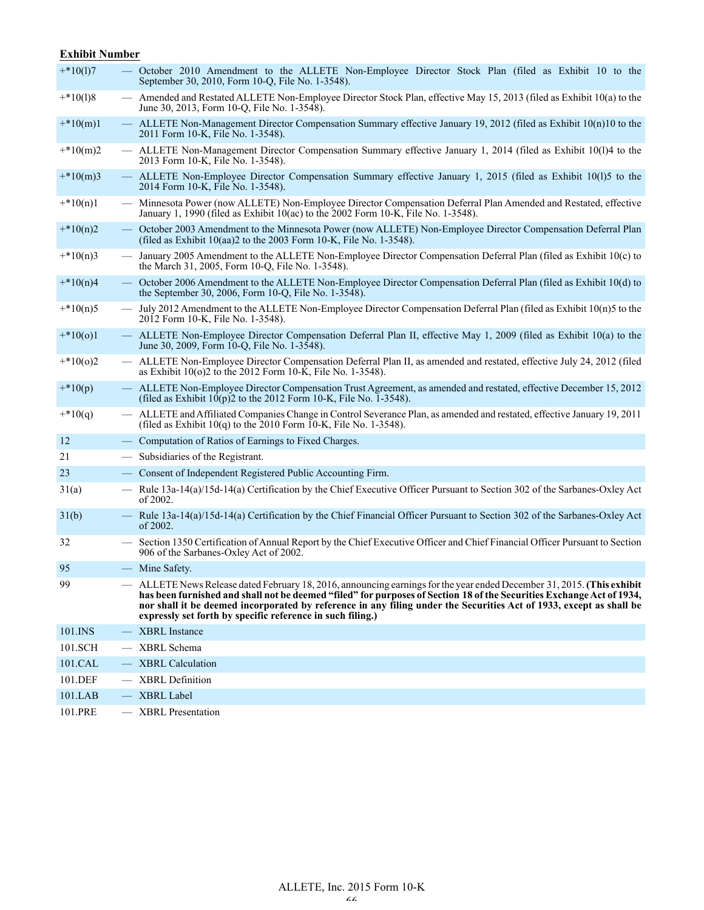**Exhibit Number**

| | |
|---|---|
| +*10(l)7 | — October 2010 Amendment to the ALLETE Non-Employee Director Stock Plan (filed as Exhibit 10 to the September 30, 2010, Form 10-Q, File No. 1-3548). |
| +*10(l)8 | — Amended and Restated ALLETE Non-Employee Director Stock Plan, effective May 15, 2013 (filed as Exhibit 10(a) to the June 30, 2013, Form 10-Q, File No. 1-3548). |
| +*10(m)1 | — ALLETE Non-Management Director Compensation Summary effective January 19, 2012 (filed as Exhibit 10(n)10 to the 2011 Form 10-K, File No. 1-3548). |
| +*10(m)2 | — ALLETE Non-Management Director Compensation Summary effective January 1, 2014 (filed as Exhibit 10(l)4 to the 2013 Form 10-K, File No. 1-3548). |
| +*10(m)3 | — ALLETE Non-Employee Director Compensation Summary effective January 1, 2015 (filed as Exhibit 10(l)5 to the 2014 Form 10-K, File No. 1-3548). |
| +*10(n)1 | — Minnesota Power (now ALLETE) Non-Employee Director Compensation Deferral Plan Amended and Restated, effective January 1, 1990 (filed as Exhibit 10(ac) to the 2002 Form 10-K, File No. 1-3548). |
| +*10(n)2 | — October 2003 Amendment to the Minnesota Power (now ALLETE) Non-Employee Director Compensation Deferral Plan (filed as Exhibit 10(aa)2 to the 2003 Form 10-K, File No. 1-3548). |
| +*10(n)3 | — January 2005 Amendment to the ALLETE Non-Employee Director Compensation Deferral Plan (filed as Exhibit 10(c) to the March 31, 2005, Form 10-Q, File No. 1-3548). |
| +*10(n)4 | — October 2006 Amendment to the ALLETE Non-Employee Director Compensation Deferral Plan (filed as Exhibit 10(d) to the September 30, 2006, Form 10-Q, File No. 1-3548). |
| +*10(n)5 | — July 2012 Amendment to the ALLETE Non-Employee Director Compensation Deferral Plan (filed as Exhibit 10(n)5 to the 2012 Form 10-K, File No. 1-3548). |
| +*10(o)1 | — ALLETE Non-Employee Director Compensation Deferral Plan II, effective May 1, 2009 (filed as Exhibit 10(a) to the June 30, 2009, Form 10-Q, File No. 1-3548). |
| +*10(o)2 | — ALLETE Non-Employee Director Compensation Deferral Plan II, as amended and restated, effective July 24, 2012 (filed as Exhibit 10(o)2 to the 2012 Form 10-K, File No. 1-3548). |
| +*10(p) | — ALLETE Non-Employee Director Compensation Trust Agreement, as amended and restated, effective December 15, 2012 (filed as Exhibit 10(p)2 to the 2012 Form 10-K, File No. 1-3548). |
| +*10(q) | — ALLETE and Affiliated Companies Change in Control Severance Plan, as amended and restated, effective January 19, 2011 (filed as Exhibit 10(q) to the 2010 Form 10-K, File No. 1-3548). |
| 12 | — Computation of Ratios of Earnings to Fixed Charges. |
| 21 | — Subsidiaries of the Registrant. |
| 23 | — Consent of Independent Registered Public Accounting Firm. |
| 31(a) | — Rule 13a-14(a)/15d-14(a) Certification by the Chief Executive Officer Pursuant to Section 302 of the Sarbanes-Oxley Act of 2002. |
| 31(b) | — Rule 13a-14(a)/15d-14(a) Certification by the Chief Financial Officer Pursuant to Section 302 of the Sarbanes-Oxley Act of 2002. |
| 32 | — Section 1350 Certification of Annual Report by the Chief Executive Officer and Chief Financial Officer Pursuant to Section 906 of the Sarbanes-Oxley Act of 2002. |
| 95 | — Mine Safety. |
| 99 | — ALLETE News Release dated February 18, 2016, announcing earnings for the year ended December 31, 2015. **(This exhibit has been furnished and shall not be deemed "filed" for purposes of Section 18 of the Securities Exchange Act of 1934, nor shall it be deemed incorporated by reference in any filing under the Securities Act of 1933, except as shall be expressly set forth by specific reference in such filing.)** |
| 101.INS | — XBRL Instance |
| 101.SCH | — XBRL Schema |
| 101.CAL | — XBRL Calculation |
| 101.DEF | — XBRL Definition |
| 101.LAB | — XBRL Label |
| 101.PRE | — XBRL Presentation |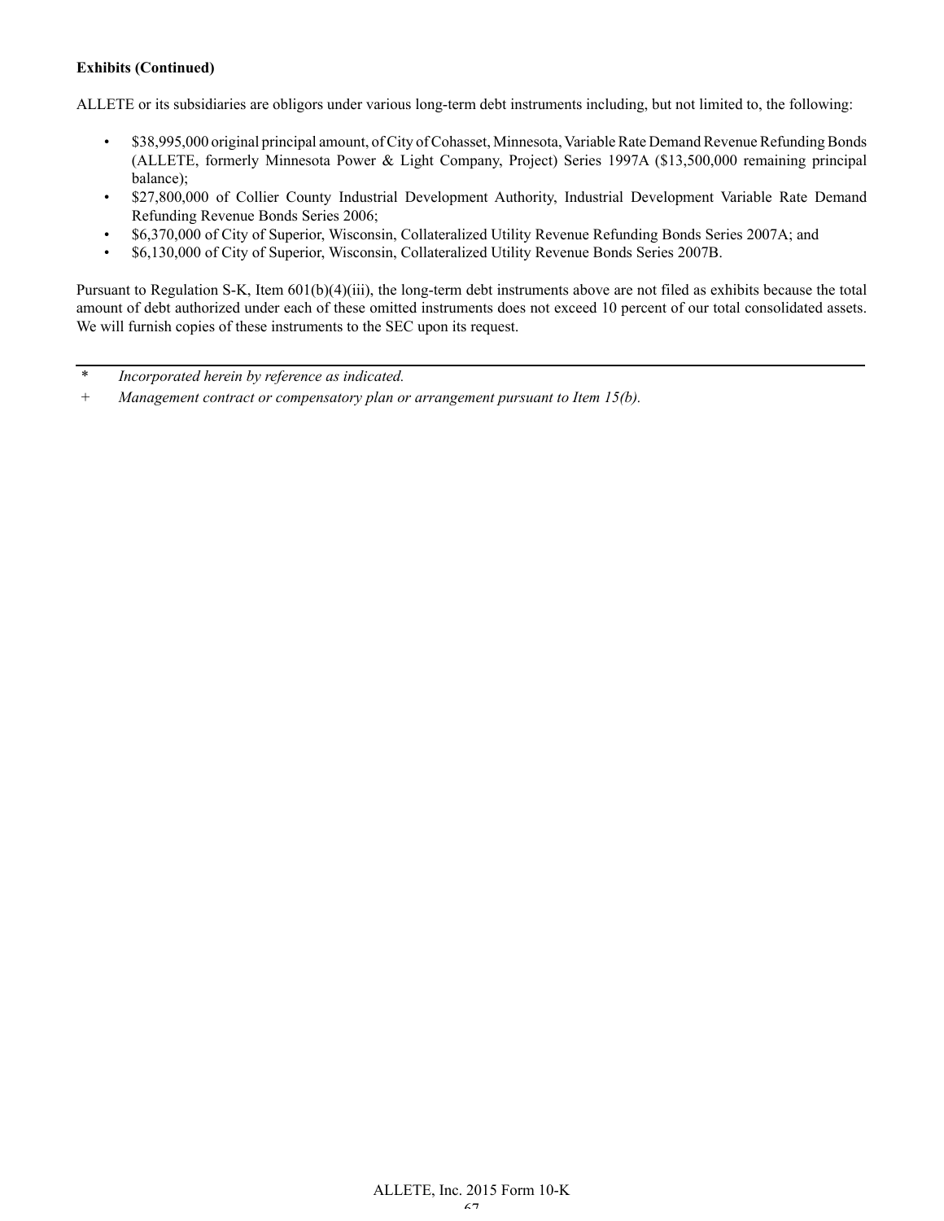**Exhibits (Continued)**

ALLETE or its subsidiaries are obligors under various long-term debt instruments including, but not limited to, the following:

- $38,995,000 original principal amount, of City of Cohasset, Minnesota, Variable Rate Demand Revenue Refunding Bonds (ALLETE, formerly Minnesota Power & Light Company, Project) Series 1997A ($13,500,000 remaining principal balance);
- $27,800,000 of Collier County Industrial Development Authority, Industrial Development Variable Rate Demand Refunding Revenue Bonds Series 2006;
- $6,370,000 of City of Superior, Wisconsin, Collateralized Utility Revenue Refunding Bonds Series 2007A; and
- $6,130,000 of City of Superior, Wisconsin, Collateralized Utility Revenue Bonds Series 2007B.

Pursuant to Regulation S-K, Item 601(b)(4)(iii), the long-term debt instruments above are not filed as exhibits because the total amount of debt authorized under each of these omitted instruments does not exceed 10 percent of our total consolidated assets. We will furnish copies of these instruments to the SEC upon its request.

---

\* *Incorporated herein by reference as indicated.*

\+ *Management contract or compensatory plan or arrangement pursuant to Item 15(b).*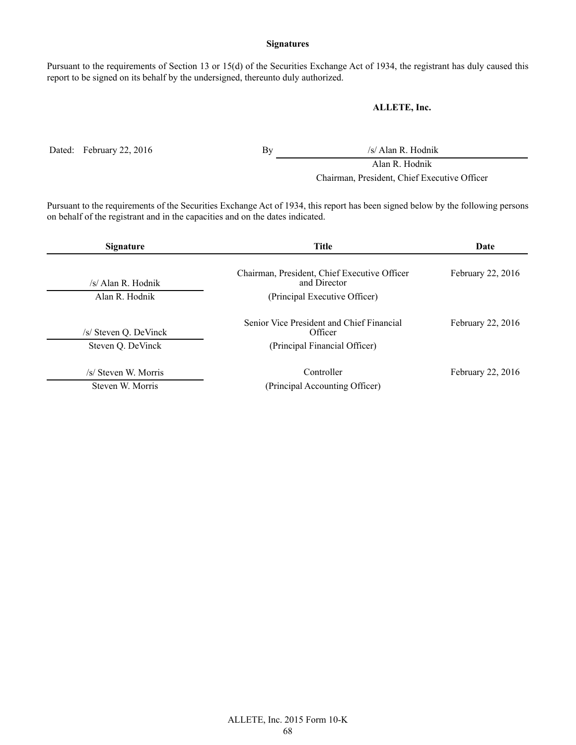**Signatures**

Pursuant to the requirements of Section 13 or 15(d) of the Securities Exchange Act of 1934, the registrant has duly caused this report to be signed on its behalf by the undersigned, thereunto duly authorized.

**ALLETE, Inc.**

Dated: February 22, 2016

By /s/ Alan R. Hodnik
Alan R. Hodnik
Chairman, President, Chief Executive Officer

Pursuant to the requirements of the Securities Exchange Act of 1934, this report has been signed below by the following persons on behalf of the registrant and in the capacities and on the dates indicated.

| Signature | Title | Date |
| --- | --- | --- |
| /s/ Alan R. Hodnik<br>Alan R. Hodnik | Chairman, President, Chief Executive Officer and Director<br>(Principal Executive Officer) | February 22, 2016 |
| /s/ Steven Q. DeVinck<br>Steven Q. DeVinck | Senior Vice President and Chief Financial Officer<br>(Principal Financial Officer) | February 22, 2016 |
| /s/ Steven W. Morris<br>Steven W. Morris | Controller<br>(Principal Accounting Officer) | February 22, 2016 |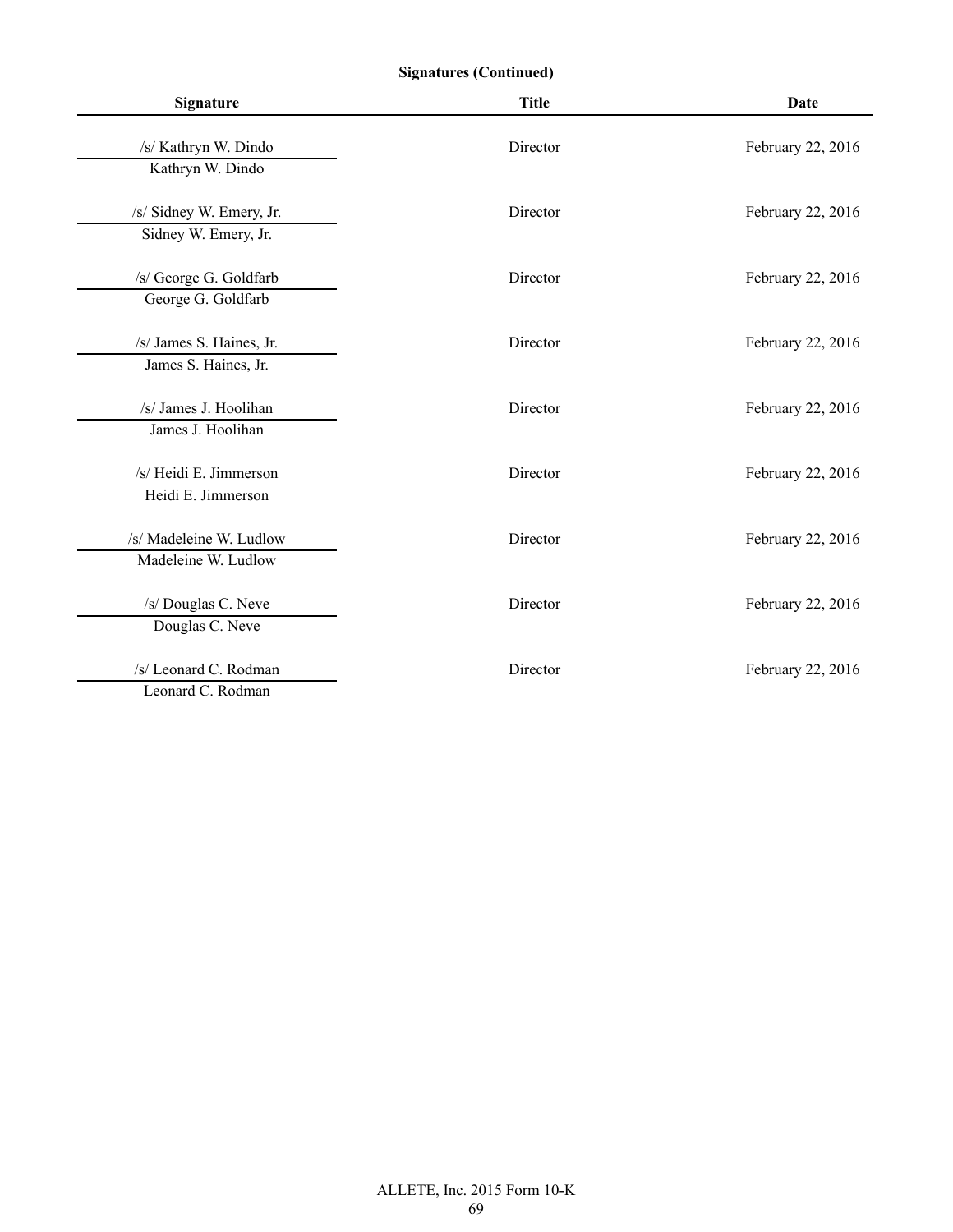**Signatures (Continued)**

| Signature | Title | Date |
|---|---|---|
| /s/ Kathryn W. Dindo<br>Kathryn W. Dindo | Director | February 22, 2016 |
| /s/ Sidney W. Emery, Jr.<br>Sidney W. Emery, Jr. | Director | February 22, 2016 |
| /s/ George G. Goldfarb<br>George G. Goldfarb | Director | February 22, 2016 |
| /s/ James S. Haines, Jr.<br>James S. Haines, Jr. | Director | February 22, 2016 |
| /s/ James J. Hoolihan<br>James J. Hoolihan | Director | February 22, 2016 |
| /s/ Heidi E. Jimmerson<br>Heidi E. Jimmerson | Director | February 22, 2016 |
| /s/ Madeleine W. Ludlow<br>Madeleine W. Ludlow | Director | February 22, 2016 |
| /s/ Douglas C. Neve<br>Douglas C. Neve | Director | February 22, 2016 |
| /s/ Leonard C. Rodman<br>Leonard C. Rodman | Director | February 22, 2016 |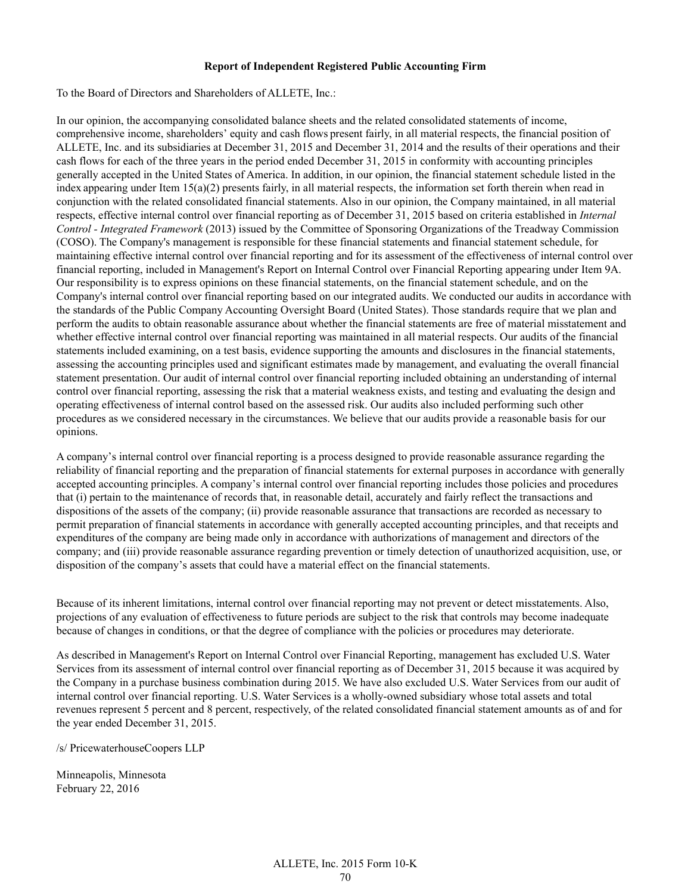**Report of Independent Registered Public Accounting Firm**

To the Board of Directors and Shareholders of ALLETE, Inc.:

In our opinion, the accompanying consolidated balance sheets and the related consolidated statements of income, comprehensive income, shareholders' equity and cash flows present fairly, in all material respects, the financial position of ALLETE, Inc. and its subsidiaries at December 31, 2015 and December 31, 2014 and the results of their operations and their cash flows for each of the three years in the period ended December 31, 2015 in conformity with accounting principles generally accepted in the United States of America. In addition, in our opinion, the financial statement schedule listed in the index appearing under Item 15(a)(2) presents fairly, in all material respects, the information set forth therein when read in conjunction with the related consolidated financial statements. Also in our opinion, the Company maintained, in all material respects, effective internal control over financial reporting as of December 31, 2015 based on criteria established in *Internal Control - Integrated Framework* (2013) issued by the Committee of Sponsoring Organizations of the Treadway Commission (COSO). The Company's management is responsible for these financial statements and financial statement schedule, for maintaining effective internal control over financial reporting and for its assessment of the effectiveness of internal control over financial reporting, included in Management's Report on Internal Control over Financial Reporting appearing under Item 9A. Our responsibility is to express opinions on these financial statements, on the financial statement schedule, and on the Company's internal control over financial reporting based on our integrated audits. We conducted our audits in accordance with the standards of the Public Company Accounting Oversight Board (United States). Those standards require that we plan and perform the audits to obtain reasonable assurance about whether the financial statements are free of material misstatement and whether effective internal control over financial reporting was maintained in all material respects. Our audits of the financial statements included examining, on a test basis, evidence supporting the amounts and disclosures in the financial statements, assessing the accounting principles used and significant estimates made by management, and evaluating the overall financial statement presentation. Our audit of internal control over financial reporting included obtaining an understanding of internal control over financial reporting, assessing the risk that a material weakness exists, and testing and evaluating the design and operating effectiveness of internal control based on the assessed risk. Our audits also included performing such other procedures as we considered necessary in the circumstances. We believe that our audits provide a reasonable basis for our opinions.

A company's internal control over financial reporting is a process designed to provide reasonable assurance regarding the reliability of financial reporting and the preparation of financial statements for external purposes in accordance with generally accepted accounting principles. A company's internal control over financial reporting includes those policies and procedures that (i) pertain to the maintenance of records that, in reasonable detail, accurately and fairly reflect the transactions and dispositions of the assets of the company; (ii) provide reasonable assurance that transactions are recorded as necessary to permit preparation of financial statements in accordance with generally accepted accounting principles, and that receipts and expenditures of the company are being made only in accordance with authorizations of management and directors of the company; and (iii) provide reasonable assurance regarding prevention or timely detection of unauthorized acquisition, use, or disposition of the company's assets that could have a material effect on the financial statements.

Because of its inherent limitations, internal control over financial reporting may not prevent or detect misstatements. Also, projections of any evaluation of effectiveness to future periods are subject to the risk that controls may become inadequate because of changes in conditions, or that the degree of compliance with the policies or procedures may deteriorate.

As described in Management's Report on Internal Control over Financial Reporting, management has excluded U.S. Water Services from its assessment of internal control over financial reporting as of December 31, 2015 because it was acquired by the Company in a purchase business combination during 2015. We have also excluded U.S. Water Services from our audit of internal control over financial reporting. U.S. Water Services is a wholly-owned subsidiary whose total assets and total revenues represent 5 percent and 8 percent, respectively, of the related consolidated financial statement amounts as of and for the year ended December 31, 2015.

/s/ PricewaterhouseCoopers LLP

Minneapolis, Minnesota
February 22, 2016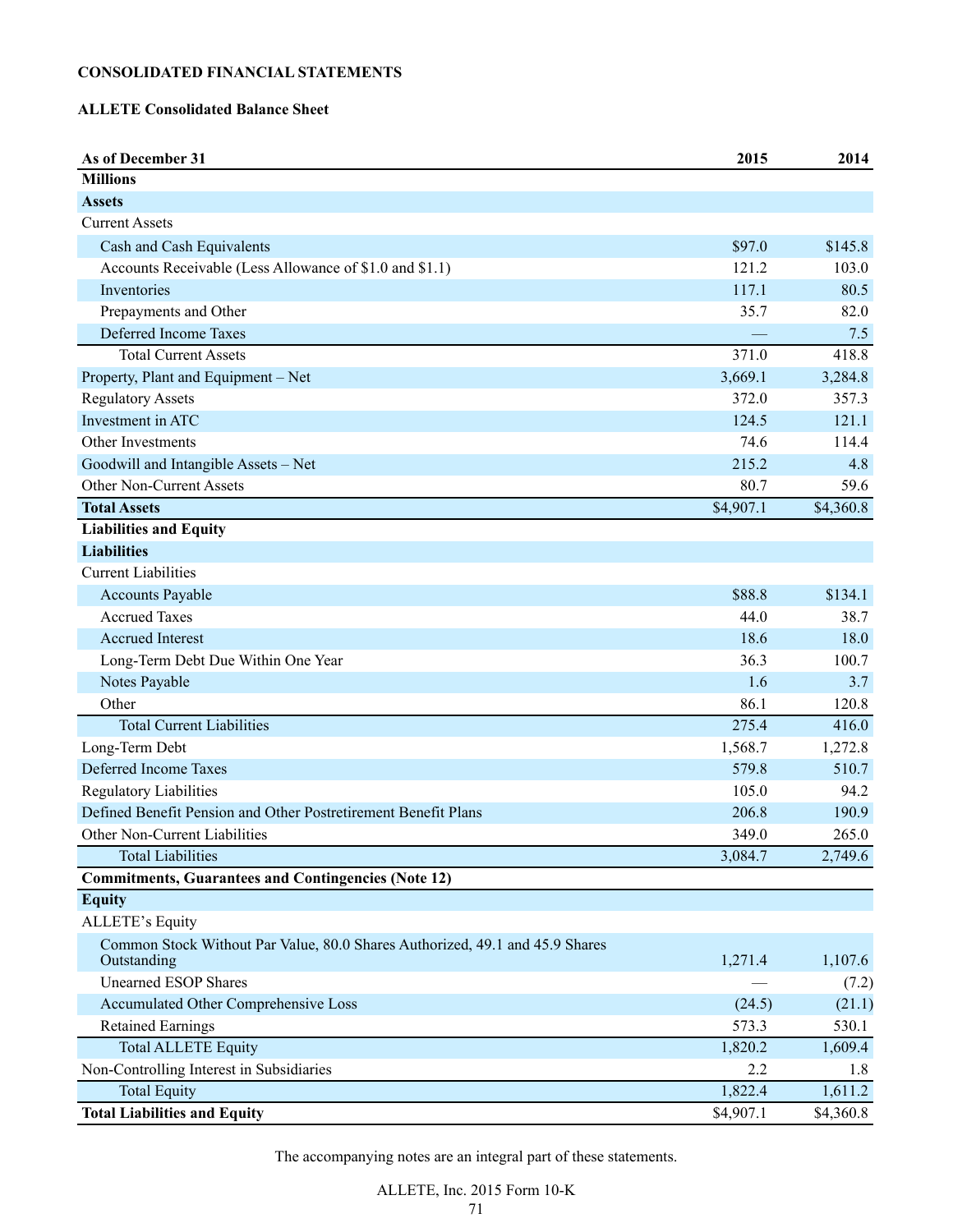**CONSOLIDATED FINANCIAL STATEMENTS**

**ALLETE Consolidated Balance Sheet**

| As of December 31 | 2015 | 2014 |
|---|---|---|
| **Millions** | | |
| **Assets** | | |
| Current Assets | | |
| Cash and Cash Equivalents | $97.0 | $145.8 |
| Accounts Receivable (Less Allowance of $1.0 and $1.1) | 121.2 | 103.0 |
| Inventories | 117.1 | 80.5 |
| Prepayments and Other | 35.7 | 82.0 |
| Deferred Income Taxes | — | 7.5 |
| Total Current Assets | 371.0 | 418.8 |
| Property, Plant and Equipment – Net | 3,669.1 | 3,284.8 |
| Regulatory Assets | 372.0 | 357.3 |
| Investment in ATC | 124.5 | 121.1 |
| Other Investments | 74.6 | 114.4 |
| Goodwill and Intangible Assets – Net | 215.2 | 4.8 |
| Other Non-Current Assets | 80.7 | 59.6 |
| **Total Assets** | $4,907.1 | $4,360.8 |
| **Liabilities and Equity** | | |
| **Liabilities** | | |
| Current Liabilities | | |
| Accounts Payable | $88.8 | $134.1 |
| Accrued Taxes | 44.0 | 38.7 |
| Accrued Interest | 18.6 | 18.0 |
| Long-Term Debt Due Within One Year | 36.3 | 100.7 |
| Notes Payable | 1.6 | 3.7 |
| Other | 86.1 | 120.8 |
| Total Current Liabilities | 275.4 | 416.0 |
| Long-Term Debt | 1,568.7 | 1,272.8 |
| Deferred Income Taxes | 579.8 | 510.7 |
| Regulatory Liabilities | 105.0 | 94.2 |
| Defined Benefit Pension and Other Postretirement Benefit Plans | 206.8 | 190.9 |
| Other Non-Current Liabilities | 349.0 | 265.0 |
| Total Liabilities | 3,084.7 | 2,749.6 |
| **Commitments, Guarantees and Contingencies (Note 12)** | | |
| **Equity** | | |
| ALLETE's Equity | | |
| Common Stock Without Par Value, 80.0 Shares Authorized, 49.1 and 45.9 Shares Outstanding | 1,271.4 | 1,107.6 |
| Unearned ESOP Shares | — | (7.2) |
| Accumulated Other Comprehensive Loss | (24.5) | (21.1) |
| Retained Earnings | 573.3 | 530.1 |
| Total ALLETE Equity | 1,820.2 | 1,609.4 |
| Non-Controlling Interest in Subsidiaries | 2.2 | 1.8 |
| Total Equity | 1,822.4 | 1,611.2 |
| **Total Liabilities and Equity** | $4,907.1 | $4,360.8 |

The accompanying notes are an integral part of these statements.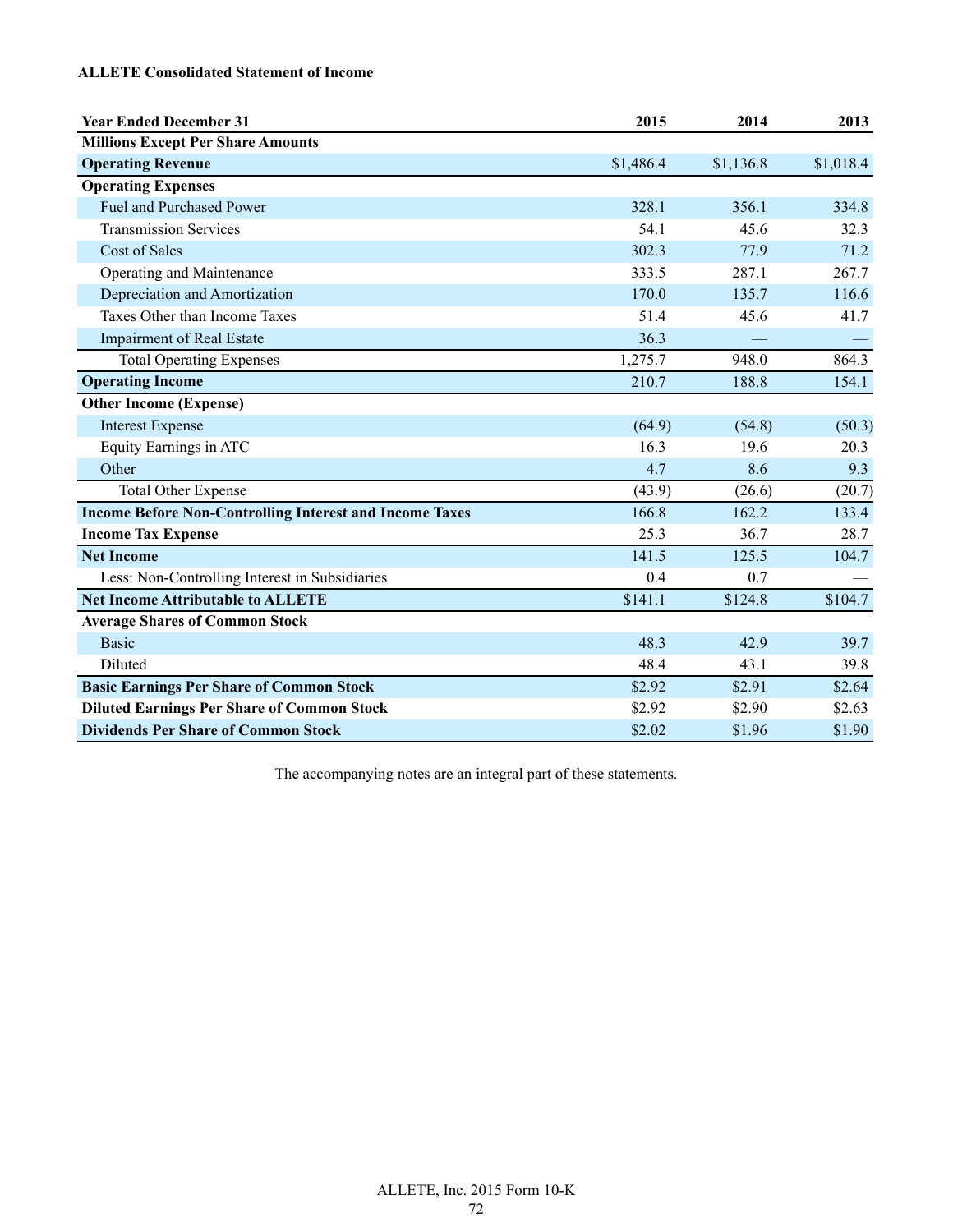**ALLETE Consolidated Statement of Income**

| Year Ended December 31 | 2015 | 2014 | 2013 |
|---|---|---|---|
| **Millions Except Per Share Amounts** | | | |
| **Operating Revenue** | $1,486.4 | $1,136.8 | $1,018.4 |
| **Operating Expenses** | | | |
| Fuel and Purchased Power | 328.1 | 356.1 | 334.8 |
| Transmission Services | 54.1 | 45.6 | 32.3 |
| Cost of Sales | 302.3 | 77.9 | 71.2 |
| Operating and Maintenance | 333.5 | 287.1 | 267.7 |
| Depreciation and Amortization | 170.0 | 135.7 | 116.6 |
| Taxes Other than Income Taxes | 51.4 | 45.6 | 41.7 |
| Impairment of Real Estate | 36.3 | — | — |
| Total Operating Expenses | 1,275.7 | 948.0 | 864.3 |
| **Operating Income** | 210.7 | 188.8 | 154.1 |
| **Other Income (Expense)** | | | |
| Interest Expense | (64.9) | (54.8) | (50.3) |
| Equity Earnings in ATC | 16.3 | 19.6 | 20.3 |
| Other | 4.7 | 8.6 | 9.3 |
| Total Other Expense | (43.9) | (26.6) | (20.7) |
| **Income Before Non-Controlling Interest and Income Taxes** | 166.8 | 162.2 | 133.4 |
| **Income Tax Expense** | 25.3 | 36.7 | 28.7 |
| **Net Income** | 141.5 | 125.5 | 104.7 |
| Less: Non-Controlling Interest in Subsidiaries | 0.4 | 0.7 | — |
| **Net Income Attributable to ALLETE** | $141.1 | $124.8 | $104.7 |
| **Average Shares of Common Stock** | | | |
| Basic | 48.3 | 42.9 | 39.7 |
| Diluted | 48.4 | 43.1 | 39.8 |
| **Basic Earnings Per Share of Common Stock** | $2.92 | $2.91 | $2.64 |
| **Diluted Earnings Per Share of Common Stock** | $2.92 | $2.90 | $2.63 |
| **Dividends Per Share of Common Stock** | $2.02 | $1.96 | $1.90 |

The accompanying notes are an integral part of these statements.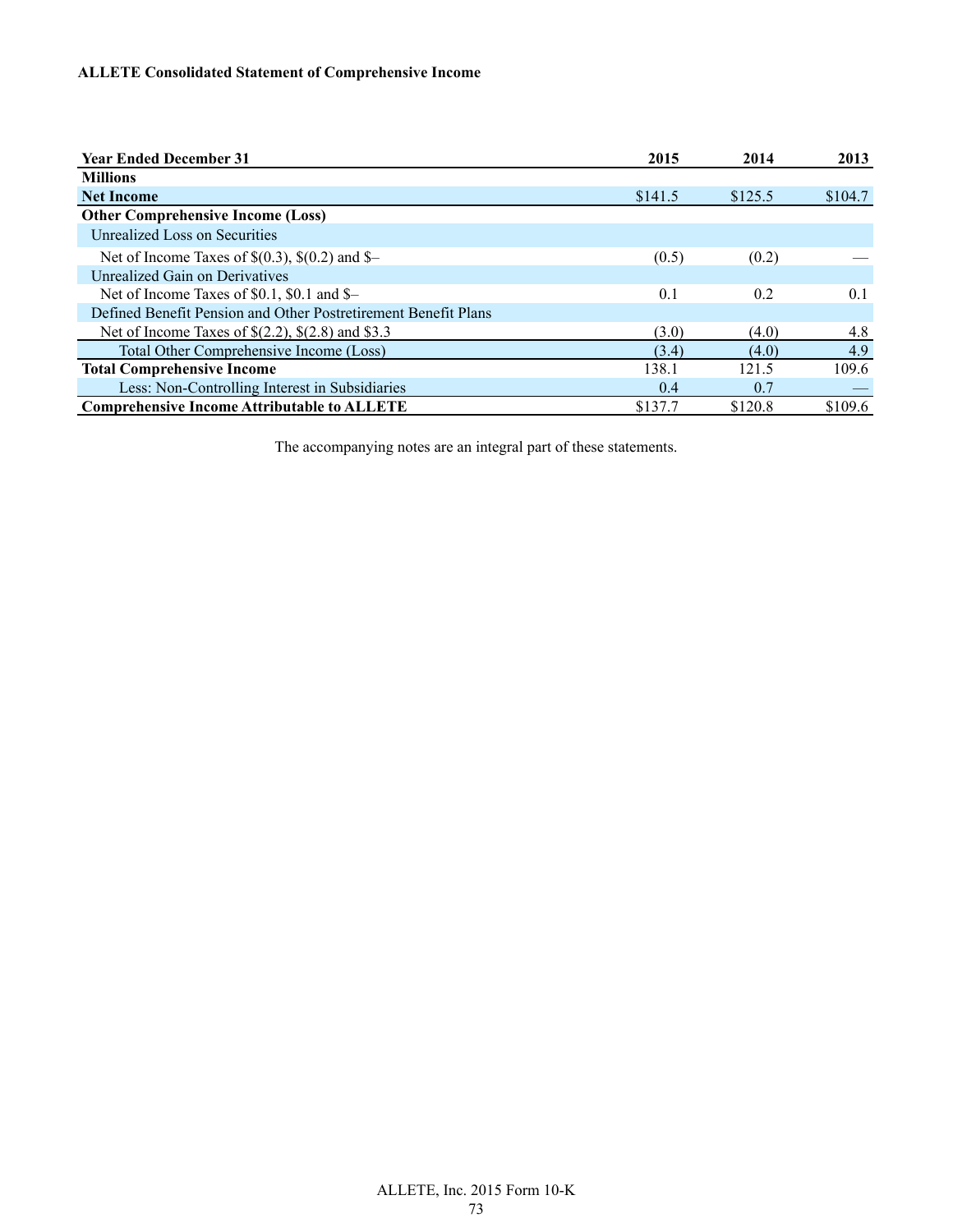**ALLETE Consolidated Statement of Comprehensive Income**

| Year Ended December 31 | 2015 | 2014 | 2013 |
|---|---|---|---|
| **Millions** | | | |
| **Net Income** | $141.5 | $125.5 | $104.7 |
| **Other Comprehensive Income (Loss)** | | | |
| Unrealized Loss on Securities | | | |
| Net of Income Taxes of $(0.3), $(0.2) and $– | (0.5) | (0.2) | — |
| Unrealized Gain on Derivatives | | | |
| Net of Income Taxes of $0.1, $0.1 and $– | 0.1 | 0.2 | 0.1 |
| Defined Benefit Pension and Other Postretirement Benefit Plans | | | |
| Net of Income Taxes of $(2.2), $(2.8) and $3.3 | (3.0) | (4.0) | 4.8 |
| Total Other Comprehensive Income (Loss) | (3.4) | (4.0) | 4.9 |
| **Total Comprehensive Income** | 138.1 | 121.5 | 109.6 |
| Less: Non-Controlling Interest in Subsidiaries | 0.4 | 0.7 | — |
| **Comprehensive Income Attributable to ALLETE** | $137.7 | $120.8 | $109.6 |

The accompanying notes are an integral part of these statements.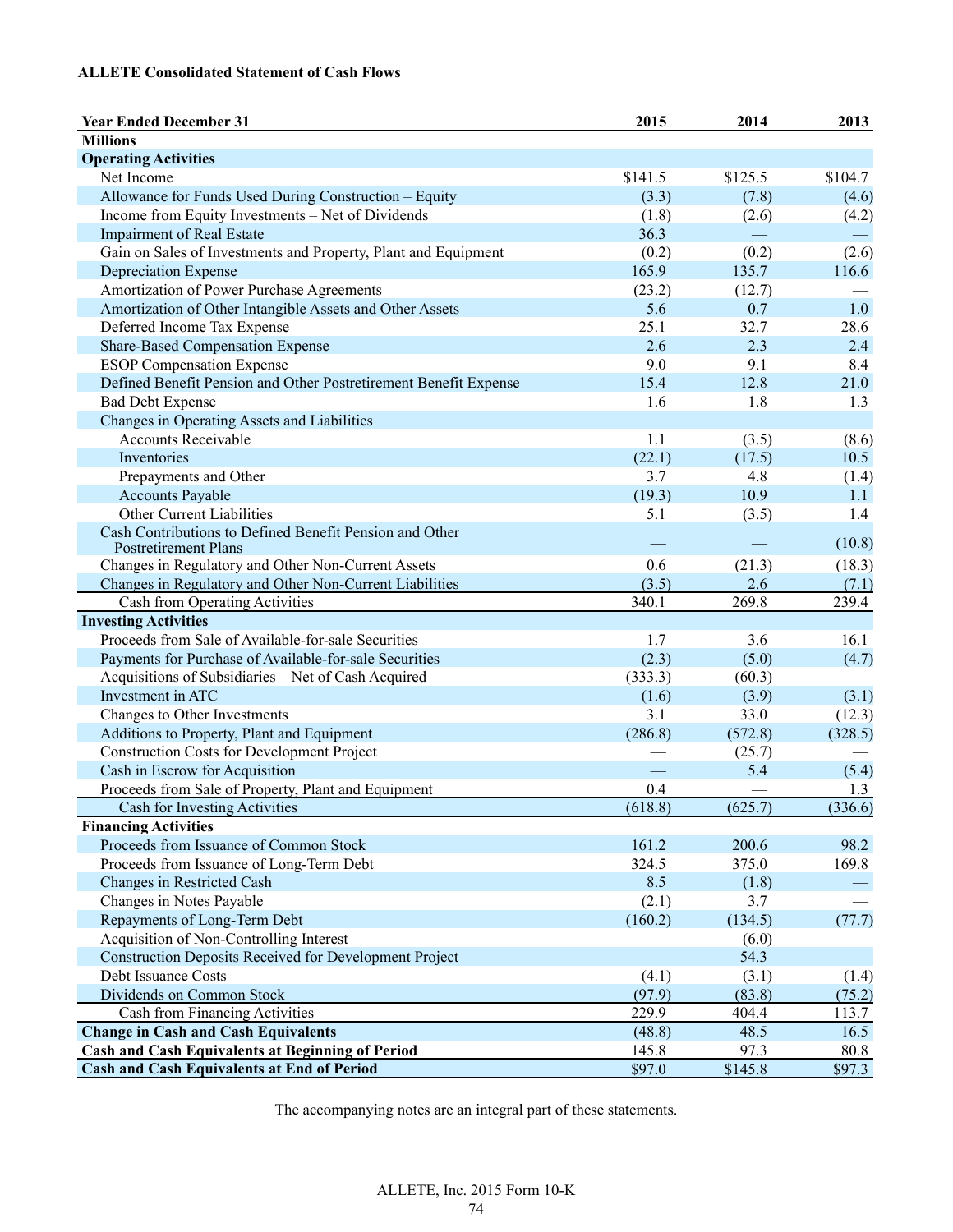**ALLETE Consolidated Statement of Cash Flows**

| Year Ended December 31 | 2015 | 2014 | 2013 |
|---|---|---|---|
| **Millions** | | | |
| **Operating Activities** | | | |
| Net Income | $141.5 | $125.5 | $104.7 |
| Allowance for Funds Used During Construction – Equity | (3.3) | (7.8) | (4.6) |
| Income from Equity Investments – Net of Dividends | (1.8) | (2.6) | (4.2) |
| Impairment of Real Estate | 36.3 | — | — |
| Gain on Sales of Investments and Property, Plant and Equipment | (0.2) | (0.2) | (2.6) |
| Depreciation Expense | 165.9 | 135.7 | 116.6 |
| Amortization of Power Purchase Agreements | (23.2) | (12.7) | — |
| Amortization of Other Intangible Assets and Other Assets | 5.6 | 0.7 | 1.0 |
| Deferred Income Tax Expense | 25.1 | 32.7 | 28.6 |
| Share-Based Compensation Expense | 2.6 | 2.3 | 2.4 |
| ESOP Compensation Expense | 9.0 | 9.1 | 8.4 |
| Defined Benefit Pension and Other Postretirement Benefit Expense | 15.4 | 12.8 | 21.0 |
| Bad Debt Expense | 1.6 | 1.8 | 1.3 |
| Changes in Operating Assets and Liabilities | | | |
| Accounts Receivable | 1.1 | (3.5) | (8.6) |
| Inventories | (22.1) | (17.5) | 10.5 |
| Prepayments and Other | 3.7 | 4.8 | (1.4) |
| Accounts Payable | (19.3) | 10.9 | 1.1 |
| Other Current Liabilities | 5.1 | (3.5) | 1.4 |
| Cash Contributions to Defined Benefit Pension and Other Postretirement Plans | — | — | (10.8) |
| Changes in Regulatory and Other Non-Current Assets | 0.6 | (21.3) | (18.3) |
| Changes in Regulatory and Other Non-Current Liabilities | (3.5) | 2.6 | (7.1) |
| Cash from Operating Activities | 340.1 | 269.8 | 239.4 |
| **Investing Activities** | | | |
| Proceeds from Sale of Available-for-sale Securities | 1.7 | 3.6 | 16.1 |
| Payments for Purchase of Available-for-sale Securities | (2.3) | (5.0) | (4.7) |
| Acquisitions of Subsidiaries – Net of Cash Acquired | (333.3) | (60.3) | — |
| Investment in ATC | (1.6) | (3.9) | (3.1) |
| Changes to Other Investments | 3.1 | 33.0 | (12.3) |
| Additions to Property, Plant and Equipment | (286.8) | (572.8) | (328.5) |
| Construction Costs for Development Project | — | (25.7) | — |
| Cash in Escrow for Acquisition | — | 5.4 | (5.4) |
| Proceeds from Sale of Property, Plant and Equipment | 0.4 | — | 1.3 |
| Cash for Investing Activities | (618.8) | (625.7) | (336.6) |
| **Financing Activities** | | | |
| Proceeds from Issuance of Common Stock | 161.2 | 200.6 | 98.2 |
| Proceeds from Issuance of Long-Term Debt | 324.5 | 375.0 | 169.8 |
| Changes in Restricted Cash | 8.5 | (1.8) | — |
| Changes in Notes Payable | (2.1) | 3.7 | — |
| Repayments of Long-Term Debt | (160.2) | (134.5) | (77.7) |
| Acquisition of Non-Controlling Interest | — | (6.0) | — |
| Construction Deposits Received for Development Project | — | 54.3 | — |
| Debt Issuance Costs | (4.1) | (3.1) | (1.4) |
| Dividends on Common Stock | (97.9) | (83.8) | (75.2) |
| Cash from Financing Activities | 229.9 | 404.4 | 113.7 |
| **Change in Cash and Cash Equivalents** | (48.8) | 48.5 | 16.5 |
| **Cash and Cash Equivalents at Beginning of Period** | 145.8 | 97.3 | 80.8 |
| **Cash and Cash Equivalents at End of Period** | $97.0 | $145.8 | $97.3 |

The accompanying notes are an integral part of these statements.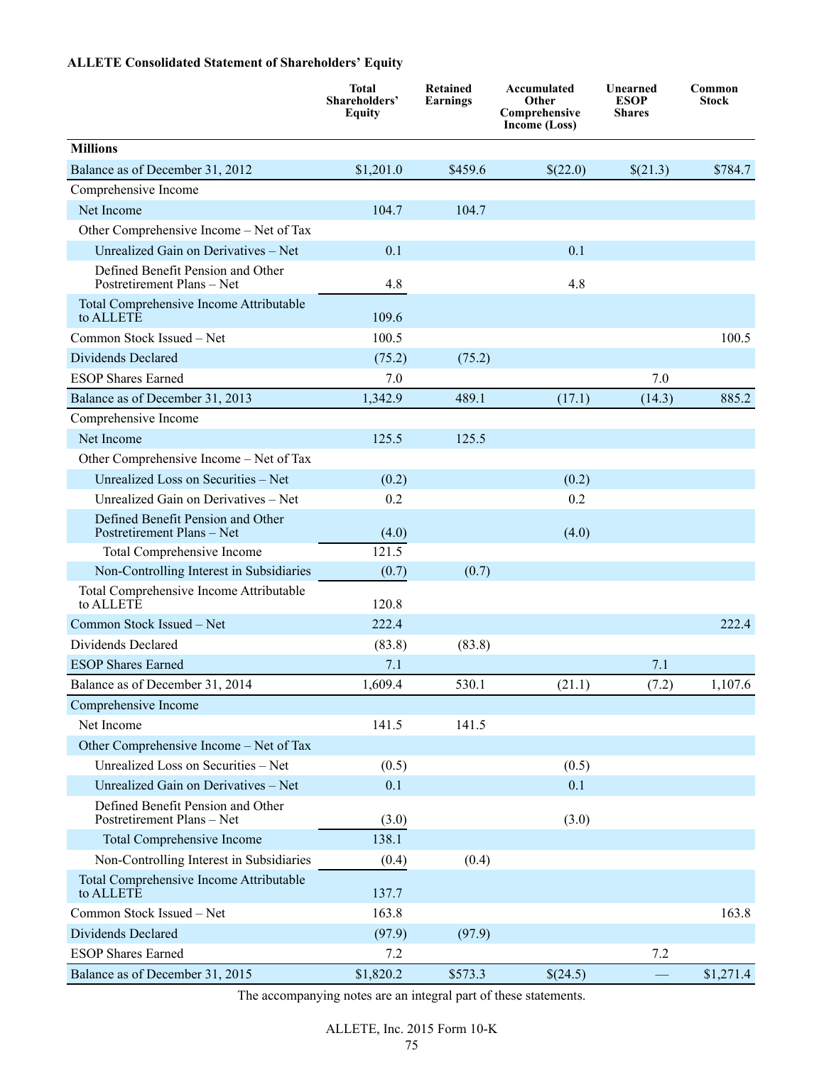**ALLETE Consolidated Statement of Shareholders' Equity**

| | Total Shareholders' Equity | Retained Earnings | Accumulated Other Comprehensive Income (Loss) | Unearned ESOP Shares | Common Stock |
|---|---|---|---|---|---|
| **Millions** | | | | | |
| Balance as of December 31, 2012 | $1,201.0 | $459.6 | $(22.0) | $(21.3) | $784.7 |
| Comprehensive Income | | | | | |
| Net Income | 104.7 | 104.7 | | | |
| Other Comprehensive Income – Net of Tax | | | | | |
| Unrealized Gain on Derivatives – Net | 0.1 | | 0.1 | | |
| Defined Benefit Pension and Other Postretirement Plans – Net | 4.8 | | 4.8 | | |
| Total Comprehensive Income Attributable to ALLETE | 109.6 | | | | |
| Common Stock Issued – Net | 100.5 | | | | 100.5 |
| Dividends Declared | (75.2) | (75.2) | | | |
| ESOP Shares Earned | 7.0 | | | 7.0 | |
| Balance as of December 31, 2013 | 1,342.9 | 489.1 | (17.1) | (14.3) | 885.2 |
| Comprehensive Income | | | | | |
| Net Income | 125.5 | 125.5 | | | |
| Other Comprehensive Income – Net of Tax | | | | | |
| Unrealized Loss on Securities – Net | (0.2) | | (0.2) | | |
| Unrealized Gain on Derivatives – Net | 0.2 | | 0.2 | | |
| Defined Benefit Pension and Other Postretirement Plans – Net | (4.0) | | (4.0) | | |
| Total Comprehensive Income | 121.5 | | | | |
| Non-Controlling Interest in Subsidiaries | (0.7) | (0.7) | | | |
| Total Comprehensive Income Attributable to ALLETE | 120.8 | | | | |
| Common Stock Issued – Net | 222.4 | | | | 222.4 |
| Dividends Declared | (83.8) | (83.8) | | | |
| ESOP Shares Earned | 7.1 | | | 7.1 | |
| Balance as of December 31, 2014 | 1,609.4 | 530.1 | (21.1) | (7.2) | 1,107.6 |
| Comprehensive Income | | | | | |
| Net Income | 141.5 | 141.5 | | | |
| Other Comprehensive Income – Net of Tax | | | | | |
| Unrealized Loss on Securities – Net | (0.5) | | (0.5) | | |
| Unrealized Gain on Derivatives – Net | 0.1 | | 0.1 | | |
| Defined Benefit Pension and Other Postretirement Plans – Net | (3.0) | | (3.0) | | |
| Total Comprehensive Income | 138.1 | | | | |
| Non-Controlling Interest in Subsidiaries | (0.4) | (0.4) | | | |
| Total Comprehensive Income Attributable to ALLETE | 137.7 | | | | |
| Common Stock Issued – Net | 163.8 | | | | 163.8 |
| Dividends Declared | (97.9) | (97.9) | | | |
| ESOP Shares Earned | 7.2 | | | 7.2 | |
| Balance as of December 31, 2015 | $1,820.2 | $573.3 | $(24.5) | — | $1,271.4 |

The accompanying notes are an integral part of these statements.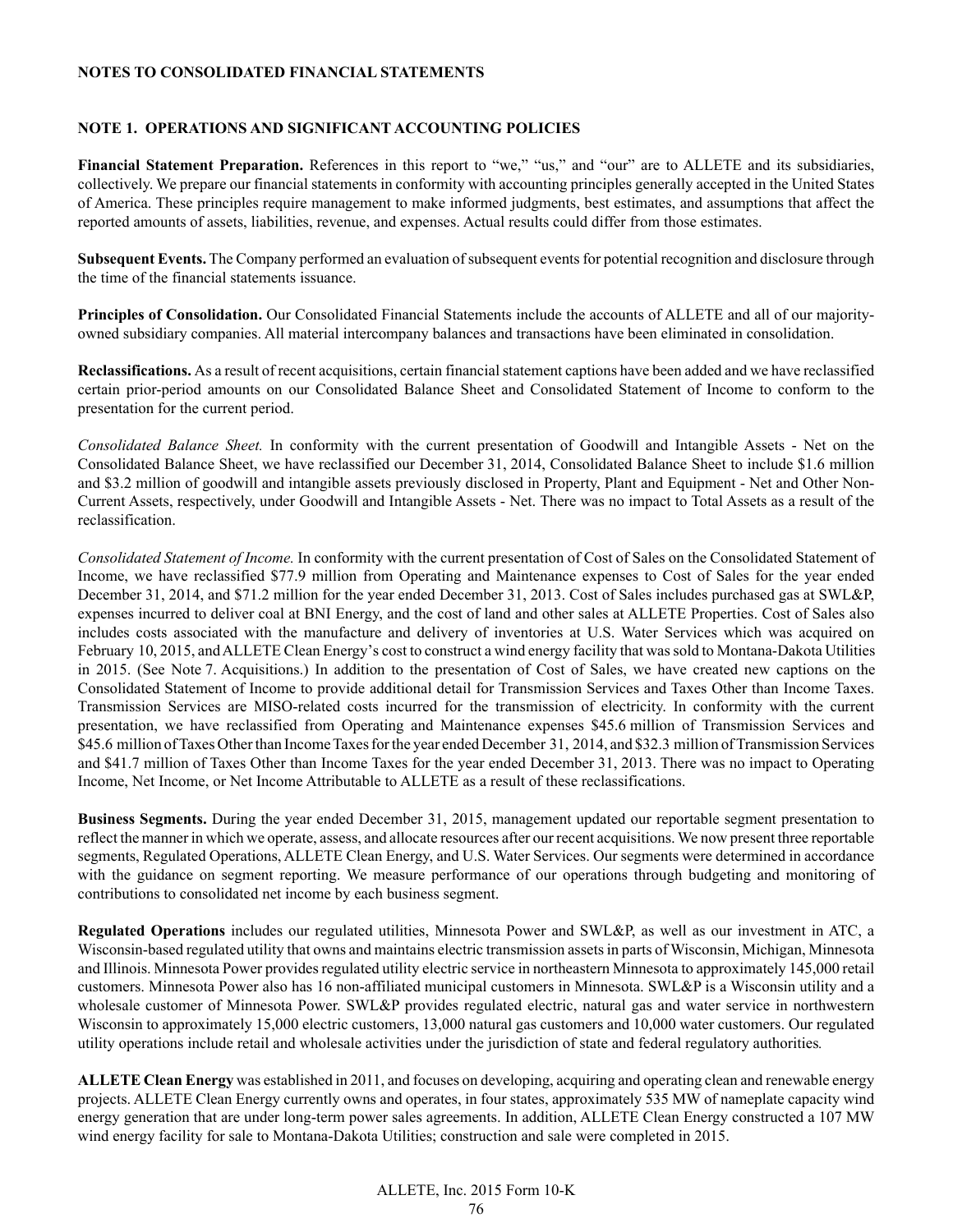## NOTES TO CONSOLIDATED FINANCIAL STATEMENTS

### NOTE 1. OPERATIONS AND SIGNIFICANT ACCOUNTING POLICIES

**Financial Statement Preparation.** References in this report to "we," "us," and "our" are to ALLETE and its subsidiaries, collectively. We prepare our financial statements in conformity with accounting principles generally accepted in the United States of America. These principles require management to make informed judgments, best estimates, and assumptions that affect the reported amounts of assets, liabilities, revenue, and expenses. Actual results could differ from those estimates.

**Subsequent Events.** The Company performed an evaluation of subsequent events for potential recognition and disclosure through the time of the financial statements issuance.

**Principles of Consolidation.** Our Consolidated Financial Statements include the accounts of ALLETE and all of our majority-owned subsidiary companies. All material intercompany balances and transactions have been eliminated in consolidation.

**Reclassifications.** As a result of recent acquisitions, certain financial statement captions have been added and we have reclassified certain prior-period amounts on our Consolidated Balance Sheet and Consolidated Statement of Income to conform to the presentation for the current period.

*Consolidated Balance Sheet.* In conformity with the current presentation of Goodwill and Intangible Assets - Net on the Consolidated Balance Sheet, we have reclassified our December 31, 2014, Consolidated Balance Sheet to include $1.6 million and $3.2 million of goodwill and intangible assets previously disclosed in Property, Plant and Equipment - Net and Other Non-Current Assets, respectively, under Goodwill and Intangible Assets - Net. There was no impact to Total Assets as a result of the reclassification.

*Consolidated Statement of Income.* In conformity with the current presentation of Cost of Sales on the Consolidated Statement of Income, we have reclassified $77.9 million from Operating and Maintenance expenses to Cost of Sales for the year ended December 31, 2014, and $71.2 million for the year ended December 31, 2013. Cost of Sales includes purchased gas at SWL&P, expenses incurred to deliver coal at BNI Energy, and the cost of land and other sales at ALLETE Properties. Cost of Sales also includes costs associated with the manufacture and delivery of inventories at U.S. Water Services which was acquired on February 10, 2015, and ALLETE Clean Energy's cost to construct a wind energy facility that was sold to Montana-Dakota Utilities in 2015. (See Note 7. Acquisitions.) In addition to the presentation of Cost of Sales, we have created new captions on the Consolidated Statement of Income to provide additional detail for Transmission Services and Taxes Other than Income Taxes. Transmission Services are MISO-related costs incurred for the transmission of electricity. In conformity with the current presentation, we have reclassified from Operating and Maintenance expenses $45.6 million of Transmission Services and $45.6 million of Taxes Other than Income Taxes for the year ended December 31, 2014, and $32.3 million of Transmission Services and $41.7 million of Taxes Other than Income Taxes for the year ended December 31, 2013. There was no impact to Operating Income, Net Income, or Net Income Attributable to ALLETE as a result of these reclassifications.

**Business Segments.** During the year ended December 31, 2015, management updated our reportable segment presentation to reflect the manner in which we operate, assess, and allocate resources after our recent acquisitions. We now present three reportable segments, Regulated Operations, ALLETE Clean Energy, and U.S. Water Services. Our segments were determined in accordance with the guidance on segment reporting. We measure performance of our operations through budgeting and monitoring of contributions to consolidated net income by each business segment.

**Regulated Operations** includes our regulated utilities, Minnesota Power and SWL&P, as well as our investment in ATC, a Wisconsin-based regulated utility that owns and maintains electric transmission assets in parts of Wisconsin, Michigan, Minnesota and Illinois. Minnesota Power provides regulated utility electric service in northeastern Minnesota to approximately 145,000 retail customers. Minnesota Power also has 16 non-affiliated municipal customers in Minnesota. SWL&P is a Wisconsin utility and a wholesale customer of Minnesota Power. SWL&P provides regulated electric, natural gas and water service in northwestern Wisconsin to approximately 15,000 electric customers, 13,000 natural gas customers and 10,000 water customers. Our regulated utility operations include retail and wholesale activities under the jurisdiction of state and federal regulatory authorities*.*

**ALLETE Clean Energy** was established in 2011, and focuses on developing, acquiring and operating clean and renewable energy projects. ALLETE Clean Energy currently owns and operates, in four states, approximately 535 MW of nameplate capacity wind energy generation that are under long-term power sales agreements. In addition, ALLETE Clean Energy constructed a 107 MW wind energy facility for sale to Montana-Dakota Utilities; construction and sale were completed in 2015.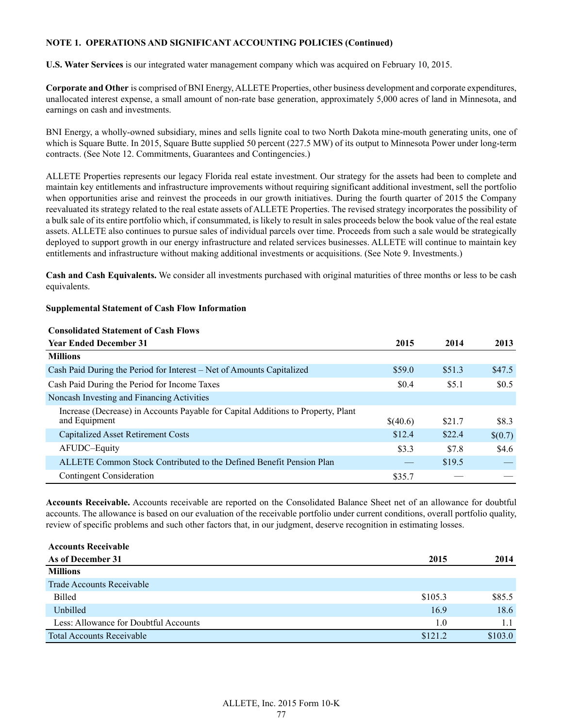**NOTE 1. OPERATIONS AND SIGNIFICANT ACCOUNTING POLICIES (Continued)**

**U.S. Water Services** is our integrated water management company which was acquired on February 10, 2015.

**Corporate and Other** is comprised of BNI Energy, ALLETE Properties, other business development and corporate expenditures, unallocated interest expense, a small amount of non-rate base generation, approximately 5,000 acres of land in Minnesota, and earnings on cash and investments.

BNI Energy, a wholly-owned subsidiary, mines and sells lignite coal to two North Dakota mine-mouth generating units, one of which is Square Butte. In 2015, Square Butte supplied 50 percent (227.5 MW) of its output to Minnesota Power under long-term contracts. (See Note 12. Commitments, Guarantees and Contingencies.)

ALLETE Properties represents our legacy Florida real estate investment. Our strategy for the assets had been to complete and maintain key entitlements and infrastructure improvements without requiring significant additional investment, sell the portfolio when opportunities arise and reinvest the proceeds in our growth initiatives. During the fourth quarter of 2015 the Company reevaluated its strategy related to the real estate assets of ALLETE Properties. The revised strategy incorporates the possibility of a bulk sale of its entire portfolio which, if consummated, is likely to result in sales proceeds below the book value of the real estate assets. ALLETE also continues to pursue sales of individual parcels over time. Proceeds from such a sale would be strategically deployed to support growth in our energy infrastructure and related services businesses. ALLETE will continue to maintain key entitlements and infrastructure without making additional investments or acquisitions. (See Note 9. Investments.)

**Cash and Cash Equivalents.** We consider all investments purchased with original maturities of three months or less to be cash equivalents.

**Supplemental Statement of Cash Flow Information**

| Consolidated Statement of Cash Flows<br>Year Ended December 31 | 2015 | 2014 | 2013 |
|---|---|---|---|
| **Millions** | | | |
| Cash Paid During the Period for Interest – Net of Amounts Capitalized | $59.0 | $51.3 | $47.5 |
| Cash Paid During the Period for Income Taxes | $0.4 | $5.1 | $0.5 |
| Noncash Investing and Financing Activities | | | |
| Increase (Decrease) in Accounts Payable for Capital Additions to Property, Plant and Equipment | $(40.6) | $21.7 | $8.3 |
| Capitalized Asset Retirement Costs | $12.4 | $22.4 | $(0.7) |
| AFUDC–Equity | $3.3 | $7.8 | $4.6 |
| ALLETE Common Stock Contributed to the Defined Benefit Pension Plan | — | $19.5 | — |
| Contingent Consideration | $35.7 | — | — |

**Accounts Receivable.** Accounts receivable are reported on the Consolidated Balance Sheet net of an allowance for doubtful accounts. The allowance is based on our evaluation of the receivable portfolio under current conditions, overall portfolio quality, review of specific problems and such other factors that, in our judgment, deserve recognition in estimating losses.

| Accounts Receivable<br>As of December 31 | 2015 | 2014 |
|---|---|---|
| **Millions** | | |
| Trade Accounts Receivable | | |
| Billed | $105.3 | $85.5 |
| Unbilled | 16.9 | 18.6 |
| Less: Allowance for Doubtful Accounts | 1.0 | 1.1 |
| Total Accounts Receivable | $121.2 | $103.0 |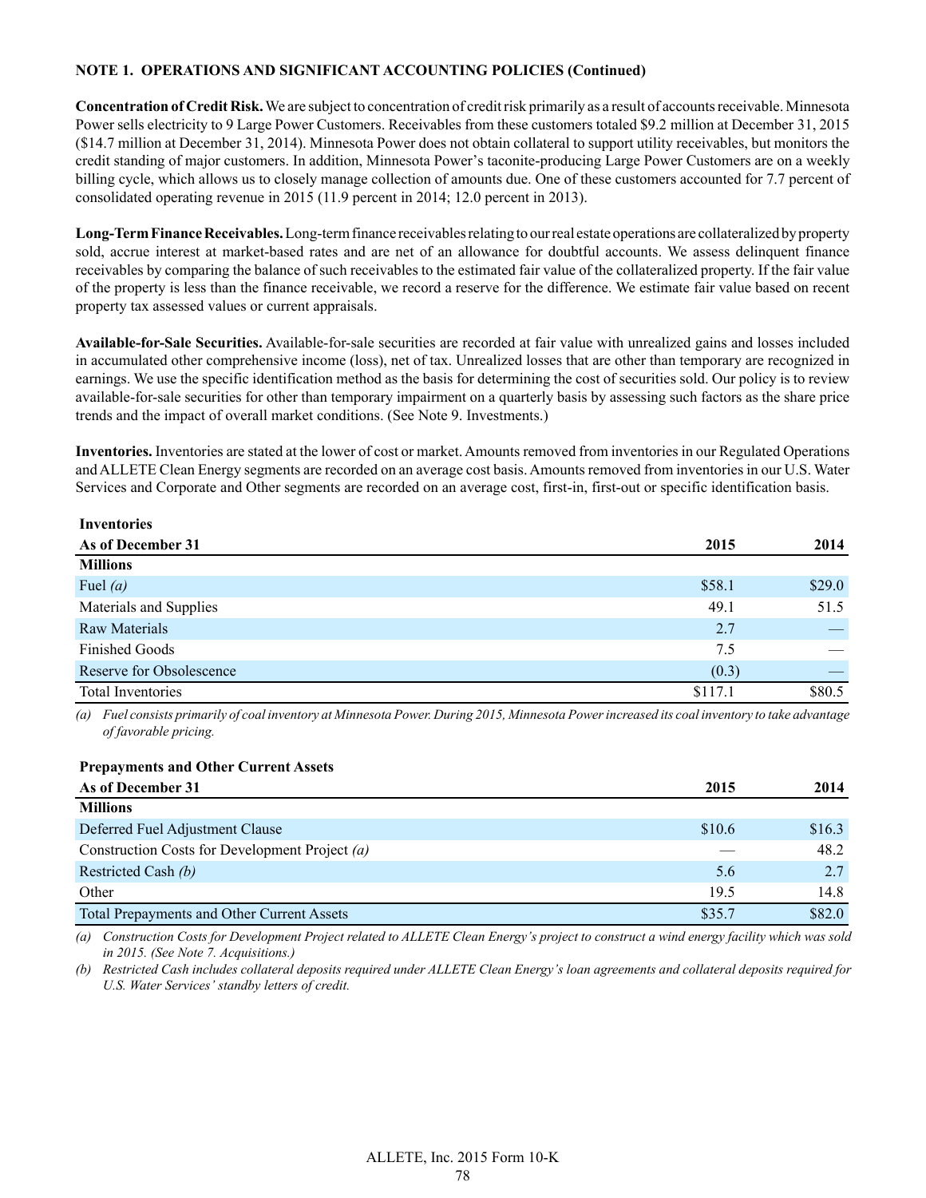**NOTE 1. OPERATIONS AND SIGNIFICANT ACCOUNTING POLICIES (Continued)**

**Concentration of Credit Risk.** We are subject to concentration of credit risk primarily as a result of accounts receivable. Minnesota Power sells electricity to 9 Large Power Customers. Receivables from these customers totaled $9.2 million at December 31, 2015 ($14.7 million at December 31, 2014). Minnesota Power does not obtain collateral to support utility receivables, but monitors the credit standing of major customers. In addition, Minnesota Power's taconite-producing Large Power Customers are on a weekly billing cycle, which allows us to closely manage collection of amounts due. One of these customers accounted for 7.7 percent of consolidated operating revenue in 2015 (11.9 percent in 2014; 12.0 percent in 2013).

**Long-Term Finance Receivables.** Long-term finance receivables relating to our real estate operations are collateralized by property sold, accrue interest at market-based rates and are net of an allowance for doubtful accounts. We assess delinquent finance receivables by comparing the balance of such receivables to the estimated fair value of the collateralized property. If the fair value of the property is less than the finance receivable, we record a reserve for the difference. We estimate fair value based on recent property tax assessed values or current appraisals.

**Available-for-Sale Securities.** Available-for-sale securities are recorded at fair value with unrealized gains and losses included in accumulated other comprehensive income (loss), net of tax. Unrealized losses that are other than temporary are recognized in earnings. We use the specific identification method as the basis for determining the cost of securities sold. Our policy is to review available-for-sale securities for other than temporary impairment on a quarterly basis by assessing such factors as the share price trends and the impact of overall market conditions. (See Note 9. Investments.)

**Inventories.** Inventories are stated at the lower of cost or market. Amounts removed from inventories in our Regulated Operations and ALLETE Clean Energy segments are recorded on an average cost basis. Amounts removed from inventories in our U.S. Water Services and Corporate and Other segments are recorded on an average cost, first-in, first-out or specific identification basis.

**Inventories**

| As of December 31 | 2015 | 2014 |
|---|---|---|
| **Millions** | | |
| Fuel *(a)* | $58.1 | $29.0 |
| Materials and Supplies | 49.1 | 51.5 |
| Raw Materials | 2.7 | — |
| Finished Goods | 7.5 | — |
| Reserve for Obsolescence | (0.3) | — |
| Total Inventories | $117.1 | $80.5 |

*(a) Fuel consists primarily of coal inventory at Minnesota Power. During 2015, Minnesota Power increased its coal inventory to take advantage of favorable pricing.*

**Prepayments and Other Current Assets**

| As of December 31 | 2015 | 2014 |
|---|---|---|
| **Millions** | | |
| Deferred Fuel Adjustment Clause | $10.6 | $16.3 |
| Construction Costs for Development Project *(a)* | — | 48.2 |
| Restricted Cash *(b)* | 5.6 | 2.7 |
| Other | 19.5 | 14.8 |
| Total Prepayments and Other Current Assets | $35.7 | $82.0 |

*(a) Construction Costs for Development Project related to ALLETE Clean Energy's project to construct a wind energy facility which was sold in 2015. (See Note 7. Acquisitions.)*

*(b) Restricted Cash includes collateral deposits required under ALLETE Clean Energy's loan agreements and collateral deposits required for U.S. Water Services' standby letters of credit.*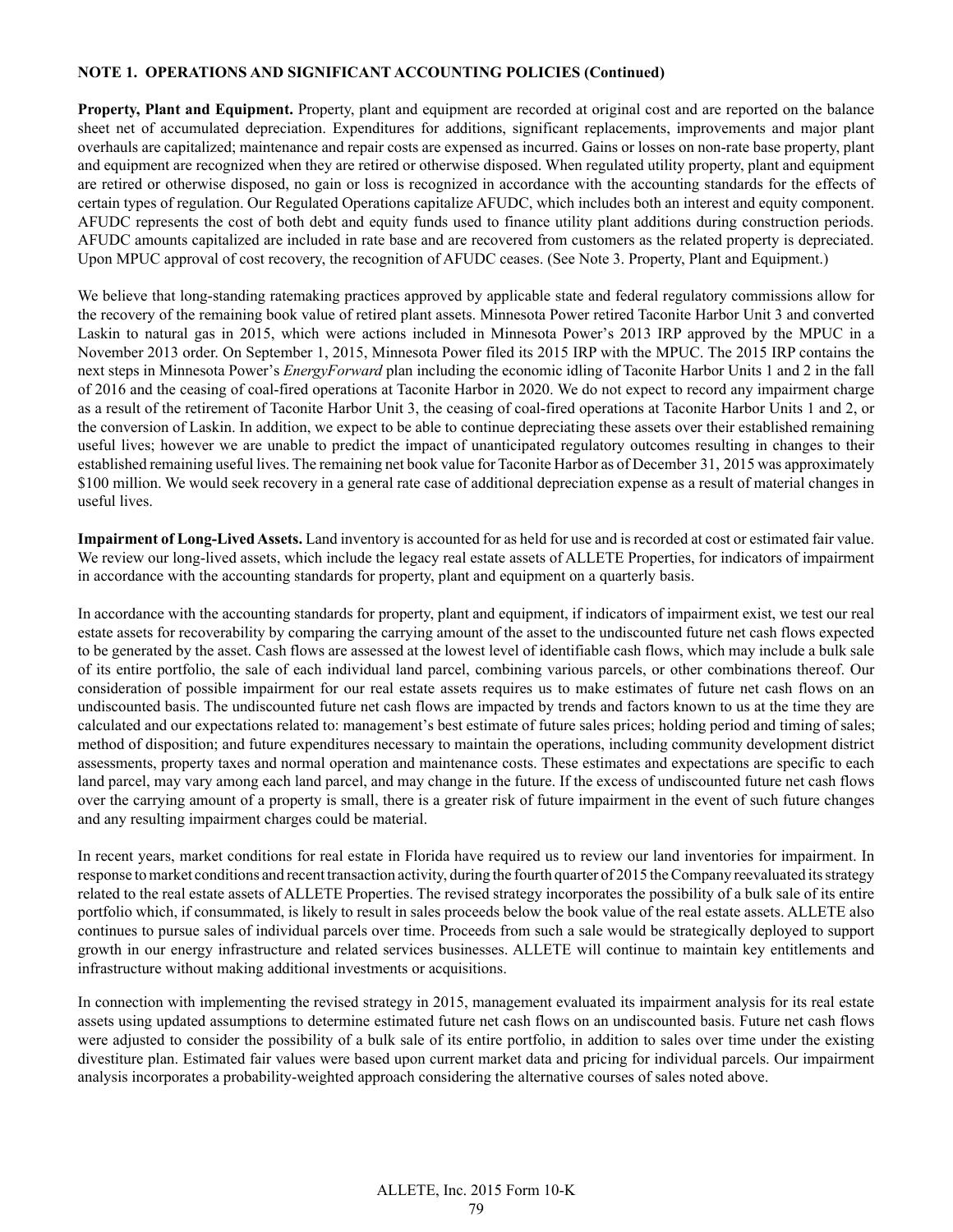**NOTE 1. OPERATIONS AND SIGNIFICANT ACCOUNTING POLICIES (Continued)**

**Property, Plant and Equipment.** Property, plant and equipment are recorded at original cost and are reported on the balance sheet net of accumulated depreciation. Expenditures for additions, significant replacements, improvements and major plant overhauls are capitalized; maintenance and repair costs are expensed as incurred. Gains or losses on non-rate base property, plant and equipment are recognized when they are retired or otherwise disposed. When regulated utility property, plant and equipment are retired or otherwise disposed, no gain or loss is recognized in accordance with the accounting standards for the effects of certain types of regulation. Our Regulated Operations capitalize AFUDC, which includes both an interest and equity component. AFUDC represents the cost of both debt and equity funds used to finance utility plant additions during construction periods. AFUDC amounts capitalized are included in rate base and are recovered from customers as the related property is depreciated. Upon MPUC approval of cost recovery, the recognition of AFUDC ceases. (See Note 3. Property, Plant and Equipment.)

We believe that long-standing ratemaking practices approved by applicable state and federal regulatory commissions allow for the recovery of the remaining book value of retired plant assets. Minnesota Power retired Taconite Harbor Unit 3 and converted Laskin to natural gas in 2015, which were actions included in Minnesota Power's 2013 IRP approved by the MPUC in a November 2013 order. On September 1, 2015, Minnesota Power filed its 2015 IRP with the MPUC. The 2015 IRP contains the next steps in Minnesota Power's *EnergyForward* plan including the economic idling of Taconite Harbor Units 1 and 2 in the fall of 2016 and the ceasing of coal-fired operations at Taconite Harbor in 2020. We do not expect to record any impairment charge as a result of the retirement of Taconite Harbor Unit 3, the ceasing of coal-fired operations at Taconite Harbor Units 1 and 2, or the conversion of Laskin. In addition, we expect to be able to continue depreciating these assets over their established remaining useful lives; however we are unable to predict the impact of unanticipated regulatory outcomes resulting in changes to their established remaining useful lives. The remaining net book value for Taconite Harbor as of December 31, 2015 was approximately $100 million. We would seek recovery in a general rate case of additional depreciation expense as a result of material changes in useful lives.

**Impairment of Long-Lived Assets.** Land inventory is accounted for as held for use and is recorded at cost or estimated fair value. We review our long-lived assets, which include the legacy real estate assets of ALLETE Properties, for indicators of impairment in accordance with the accounting standards for property, plant and equipment on a quarterly basis.

In accordance with the accounting standards for property, plant and equipment, if indicators of impairment exist, we test our real estate assets for recoverability by comparing the carrying amount of the asset to the undiscounted future net cash flows expected to be generated by the asset. Cash flows are assessed at the lowest level of identifiable cash flows, which may include a bulk sale of its entire portfolio, the sale of each individual land parcel, combining various parcels, or other combinations thereof. Our consideration of possible impairment for our real estate assets requires us to make estimates of future net cash flows on an undiscounted basis. The undiscounted future net cash flows are impacted by trends and factors known to us at the time they are calculated and our expectations related to: management's best estimate of future sales prices; holding period and timing of sales; method of disposition; and future expenditures necessary to maintain the operations, including community development district assessments, property taxes and normal operation and maintenance costs. These estimates and expectations are specific to each land parcel, may vary among each land parcel, and may change in the future. If the excess of undiscounted future net cash flows over the carrying amount of a property is small, there is a greater risk of future impairment in the event of such future changes and any resulting impairment charges could be material.

In recent years, market conditions for real estate in Florida have required us to review our land inventories for impairment. In response to market conditions and recent transaction activity, during the fourth quarter of 2015 the Company reevaluated its strategy related to the real estate assets of ALLETE Properties. The revised strategy incorporates the possibility of a bulk sale of its entire portfolio which, if consummated, is likely to result in sales proceeds below the book value of the real estate assets. ALLETE also continues to pursue sales of individual parcels over time. Proceeds from such a sale would be strategically deployed to support growth in our energy infrastructure and related services businesses. ALLETE will continue to maintain key entitlements and infrastructure without making additional investments or acquisitions.

In connection with implementing the revised strategy in 2015, management evaluated its impairment analysis for its real estate assets using updated assumptions to determine estimated future net cash flows on an undiscounted basis. Future net cash flows were adjusted to consider the possibility of a bulk sale of its entire portfolio, in addition to sales over time under the existing divestiture plan. Estimated fair values were based upon current market data and pricing for individual parcels. Our impairment analysis incorporates a probability-weighted approach considering the alternative courses of sales noted above.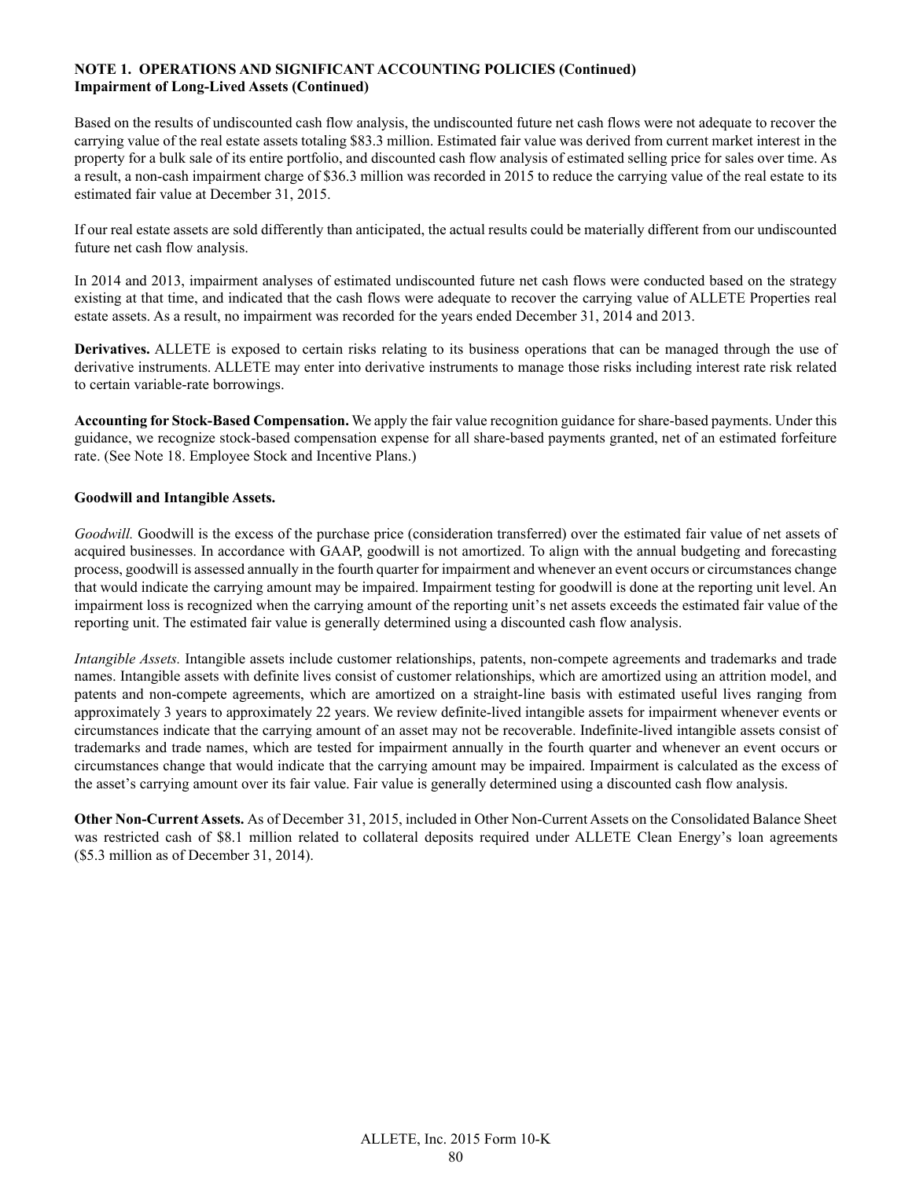**NOTE 1. OPERATIONS AND SIGNIFICANT ACCOUNTING POLICIES (Continued)**
**Impairment of Long-Lived Assets (Continued)**

Based on the results of undiscounted cash flow analysis, the undiscounted future net cash flows were not adequate to recover the carrying value of the real estate assets totaling $83.3 million. Estimated fair value was derived from current market interest in the property for a bulk sale of its entire portfolio, and discounted cash flow analysis of estimated selling price for sales over time. As a result, a non-cash impairment charge of $36.3 million was recorded in 2015 to reduce the carrying value of the real estate to its estimated fair value at December 31, 2015.

If our real estate assets are sold differently than anticipated, the actual results could be materially different from our undiscounted future net cash flow analysis.

In 2014 and 2013, impairment analyses of estimated undiscounted future net cash flows were conducted based on the strategy existing at that time, and indicated that the cash flows were adequate to recover the carrying value of ALLETE Properties real estate assets. As a result, no impairment was recorded for the years ended December 31, 2014 and 2013.

**Derivatives.** ALLETE is exposed to certain risks relating to its business operations that can be managed through the use of derivative instruments. ALLETE may enter into derivative instruments to manage those risks including interest rate risk related to certain variable-rate borrowings.

**Accounting for Stock-Based Compensation.** We apply the fair value recognition guidance for share-based payments. Under this guidance, we recognize stock-based compensation expense for all share-based payments granted, net of an estimated forfeiture rate. (See Note 18. Employee Stock and Incentive Plans.)

**Goodwill and Intangible Assets.**

*Goodwill.* Goodwill is the excess of the purchase price (consideration transferred) over the estimated fair value of net assets of acquired businesses. In accordance with GAAP, goodwill is not amortized. To align with the annual budgeting and forecasting process, goodwill is assessed annually in the fourth quarter for impairment and whenever an event occurs or circumstances change that would indicate the carrying amount may be impaired. Impairment testing for goodwill is done at the reporting unit level. An impairment loss is recognized when the carrying amount of the reporting unit's net assets exceeds the estimated fair value of the reporting unit. The estimated fair value is generally determined using a discounted cash flow analysis.

*Intangible Assets.* Intangible assets include customer relationships, patents, non-compete agreements and trademarks and trade names. Intangible assets with definite lives consist of customer relationships, which are amortized using an attrition model, and patents and non-compete agreements, which are amortized on a straight-line basis with estimated useful lives ranging from approximately 3 years to approximately 22 years. We review definite-lived intangible assets for impairment whenever events or circumstances indicate that the carrying amount of an asset may not be recoverable. Indefinite-lived intangible assets consist of trademarks and trade names, which are tested for impairment annually in the fourth quarter and whenever an event occurs or circumstances change that would indicate that the carrying amount may be impaired. Impairment is calculated as the excess of the asset's carrying amount over its fair value. Fair value is generally determined using a discounted cash flow analysis.

**Other Non-Current Assets.** As of December 31, 2015, included in Other Non-Current Assets on the Consolidated Balance Sheet was restricted cash of $8.1 million related to collateral deposits required under ALLETE Clean Energy's loan agreements ($5.3 million as of December 31, 2014).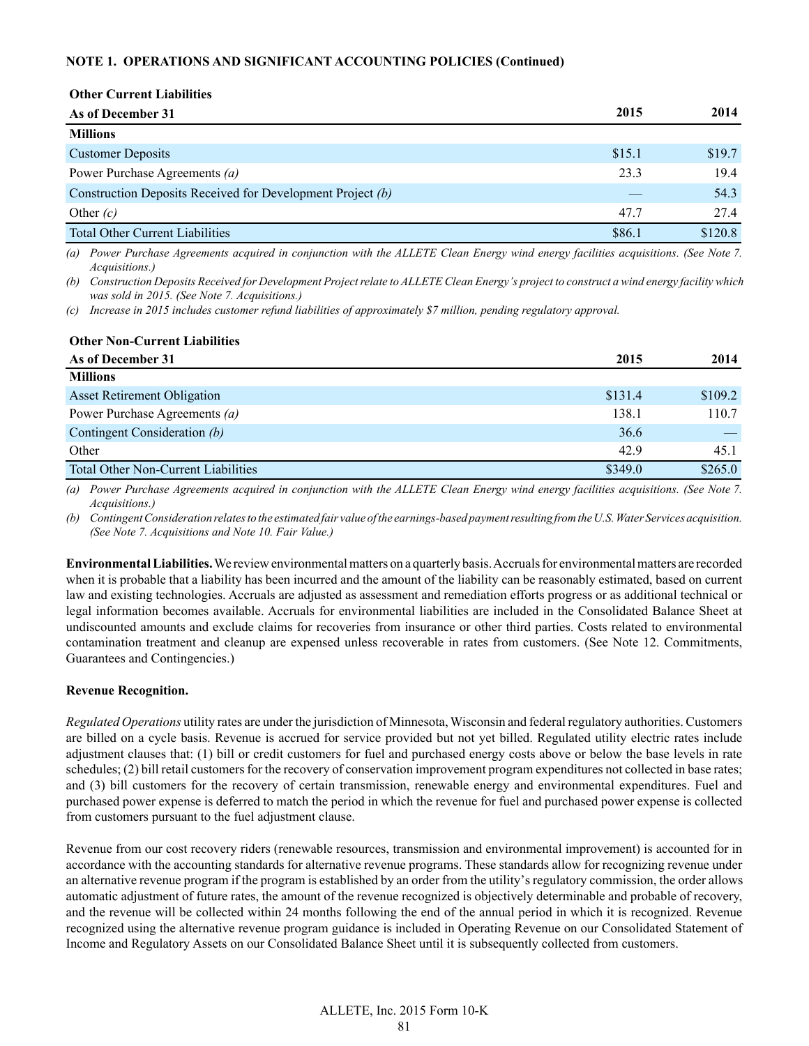**NOTE 1. OPERATIONS AND SIGNIFICANT ACCOUNTING POLICIES (Continued)**

**Other Current Liabilities**

| As of December 31 | 2015 | 2014 |
|---|---|---|
| **Millions** | | |
| Customer Deposits | $15.1 | $19.7 |
| Power Purchase Agreements *(a)* | 23.3 | 19.4 |
| Construction Deposits Received for Development Project *(b)* | — | 54.3 |
| Other *(c)* | 47.7 | 27.4 |
| Total Other Current Liabilities | $86.1 | $120.8 |

*(a) Power Purchase Agreements acquired in conjunction with the ALLETE Clean Energy wind energy facilities acquisitions. (See Note 7. Acquisitions.)*

*(b) Construction Deposits Received for Development Project relate to ALLETE Clean Energy's project to construct a wind energy facility which was sold in 2015. (See Note 7. Acquisitions.)*

*(c) Increase in 2015 includes customer refund liabilities of approximately $7 million, pending regulatory approval.*

**Other Non-Current Liabilities**

| As of December 31 | 2015 | 2014 |
|---|---|---|
| **Millions** | | |
| Asset Retirement Obligation | $131.4 | $109.2 |
| Power Purchase Agreements *(a)* | 138.1 | 110.7 |
| Contingent Consideration *(b)* | 36.6 | — |
| Other | 42.9 | 45.1 |
| Total Other Non-Current Liabilities | $349.0 | $265.0 |

*(a) Power Purchase Agreements acquired in conjunction with the ALLETE Clean Energy wind energy facilities acquisitions. (See Note 7. Acquisitions.)*

*(b) Contingent Consideration relates to the estimated fair value of the earnings-based payment resulting from the U.S. Water Services acquisition. (See Note 7. Acquisitions and Note 10. Fair Value.)*

**Environmental Liabilities.** We review environmental matters on a quarterly basis. Accruals for environmental matters are recorded when it is probable that a liability has been incurred and the amount of the liability can be reasonably estimated, based on current law and existing technologies. Accruals are adjusted as assessment and remediation efforts progress or as additional technical or legal information becomes available. Accruals for environmental liabilities are included in the Consolidated Balance Sheet at undiscounted amounts and exclude claims for recoveries from insurance or other third parties. Costs related to environmental contamination treatment and cleanup are expensed unless recoverable in rates from customers. (See Note 12. Commitments, Guarantees and Contingencies.)

**Revenue Recognition.**

*Regulated Operations* utility rates are under the jurisdiction of Minnesota, Wisconsin and federal regulatory authorities. Customers are billed on a cycle basis. Revenue is accrued for service provided but not yet billed. Regulated utility electric rates include adjustment clauses that: (1) bill or credit customers for fuel and purchased energy costs above or below the base levels in rate schedules; (2) bill retail customers for the recovery of conservation improvement program expenditures not collected in base rates; and (3) bill customers for the recovery of certain transmission, renewable energy and environmental expenditures. Fuel and purchased power expense is deferred to match the period in which the revenue for fuel and purchased power expense is collected from customers pursuant to the fuel adjustment clause.

Revenue from our cost recovery riders (renewable resources, transmission and environmental improvement) is accounted for in accordance with the accounting standards for alternative revenue programs. These standards allow for recognizing revenue under an alternative revenue program if the program is established by an order from the utility's regulatory commission, the order allows automatic adjustment of future rates, the amount of the revenue recognized is objectively determinable and probable of recovery, and the revenue will be collected within 24 months following the end of the annual period in which it is recognized. Revenue recognized using the alternative revenue program guidance is included in Operating Revenue on our Consolidated Statement of Income and Regulatory Assets on our Consolidated Balance Sheet until it is subsequently collected from customers.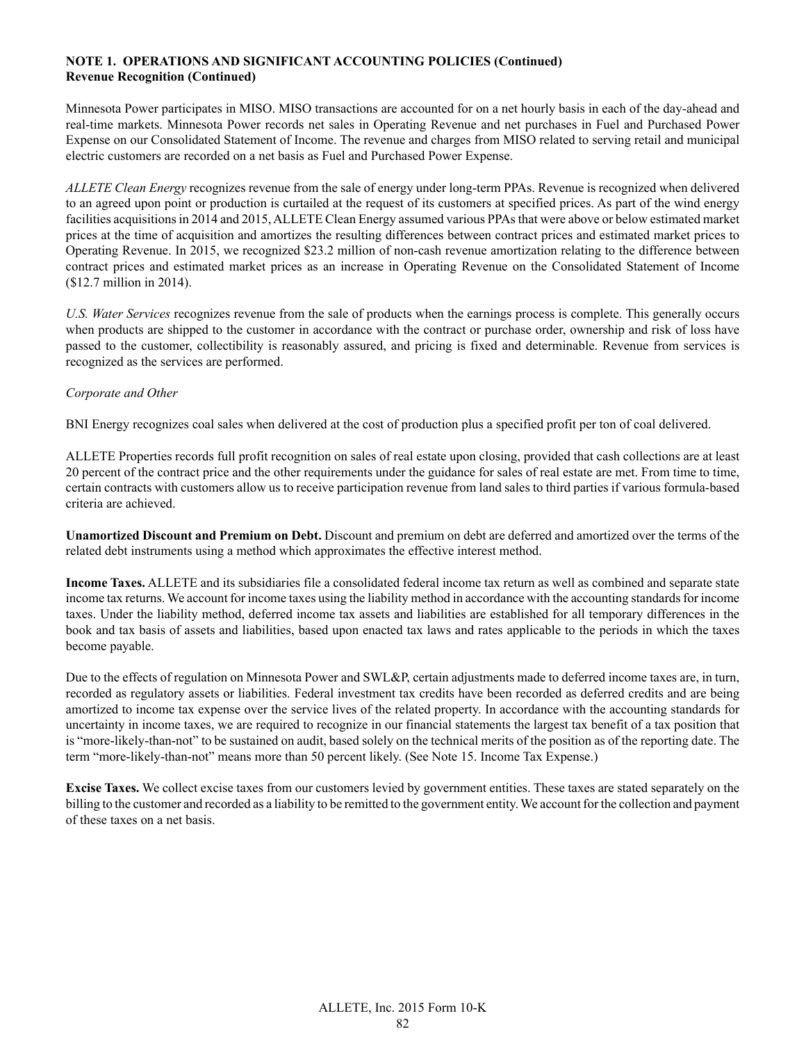**NOTE 1. OPERATIONS AND SIGNIFICANT ACCOUNTING POLICIES (Continued)**
**Revenue Recognition (Continued)**

Minnesota Power participates in MISO. MISO transactions are accounted for on a net hourly basis in each of the day-ahead and real-time markets. Minnesota Power records net sales in Operating Revenue and net purchases in Fuel and Purchased Power Expense on our Consolidated Statement of Income. The revenue and charges from MISO related to serving retail and municipal electric customers are recorded on a net basis as Fuel and Purchased Power Expense.

*ALLETE Clean Energy* recognizes revenue from the sale of energy under long-term PPAs. Revenue is recognized when delivered to an agreed upon point or production is curtailed at the request of its customers at specified prices. As part of the wind energy facilities acquisitions in 2014 and 2015, ALLETE Clean Energy assumed various PPAs that were above or below estimated market prices at the time of acquisition and amortizes the resulting differences between contract prices and estimated market prices to Operating Revenue. In 2015, we recognized $23.2 million of non-cash revenue amortization relating to the difference between contract prices and estimated market prices as an increase in Operating Revenue on the Consolidated Statement of Income ($12.7 million in 2014).

*U.S. Water Services* recognizes revenue from the sale of products when the earnings process is complete. This generally occurs when products are shipped to the customer in accordance with the contract or purchase order, ownership and risk of loss have passed to the customer, collectibility is reasonably assured, and pricing is fixed and determinable. Revenue from services is recognized as the services are performed.

*Corporate and Other*

BNI Energy recognizes coal sales when delivered at the cost of production plus a specified profit per ton of coal delivered.

ALLETE Properties records full profit recognition on sales of real estate upon closing, provided that cash collections are at least 20 percent of the contract price and the other requirements under the guidance for sales of real estate are met. From time to time, certain contracts with customers allow us to receive participation revenue from land sales to third parties if various formula-based criteria are achieved.

**Unamortized Discount and Premium on Debt.** Discount and premium on debt are deferred and amortized over the terms of the related debt instruments using a method which approximates the effective interest method.

**Income Taxes.** ALLETE and its subsidiaries file a consolidated federal income tax return as well as combined and separate state income tax returns. We account for income taxes using the liability method in accordance with the accounting standards for income taxes. Under the liability method, deferred income tax assets and liabilities are established for all temporary differences in the book and tax basis of assets and liabilities, based upon enacted tax laws and rates applicable to the periods in which the taxes become payable.

Due to the effects of regulation on Minnesota Power and SWL&P, certain adjustments made to deferred income taxes are, in turn, recorded as regulatory assets or liabilities. Federal investment tax credits have been recorded as deferred credits and are being amortized to income tax expense over the service lives of the related property. In accordance with the accounting standards for uncertainty in income taxes, we are required to recognize in our financial statements the largest tax benefit of a tax position that is "more-likely-than-not" to be sustained on audit, based solely on the technical merits of the position as of the reporting date. The term "more-likely-than-not" means more than 50 percent likely. (See Note 15. Income Tax Expense.)

**Excise Taxes.** We collect excise taxes from our customers levied by government entities. These taxes are stated separately on the billing to the customer and recorded as a liability to be remitted to the government entity. We account for the collection and payment of these taxes on a net basis.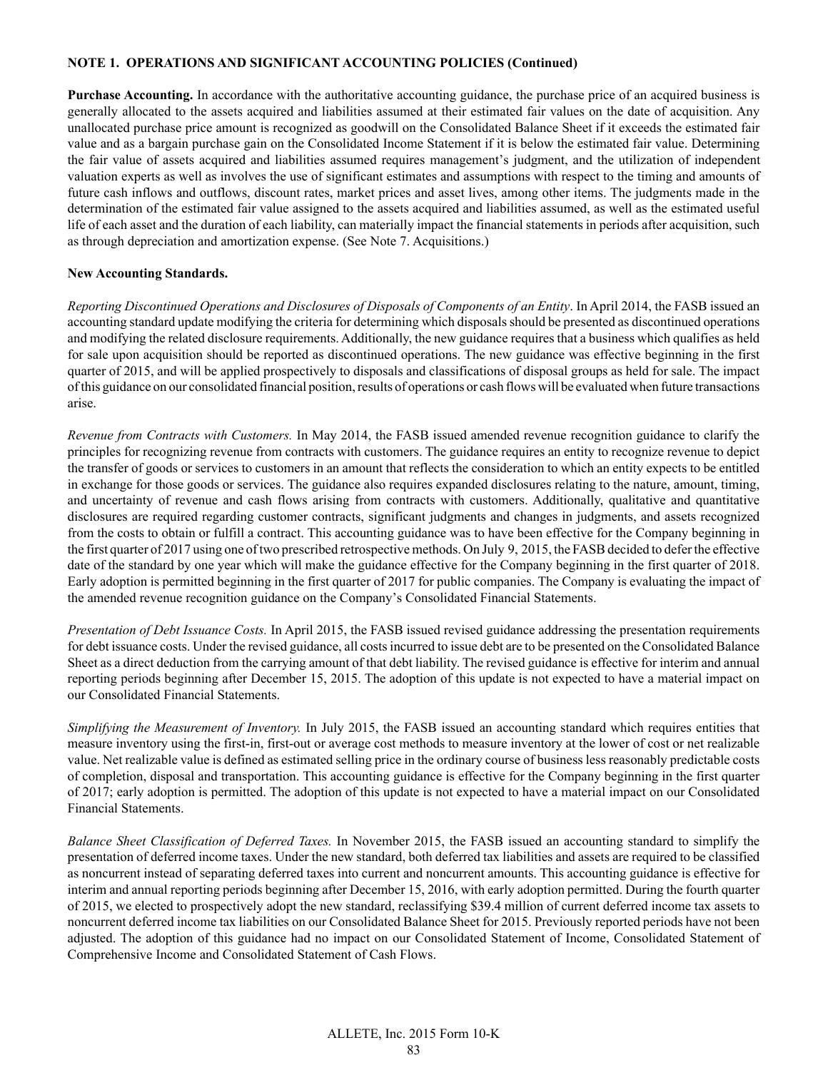**NOTE 1. OPERATIONS AND SIGNIFICANT ACCOUNTING POLICIES (Continued)**

**Purchase Accounting.** In accordance with the authoritative accounting guidance, the purchase price of an acquired business is generally allocated to the assets acquired and liabilities assumed at their estimated fair values on the date of acquisition. Any unallocated purchase price amount is recognized as goodwill on the Consolidated Balance Sheet if it exceeds the estimated fair value and as a bargain purchase gain on the Consolidated Income Statement if it is below the estimated fair value. Determining the fair value of assets acquired and liabilities assumed requires management's judgment, and the utilization of independent valuation experts as well as involves the use of significant estimates and assumptions with respect to the timing and amounts of future cash inflows and outflows, discount rates, market prices and asset lives, among other items. The judgments made in the determination of the estimated fair value assigned to the assets acquired and liabilities assumed, as well as the estimated useful life of each asset and the duration of each liability, can materially impact the financial statements in periods after acquisition, such as through depreciation and amortization expense. (See Note 7. Acquisitions.)

**New Accounting Standards.**

*Reporting Discontinued Operations and Disclosures of Disposals of Components of an Entity*. In April 2014, the FASB issued an accounting standard update modifying the criteria for determining which disposals should be presented as discontinued operations and modifying the related disclosure requirements. Additionally, the new guidance requires that a business which qualifies as held for sale upon acquisition should be reported as discontinued operations. The new guidance was effective beginning in the first quarter of 2015, and will be applied prospectively to disposals and classifications of disposal groups as held for sale. The impact of this guidance on our consolidated financial position, results of operations or cash flows will be evaluated when future transactions arise.

*Revenue from Contracts with Customers.* In May 2014, the FASB issued amended revenue recognition guidance to clarify the principles for recognizing revenue from contracts with customers. The guidance requires an entity to recognize revenue to depict the transfer of goods or services to customers in an amount that reflects the consideration to which an entity expects to be entitled in exchange for those goods or services. The guidance also requires expanded disclosures relating to the nature, amount, timing, and uncertainty of revenue and cash flows arising from contracts with customers. Additionally, qualitative and quantitative disclosures are required regarding customer contracts, significant judgments and changes in judgments, and assets recognized from the costs to obtain or fulfill a contract. This accounting guidance was to have been effective for the Company beginning in the first quarter of 2017 using one of two prescribed retrospective methods. On July 9, 2015, the FASB decided to defer the effective date of the standard by one year which will make the guidance effective for the Company beginning in the first quarter of 2018. Early adoption is permitted beginning in the first quarter of 2017 for public companies. The Company is evaluating the impact of the amended revenue recognition guidance on the Company's Consolidated Financial Statements.

*Presentation of Debt Issuance Costs.* In April 2015, the FASB issued revised guidance addressing the presentation requirements for debt issuance costs. Under the revised guidance, all costs incurred to issue debt are to be presented on the Consolidated Balance Sheet as a direct deduction from the carrying amount of that debt liability. The revised guidance is effective for interim and annual reporting periods beginning after December 15, 2015. The adoption of this update is not expected to have a material impact on our Consolidated Financial Statements.

*Simplifying the Measurement of Inventory.* In July 2015, the FASB issued an accounting standard which requires entities that measure inventory using the first-in, first-out or average cost methods to measure inventory at the lower of cost or net realizable value. Net realizable value is defined as estimated selling price in the ordinary course of business less reasonably predictable costs of completion, disposal and transportation. This accounting guidance is effective for the Company beginning in the first quarter of 2017; early adoption is permitted. The adoption of this update is not expected to have a material impact on our Consolidated Financial Statements.

*Balance Sheet Classification of Deferred Taxes.* In November 2015, the FASB issued an accounting standard to simplify the presentation of deferred income taxes. Under the new standard, both deferred tax liabilities and assets are required to be classified as noncurrent instead of separating deferred taxes into current and noncurrent amounts. This accounting guidance is effective for interim and annual reporting periods beginning after December 15, 2016, with early adoption permitted. During the fourth quarter of 2015, we elected to prospectively adopt the new standard, reclassifying $39.4 million of current deferred income tax assets to noncurrent deferred income tax liabilities on our Consolidated Balance Sheet for 2015. Previously reported periods have not been adjusted. The adoption of this guidance had no impact on our Consolidated Statement of Income, Consolidated Statement of Comprehensive Income and Consolidated Statement of Cash Flows.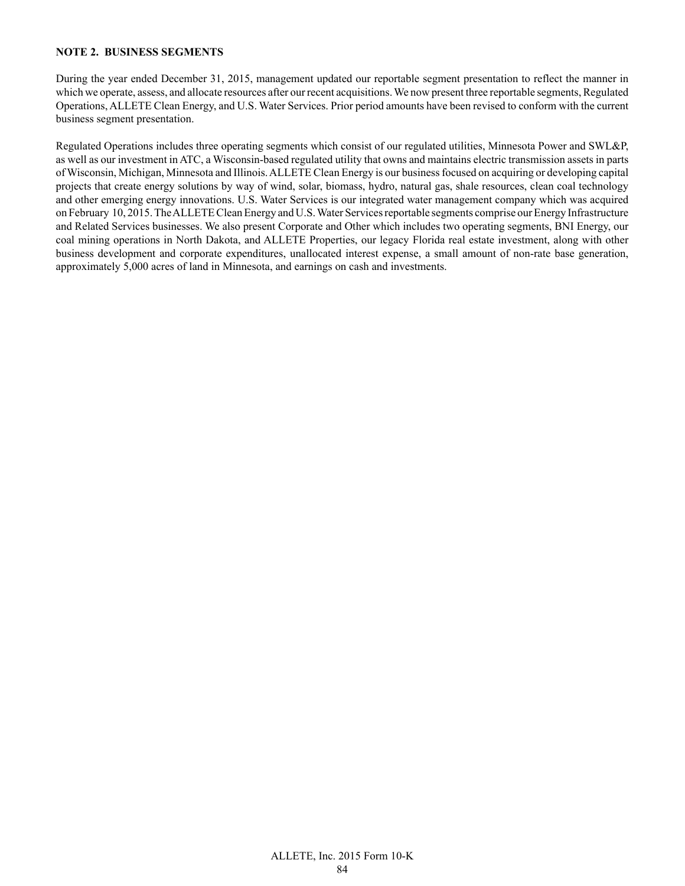**NOTE 2. BUSINESS SEGMENTS**

During the year ended December 31, 2015, management updated our reportable segment presentation to reflect the manner in which we operate, assess, and allocate resources after our recent acquisitions. We now present three reportable segments, Regulated Operations, ALLETE Clean Energy, and U.S. Water Services. Prior period amounts have been revised to conform with the current business segment presentation.

Regulated Operations includes three operating segments which consist of our regulated utilities, Minnesota Power and SWL&P, as well as our investment in ATC, a Wisconsin-based regulated utility that owns and maintains electric transmission assets in parts of Wisconsin, Michigan, Minnesota and Illinois. ALLETE Clean Energy is our business focused on acquiring or developing capital projects that create energy solutions by way of wind, solar, biomass, hydro, natural gas, shale resources, clean coal technology and other emerging energy innovations. U.S. Water Services is our integrated water management company which was acquired on February 10, 2015. The ALLETE Clean Energy and U.S. Water Services reportable segments comprise our Energy Infrastructure and Related Services businesses. We also present Corporate and Other which includes two operating segments, BNI Energy, our coal mining operations in North Dakota, and ALLETE Properties, our legacy Florida real estate investment, along with other business development and corporate expenditures, unallocated interest expense, a small amount of non-rate base generation, approximately 5,000 acres of land in Minnesota, and earnings on cash and investments.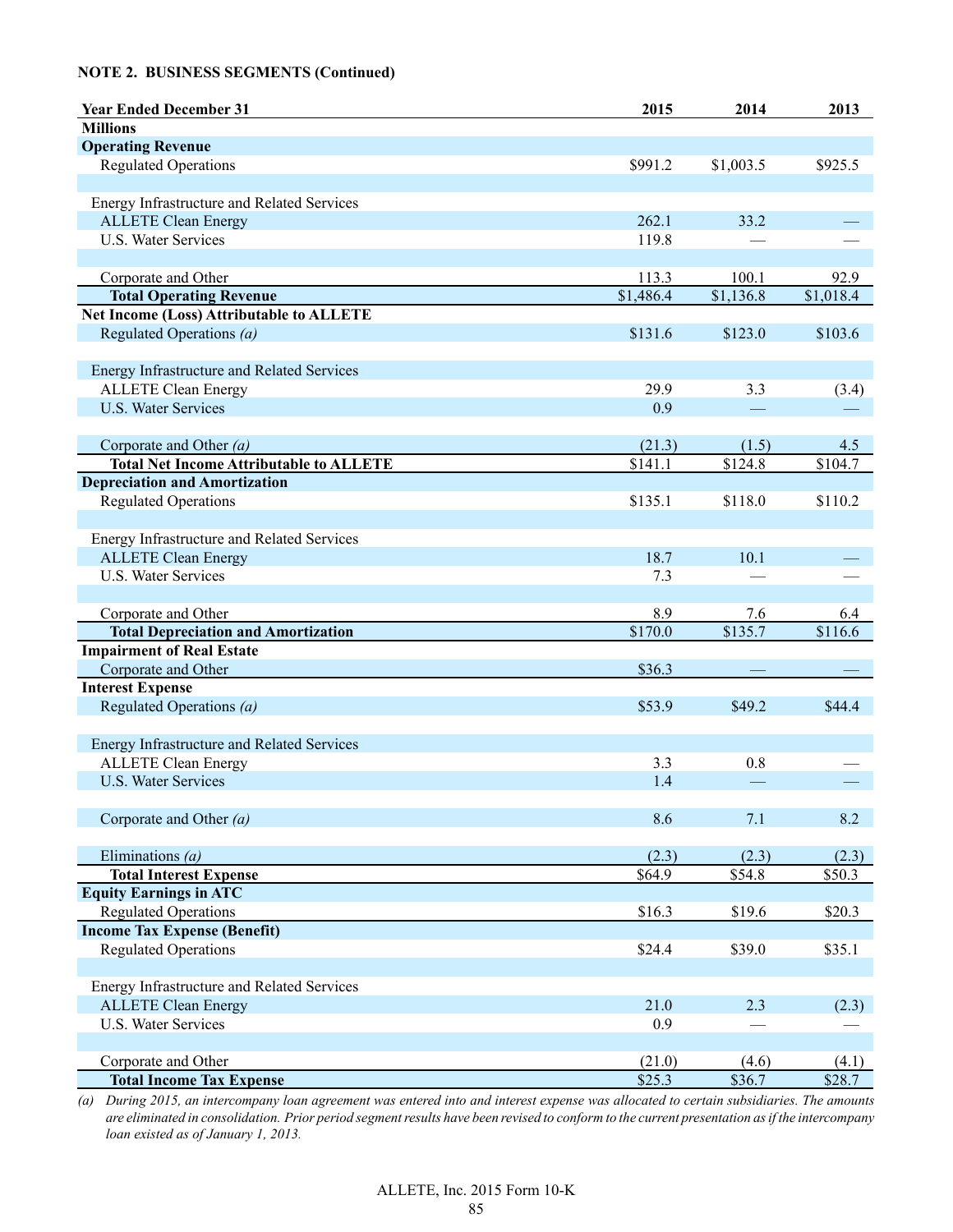**NOTE 2. BUSINESS SEGMENTS (Continued)**

| Year Ended December 31 | 2015 | 2014 | 2013 |
|---|---|---|---|
| **Millions** | | | |
| **Operating Revenue** | | | |
| Regulated Operations | $991.2 | $1,003.5 | $925.5 |
| | | | |
| Energy Infrastructure and Related Services | | | |
| ALLETE Clean Energy | 262.1 | 33.2 | — |
| U.S. Water Services | 119.8 | — | — |
| | | | |
| Corporate and Other | 113.3 | 100.1 | 92.9 |
| **Total Operating Revenue** | $1,486.4 | $1,136.8 | $1,018.4 |
| **Net Income (Loss) Attributable to ALLETE** | | | |
| Regulated Operations *(a)* | $131.6 | $123.0 | $103.6 |
| | | | |
| Energy Infrastructure and Related Services | | | |
| ALLETE Clean Energy | 29.9 | 3.3 | (3.4) |
| U.S. Water Services | 0.9 | — | — |
| | | | |
| Corporate and Other *(a)* | (21.3) | (1.5) | 4.5 |
| **Total Net Income Attributable to ALLETE** | $141.1 | $124.8 | $104.7 |
| **Depreciation and Amortization** | | | |
| Regulated Operations | $135.1 | $118.0 | $110.2 |
| | | | |
| Energy Infrastructure and Related Services | | | |
| ALLETE Clean Energy | 18.7 | 10.1 | — |
| U.S. Water Services | 7.3 | — | — |
| | | | |
| Corporate and Other | 8.9 | 7.6 | 6.4 |
| **Total Depreciation and Amortization** | $170.0 | $135.7 | $116.6 |
| **Impairment of Real Estate** | | | |
| Corporate and Other | $36.3 | — | — |
| **Interest Expense** | | | |
| Regulated Operations *(a)* | $53.9 | $49.2 | $44.4 |
| | | | |
| Energy Infrastructure and Related Services | | | |
| ALLETE Clean Energy | 3.3 | 0.8 | — |
| U.S. Water Services | 1.4 | — | — |
| | | | |
| Corporate and Other *(a)* | 8.6 | 7.1 | 8.2 |
| | | | |
| Eliminations *(a)* | (2.3) | (2.3) | (2.3) |
| **Total Interest Expense** | $64.9 | $54.8 | $50.3 |
| **Equity Earnings in ATC** | | | |
| Regulated Operations | $16.3 | $19.6 | $20.3 |
| **Income Tax Expense (Benefit)** | | | |
| Regulated Operations | $24.4 | $39.0 | $35.1 |
| | | | |
| Energy Infrastructure and Related Services | | | |
| ALLETE Clean Energy | 21.0 | 2.3 | (2.3) |
| U.S. Water Services | 0.9 | — | — |
| | | | |
| Corporate and Other | (21.0) | (4.6) | (4.1) |
| **Total Income Tax Expense** | $25.3 | $36.7 | $28.7 |

*(a) During 2015, an intercompany loan agreement was entered into and interest expense was allocated to certain subsidiaries. The amounts are eliminated in consolidation. Prior period segment results have been revised to conform to the current presentation as if the intercompany loan existed as of January 1, 2013.*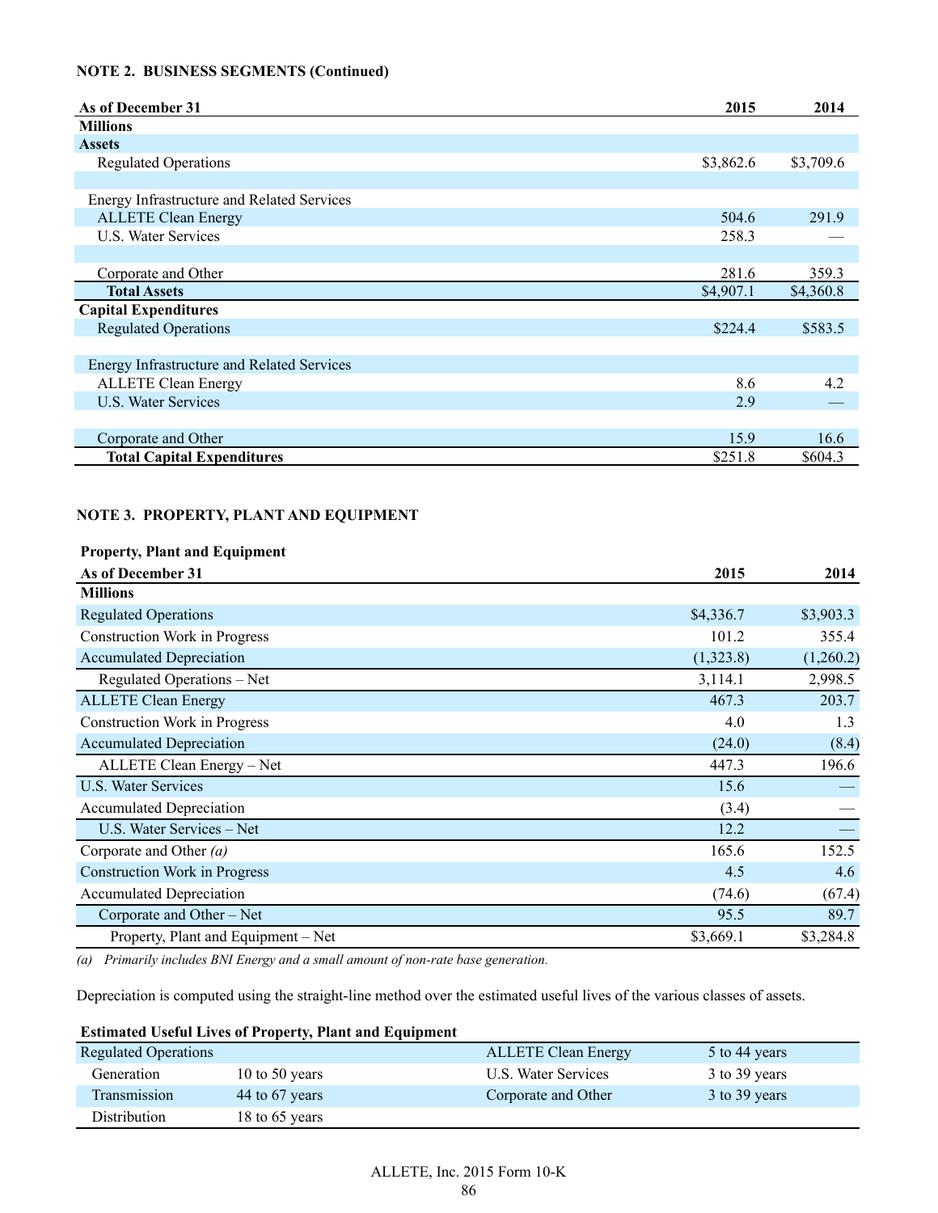**NOTE 2. BUSINESS SEGMENTS (Continued)**

| As of December 31 | 2015 | 2014 |
|---|---|---|
| **Millions** | | |
| **Assets** | | |
| Regulated Operations | $3,862.6 | $3,709.6 |
| | | |
| Energy Infrastructure and Related Services | | |
| ALLETE Clean Energy | 504.6 | 291.9 |
| U.S. Water Services | 258.3 | — |
| | | |
| Corporate and Other | 281.6 | 359.3 |
| **Total Assets** | $4,907.1 | $4,360.8 |
| **Capital Expenditures** | | |
| Regulated Operations | $224.4 | $583.5 |
| | | |
| Energy Infrastructure and Related Services | | |
| ALLETE Clean Energy | 8.6 | 4.2 |
| U.S. Water Services | 2.9 | — |
| | | |
| Corporate and Other | 15.9 | 16.6 |
| **Total Capital Expenditures** | $251.8 | $604.3 |

**NOTE 3. PROPERTY, PLANT AND EQUIPMENT**

**Property, Plant and Equipment**

| As of December 31 | 2015 | 2014 |
|---|---|---|
| **Millions** | | |
| Regulated Operations | $4,336.7 | $3,903.3 |
| Construction Work in Progress | 101.2 | 355.4 |
| Accumulated Depreciation | (1,323.8) | (1,260.2) |
| Regulated Operations – Net | 3,114.1 | 2,998.5 |
| ALLETE Clean Energy | 467.3 | 203.7 |
| Construction Work in Progress | 4.0 | 1.3 |
| Accumulated Depreciation | (24.0) | (8.4) |
| ALLETE Clean Energy – Net | 447.3 | 196.6 |
| U.S. Water Services | 15.6 | — |
| Accumulated Depreciation | (3.4) | — |
| U.S. Water Services – Net | 12.2 | — |
| Corporate and Other *(a)* | 165.6 | 152.5 |
| Construction Work in Progress | 4.5 | 4.6 |
| Accumulated Depreciation | (74.6) | (67.4) |
| Corporate and Other – Net | 95.5 | 89.7 |
| Property, Plant and Equipment – Net | $3,669.1 | $3,284.8 |

*(a) Primarily includes BNI Energy and a small amount of non-rate base generation.*

Depreciation is computed using the straight-line method over the estimated useful lives of the various classes of assets.

**Estimated Useful Lives of Property, Plant and Equipment**

| | | | |
|---|---|---|---|
| Regulated Operations | | ALLETE Clean Energy | 5 to 44 years |
| Generation | 10 to 50 years | U.S. Water Services | 3 to 39 years |
| Transmission | 44 to 67 years | Corporate and Other | 3 to 39 years |
| Distribution | 18 to 65 years | | |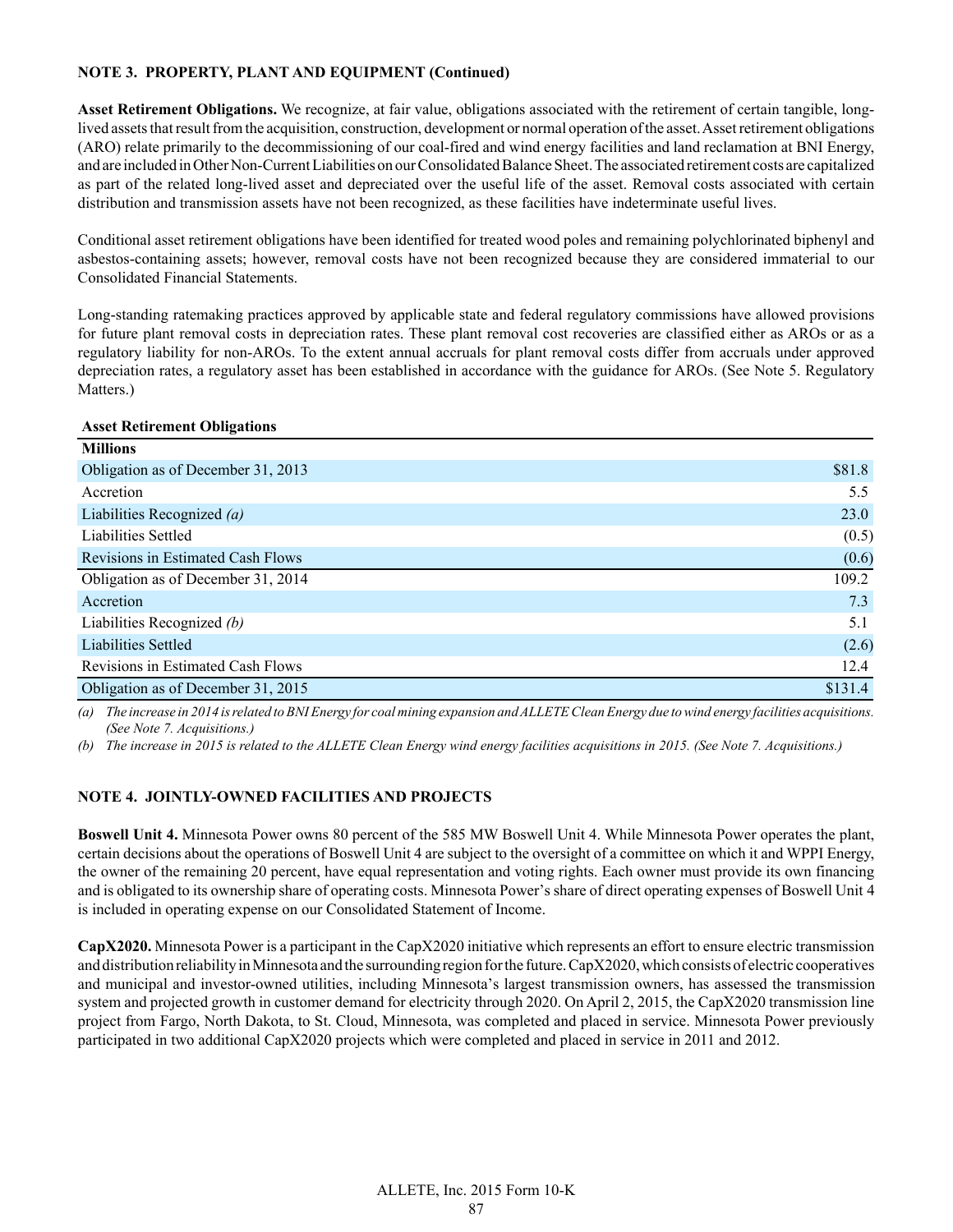**NOTE 3. PROPERTY, PLANT AND EQUIPMENT (Continued)**

**Asset Retirement Obligations.** We recognize, at fair value, obligations associated with the retirement of certain tangible, long-lived assets that result from the acquisition, construction, development or normal operation of the asset. Asset retirement obligations (ARO) relate primarily to the decommissioning of our coal-fired and wind energy facilities and land reclamation at BNI Energy, and are included in Other Non-Current Liabilities on our Consolidated Balance Sheet. The associated retirement costs are capitalized as part of the related long-lived asset and depreciated over the useful life of the asset. Removal costs associated with certain distribution and transmission assets have not been recognized, as these facilities have indeterminate useful lives.

Conditional asset retirement obligations have been identified for treated wood poles and remaining polychlorinated biphenyl and asbestos-containing assets; however, removal costs have not been recognized because they are considered immaterial to our Consolidated Financial Statements.

Long-standing ratemaking practices approved by applicable state and federal regulatory commissions have allowed provisions for future plant removal costs in depreciation rates. These plant removal cost recoveries are classified either as AROs or as a regulatory liability for non-AROs. To the extent annual accruals for plant removal costs differ from accruals under approved depreciation rates, a regulatory asset has been established in accordance with the guidance for AROs. (See Note 5. Regulatory Matters.)

| Asset Retirement Obligations | |
|---|---|
| **Millions** | |
| Obligation as of December 31, 2013 | $81.8 |
| Accretion | 5.5 |
| Liabilities Recognized *(a)* | 23.0 |
| Liabilities Settled | (0.5) |
| Revisions in Estimated Cash Flows | (0.6) |
| Obligation as of December 31, 2014 | 109.2 |
| Accretion | 7.3 |
| Liabilities Recognized *(b)* | 5.1 |
| Liabilities Settled | (2.6) |
| Revisions in Estimated Cash Flows | 12.4 |
| Obligation as of December 31, 2015 | $131.4 |

*(a) The increase in 2014 is related to BNI Energy for coal mining expansion and ALLETE Clean Energy due to wind energy facilities acquisitions. (See Note 7. Acquisitions.)*

*(b) The increase in 2015 is related to the ALLETE Clean Energy wind energy facilities acquisitions in 2015. (See Note 7. Acquisitions.)*

**NOTE 4. JOINTLY-OWNED FACILITIES AND PROJECTS**

**Boswell Unit 4.** Minnesota Power owns 80 percent of the 585 MW Boswell Unit 4. While Minnesota Power operates the plant, certain decisions about the operations of Boswell Unit 4 are subject to the oversight of a committee on which it and WPPI Energy, the owner of the remaining 20 percent, have equal representation and voting rights. Each owner must provide its own financing and is obligated to its ownership share of operating costs. Minnesota Power's share of direct operating expenses of Boswell Unit 4 is included in operating expense on our Consolidated Statement of Income.

**CapX2020.** Minnesota Power is a participant in the CapX2020 initiative which represents an effort to ensure electric transmission and distribution reliability in Minnesota and the surrounding region for the future. CapX2020, which consists of electric cooperatives and municipal and investor-owned utilities, including Minnesota's largest transmission owners, has assessed the transmission system and projected growth in customer demand for electricity through 2020. On April 2, 2015, the CapX2020 transmission line project from Fargo, North Dakota, to St. Cloud, Minnesota, was completed and placed in service. Minnesota Power previously participated in two additional CapX2020 projects which were completed and placed in service in 2011 and 2012.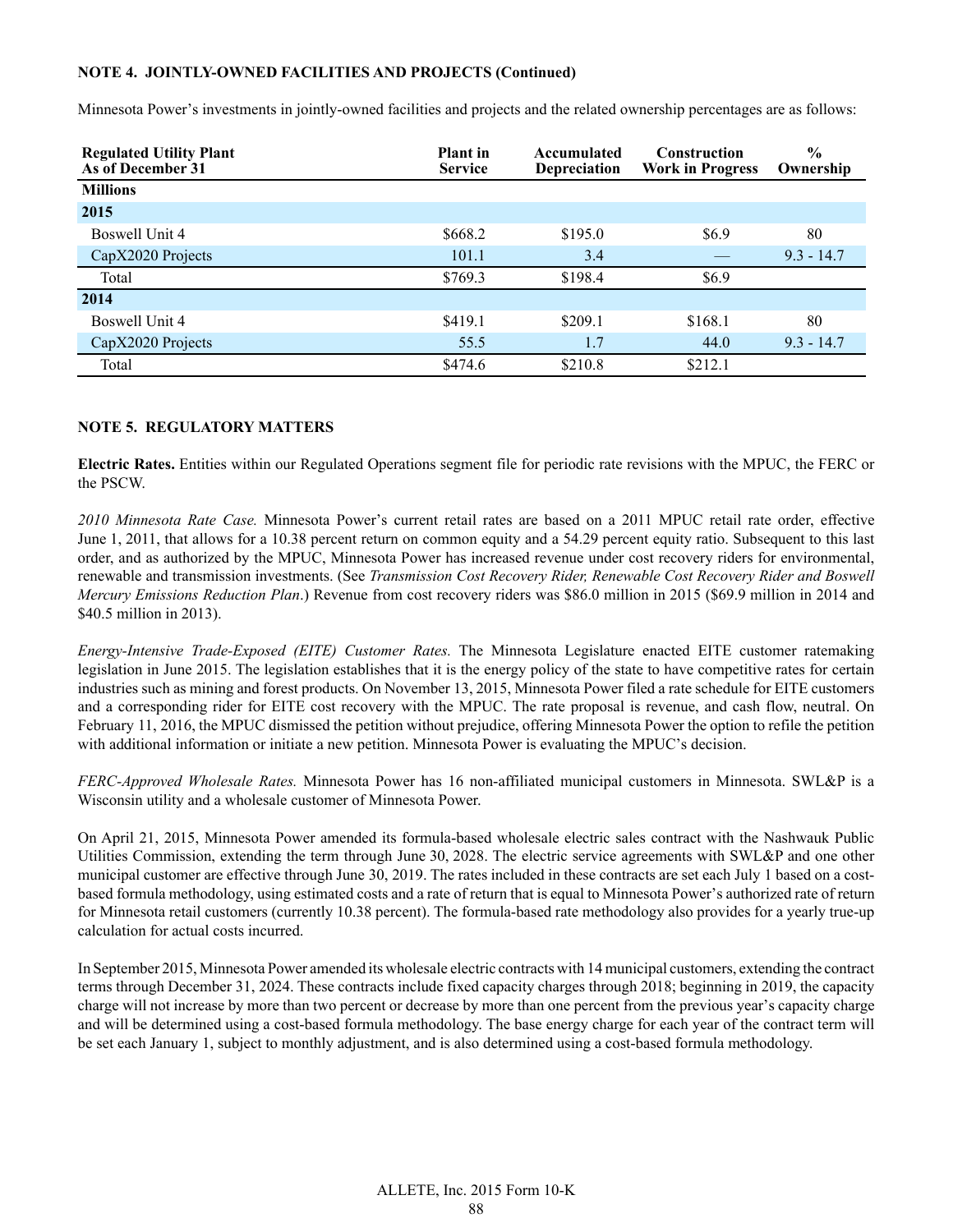**NOTE 4. JOINTLY-OWNED FACILITIES AND PROJECTS (Continued)**

Minnesota Power's investments in jointly-owned facilities and projects and the related ownership percentages are as follows:

| Regulated Utility Plant As of December 31 | Plant in Service | Accumulated Depreciation | Construction Work in Progress | % Ownership |
|---|---|---|---|---|
| **Millions** | | | | |
| **2015** | | | | |
| Boswell Unit 4 | $668.2 | $195.0 | $6.9 | 80 |
| CapX2020 Projects | 101.1 | 3.4 | — | 9.3 - 14.7 |
| Total | $769.3 | $198.4 | $6.9 | |
| **2014** | | | | |
| Boswell Unit 4 | $419.1 | $209.1 | $168.1 | 80 |
| CapX2020 Projects | 55.5 | 1.7 | 44.0 | 9.3 - 14.7 |
| Total | $474.6 | $210.8 | $212.1 | |

**NOTE 5. REGULATORY MATTERS**

**Electric Rates.** Entities within our Regulated Operations segment file for periodic rate revisions with the MPUC, the FERC or the PSCW.

*2010 Minnesota Rate Case.* Minnesota Power's current retail rates are based on a 2011 MPUC retail rate order, effective June 1, 2011, that allows for a 10.38 percent return on common equity and a 54.29 percent equity ratio. Subsequent to this last order, and as authorized by the MPUC, Minnesota Power has increased revenue under cost recovery riders for environmental, renewable and transmission investments. (See *Transmission Cost Recovery Rider, Renewable Cost Recovery Rider and Boswell Mercury Emissions Reduction Plan*.) Revenue from cost recovery riders was $86.0 million in 2015 ($69.9 million in 2014 and $40.5 million in 2013).

*Energy-Intensive Trade-Exposed (EITE) Customer Rates.* The Minnesota Legislature enacted EITE customer ratemaking legislation in June 2015. The legislation establishes that it is the energy policy of the state to have competitive rates for certain industries such as mining and forest products. On November 13, 2015, Minnesota Power filed a rate schedule for EITE customers and a corresponding rider for EITE cost recovery with the MPUC. The rate proposal is revenue, and cash flow, neutral. On February 11, 2016, the MPUC dismissed the petition without prejudice, offering Minnesota Power the option to refile the petition with additional information or initiate a new petition. Minnesota Power is evaluating the MPUC's decision.

*FERC-Approved Wholesale Rates.* Minnesota Power has 16 non-affiliated municipal customers in Minnesota. SWL&P is a Wisconsin utility and a wholesale customer of Minnesota Power.

On April 21, 2015, Minnesota Power amended its formula-based wholesale electric sales contract with the Nashwauk Public Utilities Commission, extending the term through June 30, 2028. The electric service agreements with SWL&P and one other municipal customer are effective through June 30, 2019. The rates included in these contracts are set each July 1 based on a cost-based formula methodology, using estimated costs and a rate of return that is equal to Minnesota Power's authorized rate of return for Minnesota retail customers (currently 10.38 percent). The formula-based rate methodology also provides for a yearly true-up calculation for actual costs incurred.

In September 2015, Minnesota Power amended its wholesale electric contracts with 14 municipal customers, extending the contract terms through December 31, 2024. These contracts include fixed capacity charges through 2018; beginning in 2019, the capacity charge will not increase by more than two percent or decrease by more than one percent from the previous year's capacity charge and will be determined using a cost-based formula methodology. The base energy charge for each year of the contract term will be set each January 1, subject to monthly adjustment, and is also determined using a cost-based formula methodology.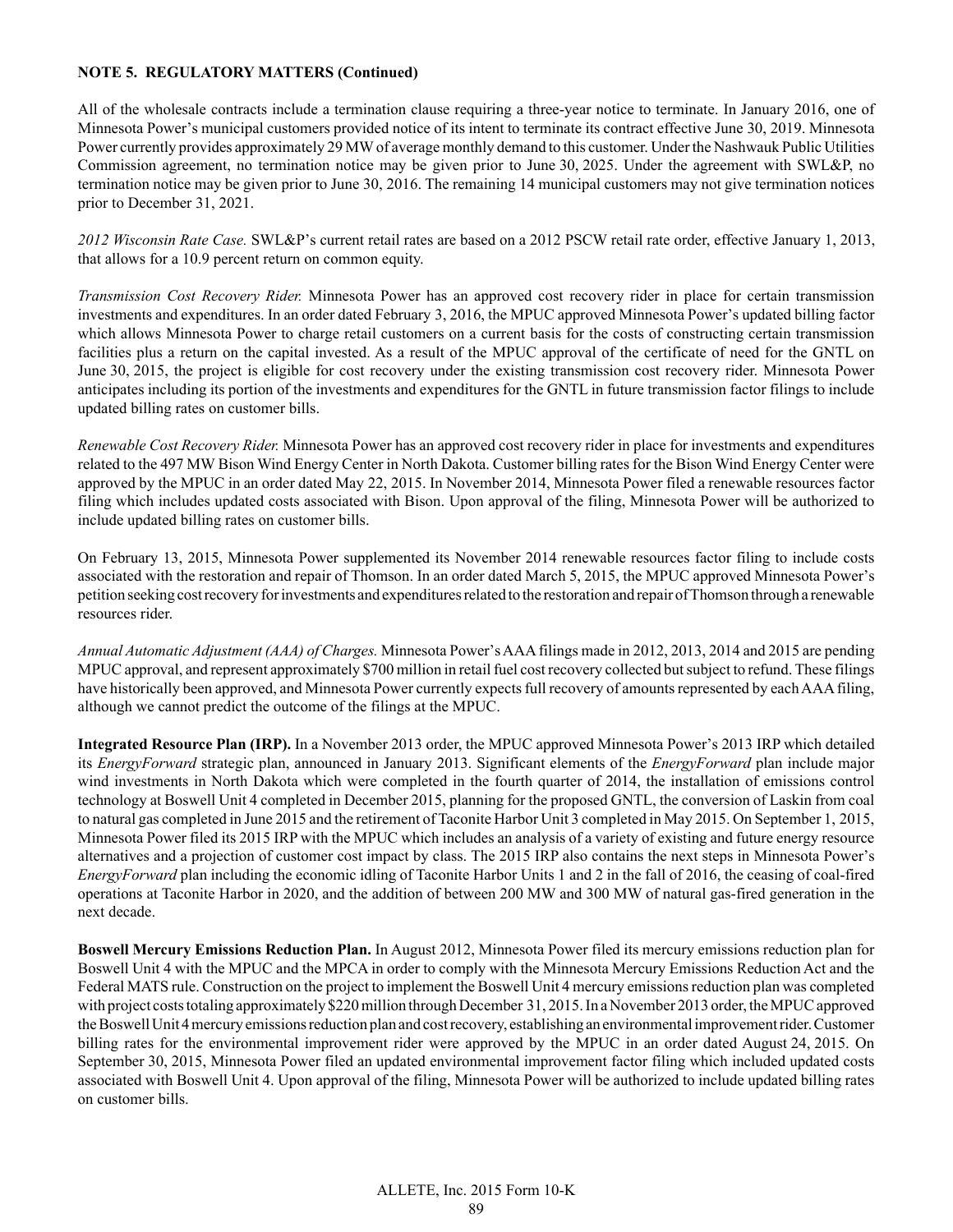**NOTE 5. REGULATORY MATTERS (Continued)**

All of the wholesale contracts include a termination clause requiring a three-year notice to terminate. In January 2016, one of Minnesota Power's municipal customers provided notice of its intent to terminate its contract effective June 30, 2019. Minnesota Power currently provides approximately 29 MW of average monthly demand to this customer. Under the Nashwauk Public Utilities Commission agreement, no termination notice may be given prior to June 30, 2025. Under the agreement with SWL&P, no termination notice may be given prior to June 30, 2016. The remaining 14 municipal customers may not give termination notices prior to December 31, 2021.

*2012 Wisconsin Rate Case.* SWL&P's current retail rates are based on a 2012 PSCW retail rate order, effective January 1, 2013, that allows for a 10.9 percent return on common equity.

*Transmission Cost Recovery Rider.* Minnesota Power has an approved cost recovery rider in place for certain transmission investments and expenditures. In an order dated February 3, 2016, the MPUC approved Minnesota Power's updated billing factor which allows Minnesota Power to charge retail customers on a current basis for the costs of constructing certain transmission facilities plus a return on the capital invested. As a result of the MPUC approval of the certificate of need for the GNTL on June 30, 2015, the project is eligible for cost recovery under the existing transmission cost recovery rider. Minnesota Power anticipates including its portion of the investments and expenditures for the GNTL in future transmission factor filings to include updated billing rates on customer bills.

*Renewable Cost Recovery Rider.* Minnesota Power has an approved cost recovery rider in place for investments and expenditures related to the 497 MW Bison Wind Energy Center in North Dakota. Customer billing rates for the Bison Wind Energy Center were approved by the MPUC in an order dated May 22, 2015. In November 2014, Minnesota Power filed a renewable resources factor filing which includes updated costs associated with Bison. Upon approval of the filing, Minnesota Power will be authorized to include updated billing rates on customer bills.

On February 13, 2015, Minnesota Power supplemented its November 2014 renewable resources factor filing to include costs associated with the restoration and repair of Thomson. In an order dated March 5, 2015, the MPUC approved Minnesota Power's petition seeking cost recovery for investments and expenditures related to the restoration and repair of Thomson through a renewable resources rider.

*Annual Automatic Adjustment (AAA) of Charges.* Minnesota Power's AAA filings made in 2012, 2013, 2014 and 2015 are pending MPUC approval, and represent approximately $700 million in retail fuel cost recovery collected but subject to refund. These filings have historically been approved, and Minnesota Power currently expects full recovery of amounts represented by each AAA filing, although we cannot predict the outcome of the filings at the MPUC.

**Integrated Resource Plan (IRP).** In a November 2013 order, the MPUC approved Minnesota Power's 2013 IRP which detailed its *EnergyForward* strategic plan, announced in January 2013. Significant elements of the *EnergyForward* plan include major wind investments in North Dakota which were completed in the fourth quarter of 2014, the installation of emissions control technology at Boswell Unit 4 completed in December 2015, planning for the proposed GNTL, the conversion of Laskin from coal to natural gas completed in June 2015 and the retirement of Taconite Harbor Unit 3 completed in May 2015. On September 1, 2015, Minnesota Power filed its 2015 IRP with the MPUC which includes an analysis of a variety of existing and future energy resource alternatives and a projection of customer cost impact by class. The 2015 IRP also contains the next steps in Minnesota Power's *EnergyForward* plan including the economic idling of Taconite Harbor Units 1 and 2 in the fall of 2016, the ceasing of coal-fired operations at Taconite Harbor in 2020, and the addition of between 200 MW and 300 MW of natural gas-fired generation in the next decade.

**Boswell Mercury Emissions Reduction Plan.** In August 2012, Minnesota Power filed its mercury emissions reduction plan for Boswell Unit 4 with the MPUC and the MPCA in order to comply with the Minnesota Mercury Emissions Reduction Act and the Federal MATS rule. Construction on the project to implement the Boswell Unit 4 mercury emissions reduction plan was completed with project costs totaling approximately $220 million through December 31, 2015. In a November 2013 order, the MPUC approved the Boswell Unit 4 mercury emissions reduction plan and cost recovery, establishing an environmental improvement rider. Customer billing rates for the environmental improvement rider were approved by the MPUC in an order dated August 24, 2015. On September 30, 2015, Minnesota Power filed an updated environmental improvement factor filing which included updated costs associated with Boswell Unit 4. Upon approval of the filing, Minnesota Power will be authorized to include updated billing rates on customer bills.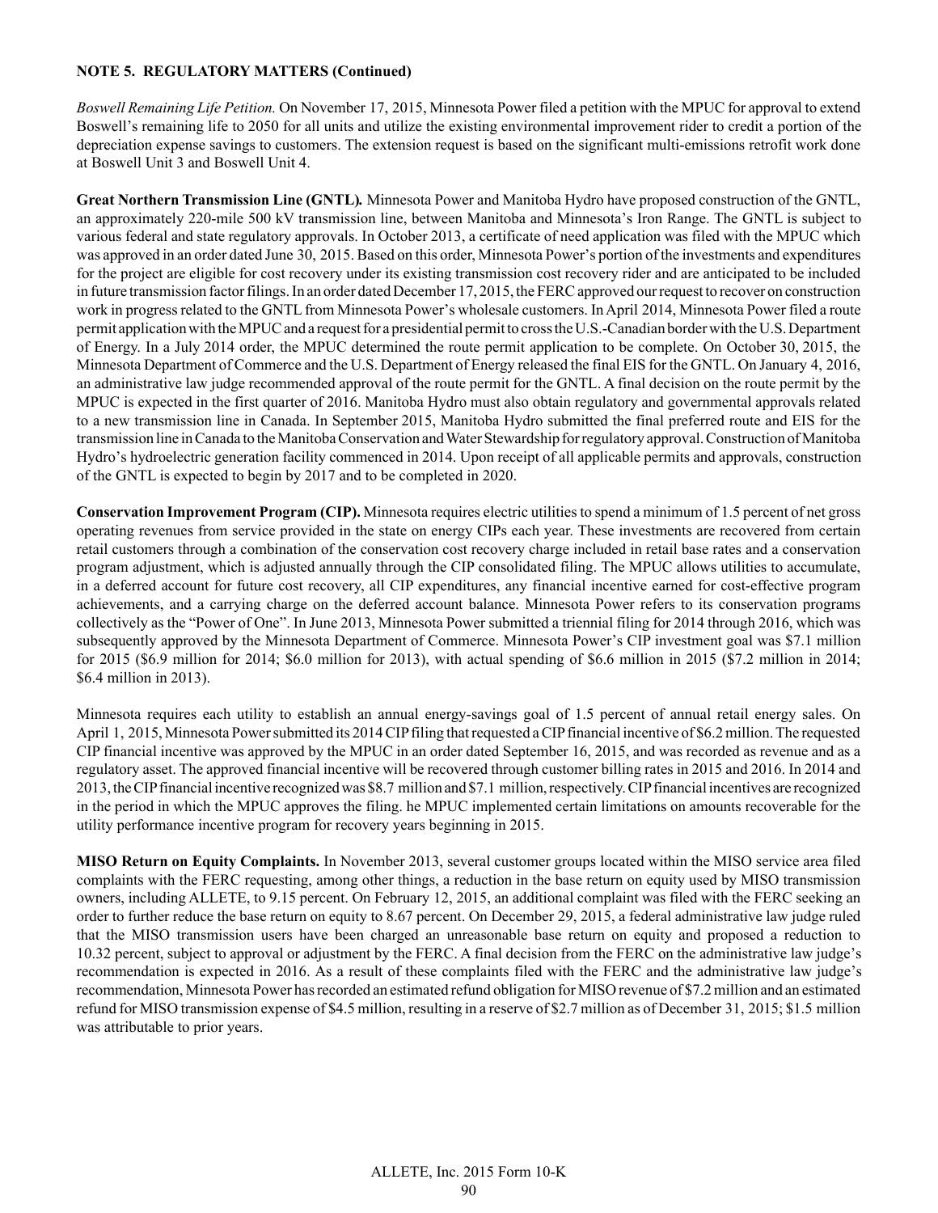**NOTE 5. REGULATORY MATTERS (Continued)**

*Boswell Remaining Life Petition.* On November 17, 2015, Minnesota Power filed a petition with the MPUC for approval to extend Boswell's remaining life to 2050 for all units and utilize the existing environmental improvement rider to credit a portion of the depreciation expense savings to customers. The extension request is based on the significant multi-emissions retrofit work done at Boswell Unit 3 and Boswell Unit 4.

**Great Northern Transmission Line (GNTL).** Minnesota Power and Manitoba Hydro have proposed construction of the GNTL, an approximately 220-mile 500 kV transmission line, between Manitoba and Minnesota's Iron Range. The GNTL is subject to various federal and state regulatory approvals. In October 2013, a certificate of need application was filed with the MPUC which was approved in an order dated June 30, 2015. Based on this order, Minnesota Power's portion of the investments and expenditures for the project are eligible for cost recovery under its existing transmission cost recovery rider and are anticipated to be included in future transmission factor filings. In an order dated December 17, 2015, the FERC approved our request to recover on construction work in progress related to the GNTL from Minnesota Power's wholesale customers. In April 2014, Minnesota Power filed a route permit application with the MPUC and a request for a presidential permit to cross the U.S.-Canadian border with the U.S. Department of Energy. In a July 2014 order, the MPUC determined the route permit application to be complete. On October 30, 2015, the Minnesota Department of Commerce and the U.S. Department of Energy released the final EIS for the GNTL. On January 4, 2016, an administrative law judge recommended approval of the route permit for the GNTL. A final decision on the route permit by the MPUC is expected in the first quarter of 2016. Manitoba Hydro must also obtain regulatory and governmental approvals related to a new transmission line in Canada. In September 2015, Manitoba Hydro submitted the final preferred route and EIS for the transmission line in Canada to the Manitoba Conservation and Water Stewardship for regulatory approval. Construction of Manitoba Hydro's hydroelectric generation facility commenced in 2014. Upon receipt of all applicable permits and approvals, construction of the GNTL is expected to begin by 2017 and to be completed in 2020.

**Conservation Improvement Program (CIP).** Minnesota requires electric utilities to spend a minimum of 1.5 percent of net gross operating revenues from service provided in the state on energy CIPs each year. These investments are recovered from certain retail customers through a combination of the conservation cost recovery charge included in retail base rates and a conservation program adjustment, which is adjusted annually through the CIP consolidated filing. The MPUC allows utilities to accumulate, in a deferred account for future cost recovery, all CIP expenditures, any financial incentive earned for cost-effective program achievements, and a carrying charge on the deferred account balance. Minnesota Power refers to its conservation programs collectively as the "Power of One". In June 2013, Minnesota Power submitted a triennial filing for 2014 through 2016, which was subsequently approved by the Minnesota Department of Commerce. Minnesota Power's CIP investment goal was $7.1 million for 2015 ($6.9 million for 2014; $6.0 million for 2013), with actual spending of $6.6 million in 2015 ($7.2 million in 2014; $6.4 million in 2013).

Minnesota requires each utility to establish an annual energy-savings goal of 1.5 percent of annual retail energy sales. On April 1, 2015, Minnesota Power submitted its 2014 CIP filing that requested a CIP financial incentive of $6.2 million. The requested CIP financial incentive was approved by the MPUC in an order dated September 16, 2015, and was recorded as revenue and as a regulatory asset. The approved financial incentive will be recovered through customer billing rates in 2015 and 2016. In 2014 and 2013, the CIP financial incentive recognized was $8.7 million and $7.1 million, respectively. CIP financial incentives are recognized in the period in which the MPUC approves the filing. he MPUC implemented certain limitations on amounts recoverable for the utility performance incentive program for recovery years beginning in 2015.

**MISO Return on Equity Complaints.** In November 2013, several customer groups located within the MISO service area filed complaints with the FERC requesting, among other things, a reduction in the base return on equity used by MISO transmission owners, including ALLETE, to 9.15 percent. On February 12, 2015, an additional complaint was filed with the FERC seeking an order to further reduce the base return on equity to 8.67 percent. On December 29, 2015, a federal administrative law judge ruled that the MISO transmission users have been charged an unreasonable base return on equity and proposed a reduction to 10.32 percent, subject to approval or adjustment by the FERC. A final decision from the FERC on the administrative law judge's recommendation is expected in 2016. As a result of these complaints filed with the FERC and the administrative law judge's recommendation, Minnesota Power has recorded an estimated refund obligation for MISO revenue of $7.2 million and an estimated refund for MISO transmission expense of $4.5 million, resulting in a reserve of $2.7 million as of December 31, 2015; $1.5 million was attributable to prior years.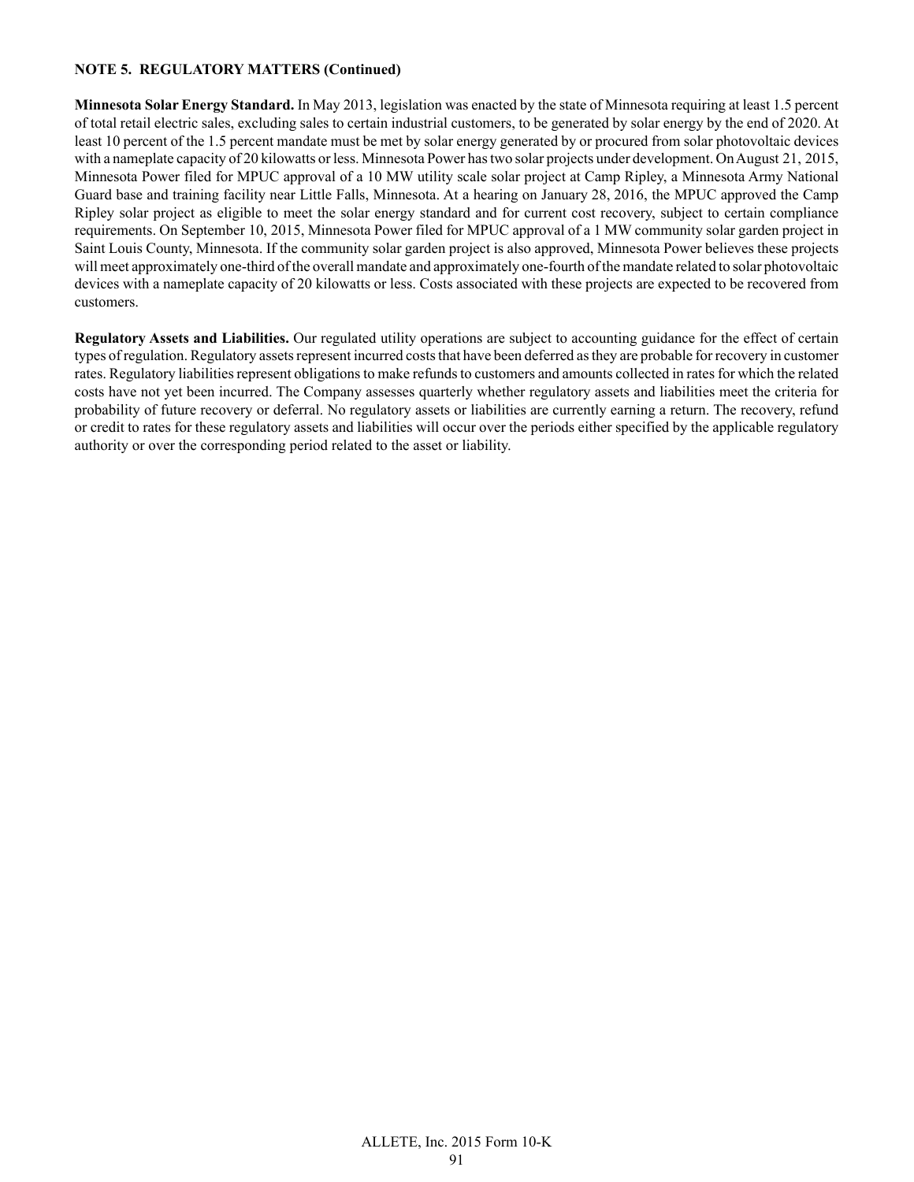**NOTE 5. REGULATORY MATTERS (Continued)**

**Minnesota Solar Energy Standard.** In May 2013, legislation was enacted by the state of Minnesota requiring at least 1.5 percent of total retail electric sales, excluding sales to certain industrial customers, to be generated by solar energy by the end of 2020. At least 10 percent of the 1.5 percent mandate must be met by solar energy generated by or procured from solar photovoltaic devices with a nameplate capacity of 20 kilowatts or less. Minnesota Power has two solar projects under development. On August 21, 2015, Minnesota Power filed for MPUC approval of a 10 MW utility scale solar project at Camp Ripley, a Minnesota Army National Guard base and training facility near Little Falls, Minnesota. At a hearing on January 28, 2016, the MPUC approved the Camp Ripley solar project as eligible to meet the solar energy standard and for current cost recovery, subject to certain compliance requirements. On September 10, 2015, Minnesota Power filed for MPUC approval of a 1 MW community solar garden project in Saint Louis County, Minnesota. If the community solar garden project is also approved, Minnesota Power believes these projects will meet approximately one-third of the overall mandate and approximately one-fourth of the mandate related to solar photovoltaic devices with a nameplate capacity of 20 kilowatts or less. Costs associated with these projects are expected to be recovered from customers.

**Regulatory Assets and Liabilities.** Our regulated utility operations are subject to accounting guidance for the effect of certain types of regulation. Regulatory assets represent incurred costs that have been deferred as they are probable for recovery in customer rates. Regulatory liabilities represent obligations to make refunds to customers and amounts collected in rates for which the related costs have not yet been incurred. The Company assesses quarterly whether regulatory assets and liabilities meet the criteria for probability of future recovery or deferral. No regulatory assets or liabilities are currently earning a return. The recovery, refund or credit to rates for these regulatory assets and liabilities will occur over the periods either specified by the applicable regulatory authority or over the corresponding period related to the asset or liability.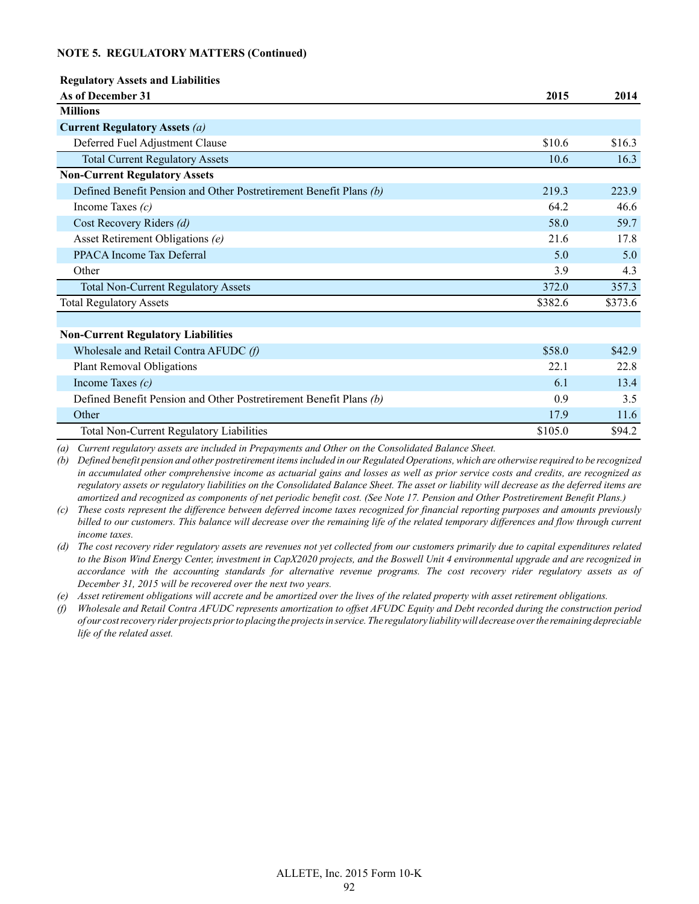**NOTE 5. REGULATORY MATTERS (Continued)**

| Regulatory Assets and Liabilities | | |
|---|---|---|
| As of December 31 | 2015 | 2014 |
| Millions | | |
| **Current Regulatory Assets** *(a)* | | |
| Deferred Fuel Adjustment Clause | $10.6 | $16.3 |
| Total Current Regulatory Assets | 10.6 | 16.3 |
| **Non-Current Regulatory Assets** | | |
| Defined Benefit Pension and Other Postretirement Benefit Plans *(b)* | 219.3 | 223.9 |
| Income Taxes *(c)* | 64.2 | 46.6 |
| Cost Recovery Riders *(d)* | 58.0 | 59.7 |
| Asset Retirement Obligations *(e)* | 21.6 | 17.8 |
| PPACA Income Tax Deferral | 5.0 | 5.0 |
| Other | 3.9 | 4.3 |
| Total Non-Current Regulatory Assets | 372.0 | 357.3 |
| Total Regulatory Assets | $382.6 | $373.6 |
| | | |
| **Non-Current Regulatory Liabilities** | | |
| Wholesale and Retail Contra AFUDC *(f)* | $58.0 | $42.9 |
| Plant Removal Obligations | 22.1 | 22.8 |
| Income Taxes *(c)* | 6.1 | 13.4 |
| Defined Benefit Pension and Other Postretirement Benefit Plans *(b)* | 0.9 | 3.5 |
| Other | 17.9 | 11.6 |
| Total Non-Current Regulatory Liabilities | $105.0 | $94.2 |

*(a) Current regulatory assets are included in Prepayments and Other on the Consolidated Balance Sheet.*

*(b) Defined benefit pension and other postretirement items included in our Regulated Operations, which are otherwise required to be recognized in accumulated other comprehensive income as actuarial gains and losses as well as prior service costs and credits, are recognized as regulatory assets or regulatory liabilities on the Consolidated Balance Sheet. The asset or liability will decrease as the deferred items are amortized and recognized as components of net periodic benefit cost. (See Note 17. Pension and Other Postretirement Benefit Plans.)*

*(c) These costs represent the difference between deferred income taxes recognized for financial reporting purposes and amounts previously billed to our customers. This balance will decrease over the remaining life of the related temporary differences and flow through current income taxes.*

*(d) The cost recovery rider regulatory assets are revenues not yet collected from our customers primarily due to capital expenditures related to the Bison Wind Energy Center, investment in CapX2020 projects, and the Boswell Unit 4 environmental upgrade and are recognized in accordance with the accounting standards for alternative revenue programs. The cost recovery rider regulatory assets as of December 31, 2015 will be recovered over the next two years.*

*(e) Asset retirement obligations will accrete and be amortized over the lives of the related property with asset retirement obligations.*

*(f) Wholesale and Retail Contra AFUDC represents amortization to offset AFUDC Equity and Debt recorded during the construction period of our cost recovery rider projects prior to placing the projects in service. The regulatory liability will decrease over the remaining depreciable life of the related asset.*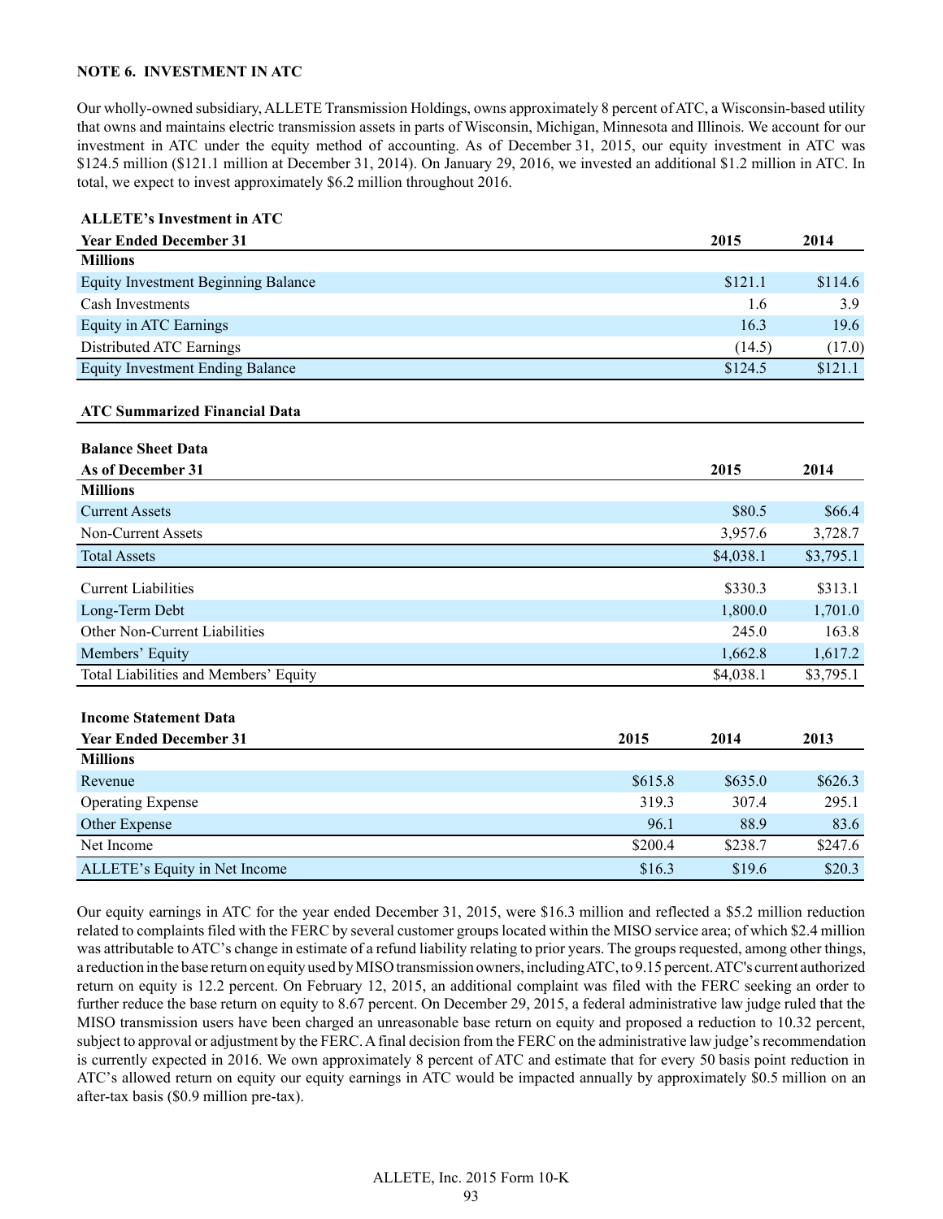## NOTE 6. INVESTMENT IN ATC

Our wholly-owned subsidiary, ALLETE Transmission Holdings, owns approximately 8 percent of ATC, a Wisconsin-based utility that owns and maintains electric transmission assets in parts of Wisconsin, Michigan, Minnesota and Illinois. We account for our investment in ATC under the equity method of accounting. As of December 31, 2015, our equity investment in ATC was $124.5 million ($121.1 million at December 31, 2014). On January 29, 2016, we invested an additional $1.2 million in ATC. In total, we expect to invest approximately $6.2 million throughout 2016.

**ALLETE's Investment in ATC**

| Year Ended December 31 | 2015 | 2014 |
|---|---|---|
| **Millions** | | |
| Equity Investment Beginning Balance | $121.1 | $114.6 |
| Cash Investments | 1.6 | 3.9 |
| Equity in ATC Earnings | 16.3 | 19.6 |
| Distributed ATC Earnings | (14.5) | (17.0) |
| Equity Investment Ending Balance | $124.5 | $121.1 |

**ATC Summarized Financial Data**

**Balance Sheet Data**

| As of December 31 | 2015 | 2014 |
|---|---|---|
| **Millions** | | |
| Current Assets | $80.5 | $66.4 |
| Non-Current Assets | 3,957.6 | 3,728.7 |
| Total Assets | $4,038.1 | $3,795.1 |
| Current Liabilities | $330.3 | $313.1 |
| Long-Term Debt | 1,800.0 | 1,701.0 |
| Other Non-Current Liabilities | 245.0 | 163.8 |
| Members' Equity | 1,662.8 | 1,617.2 |
| Total Liabilities and Members' Equity | $4,038.1 | $3,795.1 |

**Income Statement Data**

| Year Ended December 31 | 2015 | 2014 | 2013 |
|---|---|---|---|
| **Millions** | | | |
| Revenue | $615.8 | $635.0 | $626.3 |
| Operating Expense | 319.3 | 307.4 | 295.1 |
| Other Expense | 96.1 | 88.9 | 83.6 |
| Net Income | $200.4 | $238.7 | $247.6 |
| ALLETE's Equity in Net Income | $16.3 | $19.6 | $20.3 |

Our equity earnings in ATC for the year ended December 31, 2015, were $16.3 million and reflected a $5.2 million reduction related to complaints filed with the FERC by several customer groups located within the MISO service area; of which $2.4 million was attributable to ATC's change in estimate of a refund liability relating to prior years. The groups requested, among other things, a reduction in the base return on equity used by MISO transmission owners, including ATC, to 9.15 percent. ATC's current authorized return on equity is 12.2 percent. On February 12, 2015, an additional complaint was filed with the FERC seeking an order to further reduce the base return on equity to 8.67 percent. On December 29, 2015, a federal administrative law judge ruled that the MISO transmission users have been charged an unreasonable base return on equity and proposed a reduction to 10.32 percent, subject to approval or adjustment by the FERC. A final decision from the FERC on the administrative law judge's recommendation is currently expected in 2016. We own approximately 8 percent of ATC and estimate that for every 50 basis point reduction in ATC's allowed return on equity our equity earnings in ATC would be impacted annually by approximately $0.5 million on an after-tax basis ($0.9 million pre-tax).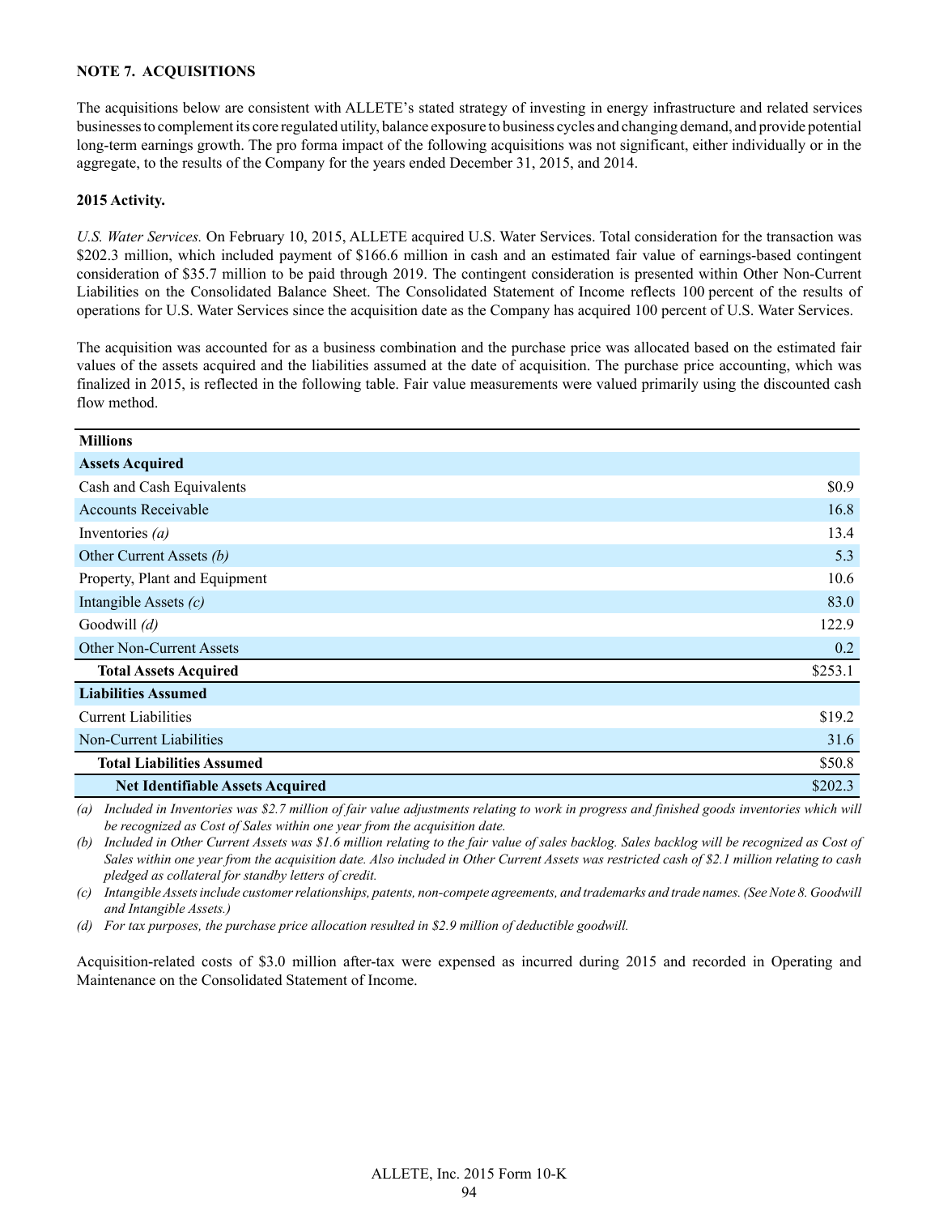### NOTE 7. ACQUISITIONS

The acquisitions below are consistent with ALLETE's stated strategy of investing in energy infrastructure and related services businesses to complement its core regulated utility, balance exposure to business cycles and changing demand, and provide potential long-term earnings growth. The pro forma impact of the following acquisitions was not significant, either individually or in the aggregate, to the results of the Company for the years ended December 31, 2015, and 2014.

**2015 Activity.**

*U.S. Water Services.* On February 10, 2015, ALLETE acquired U.S. Water Services. Total consideration for the transaction was $202.3 million, which included payment of $166.6 million in cash and an estimated fair value of earnings-based contingent consideration of $35.7 million to be paid through 2019. The contingent consideration is presented within Other Non-Current Liabilities on the Consolidated Balance Sheet. The Consolidated Statement of Income reflects 100 percent of the results of operations for U.S. Water Services since the acquisition date as the Company has acquired 100 percent of U.S. Water Services.

The acquisition was accounted for as a business combination and the purchase price was allocated based on the estimated fair values of the assets acquired and the liabilities assumed at the date of acquisition. The purchase price accounting, which was finalized in 2015, is reflected in the following table. Fair value measurements were valued primarily using the discounted cash flow method.

| Millions | |
|---|---|
| **Assets Acquired** | |
| Cash and Cash Equivalents | $0.9 |
| Accounts Receivable | 16.8 |
| Inventories *(a)* | 13.4 |
| Other Current Assets *(b)* | 5.3 |
| Property, Plant and Equipment | 10.6 |
| Intangible Assets *(c)* | 83.0 |
| Goodwill *(d)* | 122.9 |
| Other Non-Current Assets | 0.2 |
| **Total Assets Acquired** | $253.1 |
| **Liabilities Assumed** | |
| Current Liabilities | $19.2 |
| Non-Current Liabilities | 31.6 |
| **Total Liabilities Assumed** | $50.8 |
| **Net Identifiable Assets Acquired** | $202.3 |

*(a) Included in Inventories was $2.7 million of fair value adjustments relating to work in progress and finished goods inventories which will be recognized as Cost of Sales within one year from the acquisition date.*

*(b) Included in Other Current Assets was $1.6 million relating to the fair value of sales backlog. Sales backlog will be recognized as Cost of Sales within one year from the acquisition date. Also included in Other Current Assets was restricted cash of $2.1 million relating to cash pledged as collateral for standby letters of credit.*

*(c) Intangible Assets include customer relationships, patents, non-compete agreements, and trademarks and trade names. (See Note 8. Goodwill and Intangible Assets.)*

*(d) For tax purposes, the purchase price allocation resulted in $2.9 million of deductible goodwill.*

Acquisition-related costs of $3.0 million after-tax were expensed as incurred during 2015 and recorded in Operating and Maintenance on the Consolidated Statement of Income.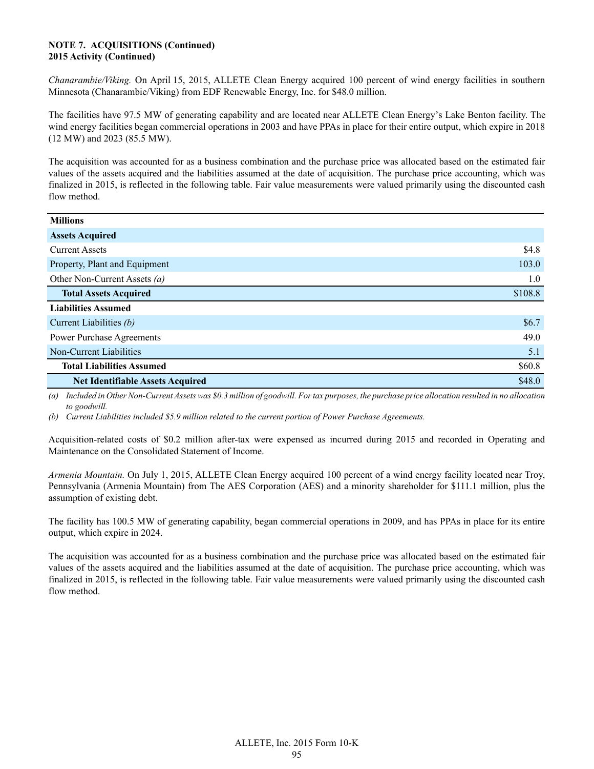**NOTE 7. ACQUISITIONS (Continued)**
**2015 Activity (Continued)**

*Chanarambie/Viking.* On April 15, 2015, ALLETE Clean Energy acquired 100 percent of wind energy facilities in southern Minnesota (Chanarambie/Viking) from EDF Renewable Energy, Inc. for $48.0 million.

The facilities have 97.5 MW of generating capability and are located near ALLETE Clean Energy's Lake Benton facility. The wind energy facilities began commercial operations in 2003 and have PPAs in place for their entire output, which expire in 2018 (12 MW) and 2023 (85.5 MW).

The acquisition was accounted for as a business combination and the purchase price was allocated based on the estimated fair values of the assets acquired and the liabilities assumed at the date of acquisition. The purchase price accounting, which was finalized in 2015, is reflected in the following table. Fair value measurements were valued primarily using the discounted cash flow method.

| Millions | |
|---|---|
| **Assets Acquired** | |
| Current Assets | $4.8 |
| Property, Plant and Equipment | 103.0 |
| Other Non-Current Assets *(a)* | 1.0 |
| **Total Assets Acquired** | $108.8 |
| **Liabilities Assumed** | |
| Current Liabilities *(b)* | $6.7 |
| Power Purchase Agreements | 49.0 |
| Non-Current Liabilities | 5.1 |
| **Total Liabilities Assumed** | $60.8 |
| **Net Identifiable Assets Acquired** | $48.0 |

*(a) Included in Other Non-Current Assets was $0.3 million of goodwill. For tax purposes, the purchase price allocation resulted in no allocation to goodwill.*

*(b) Current Liabilities included $5.9 million related to the current portion of Power Purchase Agreements.*

Acquisition-related costs of $0.2 million after-tax were expensed as incurred during 2015 and recorded in Operating and Maintenance on the Consolidated Statement of Income.

*Armenia Mountain.* On July 1, 2015, ALLETE Clean Energy acquired 100 percent of a wind energy facility located near Troy, Pennsylvania (Armenia Mountain) from The AES Corporation (AES) and a minority shareholder for $111.1 million, plus the assumption of existing debt.

The facility has 100.5 MW of generating capability, began commercial operations in 2009, and has PPAs in place for its entire output, which expire in 2024.

The acquisition was accounted for as a business combination and the purchase price was allocated based on the estimated fair values of the assets acquired and the liabilities assumed at the date of acquisition. The purchase price accounting, which was finalized in 2015, is reflected in the following table. Fair value measurements were valued primarily using the discounted cash flow method.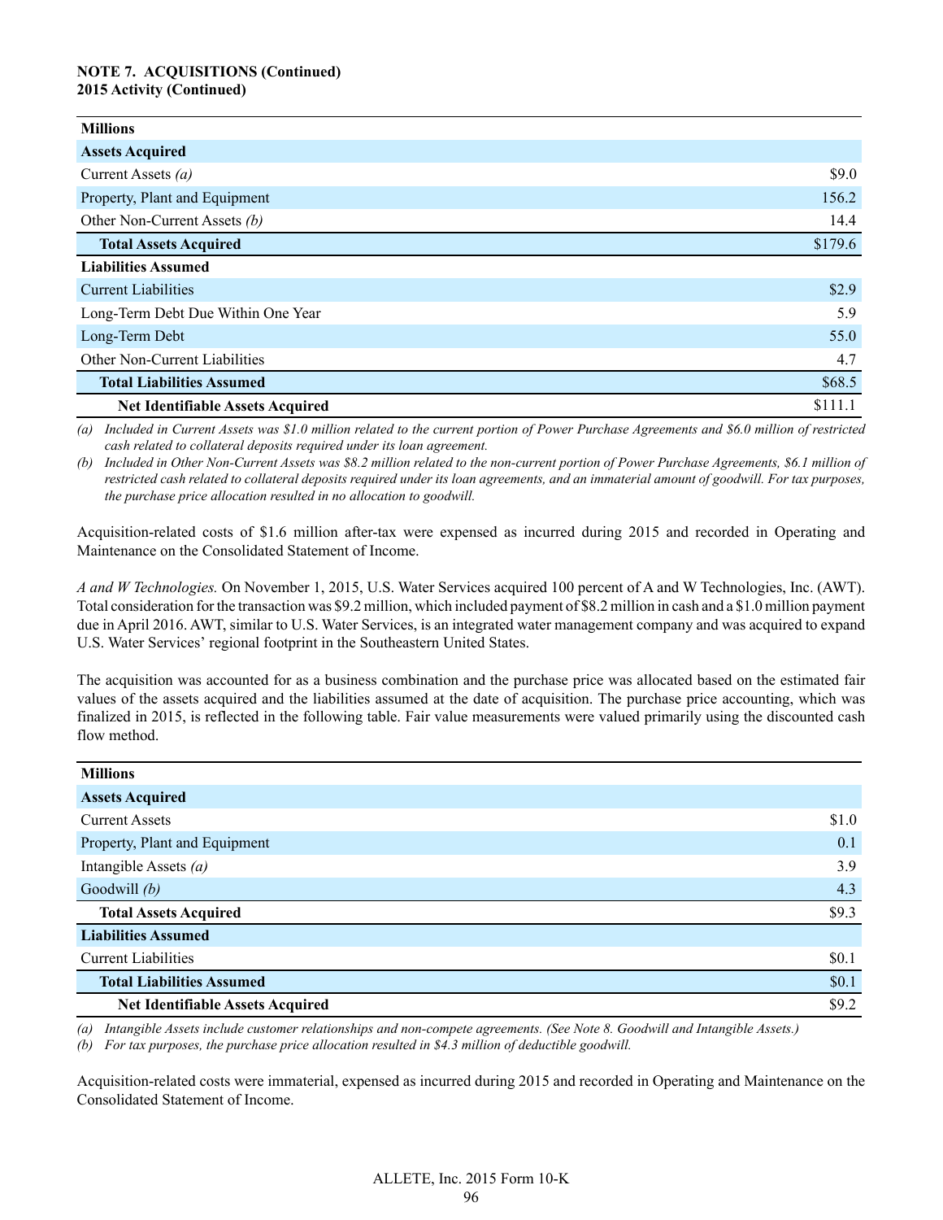**NOTE 7. ACQUISITIONS (Continued)**
**2015 Activity (Continued)**

| Millions | |
|---|---|
| **Assets Acquired** | |
| Current Assets *(a)* | $9.0 |
| Property, Plant and Equipment | 156.2 |
| Other Non-Current Assets *(b)* | 14.4 |
| **Total Assets Acquired** | $179.6 |
| **Liabilities Assumed** | |
| Current Liabilities | $2.9 |
| Long-Term Debt Due Within One Year | 5.9 |
| Long-Term Debt | 55.0 |
| Other Non-Current Liabilities | 4.7 |
| **Total Liabilities Assumed** | $68.5 |
| **Net Identifiable Assets Acquired** | $111.1 |

*(a) Included in Current Assets was $1.0 million related to the current portion of Power Purchase Agreements and $6.0 million of restricted cash related to collateral deposits required under its loan agreement.*

*(b) Included in Other Non-Current Assets was $8.2 million related to the non-current portion of Power Purchase Agreements, $6.1 million of restricted cash related to collateral deposits required under its loan agreements, and an immaterial amount of goodwill. For tax purposes, the purchase price allocation resulted in no allocation to goodwill.*

Acquisition-related costs of $1.6 million after-tax were expensed as incurred during 2015 and recorded in Operating and Maintenance on the Consolidated Statement of Income.

*A and W Technologies.* On November 1, 2015, U.S. Water Services acquired 100 percent of A and W Technologies, Inc. (AWT). Total consideration for the transaction was $9.2 million, which included payment of $8.2 million in cash and a $1.0 million payment due in April 2016. AWT, similar to U.S. Water Services, is an integrated water management company and was acquired to expand U.S. Water Services' regional footprint in the Southeastern United States.

The acquisition was accounted for as a business combination and the purchase price was allocated based on the estimated fair values of the assets acquired and the liabilities assumed at the date of acquisition. The purchase price accounting, which was finalized in 2015, is reflected in the following table. Fair value measurements were valued primarily using the discounted cash flow method.

| Millions | |
|---|---|
| **Assets Acquired** | |
| Current Assets | $1.0 |
| Property, Plant and Equipment | 0.1 |
| Intangible Assets *(a)* | 3.9 |
| Goodwill *(b)* | 4.3 |
| **Total Assets Acquired** | $9.3 |
| **Liabilities Assumed** | |
| Current Liabilities | $0.1 |
| **Total Liabilities Assumed** | $0.1 |
| **Net Identifiable Assets Acquired** | $9.2 |

*(a) Intangible Assets include customer relationships and non-compete agreements. (See Note 8. Goodwill and Intangible Assets.)*

*(b) For tax purposes, the purchase price allocation resulted in $4.3 million of deductible goodwill.*

Acquisition-related costs were immaterial, expensed as incurred during 2015 and recorded in Operating and Maintenance on the Consolidated Statement of Income.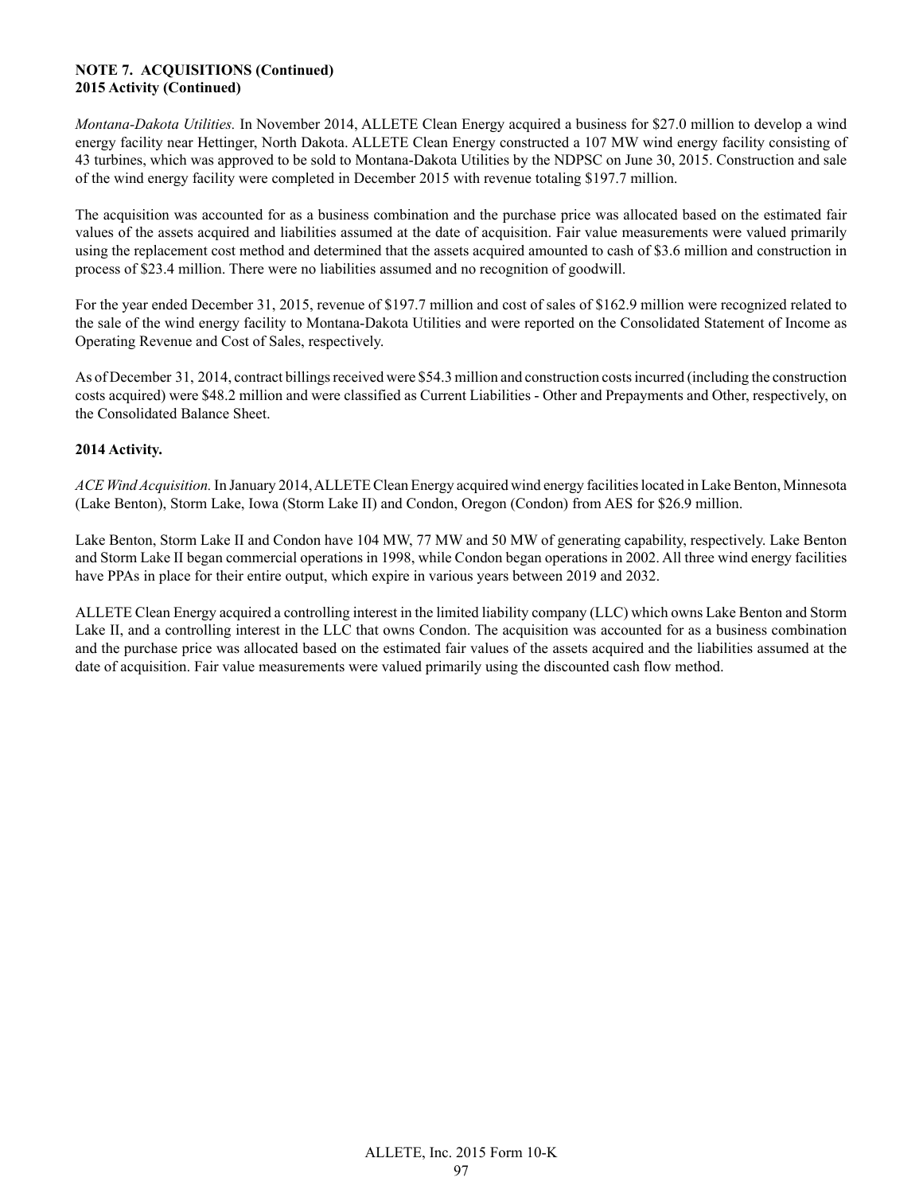**NOTE 7. ACQUISITIONS (Continued)**
**2015 Activity (Continued)**

*Montana-Dakota Utilities.* In November 2014, ALLETE Clean Energy acquired a business for $27.0 million to develop a wind energy facility near Hettinger, North Dakota. ALLETE Clean Energy constructed a 107 MW wind energy facility consisting of 43 turbines, which was approved to be sold to Montana-Dakota Utilities by the NDPSC on June 30, 2015. Construction and sale of the wind energy facility were completed in December 2015 with revenue totaling $197.7 million.

The acquisition was accounted for as a business combination and the purchase price was allocated based on the estimated fair values of the assets acquired and liabilities assumed at the date of acquisition. Fair value measurements were valued primarily using the replacement cost method and determined that the assets acquired amounted to cash of $3.6 million and construction in process of $23.4 million. There were no liabilities assumed and no recognition of goodwill.

For the year ended December 31, 2015, revenue of $197.7 million and cost of sales of $162.9 million were recognized related to the sale of the wind energy facility to Montana-Dakota Utilities and were reported on the Consolidated Statement of Income as Operating Revenue and Cost of Sales, respectively.

As of December 31, 2014, contract billings received were $54.3 million and construction costs incurred (including the construction costs acquired) were $48.2 million and were classified as Current Liabilities - Other and Prepayments and Other, respectively, on the Consolidated Balance Sheet.

**2014 Activity.**

*ACE Wind Acquisition.* In January 2014, ALLETE Clean Energy acquired wind energy facilities located in Lake Benton, Minnesota (Lake Benton), Storm Lake, Iowa (Storm Lake II) and Condon, Oregon (Condon) from AES for $26.9 million.

Lake Benton, Storm Lake II and Condon have 104 MW, 77 MW and 50 MW of generating capability, respectively. Lake Benton and Storm Lake II began commercial operations in 1998, while Condon began operations in 2002. All three wind energy facilities have PPAs in place for their entire output, which expire in various years between 2019 and 2032.

ALLETE Clean Energy acquired a controlling interest in the limited liability company (LLC) which owns Lake Benton and Storm Lake II, and a controlling interest in the LLC that owns Condon. The acquisition was accounted for as a business combination and the purchase price was allocated based on the estimated fair values of the assets acquired and the liabilities assumed at the date of acquisition. Fair value measurements were valued primarily using the discounted cash flow method.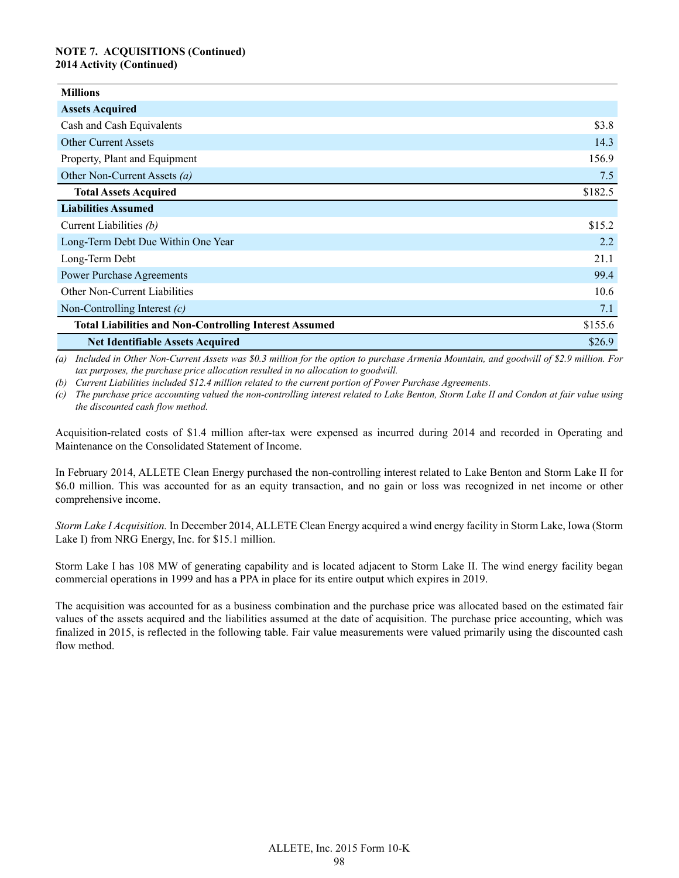**NOTE 7. ACQUISITIONS (Continued)**
**2014 Activity (Continued)**

| Millions | |
|---|---|
| **Assets Acquired** | |
| Cash and Cash Equivalents | $3.8 |
| Other Current Assets | 14.3 |
| Property, Plant and Equipment | 156.9 |
| Other Non-Current Assets *(a)* | 7.5 |
| **Total Assets Acquired** | $182.5 |
| **Liabilities Assumed** | |
| Current Liabilities *(b)* | $15.2 |
| Long-Term Debt Due Within One Year | 2.2 |
| Long-Term Debt | 21.1 |
| Power Purchase Agreements | 99.4 |
| Other Non-Current Liabilities | 10.6 |
| Non-Controlling Interest *(c)* | 7.1 |
| **Total Liabilities and Non-Controlling Interest Assumed** | $155.6 |
| **Net Identifiable Assets Acquired** | $26.9 |

*(a) Included in Other Non-Current Assets was $0.3 million for the option to purchase Armenia Mountain, and goodwill of $2.9 million. For tax purposes, the purchase price allocation resulted in no allocation to goodwill.*

*(b) Current Liabilities included $12.4 million related to the current portion of Power Purchase Agreements.*

*(c) The purchase price accounting valued the non-controlling interest related to Lake Benton, Storm Lake II and Condon at fair value using the discounted cash flow method.*

Acquisition-related costs of $1.4 million after-tax were expensed as incurred during 2014 and recorded in Operating and Maintenance on the Consolidated Statement of Income.

In February 2014, ALLETE Clean Energy purchased the non-controlling interest related to Lake Benton and Storm Lake II for $6.0 million. This was accounted for as an equity transaction, and no gain or loss was recognized in net income or other comprehensive income.

*Storm Lake I Acquisition.* In December 2014, ALLETE Clean Energy acquired a wind energy facility in Storm Lake, Iowa (Storm Lake I) from NRG Energy, Inc. for $15.1 million.

Storm Lake I has 108 MW of generating capability and is located adjacent to Storm Lake II. The wind energy facility began commercial operations in 1999 and has a PPA in place for its entire output which expires in 2019.

The acquisition was accounted for as a business combination and the purchase price was allocated based on the estimated fair values of the assets acquired and the liabilities assumed at the date of acquisition. The purchase price accounting, which was finalized in 2015, is reflected in the following table. Fair value measurements were valued primarily using the discounted cash flow method.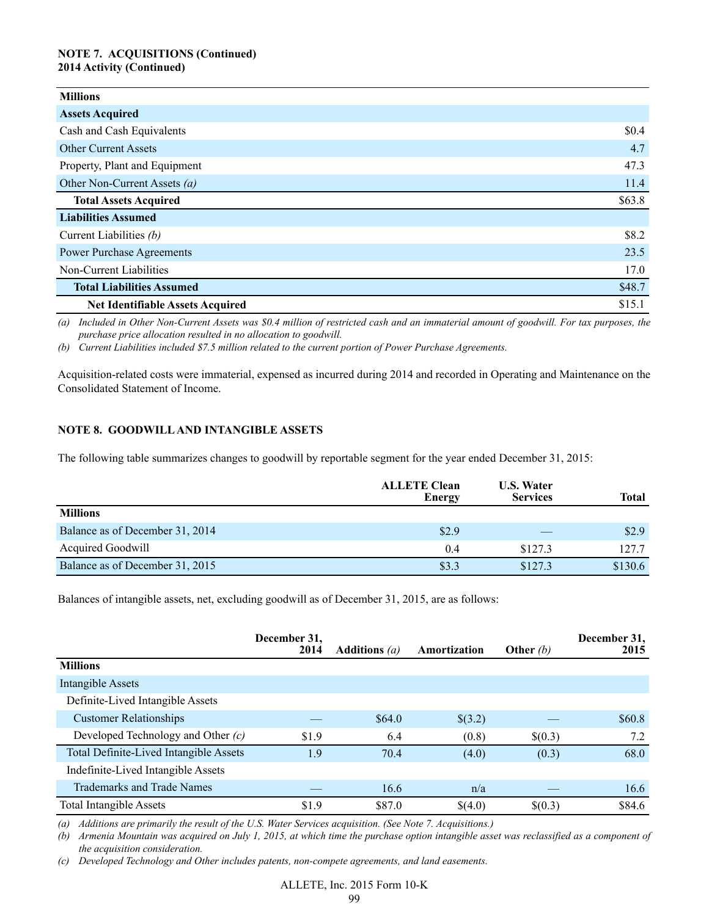**NOTE 7. ACQUISITIONS (Continued)**
**2014 Activity (Continued)**

| Millions | |
|---|---|
| **Assets Acquired** | |
| Cash and Cash Equivalents | $0.4 |
| Other Current Assets | 4.7 |
| Property, Plant and Equipment | 47.3 |
| Other Non-Current Assets *(a)* | 11.4 |
| **Total Assets Acquired** | $63.8 |
| **Liabilities Assumed** | |
| Current Liabilities *(b)* | $8.2 |
| Power Purchase Agreements | 23.5 |
| Non-Current Liabilities | 17.0 |
| **Total Liabilities Assumed** | $48.7 |
| **Net Identifiable Assets Acquired** | $15.1 |

*(a) Included in Other Non-Current Assets was $0.4 million of restricted cash and an immaterial amount of goodwill. For tax purposes, the purchase price allocation resulted in no allocation to goodwill.*

*(b) Current Liabilities included $7.5 million related to the current portion of Power Purchase Agreements.*

Acquisition-related costs were immaterial, expensed as incurred during 2014 and recorded in Operating and Maintenance on the Consolidated Statement of Income.

## NOTE 8. GOODWILL AND INTANGIBLE ASSETS

The following table summarizes changes to goodwill by reportable segment for the year ended December 31, 2015:

| Millions | ALLETE Clean Energy | U.S. Water Services | Total |
|---|---|---|---|
| Balance as of December 31, 2014 | $2.9 | — | $2.9 |
| Acquired Goodwill | 0.4 | $127.3 | 127.7 |
| Balance as of December 31, 2015 | $3.3 | $127.3 | $130.6 |

Balances of intangible assets, net, excluding goodwill as of December 31, 2015, are as follows:

| Millions | December 31, 2014 | Additions *(a)* | Amortization | Other *(b)* | December 31, 2015 |
|---|---|---|---|---|---|
| Intangible Assets | | | | | |
| Definite-Lived Intangible Assets | | | | | |
| Customer Relationships | — | $64.0 | $(3.2) | — | $60.8 |
| Developed Technology and Other *(c)* | $1.9 | 6.4 | (0.8) | $(0.3) | 7.2 |
| Total Definite-Lived Intangible Assets | 1.9 | 70.4 | (4.0) | (0.3) | 68.0 |
| Indefinite-Lived Intangible Assets | | | | | |
| Trademarks and Trade Names | — | 16.6 | n/a | — | 16.6 |
| Total Intangible Assets | $1.9 | $87.0 | $(4.0) | $(0.3) | $84.6 |

*(a) Additions are primarily the result of the U.S. Water Services acquisition. (See Note 7. Acquisitions.)*

*(b) Armenia Mountain was acquired on July 1, 2015, at which time the purchase option intangible asset was reclassified as a component of the acquisition consideration.*

*(c) Developed Technology and Other includes patents, non-compete agreements, and land easements.*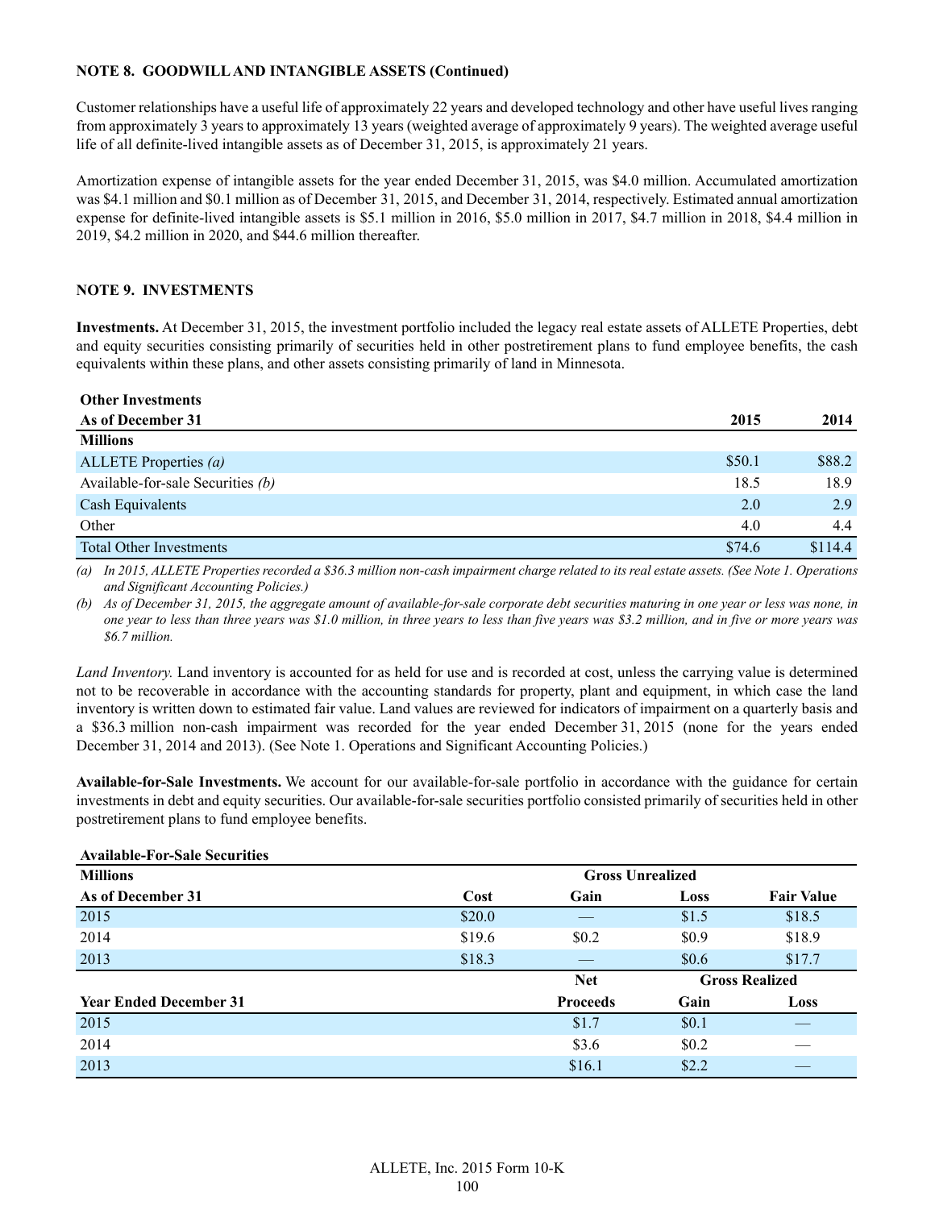**NOTE 8. GOODWILL AND INTANGIBLE ASSETS (Continued)**

Customer relationships have a useful life of approximately 22 years and developed technology and other have useful lives ranging from approximately 3 years to approximately 13 years (weighted average of approximately 9 years). The weighted average useful life of all definite-lived intangible assets as of December 31, 2015, is approximately 21 years.

Amortization expense of intangible assets for the year ended December 31, 2015, was $4.0 million. Accumulated amortization was $4.1 million and $0.1 million as of December 31, 2015, and December 31, 2014, respectively. Estimated annual amortization expense for definite-lived intangible assets is $5.1 million in 2016, $5.0 million in 2017, $4.7 million in 2018, $4.4 million in 2019, $4.2 million in 2020, and $44.6 million thereafter.

**NOTE 9. INVESTMENTS**

**Investments.** At December 31, 2015, the investment portfolio included the legacy real estate assets of ALLETE Properties, debt and equity securities consisting primarily of securities held in other postretirement plans to fund employee benefits, the cash equivalents within these plans, and other assets consisting primarily of land in Minnesota.

**Other Investments**

| As of December 31 | 2015 | 2014 |
|---|---|---|
| **Millions** | | |
| ALLETE Properties *(a)* | $50.1 | $88.2 |
| Available-for-sale Securities *(b)* | 18.5 | 18.9 |
| Cash Equivalents | 2.0 | 2.9 |
| Other | 4.0 | 4.4 |
| Total Other Investments | $74.6 | $114.4 |

*(a) In 2015, ALLETE Properties recorded a $36.3 million non-cash impairment charge related to its real estate assets. (See Note 1. Operations and Significant Accounting Policies.)*

*(b) As of December 31, 2015, the aggregate amount of available-for-sale corporate debt securities maturing in one year or less was none, in one year to less than three years was $1.0 million, in three years to less than five years was $3.2 million, and in five or more years was $6.7 million.*

*Land Inventory.* Land inventory is accounted for as held for use and is recorded at cost, unless the carrying value is determined not to be recoverable in accordance with the accounting standards for property, plant and equipment, in which case the land inventory is written down to estimated fair value. Land values are reviewed for indicators of impairment on a quarterly basis and a $36.3 million non-cash impairment was recorded for the year ended December 31, 2015 (none for the years ended December 31, 2014 and 2013). (See Note 1. Operations and Significant Accounting Policies.)

**Available-for-Sale Investments.** We account for our available-for-sale portfolio in accordance with the guidance for certain investments in debt and equity securities. Our available-for-sale securities portfolio consisted primarily of securities held in other postretirement plans to fund employee benefits.

**Available-For-Sale Securities**

| Millions | | Gross Unrealized | | |
|---|---|---|---|---|
| **As of December 31** | **Cost** | **Gain** | **Loss** | **Fair Value** |
| 2015 | $20.0 | — | $1.5 | $18.5 |
| 2014 | $19.6 | $0.2 | $0.9 | $18.9 |
| 2013 | $18.3 | — | $0.6 | $17.7 |
| | | **Net** | **Gross Realized** | |
| **Year Ended December 31** | | **Proceeds** | **Gain** | **Loss** |
| 2015 | | $1.7 | $0.1 | — |
| 2014 | | $3.6 | $0.2 | — |
| 2013 | | $16.1 | $2.2 | — |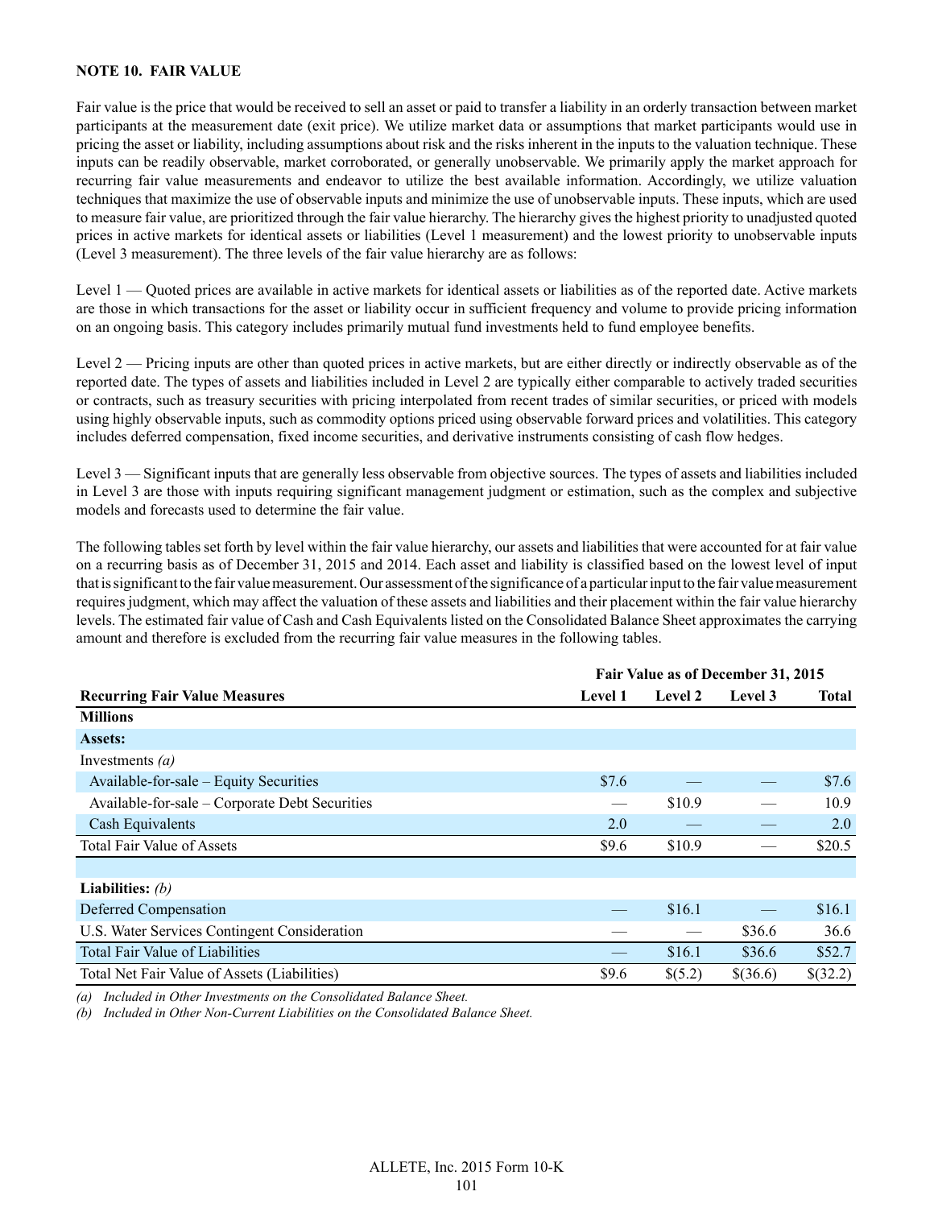**NOTE 10. FAIR VALUE**

Fair value is the price that would be received to sell an asset or paid to transfer a liability in an orderly transaction between market participants at the measurement date (exit price). We utilize market data or assumptions that market participants would use in pricing the asset or liability, including assumptions about risk and the risks inherent in the inputs to the valuation technique. These inputs can be readily observable, market corroborated, or generally unobservable. We primarily apply the market approach for recurring fair value measurements and endeavor to utilize the best available information. Accordingly, we utilize valuation techniques that maximize the use of observable inputs and minimize the use of unobservable inputs. These inputs, which are used to measure fair value, are prioritized through the fair value hierarchy. The hierarchy gives the highest priority to unadjusted quoted prices in active markets for identical assets or liabilities (Level 1 measurement) and the lowest priority to unobservable inputs (Level 3 measurement). The three levels of the fair value hierarchy are as follows:

Level 1 — Quoted prices are available in active markets for identical assets or liabilities as of the reported date. Active markets are those in which transactions for the asset or liability occur in sufficient frequency and volume to provide pricing information on an ongoing basis. This category includes primarily mutual fund investments held to fund employee benefits.

Level 2 — Pricing inputs are other than quoted prices in active markets, but are either directly or indirectly observable as of the reported date. The types of assets and liabilities included in Level 2 are typically either comparable to actively traded securities or contracts, such as treasury securities with pricing interpolated from recent trades of similar securities, or priced with models using highly observable inputs, such as commodity options priced using observable forward prices and volatilities. This category includes deferred compensation, fixed income securities, and derivative instruments consisting of cash flow hedges.

Level 3 — Significant inputs that are generally less observable from objective sources. The types of assets and liabilities included in Level 3 are those with inputs requiring significant management judgment or estimation, such as the complex and subjective models and forecasts used to determine the fair value.

The following tables set forth by level within the fair value hierarchy, our assets and liabilities that were accounted for at fair value on a recurring basis as of December 31, 2015 and 2014. Each asset and liability is classified based on the lowest level of input that is significant to the fair value measurement. Our assessment of the significance of a particular input to the fair value measurement requires judgment, which may affect the valuation of these assets and liabilities and their placement within the fair value hierarchy levels. The estimated fair value of Cash and Cash Equivalents listed on the Consolidated Balance Sheet approximates the carrying amount and therefore is excluded from the recurring fair value measures in the following tables.

| | Fair Value as of December 31, 2015 | | | |
|---|---|---|---|---|
| **Recurring Fair Value Measures** | **Level 1** | **Level 2** | **Level 3** | **Total** |
| **Millions** | | | | |
| **Assets:** | | | | |
| Investments *(a)* | | | | |
| Available-for-sale – Equity Securities | $7.6 | — | — | $7.6 |
| Available-for-sale – Corporate Debt Securities | — | $10.9 | — | 10.9 |
| Cash Equivalents | 2.0 | — | — | 2.0 |
| Total Fair Value of Assets | $9.6 | $10.9 | — | $20.5 |
| | | | | |
| **Liabilities:** *(b)* | | | | |
| Deferred Compensation | — | $16.1 | — | $16.1 |
| U.S. Water Services Contingent Consideration | — | — | $36.6 | 36.6 |
| Total Fair Value of Liabilities | — | $16.1 | $36.6 | $52.7 |
| Total Net Fair Value of Assets (Liabilities) | $9.6 | $(5.2) | $(36.6) | $(32.2) |

*(a) Included in Other Investments on the Consolidated Balance Sheet.*
*(b) Included in Other Non-Current Liabilities on the Consolidated Balance Sheet.*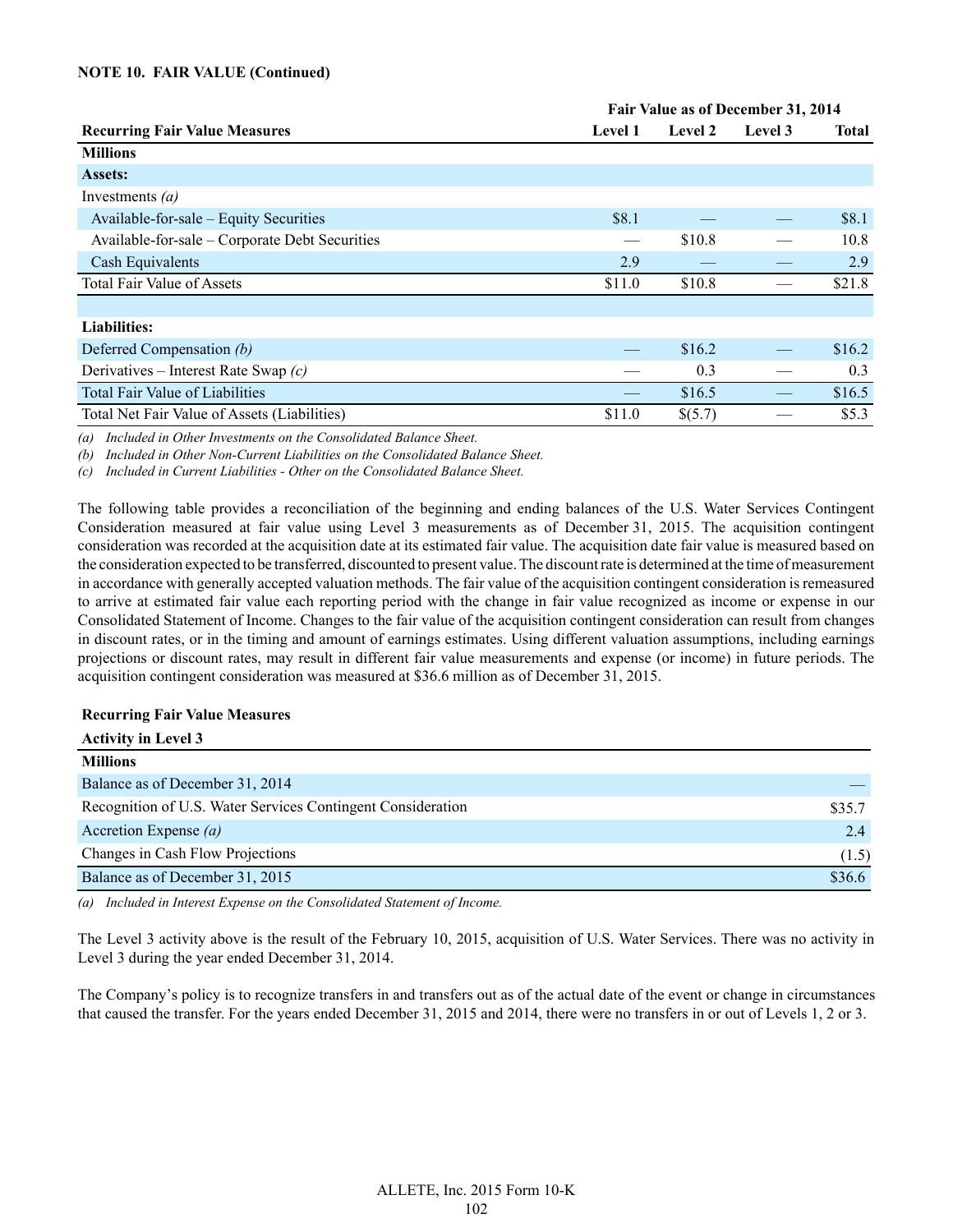**NOTE 10. FAIR VALUE (Continued)**

| Recurring Fair Value Measures | Fair Value as of December 31, 2014 Level 1 | Level 2 | Level 3 | Total |
|---|---|---|---|---|
| **Millions** | | | | |
| **Assets:** | | | | |
| Investments *(a)* | | | | |
| Available-for-sale – Equity Securities | $8.1 | — | — | $8.1 |
| Available-for-sale – Corporate Debt Securities | — | $10.8 | — | 10.8 |
| Cash Equivalents | 2.9 | — | — | 2.9 |
| Total Fair Value of Assets | $11.0 | $10.8 | — | $21.8 |
| | | | | |
| **Liabilities:** | | | | |
| Deferred Compensation *(b)* | — | $16.2 | — | $16.2 |
| Derivatives – Interest Rate Swap *(c)* | — | 0.3 | — | 0.3 |
| Total Fair Value of Liabilities | — | $16.5 | — | $16.5 |
| Total Net Fair Value of Assets (Liabilities) | $11.0 | $(5.7) | — | $5.3 |

*(a) Included in Other Investments on the Consolidated Balance Sheet.*

*(b) Included in Other Non-Current Liabilities on the Consolidated Balance Sheet.*

*(c) Included in Current Liabilities - Other on the Consolidated Balance Sheet.*

The following table provides a reconciliation of the beginning and ending balances of the U.S. Water Services Contingent Consideration measured at fair value using Level 3 measurements as of December 31, 2015. The acquisition contingent consideration was recorded at the acquisition date at its estimated fair value. The acquisition date fair value is measured based on the consideration expected to be transferred, discounted to present value. The discount rate is determined at the time of measurement in accordance with generally accepted valuation methods. The fair value of the acquisition contingent consideration is remeasured to arrive at estimated fair value each reporting period with the change in fair value recognized as income or expense in our Consolidated Statement of Income. Changes to the fair value of the acquisition contingent consideration can result from changes in discount rates, or in the timing and amount of earnings estimates. Using different valuation assumptions, including earnings projections or discount rates, may result in different fair value measurements and expense (or income) in future periods. The acquisition contingent consideration was measured at $36.6 million as of December 31, 2015.

| Recurring Fair Value Measures Activity in Level 3 | |
|---|---|
| **Millions** | |
| Balance as of December 31, 2014 | — |
| Recognition of U.S. Water Services Contingent Consideration | $35.7 |
| Accretion Expense *(a)* | 2.4 |
| Changes in Cash Flow Projections | (1.5) |
| Balance as of December 31, 2015 | $36.6 |

*(a) Included in Interest Expense on the Consolidated Statement of Income.*

The Level 3 activity above is the result of the February 10, 2015, acquisition of U.S. Water Services. There was no activity in Level 3 during the year ended December 31, 2014.

The Company's policy is to recognize transfers in and transfers out as of the actual date of the event or change in circumstances that caused the transfer. For the years ended December 31, 2015 and 2014, there were no transfers in or out of Levels 1, 2 or 3.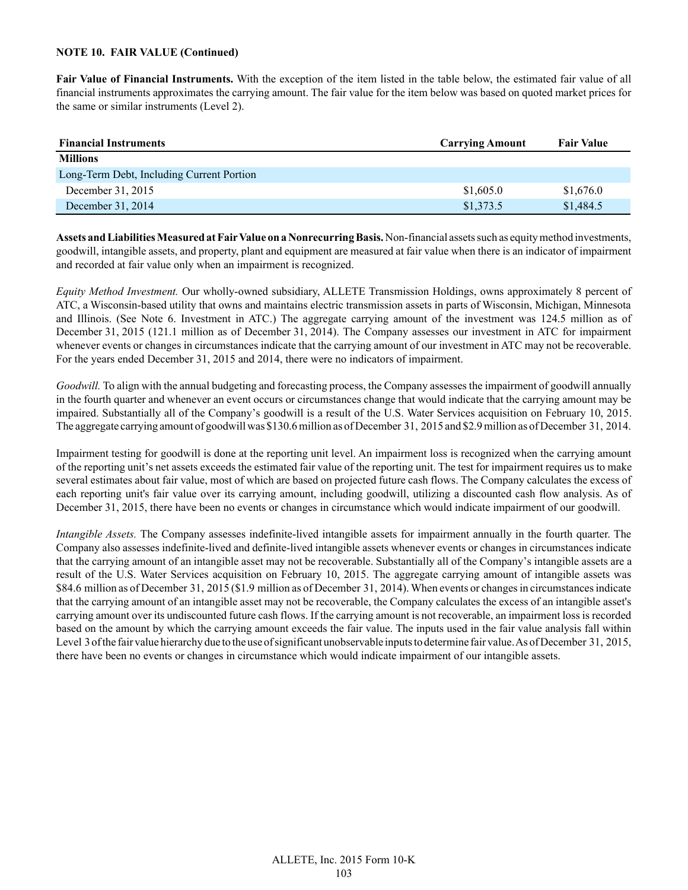**NOTE 10. FAIR VALUE (Continued)**

**Fair Value of Financial Instruments.** With the exception of the item listed in the table below, the estimated fair value of all financial instruments approximates the carrying amount. The fair value for the item below was based on quoted market prices for the same or similar instruments (Level 2).

| Financial Instruments | Carrying Amount | Fair Value |
|---|---|---|
| **Millions** | | |
| Long-Term Debt, Including Current Portion | | |
| December 31, 2015 | $1,605.0 | $1,676.0 |
| December 31, 2014 | $1,373.5 | $1,484.5 |

**Assets and Liabilities Measured at Fair Value on a Nonrecurring Basis.** Non-financial assets such as equity method investments, goodwill, intangible assets, and property, plant and equipment are measured at fair value when there is an indicator of impairment and recorded at fair value only when an impairment is recognized.

*Equity Method Investment.* Our wholly-owned subsidiary, ALLETE Transmission Holdings, owns approximately 8 percent of ATC, a Wisconsin-based utility that owns and maintains electric transmission assets in parts of Wisconsin, Michigan, Minnesota and Illinois. (See Note 6. Investment in ATC.) The aggregate carrying amount of the investment was 124.5 million as of December 31, 2015 (121.1 million as of December 31, 2014). The Company assesses our investment in ATC for impairment whenever events or changes in circumstances indicate that the carrying amount of our investment in ATC may not be recoverable. For the years ended December 31, 2015 and 2014, there were no indicators of impairment.

*Goodwill.* To align with the annual budgeting and forecasting process, the Company assesses the impairment of goodwill annually in the fourth quarter and whenever an event occurs or circumstances change that would indicate that the carrying amount may be impaired. Substantially all of the Company's goodwill is a result of the U.S. Water Services acquisition on February 10, 2015. The aggregate carrying amount of goodwill was $130.6 million as of December 31, 2015 and $2.9 million as of December 31, 2014.

Impairment testing for goodwill is done at the reporting unit level. An impairment loss is recognized when the carrying amount of the reporting unit's net assets exceeds the estimated fair value of the reporting unit. The test for impairment requires us to make several estimates about fair value, most of which are based on projected future cash flows. The Company calculates the excess of each reporting unit's fair value over its carrying amount, including goodwill, utilizing a discounted cash flow analysis. As of December 31, 2015, there have been no events or changes in circumstance which would indicate impairment of our goodwill.

*Intangible Assets.* The Company assesses indefinite-lived intangible assets for impairment annually in the fourth quarter. The Company also assesses indefinite-lived and definite-lived intangible assets whenever events or changes in circumstances indicate that the carrying amount of an intangible asset may not be recoverable. Substantially all of the Company's intangible assets are a result of the U.S. Water Services acquisition on February 10, 2015. The aggregate carrying amount of intangible assets was $84.6 million as of December 31, 2015 ($1.9 million as of December 31, 2014). When events or changes in circumstances indicate that the carrying amount of an intangible asset may not be recoverable, the Company calculates the excess of an intangible asset's carrying amount over its undiscounted future cash flows. If the carrying amount is not recoverable, an impairment loss is recorded based on the amount by which the carrying amount exceeds the fair value. The inputs used in the fair value analysis fall within Level 3 of the fair value hierarchy due to the use of significant unobservable inputs to determine fair value. As of December 31, 2015, there have been no events or changes in circumstance which would indicate impairment of our intangible assets.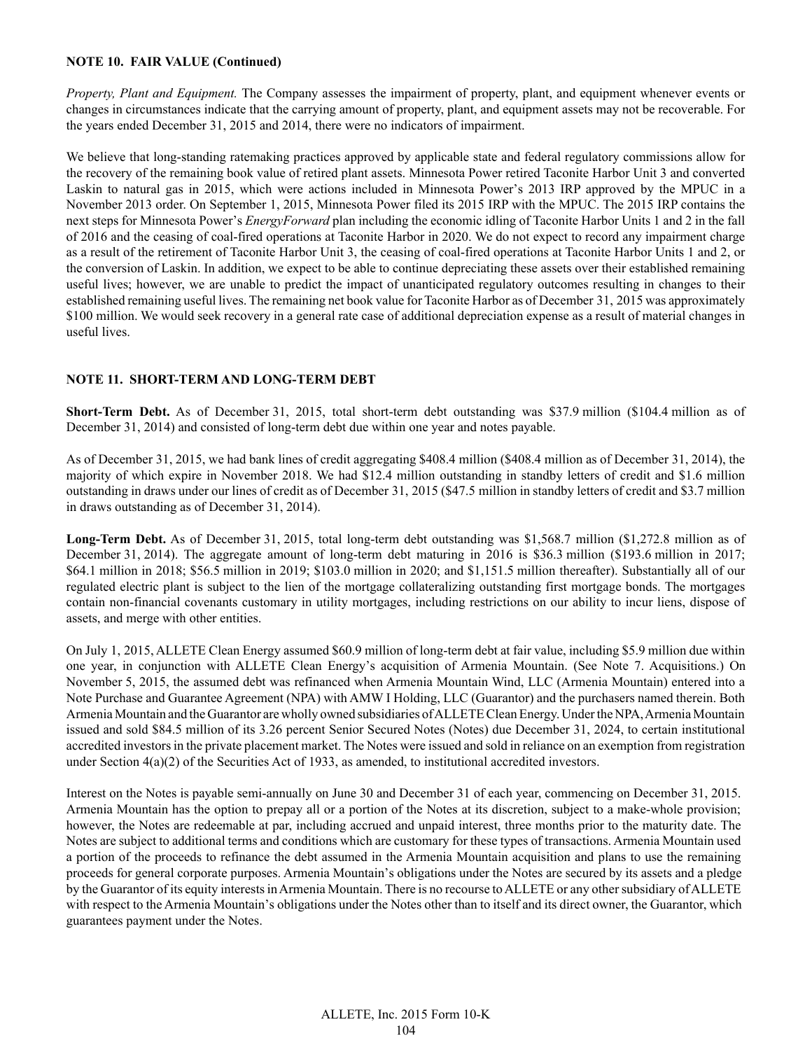**NOTE 10. FAIR VALUE (Continued)**

*Property, Plant and Equipment.* The Company assesses the impairment of property, plant, and equipment whenever events or changes in circumstances indicate that the carrying amount of property, plant, and equipment assets may not be recoverable. For the years ended December 31, 2015 and 2014, there were no indicators of impairment.

We believe that long-standing ratemaking practices approved by applicable state and federal regulatory commissions allow for the recovery of the remaining book value of retired plant assets. Minnesota Power retired Taconite Harbor Unit 3 and converted Laskin to natural gas in 2015, which were actions included in Minnesota Power's 2013 IRP approved by the MPUC in a November 2013 order. On September 1, 2015, Minnesota Power filed its 2015 IRP with the MPUC. The 2015 IRP contains the next steps for Minnesota Power's *EnergyForward* plan including the economic idling of Taconite Harbor Units 1 and 2 in the fall of 2016 and the ceasing of coal-fired operations at Taconite Harbor in 2020. We do not expect to record any impairment charge as a result of the retirement of Taconite Harbor Unit 3, the ceasing of coal-fired operations at Taconite Harbor Units 1 and 2, or the conversion of Laskin. In addition, we expect to be able to continue depreciating these assets over their established remaining useful lives; however, we are unable to predict the impact of unanticipated regulatory outcomes resulting in changes to their established remaining useful lives. The remaining net book value for Taconite Harbor as of December 31, 2015 was approximately $100 million. We would seek recovery in a general rate case of additional depreciation expense as a result of material changes in useful lives.

**NOTE 11. SHORT-TERM AND LONG-TERM DEBT**

**Short-Term Debt.** As of December 31, 2015, total short-term debt outstanding was $37.9 million ($104.4 million as of December 31, 2014) and consisted of long-term debt due within one year and notes payable.

As of December 31, 2015, we had bank lines of credit aggregating $408.4 million ($408.4 million as of December 31, 2014), the majority of which expire in November 2018. We had $12.4 million outstanding in standby letters of credit and $1.6 million outstanding in draws under our lines of credit as of December 31, 2015 ($47.5 million in standby letters of credit and $3.7 million in draws outstanding as of December 31, 2014).

**Long-Term Debt.** As of December 31, 2015, total long-term debt outstanding was $1,568.7 million ($1,272.8 million as of December 31, 2014). The aggregate amount of long-term debt maturing in 2016 is $36.3 million ($193.6 million in 2017; $64.1 million in 2018; $56.5 million in 2019; $103.0 million in 2020; and $1,151.5 million thereafter). Substantially all of our regulated electric plant is subject to the lien of the mortgage collateralizing outstanding first mortgage bonds. The mortgages contain non-financial covenants customary in utility mortgages, including restrictions on our ability to incur liens, dispose of assets, and merge with other entities.

On July 1, 2015, ALLETE Clean Energy assumed $60.9 million of long-term debt at fair value, including $5.9 million due within one year, in conjunction with ALLETE Clean Energy's acquisition of Armenia Mountain. (See Note 7. Acquisitions.) On November 5, 2015, the assumed debt was refinanced when Armenia Mountain Wind, LLC (Armenia Mountain) entered into a Note Purchase and Guarantee Agreement (NPA) with AMW I Holding, LLC (Guarantor) and the purchasers named therein. Both Armenia Mountain and the Guarantor are wholly owned subsidiaries of ALLETE Clean Energy. Under the NPA, Armenia Mountain issued and sold $84.5 million of its 3.26 percent Senior Secured Notes (Notes) due December 31, 2024, to certain institutional accredited investors in the private placement market. The Notes were issued and sold in reliance on an exemption from registration under Section 4(a)(2) of the Securities Act of 1933, as amended, to institutional accredited investors.

Interest on the Notes is payable semi-annually on June 30 and December 31 of each year, commencing on December 31, 2015. Armenia Mountain has the option to prepay all or a portion of the Notes at its discretion, subject to a make-whole provision; however, the Notes are redeemable at par, including accrued and unpaid interest, three months prior to the maturity date. The Notes are subject to additional terms and conditions which are customary for these types of transactions. Armenia Mountain used a portion of the proceeds to refinance the debt assumed in the Armenia Mountain acquisition and plans to use the remaining proceeds for general corporate purposes. Armenia Mountain's obligations under the Notes are secured by its assets and a pledge by the Guarantor of its equity interests in Armenia Mountain. There is no recourse to ALLETE or any other subsidiary of ALLETE with respect to the Armenia Mountain's obligations under the Notes other than to itself and its direct owner, the Guarantor, which guarantees payment under the Notes.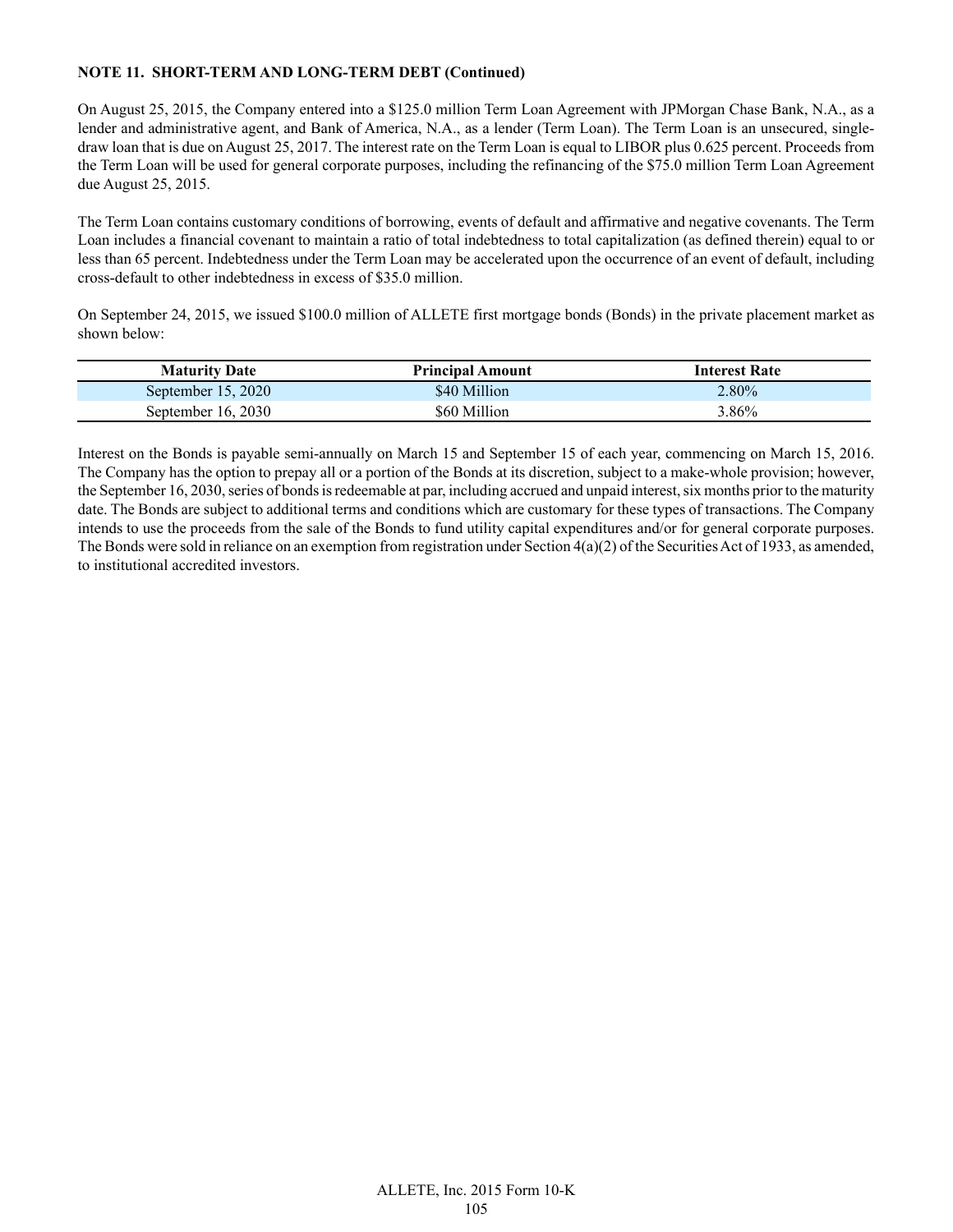**NOTE 11. SHORT-TERM AND LONG-TERM DEBT (Continued)**

On August 25, 2015, the Company entered into a $125.0 million Term Loan Agreement with JPMorgan Chase Bank, N.A., as a lender and administrative agent, and Bank of America, N.A., as a lender (Term Loan). The Term Loan is an unsecured, single-draw loan that is due on August 25, 2017. The interest rate on the Term Loan is equal to LIBOR plus 0.625 percent. Proceeds from the Term Loan will be used for general corporate purposes, including the refinancing of the $75.0 million Term Loan Agreement due August 25, 2015.

The Term Loan contains customary conditions of borrowing, events of default and affirmative and negative covenants. The Term Loan includes a financial covenant to maintain a ratio of total indebtedness to total capitalization (as defined therein) equal to or less than 65 percent. Indebtedness under the Term Loan may be accelerated upon the occurrence of an event of default, including cross-default to other indebtedness in excess of $35.0 million.

On September 24, 2015, we issued $100.0 million of ALLETE first mortgage bonds (Bonds) in the private placement market as shown below:

| Maturity Date | Principal Amount | Interest Rate |
|---|---|---|
| September 15, 2020 | $40 Million | 2.80% |
| September 16, 2030 | $60 Million | 3.86% |

Interest on the Bonds is payable semi-annually on March 15 and September 15 of each year, commencing on March 15, 2016. The Company has the option to prepay all or a portion of the Bonds at its discretion, subject to a make-whole provision; however, the September 16, 2030, series of bonds is redeemable at par, including accrued and unpaid interest, six months prior to the maturity date. The Bonds are subject to additional terms and conditions which are customary for these types of transactions. The Company intends to use the proceeds from the sale of the Bonds to fund utility capital expenditures and/or for general corporate purposes. The Bonds were sold in reliance on an exemption from registration under Section 4(a)(2) of the Securities Act of 1933, as amended, to institutional accredited investors.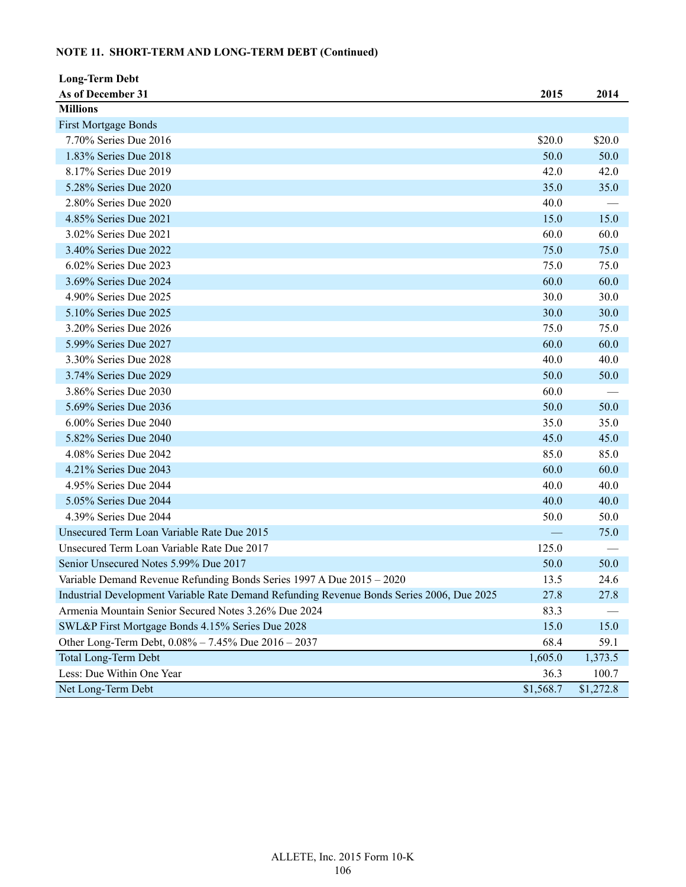**NOTE 11. SHORT-TERM AND LONG-TERM DEBT (Continued)**

| Long-Term Debt<br>As of December 31 | 2015 | 2014 |
|---|---|---|
| **Millions** | | |
| First Mortgage Bonds | | |
| 7.70% Series Due 2016 | $20.0 | $20.0 |
| 1.83% Series Due 2018 | 50.0 | 50.0 |
| 8.17% Series Due 2019 | 42.0 | 42.0 |
| 5.28% Series Due 2020 | 35.0 | 35.0 |
| 2.80% Series Due 2020 | 40.0 | — |
| 4.85% Series Due 2021 | 15.0 | 15.0 |
| 3.02% Series Due 2021 | 60.0 | 60.0 |
| 3.40% Series Due 2022 | 75.0 | 75.0 |
| 6.02% Series Due 2023 | 75.0 | 75.0 |
| 3.69% Series Due 2024 | 60.0 | 60.0 |
| 4.90% Series Due 2025 | 30.0 | 30.0 |
| 5.10% Series Due 2025 | 30.0 | 30.0 |
| 3.20% Series Due 2026 | 75.0 | 75.0 |
| 5.99% Series Due 2027 | 60.0 | 60.0 |
| 3.30% Series Due 2028 | 40.0 | 40.0 |
| 3.74% Series Due 2029 | 50.0 | 50.0 |
| 3.86% Series Due 2030 | 60.0 | — |
| 5.69% Series Due 2036 | 50.0 | 50.0 |
| 6.00% Series Due 2040 | 35.0 | 35.0 |
| 5.82% Series Due 2040 | 45.0 | 45.0 |
| 4.08% Series Due 2042 | 85.0 | 85.0 |
| 4.21% Series Due 2043 | 60.0 | 60.0 |
| 4.95% Series Due 2044 | 40.0 | 40.0 |
| 5.05% Series Due 2044 | 40.0 | 40.0 |
| 4.39% Series Due 2044 | 50.0 | 50.0 |
| Unsecured Term Loan Variable Rate Due 2015 | — | 75.0 |
| Unsecured Term Loan Variable Rate Due 2017 | 125.0 | — |
| Senior Unsecured Notes 5.99% Due 2017 | 50.0 | 50.0 |
| Variable Demand Revenue Refunding Bonds Series 1997 A Due 2015 – 2020 | 13.5 | 24.6 |
| Industrial Development Variable Rate Demand Refunding Revenue Bonds Series 2006, Due 2025 | 27.8 | 27.8 |
| Armenia Mountain Senior Secured Notes 3.26% Due 2024 | 83.3 | — |
| SWL&P First Mortgage Bonds 4.15% Series Due 2028 | 15.0 | 15.0 |
| Other Long-Term Debt, 0.08% – 7.45% Due 2016 – 2037 | 68.4 | 59.1 |
| Total Long-Term Debt | 1,605.0 | 1,373.5 |
| Less: Due Within One Year | 36.3 | 100.7 |
| Net Long-Term Debt | $1,568.7 | $1,272.8 |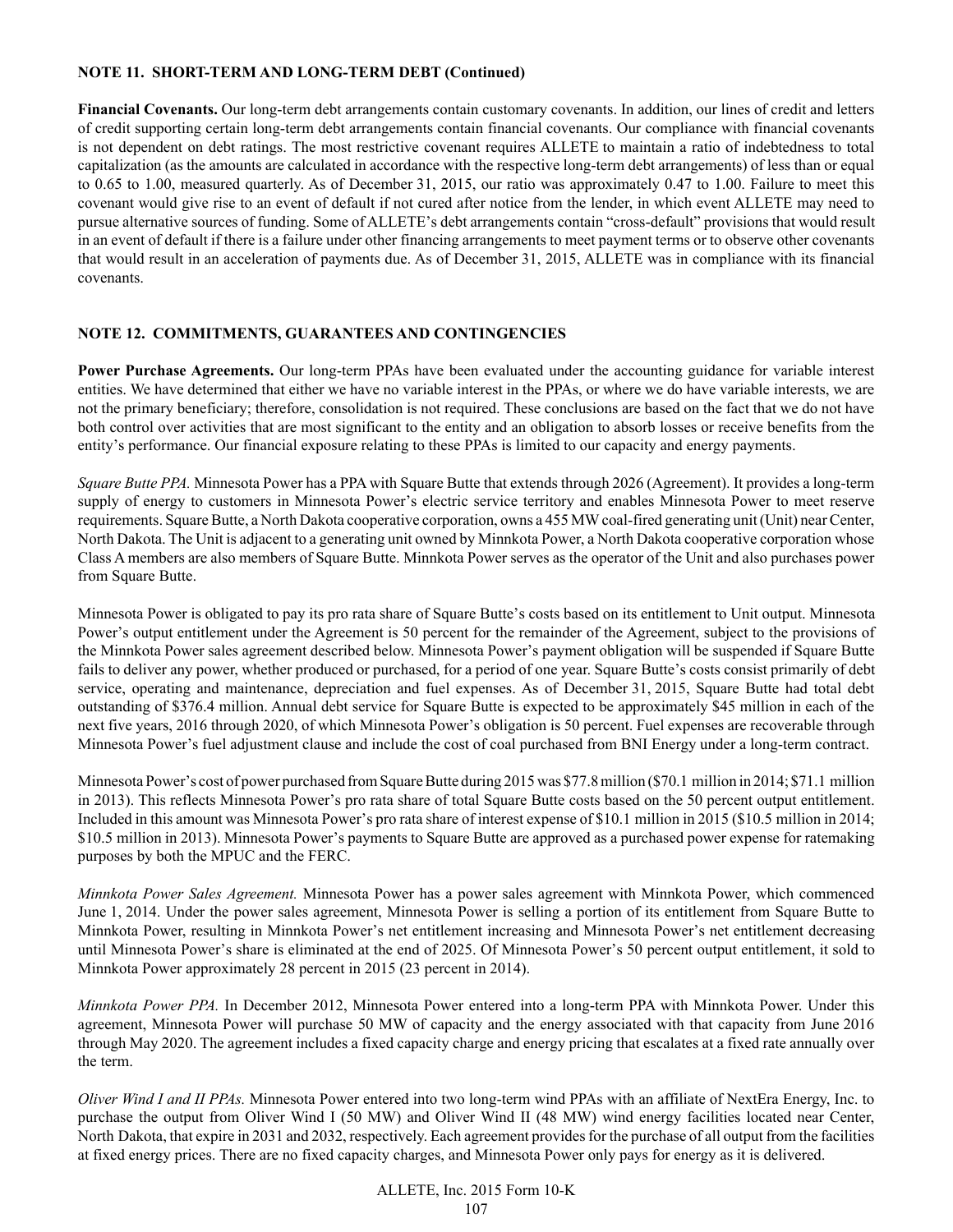**NOTE 11. SHORT-TERM AND LONG-TERM DEBT (Continued)**

**Financial Covenants.** Our long-term debt arrangements contain customary covenants. In addition, our lines of credit and letters of credit supporting certain long-term debt arrangements contain financial covenants. Our compliance with financial covenants is not dependent on debt ratings. The most restrictive covenant requires ALLETE to maintain a ratio of indebtedness to total capitalization (as the amounts are calculated in accordance with the respective long-term debt arrangements) of less than or equal to 0.65 to 1.00, measured quarterly. As of December 31, 2015, our ratio was approximately 0.47 to 1.00. Failure to meet this covenant would give rise to an event of default if not cured after notice from the lender, in which event ALLETE may need to pursue alternative sources of funding. Some of ALLETE's debt arrangements contain "cross-default" provisions that would result in an event of default if there is a failure under other financing arrangements to meet payment terms or to observe other covenants that would result in an acceleration of payments due. As of December 31, 2015, ALLETE was in compliance with its financial covenants.

**NOTE 12. COMMITMENTS, GUARANTEES AND CONTINGENCIES**

**Power Purchase Agreements.** Our long-term PPAs have been evaluated under the accounting guidance for variable interest entities. We have determined that either we have no variable interest in the PPAs, or where we do have variable interests, we are not the primary beneficiary; therefore, consolidation is not required. These conclusions are based on the fact that we do not have both control over activities that are most significant to the entity and an obligation to absorb losses or receive benefits from the entity's performance. Our financial exposure relating to these PPAs is limited to our capacity and energy payments.

*Square Butte PPA.* Minnesota Power has a PPA with Square Butte that extends through 2026 (Agreement). It provides a long-term supply of energy to customers in Minnesota Power's electric service territory and enables Minnesota Power to meet reserve requirements. Square Butte, a North Dakota cooperative corporation, owns a 455 MW coal-fired generating unit (Unit) near Center, North Dakota. The Unit is adjacent to a generating unit owned by Minnkota Power, a North Dakota cooperative corporation whose Class A members are also members of Square Butte. Minnkota Power serves as the operator of the Unit and also purchases power from Square Butte.

Minnesota Power is obligated to pay its pro rata share of Square Butte's costs based on its entitlement to Unit output. Minnesota Power's output entitlement under the Agreement is 50 percent for the remainder of the Agreement, subject to the provisions of the Minnkota Power sales agreement described below. Minnesota Power's payment obligation will be suspended if Square Butte fails to deliver any power, whether produced or purchased, for a period of one year. Square Butte's costs consist primarily of debt service, operating and maintenance, depreciation and fuel expenses. As of December 31, 2015, Square Butte had total debt outstanding of $376.4 million. Annual debt service for Square Butte is expected to be approximately $45 million in each of the next five years, 2016 through 2020, of which Minnesota Power's obligation is 50 percent. Fuel expenses are recoverable through Minnesota Power's fuel adjustment clause and include the cost of coal purchased from BNI Energy under a long-term contract.

Minnesota Power's cost of power purchased from Square Butte during 2015 was $77.8 million ($70.1 million in 2014; $71.1 million in 2013). This reflects Minnesota Power's pro rata share of total Square Butte costs based on the 50 percent output entitlement. Included in this amount was Minnesota Power's pro rata share of interest expense of $10.1 million in 2015 ($10.5 million in 2014; $10.5 million in 2013). Minnesota Power's payments to Square Butte are approved as a purchased power expense for ratemaking purposes by both the MPUC and the FERC.

*Minnkota Power Sales Agreement.* Minnesota Power has a power sales agreement with Minnkota Power, which commenced June 1, 2014. Under the power sales agreement, Minnesota Power is selling a portion of its entitlement from Square Butte to Minnkota Power, resulting in Minnkota Power's net entitlement increasing and Minnesota Power's net entitlement decreasing until Minnesota Power's share is eliminated at the end of 2025. Of Minnesota Power's 50 percent output entitlement, it sold to Minnkota Power approximately 28 percent in 2015 (23 percent in 2014).

*Minnkota Power PPA.* In December 2012, Minnesota Power entered into a long-term PPA with Minnkota Power. Under this agreement, Minnesota Power will purchase 50 MW of capacity and the energy associated with that capacity from June 2016 through May 2020. The agreement includes a fixed capacity charge and energy pricing that escalates at a fixed rate annually over the term.

*Oliver Wind I and II PPAs.* Minnesota Power entered into two long-term wind PPAs with an affiliate of NextEra Energy, Inc. to purchase the output from Oliver Wind I (50 MW) and Oliver Wind II (48 MW) wind energy facilities located near Center, North Dakota, that expire in 2031 and 2032, respectively. Each agreement provides for the purchase of all output from the facilities at fixed energy prices. There are no fixed capacity charges, and Minnesota Power only pays for energy as it is delivered.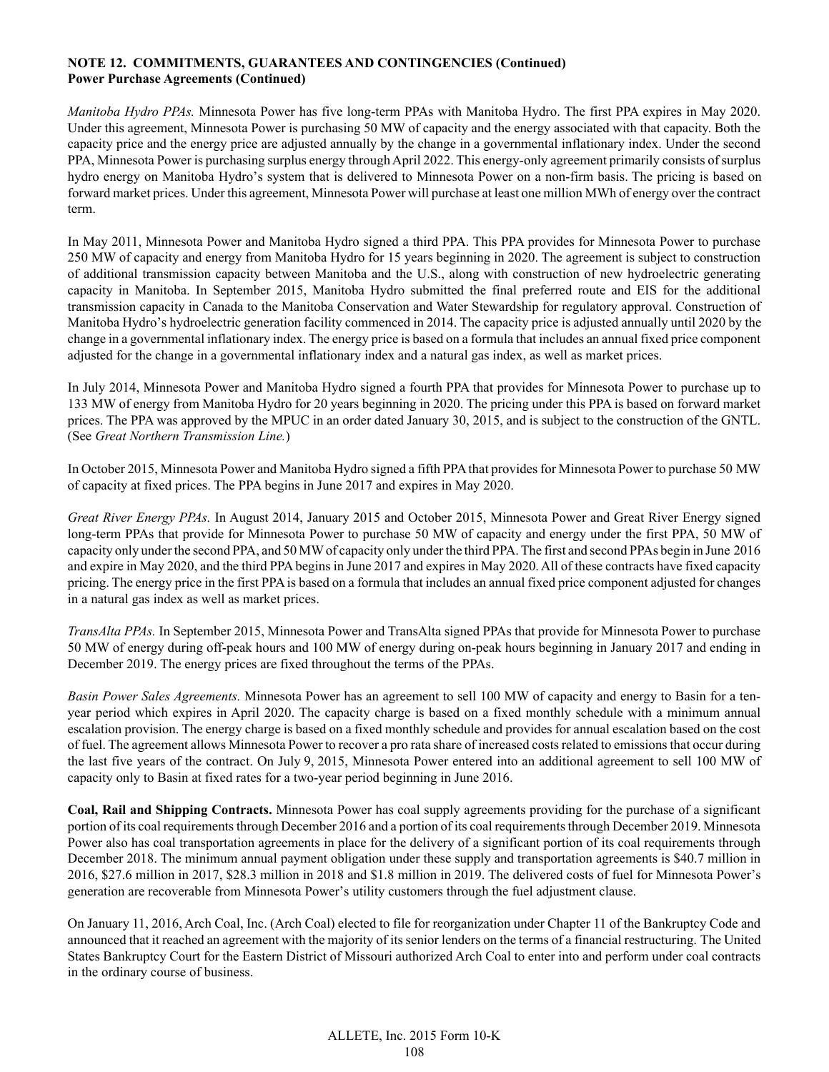**NOTE 12. COMMITMENTS, GUARANTEES AND CONTINGENCIES (Continued)**
**Power Purchase Agreements (Continued)**

*Manitoba Hydro PPAs.* Minnesota Power has five long-term PPAs with Manitoba Hydro. The first PPA expires in May 2020. Under this agreement, Minnesota Power is purchasing 50 MW of capacity and the energy associated with that capacity. Both the capacity price and the energy price are adjusted annually by the change in a governmental inflationary index. Under the second PPA, Minnesota Power is purchasing surplus energy through April 2022. This energy-only agreement primarily consists of surplus hydro energy on Manitoba Hydro's system that is delivered to Minnesota Power on a non-firm basis. The pricing is based on forward market prices. Under this agreement, Minnesota Power will purchase at least one million MWh of energy over the contract term.

In May 2011, Minnesota Power and Manitoba Hydro signed a third PPA. This PPA provides for Minnesota Power to purchase 250 MW of capacity and energy from Manitoba Hydro for 15 years beginning in 2020. The agreement is subject to construction of additional transmission capacity between Manitoba and the U.S., along with construction of new hydroelectric generating capacity in Manitoba. In September 2015, Manitoba Hydro submitted the final preferred route and EIS for the additional transmission capacity in Canada to the Manitoba Conservation and Water Stewardship for regulatory approval. Construction of Manitoba Hydro's hydroelectric generation facility commenced in 2014. The capacity price is adjusted annually until 2020 by the change in a governmental inflationary index. The energy price is based on a formula that includes an annual fixed price component adjusted for the change in a governmental inflationary index and a natural gas index, as well as market prices.

In July 2014, Minnesota Power and Manitoba Hydro signed a fourth PPA that provides for Minnesota Power to purchase up to 133 MW of energy from Manitoba Hydro for 20 years beginning in 2020. The pricing under this PPA is based on forward market prices. The PPA was approved by the MPUC in an order dated January 30, 2015, and is subject to the construction of the GNTL. (See *Great Northern Transmission Line.*)

In October 2015, Minnesota Power and Manitoba Hydro signed a fifth PPA that provides for Minnesota Power to purchase 50 MW of capacity at fixed prices. The PPA begins in June 2017 and expires in May 2020.

*Great River Energy PPAs.* In August 2014, January 2015 and October 2015, Minnesota Power and Great River Energy signed long-term PPAs that provide for Minnesota Power to purchase 50 MW of capacity and energy under the first PPA, 50 MW of capacity only under the second PPA, and 50 MW of capacity only under the third PPA. The first and second PPAs begin in June 2016 and expire in May 2020, and the third PPA begins in June 2017 and expires in May 2020. All of these contracts have fixed capacity pricing. The energy price in the first PPA is based on a formula that includes an annual fixed price component adjusted for changes in a natural gas index as well as market prices.

*TransAlta PPAs.* In September 2015, Minnesota Power and TransAlta signed PPAs that provide for Minnesota Power to purchase 50 MW of energy during off-peak hours and 100 MW of energy during on-peak hours beginning in January 2017 and ending in December 2019. The energy prices are fixed throughout the terms of the PPAs.

*Basin Power Sales Agreements.* Minnesota Power has an agreement to sell 100 MW of capacity and energy to Basin for a ten-year period which expires in April 2020. The capacity charge is based on a fixed monthly schedule with a minimum annual escalation provision. The energy charge is based on a fixed monthly schedule and provides for annual escalation based on the cost of fuel. The agreement allows Minnesota Power to recover a pro rata share of increased costs related to emissions that occur during the last five years of the contract. On July 9, 2015, Minnesota Power entered into an additional agreement to sell 100 MW of capacity only to Basin at fixed rates for a two-year period beginning in June 2016.

**Coal, Rail and Shipping Contracts.** Minnesota Power has coal supply agreements providing for the purchase of a significant portion of its coal requirements through December 2016 and a portion of its coal requirements through December 2019. Minnesota Power also has coal transportation agreements in place for the delivery of a significant portion of its coal requirements through December 2018. The minimum annual payment obligation under these supply and transportation agreements is $40.7 million in 2016, $27.6 million in 2017, $28.3 million in 2018 and $1.8 million in 2019. The delivered costs of fuel for Minnesota Power's generation are recoverable from Minnesota Power's utility customers through the fuel adjustment clause.

On January 11, 2016, Arch Coal, Inc. (Arch Coal) elected to file for reorganization under Chapter 11 of the Bankruptcy Code and announced that it reached an agreement with the majority of its senior lenders on the terms of a financial restructuring. The United States Bankruptcy Court for the Eastern District of Missouri authorized Arch Coal to enter into and perform under coal contracts in the ordinary course of business.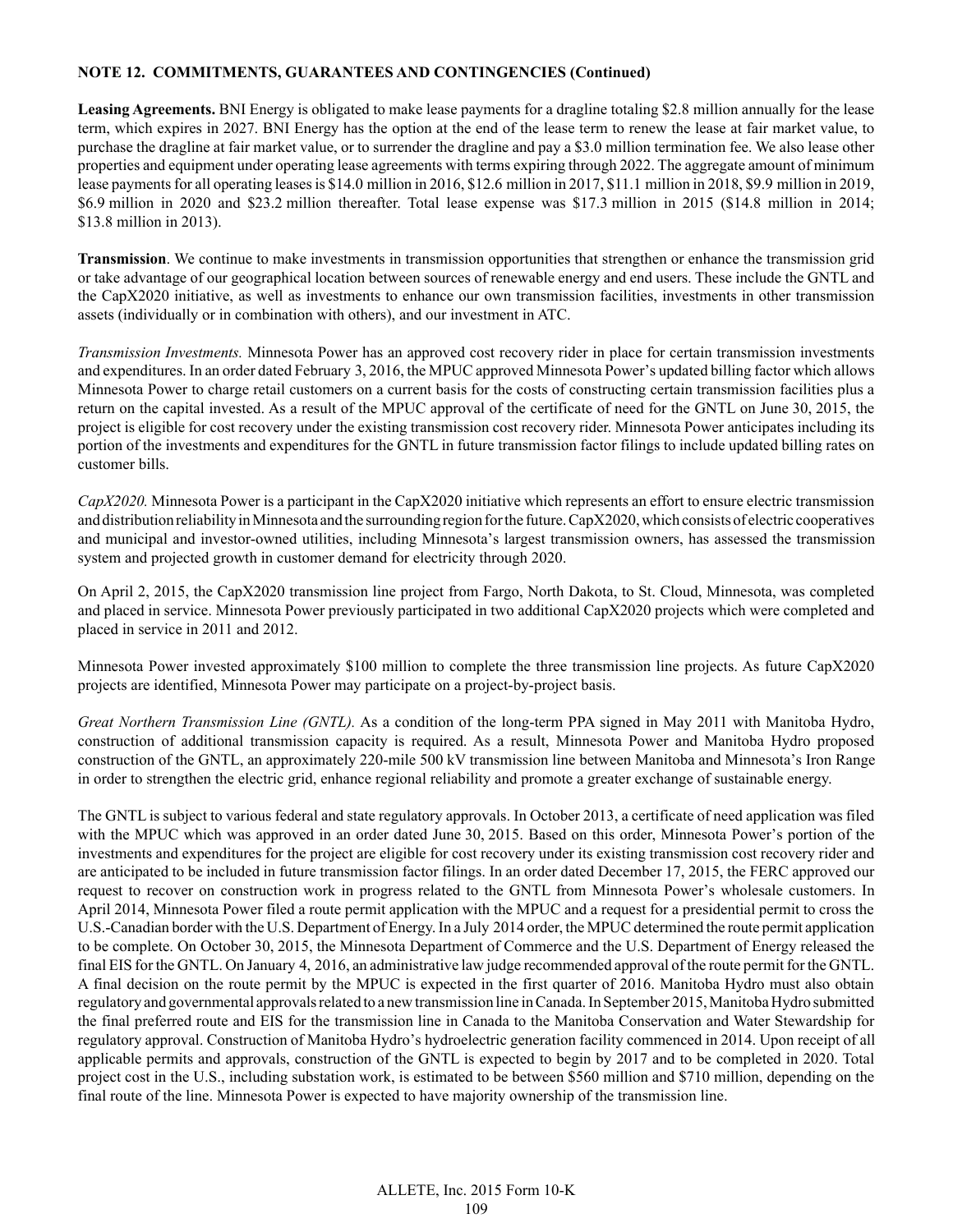**NOTE 12. COMMITMENTS, GUARANTEES AND CONTINGENCIES (Continued)**

**Leasing Agreements.** BNI Energy is obligated to make lease payments for a dragline totaling \$2.8 million annually for the lease term, which expires in 2027. BNI Energy has the option at the end of the lease term to renew the lease at fair market value, to purchase the dragline at fair market value, or to surrender the dragline and pay a \$3.0 million termination fee. We also lease other properties and equipment under operating lease agreements with terms expiring through 2022. The aggregate amount of minimum lease payments for all operating leases is \$14.0 million in 2016, \$12.6 million in 2017, \$11.1 million in 2018, \$9.9 million in 2019, \$6.9 million in 2020 and \$23.2 million thereafter. Total lease expense was \$17.3 million in 2015 (\$14.8 million in 2014; \$13.8 million in 2013).

**Transmission**. We continue to make investments in transmission opportunities that strengthen or enhance the transmission grid or take advantage of our geographical location between sources of renewable energy and end users. These include the GNTL and the CapX2020 initiative, as well as investments to enhance our own transmission facilities, investments in other transmission assets (individually or in combination with others), and our investment in ATC.

*Transmission Investments.* Minnesota Power has an approved cost recovery rider in place for certain transmission investments and expenditures. In an order dated February 3, 2016, the MPUC approved Minnesota Power's updated billing factor which allows Minnesota Power to charge retail customers on a current basis for the costs of constructing certain transmission facilities plus a return on the capital invested. As a result of the MPUC approval of the certificate of need for the GNTL on June 30, 2015, the project is eligible for cost recovery under the existing transmission cost recovery rider. Minnesota Power anticipates including its portion of the investments and expenditures for the GNTL in future transmission factor filings to include updated billing rates on customer bills.

*CapX2020.* Minnesota Power is a participant in the CapX2020 initiative which represents an effort to ensure electric transmission and distribution reliability in Minnesota and the surrounding region for the future. CapX2020, which consists of electric cooperatives and municipal and investor-owned utilities, including Minnesota's largest transmission owners, has assessed the transmission system and projected growth in customer demand for electricity through 2020.

On April 2, 2015, the CapX2020 transmission line project from Fargo, North Dakota, to St. Cloud, Minnesota, was completed and placed in service. Minnesota Power previously participated in two additional CapX2020 projects which were completed and placed in service in 2011 and 2012.

Minnesota Power invested approximately \$100 million to complete the three transmission line projects. As future CapX2020 projects are identified, Minnesota Power may participate on a project-by-project basis.

*Great Northern Transmission Line (GNTL).* As a condition of the long-term PPA signed in May 2011 with Manitoba Hydro, construction of additional transmission capacity is required. As a result, Minnesota Power and Manitoba Hydro proposed construction of the GNTL, an approximately 220-mile 500 kV transmission line between Manitoba and Minnesota's Iron Range in order to strengthen the electric grid, enhance regional reliability and promote a greater exchange of sustainable energy.

The GNTL is subject to various federal and state regulatory approvals. In October 2013, a certificate of need application was filed with the MPUC which was approved in an order dated June 30, 2015. Based on this order, Minnesota Power's portion of the investments and expenditures for the project are eligible for cost recovery under its existing transmission cost recovery rider and are anticipated to be included in future transmission factor filings. In an order dated December 17, 2015, the FERC approved our request to recover on construction work in progress related to the GNTL from Minnesota Power's wholesale customers. In April 2014, Minnesota Power filed a route permit application with the MPUC and a request for a presidential permit to cross the U.S.-Canadian border with the U.S. Department of Energy. In a July 2014 order, the MPUC determined the route permit application to be complete. On October 30, 2015, the Minnesota Department of Commerce and the U.S. Department of Energy released the final EIS for the GNTL. On January 4, 2016, an administrative law judge recommended approval of the route permit for the GNTL. A final decision on the route permit by the MPUC is expected in the first quarter of 2016. Manitoba Hydro must also obtain regulatory and governmental approvals related to a new transmission line in Canada. In September 2015, Manitoba Hydro submitted the final preferred route and EIS for the transmission line in Canada to the Manitoba Conservation and Water Stewardship for regulatory approval. Construction of Manitoba Hydro's hydroelectric generation facility commenced in 2014. Upon receipt of all applicable permits and approvals, construction of the GNTL is expected to begin by 2017 and to be completed in 2020. Total project cost in the U.S., including substation work, is estimated to be between \$560 million and \$710 million, depending on the final route of the line. Minnesota Power is expected to have majority ownership of the transmission line.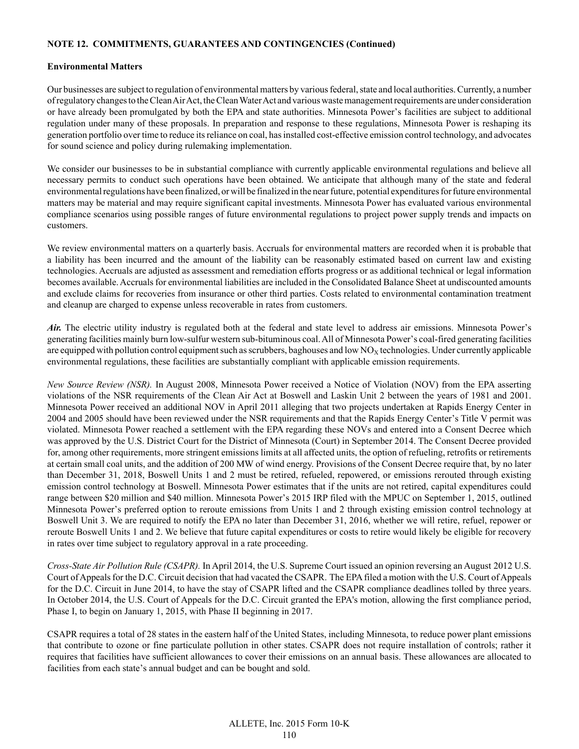**NOTE 12. COMMITMENTS, GUARANTEES AND CONTINGENCIES (Continued)**

**Environmental Matters**

Our businesses are subject to regulation of environmental matters by various federal, state and local authorities. Currently, a number of regulatory changes to the Clean Air Act, the Clean Water Act and various waste management requirements are under consideration or have already been promulgated by both the EPA and state authorities. Minnesota Power's facilities are subject to additional regulation under many of these proposals. In preparation and response to these regulations, Minnesota Power is reshaping its generation portfolio over time to reduce its reliance on coal, has installed cost-effective emission control technology, and advocates for sound science and policy during rulemaking implementation.

We consider our businesses to be in substantial compliance with currently applicable environmental regulations and believe all necessary permits to conduct such operations have been obtained. We anticipate that although many of the state and federal environmental regulations have been finalized, or will be finalized in the near future, potential expenditures for future environmental matters may be material and may require significant capital investments. Minnesota Power has evaluated various environmental compliance scenarios using possible ranges of future environmental regulations to project power supply trends and impacts on customers.

We review environmental matters on a quarterly basis. Accruals for environmental matters are recorded when it is probable that a liability has been incurred and the amount of the liability can be reasonably estimated based on current law and existing technologies. Accruals are adjusted as assessment and remediation efforts progress or as additional technical or legal information becomes available. Accruals for environmental liabilities are included in the Consolidated Balance Sheet at undiscounted amounts and exclude claims for recoveries from insurance or other third parties. Costs related to environmental contamination treatment and cleanup are charged to expense unless recoverable in rates from customers.

***Air.*** The electric utility industry is regulated both at the federal and state level to address air emissions. Minnesota Power's generating facilities mainly burn low-sulfur western sub-bituminous coal. All of Minnesota Power's coal-fired generating facilities are equipped with pollution control equipment such as scrubbers, baghouses and low $NO_X$ technologies. Under currently applicable environmental regulations, these facilities are substantially compliant with applicable emission requirements.

*New Source Review (NSR).* In August 2008, Minnesota Power received a Notice of Violation (NOV) from the EPA asserting violations of the NSR requirements of the Clean Air Act at Boswell and Laskin Unit 2 between the years of 1981 and 2001. Minnesota Power received an additional NOV in April 2011 alleging that two projects undertaken at Rapids Energy Center in 2004 and 2005 should have been reviewed under the NSR requirements and that the Rapids Energy Center's Title V permit was violated. Minnesota Power reached a settlement with the EPA regarding these NOVs and entered into a Consent Decree which was approved by the U.S. District Court for the District of Minnesota (Court) in September 2014. The Consent Decree provided for, among other requirements, more stringent emissions limits at all affected units, the option of refueling, retrofits or retirements at certain small coal units, and the addition of 200 MW of wind energy. Provisions of the Consent Decree require that, by no later than December 31, 2018, Boswell Units 1 and 2 must be retired, refueled, repowered, or emissions rerouted through existing emission control technology at Boswell. Minnesota Power estimates that if the units are not retired, capital expenditures could range between $20 million and $40 million. Minnesota Power's 2015 IRP filed with the MPUC on September 1, 2015, outlined Minnesota Power's preferred option to reroute emissions from Units 1 and 2 through existing emission control technology at Boswell Unit 3. We are required to notify the EPA no later than December 31, 2016, whether we will retire, refuel, repower or reroute Boswell Units 1 and 2. We believe that future capital expenditures or costs to retire would likely be eligible for recovery in rates over time subject to regulatory approval in a rate proceeding.

*Cross-State Air Pollution Rule (CSAPR).* In April 2014, the U.S. Supreme Court issued an opinion reversing an August 2012 U.S. Court of Appeals for the D.C. Circuit decision that had vacated the CSAPR. The EPA filed a motion with the U.S. Court of Appeals for the D.C. Circuit in June 2014, to have the stay of CSAPR lifted and the CSAPR compliance deadlines tolled by three years. In October 2014, the U.S. Court of Appeals for the D.C. Circuit granted the EPA's motion, allowing the first compliance period, Phase I, to begin on January 1, 2015, with Phase II beginning in 2017.

CSAPR requires a total of 28 states in the eastern half of the United States, including Minnesota, to reduce power plant emissions that contribute to ozone or fine particulate pollution in other states. CSAPR does not require installation of controls; rather it requires that facilities have sufficient allowances to cover their emissions on an annual basis. These allowances are allocated to facilities from each state's annual budget and can be bought and sold.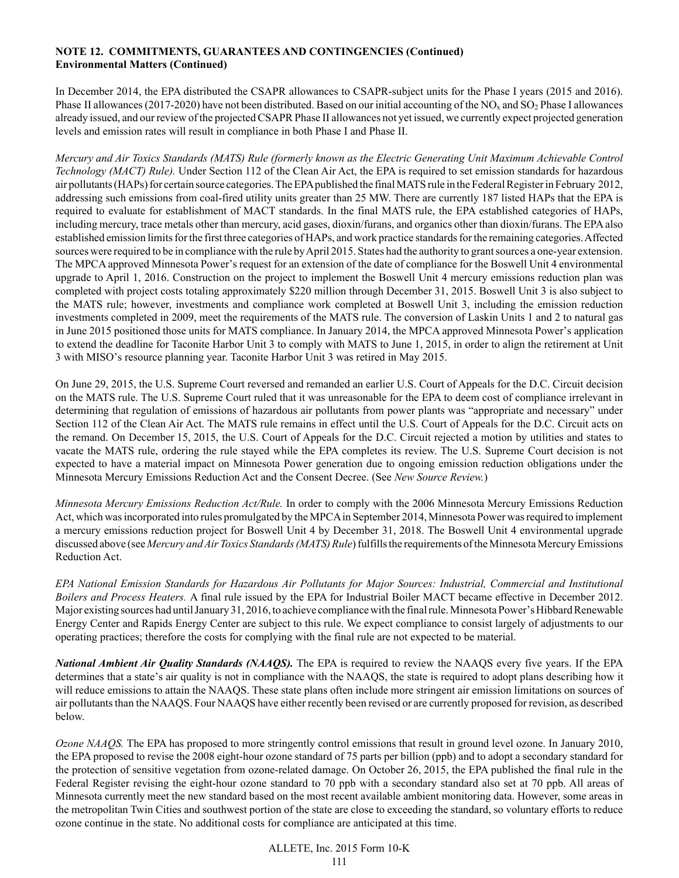**NOTE 12. COMMITMENTS, GUARANTEES AND CONTINGENCIES (Continued)**
**Environmental Matters (Continued)**

In December 2014, the EPA distributed the CSAPR allowances to CSAPR-subject units for the Phase I years (2015 and 2016). Phase II allowances (2017-2020) have not been distributed. Based on our initial accounting of the $NO_x$ and $SO_2$ Phase I allowances already issued, and our review of the projected CSAPR Phase II allowances not yet issued, we currently expect projected generation levels and emission rates will result in compliance in both Phase I and Phase II.

*Mercury and Air Toxics Standards (MATS) Rule (formerly known as the Electric Generating Unit Maximum Achievable Control Technology (MACT) Rule).* Under Section 112 of the Clean Air Act, the EPA is required to set emission standards for hazardous air pollutants (HAPs) for certain source categories. The EPA published the final MATS rule in the Federal Register in February 2012, addressing such emissions from coal-fired utility units greater than 25 MW. There are currently 187 listed HAPs that the EPA is required to evaluate for establishment of MACT standards. In the final MATS rule, the EPA established categories of HAPs, including mercury, trace metals other than mercury, acid gases, dioxin/furans, and organics other than dioxin/furans. The EPA also established emission limits for the first three categories of HAPs, and work practice standards for the remaining categories. Affected sources were required to be in compliance with the rule by April 2015. States had the authority to grant sources a one-year extension. The MPCA approved Minnesota Power's request for an extension of the date of compliance for the Boswell Unit 4 environmental upgrade to April 1, 2016. Construction on the project to implement the Boswell Unit 4 mercury emissions reduction plan was completed with project costs totaling approximately $220 million through December 31, 2015. Boswell Unit 3 is also subject to the MATS rule; however, investments and compliance work completed at Boswell Unit 3, including the emission reduction investments completed in 2009, meet the requirements of the MATS rule. The conversion of Laskin Units 1 and 2 to natural gas in June 2015 positioned those units for MATS compliance. In January 2014, the MPCA approved Minnesota Power's application to extend the deadline for Taconite Harbor Unit 3 to comply with MATS to June 1, 2015, in order to align the retirement at Unit 3 with MISO's resource planning year. Taconite Harbor Unit 3 was retired in May 2015.

On June 29, 2015, the U.S. Supreme Court reversed and remanded an earlier U.S. Court of Appeals for the D.C. Circuit decision on the MATS rule. The U.S. Supreme Court ruled that it was unreasonable for the EPA to deem cost of compliance irrelevant in determining that regulation of emissions of hazardous air pollutants from power plants was "appropriate and necessary" under Section 112 of the Clean Air Act. The MATS rule remains in effect until the U.S. Court of Appeals for the D.C. Circuit acts on the remand. On December 15, 2015, the U.S. Court of Appeals for the D.C. Circuit rejected a motion by utilities and states to vacate the MATS rule, ordering the rule stayed while the EPA completes its review. The U.S. Supreme Court decision is not expected to have a material impact on Minnesota Power generation due to ongoing emission reduction obligations under the Minnesota Mercury Emissions Reduction Act and the Consent Decree. (See *New Source Review.*)

*Minnesota Mercury Emissions Reduction Act/Rule.* In order to comply with the 2006 Minnesota Mercury Emissions Reduction Act, which was incorporated into rules promulgated by the MPCA in September 2014, Minnesota Power was required to implement a mercury emissions reduction project for Boswell Unit 4 by December 31, 2018. The Boswell Unit 4 environmental upgrade discussed above (see *Mercury and Air Toxics Standards (MATS) Rule*) fulfills the requirements of the Minnesota Mercury Emissions Reduction Act.

*EPA National Emission Standards for Hazardous Air Pollutants for Major Sources: Industrial, Commercial and Institutional Boilers and Process Heaters.* A final rule issued by the EPA for Industrial Boiler MACT became effective in December 2012. Major existing sources had until January 31, 2016, to achieve compliance with the final rule. Minnesota Power's Hibbard Renewable Energy Center and Rapids Energy Center are subject to this rule. We expect compliance to consist largely of adjustments to our operating practices; therefore the costs for complying with the final rule are not expected to be material.

***National Ambient Air Quality Standards (NAAQS).*** The EPA is required to review the NAAQS every five years. If the EPA determines that a state's air quality is not in compliance with the NAAQS, the state is required to adopt plans describing how it will reduce emissions to attain the NAAQS. These state plans often include more stringent air emission limitations on sources of air pollutants than the NAAQS. Four NAAQS have either recently been revised or are currently proposed for revision, as described below.

*Ozone NAAQS.* The EPA has proposed to more stringently control emissions that result in ground level ozone. In January 2010, the EPA proposed to revise the 2008 eight-hour ozone standard of 75 parts per billion (ppb) and to adopt a secondary standard for the protection of sensitive vegetation from ozone-related damage. On October 26, 2015, the EPA published the final rule in the Federal Register revising the eight-hour ozone standard to 70 ppb with a secondary standard also set at 70 ppb. All areas of Minnesota currently meet the new standard based on the most recent available ambient monitoring data. However, some areas in the metropolitan Twin Cities and southwest portion of the state are close to exceeding the standard, so voluntary efforts to reduce ozone continue in the state. No additional costs for compliance are anticipated at this time.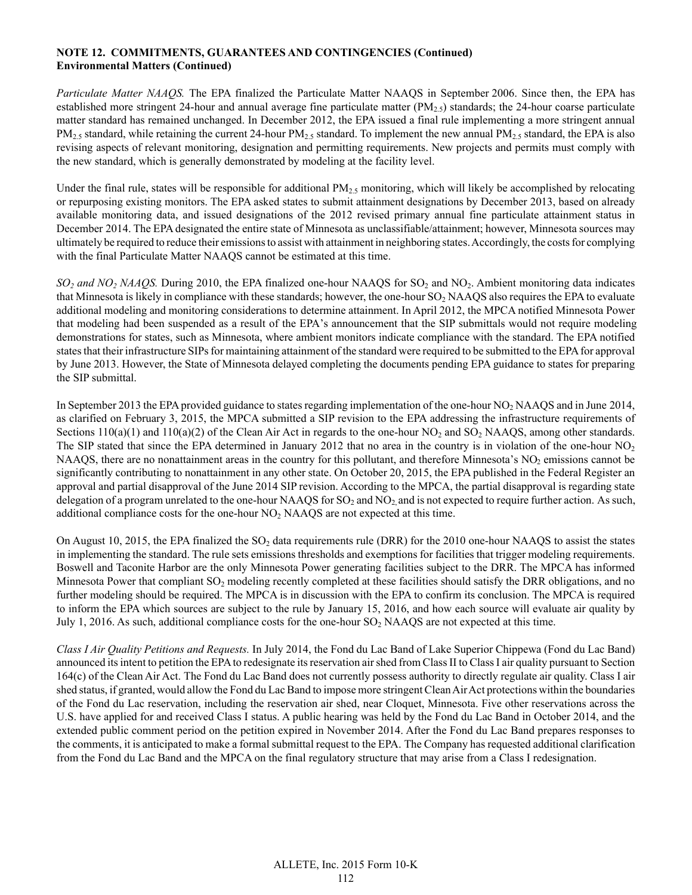**NOTE 12. COMMITMENTS, GUARANTEES AND CONTINGENCIES (Continued)**
**Environmental Matters (Continued)**

*Particulate Matter NAAQS.* The EPA finalized the Particulate Matter NAAQS in September 2006. Since then, the EPA has established more stringent 24-hour and annual average fine particulate matter ($PM_{2.5}$) standards; the 24-hour coarse particulate matter standard has remained unchanged. In December 2012, the EPA issued a final rule implementing a more stringent annual $PM_{2.5}$ standard, while retaining the current 24-hour $PM_{2.5}$ standard. To implement the new annual $PM_{2.5}$ standard, the EPA is also revising aspects of relevant monitoring, designation and permitting requirements. New projects and permits must comply with the new standard, which is generally demonstrated by modeling at the facility level.

Under the final rule, states will be responsible for additional $PM_{2.5}$ monitoring, which will likely be accomplished by relocating or repurposing existing monitors. The EPA asked states to submit attainment designations by December 2013, based on already available monitoring data, and issued designations of the 2012 revised primary annual fine particulate attainment status in December 2014. The EPA designated the entire state of Minnesota as unclassifiable/attainment; however, Minnesota sources may ultimately be required to reduce their emissions to assist with attainment in neighboring states. Accordingly, the costs for complying with the final Particulate Matter NAAQS cannot be estimated at this time.

*$SO_2$ and $NO_2$ NAAQS.* During 2010, the EPA finalized one-hour NAAQS for $SO_2$ and $NO_2$. Ambient monitoring data indicates that Minnesota is likely in compliance with these standards; however, the one-hour $SO_2$ NAAQS also requires the EPA to evaluate additional modeling and monitoring considerations to determine attainment. In April 2012, the MPCA notified Minnesota Power that modeling had been suspended as a result of the EPA's announcement that the SIP submittals would not require modeling demonstrations for states, such as Minnesota, where ambient monitors indicate compliance with the standard. The EPA notified states that their infrastructure SIPs for maintaining attainment of the standard were required to be submitted to the EPA for approval by June 2013. However, the State of Minnesota delayed completing the documents pending EPA guidance to states for preparing the SIP submittal.

In September 2013 the EPA provided guidance to states regarding implementation of the one-hour $NO_2$ NAAQS and in June 2014, as clarified on February 3, 2015, the MPCA submitted a SIP revision to the EPA addressing the infrastructure requirements of Sections 110(a)(1) and 110(a)(2) of the Clean Air Act in regards to the one-hour $NO_2$ and $SO_2$ NAAQS, among other standards. The SIP stated that since the EPA determined in January 2012 that no area in the country is in violation of the one-hour $NO_2$ NAAQS, there are no nonattainment areas in the country for this pollutant, and therefore Minnesota's $NO_2$ emissions cannot be significantly contributing to nonattainment in any other state. On October 20, 2015, the EPA published in the Federal Register an approval and partial disapproval of the June 2014 SIP revision. According to the MPCA, the partial disapproval is regarding state delegation of a program unrelated to the one-hour NAAQS for $SO_2$ and $NO_2$ and is not expected to require further action. As such, additional compliance costs for the one-hour $NO_2$ NAAQS are not expected at this time.

On August 10, 2015, the EPA finalized the $SO_2$ data requirements rule (DRR) for the 2010 one-hour NAAQS to assist the states in implementing the standard. The rule sets emissions thresholds and exemptions for facilities that trigger modeling requirements. Boswell and Taconite Harbor are the only Minnesota Power generating facilities subject to the DRR. The MPCA has informed Minnesota Power that compliant $SO_2$ modeling recently completed at these facilities should satisfy the DRR obligations, and no further modeling should be required. The MPCA is in discussion with the EPA to confirm its conclusion. The MPCA is required to inform the EPA which sources are subject to the rule by January 15, 2016, and how each source will evaluate air quality by July 1, 2016. As such, additional compliance costs for the one-hour $SO_2$ NAAQS are not expected at this time.

*Class I Air Quality Petitions and Requests.* In July 2014, the Fond du Lac Band of Lake Superior Chippewa (Fond du Lac Band) announced its intent to petition the EPA to redesignate its reservation air shed from Class II to Class I air quality pursuant to Section 164(c) of the Clean Air Act. The Fond du Lac Band does not currently possess authority to directly regulate air quality. Class I air shed status, if granted, would allow the Fond du Lac Band to impose more stringent Clean Air Act protections within the boundaries of the Fond du Lac reservation, including the reservation air shed, near Cloquet, Minnesota. Five other reservations across the U.S. have applied for and received Class I status. A public hearing was held by the Fond du Lac Band in October 2014, and the extended public comment period on the petition expired in November 2014. After the Fond du Lac Band prepares responses to the comments, it is anticipated to make a formal submittal request to the EPA. The Company has requested additional clarification from the Fond du Lac Band and the MPCA on the final regulatory structure that may arise from a Class I redesignation.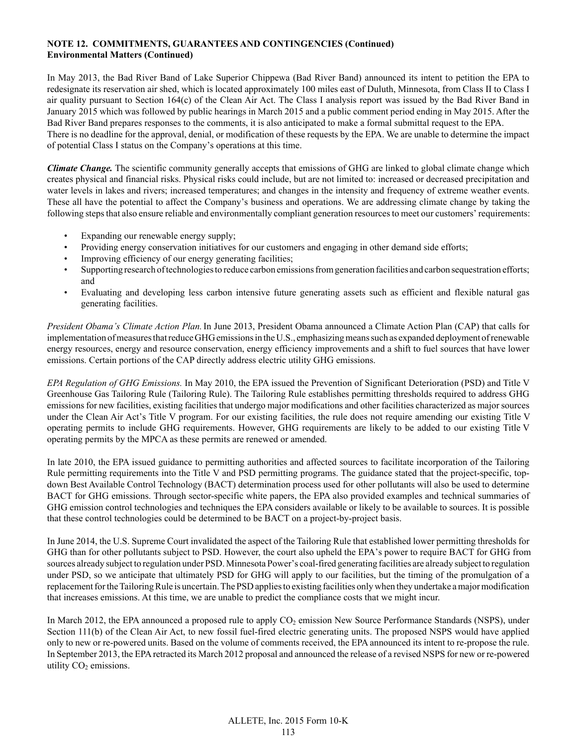**NOTE 12. COMMITMENTS, GUARANTEES AND CONTINGENCIES (Continued)**
**Environmental Matters (Continued)**

In May 2013, the Bad River Band of Lake Superior Chippewa (Bad River Band) announced its intent to petition the EPA to redesignate its reservation air shed, which is located approximately 100 miles east of Duluth, Minnesota, from Class II to Class I air quality pursuant to Section 164(c) of the Clean Air Act. The Class I analysis report was issued by the Bad River Band in January 2015 which was followed by public hearings in March 2015 and a public comment period ending in May 2015. After the Bad River Band prepares responses to the comments, it is also anticipated to make a formal submittal request to the EPA. There is no deadline for the approval, denial, or modification of these requests by the EPA. We are unable to determine the impact of potential Class I status on the Company's operations at this time.

***Climate Change.*** The scientific community generally accepts that emissions of GHG are linked to global climate change which creates physical and financial risks. Physical risks could include, but are not limited to: increased or decreased precipitation and water levels in lakes and rivers; increased temperatures; and changes in the intensity and frequency of extreme weather events. These all have the potential to affect the Company's business and operations. We are addressing climate change by taking the following steps that also ensure reliable and environmentally compliant generation resources to meet our customers' requirements:

- Expanding our renewable energy supply;
- Providing energy conservation initiatives for our customers and engaging in other demand side efforts;
- Improving efficiency of our energy generating facilities;
- Supporting research of technologies to reduce carbon emissions from generation facilities and carbon sequestration efforts; and
- Evaluating and developing less carbon intensive future generating assets such as efficient and flexible natural gas generating facilities.

*President Obama's Climate Action Plan.* In June 2013, President Obama announced a Climate Action Plan (CAP) that calls for implementation of measures that reduce GHG emissions in the U.S., emphasizing means such as expanded deployment of renewable energy resources, energy and resource conservation, energy efficiency improvements and a shift to fuel sources that have lower emissions. Certain portions of the CAP directly address electric utility GHG emissions.

*EPA Regulation of GHG Emissions.* In May 2010, the EPA issued the Prevention of Significant Deterioration (PSD) and Title V Greenhouse Gas Tailoring Rule (Tailoring Rule). The Tailoring Rule establishes permitting thresholds required to address GHG emissions for new facilities, existing facilities that undergo major modifications and other facilities characterized as major sources under the Clean Air Act's Title V program. For our existing facilities, the rule does not require amending our existing Title V operating permits to include GHG requirements. However, GHG requirements are likely to be added to our existing Title V operating permits by the MPCA as these permits are renewed or amended.

In late 2010, the EPA issued guidance to permitting authorities and affected sources to facilitate incorporation of the Tailoring Rule permitting requirements into the Title V and PSD permitting programs. The guidance stated that the project-specific, top-down Best Available Control Technology (BACT) determination process used for other pollutants will also be used to determine BACT for GHG emissions. Through sector-specific white papers, the EPA also provided examples and technical summaries of GHG emission control technologies and techniques the EPA considers available or likely to be available to sources. It is possible that these control technologies could be determined to be BACT on a project-by-project basis.

In June 2014, the U.S. Supreme Court invalidated the aspect of the Tailoring Rule that established lower permitting thresholds for GHG than for other pollutants subject to PSD. However, the court also upheld the EPA's power to require BACT for GHG from sources already subject to regulation under PSD. Minnesota Power's coal-fired generating facilities are already subject to regulation under PSD, so we anticipate that ultimately PSD for GHG will apply to our facilities, but the timing of the promulgation of a replacement for the Tailoring Rule is uncertain. The PSD applies to existing facilities only when they undertake a major modification that increases emissions. At this time, we are unable to predict the compliance costs that we might incur.

In March 2012, the EPA announced a proposed rule to apply $CO_2$ emission New Source Performance Standards (NSPS), under Section 111(b) of the Clean Air Act, to new fossil fuel-fired electric generating units. The proposed NSPS would have applied only to new or re-powered units. Based on the volume of comments received, the EPA announced its intent to re-propose the rule. In September 2013, the EPA retracted its March 2012 proposal and announced the release of a revised NSPS for new or re-powered utility $CO_2$ emissions.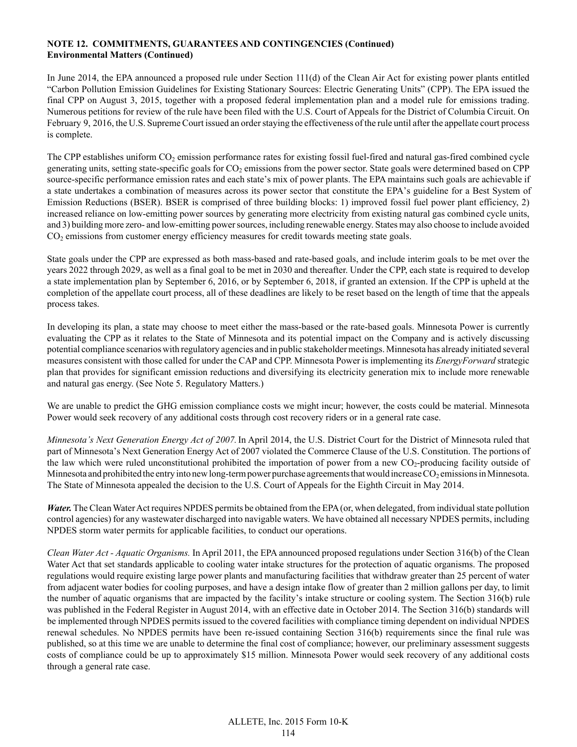**NOTE 12. COMMITMENTS, GUARANTEES AND CONTINGENCIES (Continued)**
**Environmental Matters (Continued)**

In June 2014, the EPA announced a proposed rule under Section 111(d) of the Clean Air Act for existing power plants entitled "Carbon Pollution Emission Guidelines for Existing Stationary Sources: Electric Generating Units" (CPP). The EPA issued the final CPP on August 3, 2015, together with a proposed federal implementation plan and a model rule for emissions trading. Numerous petitions for review of the rule have been filed with the U.S. Court of Appeals for the District of Columbia Circuit. On February 9, 2016, the U.S. Supreme Court issued an order staying the effectiveness of the rule until after the appellate court process is complete.

The CPP establishes uniform $CO_2$ emission performance rates for existing fossil fuel-fired and natural gas-fired combined cycle generating units, setting state-specific goals for $CO_2$ emissions from the power sector. State goals were determined based on CPP source-specific performance emission rates and each state's mix of power plants. The EPA maintains such goals are achievable if a state undertakes a combination of measures across its power sector that constitute the EPA's guideline for a Best System of Emission Reductions (BSER). BSER is comprised of three building blocks: 1) improved fossil fuel power plant efficiency, 2) increased reliance on low-emitting power sources by generating more electricity from existing natural gas combined cycle units, and 3) building more zero- and low-emitting power sources, including renewable energy. States may also choose to include avoided $CO_2$ emissions from customer energy efficiency measures for credit towards meeting state goals.

State goals under the CPP are expressed as both mass-based and rate-based goals, and include interim goals to be met over the years 2022 through 2029, as well as a final goal to be met in 2030 and thereafter. Under the CPP, each state is required to develop a state implementation plan by September 6, 2016, or by September 6, 2018, if granted an extension. If the CPP is upheld at the completion of the appellate court process, all of these deadlines are likely to be reset based on the length of time that the appeals process takes.

In developing its plan, a state may choose to meet either the mass-based or the rate-based goals. Minnesota Power is currently evaluating the CPP as it relates to the State of Minnesota and its potential impact on the Company and is actively discussing potential compliance scenarios with regulatory agencies and in public stakeholder meetings. Minnesota has already initiated several measures consistent with those called for under the CAP and CPP. Minnesota Power is implementing its *EnergyForward* strategic plan that provides for significant emission reductions and diversifying its electricity generation mix to include more renewable and natural gas energy. (See Note 5. Regulatory Matters.)

We are unable to predict the GHG emission compliance costs we might incur; however, the costs could be material. Minnesota Power would seek recovery of any additional costs through cost recovery riders or in a general rate case.

*Minnesota's Next Generation Energy Act of 2007.* In April 2014, the U.S. District Court for the District of Minnesota ruled that part of Minnesota's Next Generation Energy Act of 2007 violated the Commerce Clause of the U.S. Constitution. The portions of the law which were ruled unconstitutional prohibited the importation of power from a new $CO_2$-producing facility outside of Minnesota and prohibited the entry into new long-term power purchase agreements that would increase $CO_2$ emissions in Minnesota. The State of Minnesota appealed the decision to the U.S. Court of Appeals for the Eighth Circuit in May 2014.

***Water.*** The Clean Water Act requires NPDES permits be obtained from the EPA (or, when delegated, from individual state pollution control agencies) for any wastewater discharged into navigable waters. We have obtained all necessary NPDES permits, including NPDES storm water permits for applicable facilities, to conduct our operations.

*Clean Water Act - Aquatic Organisms.* In April 2011, the EPA announced proposed regulations under Section 316(b) of the Clean Water Act that set standards applicable to cooling water intake structures for the protection of aquatic organisms. The proposed regulations would require existing large power plants and manufacturing facilities that withdraw greater than 25 percent of water from adjacent water bodies for cooling purposes, and have a design intake flow of greater than 2 million gallons per day, to limit the number of aquatic organisms that are impacted by the facility's intake structure or cooling system. The Section 316(b) rule was published in the Federal Register in August 2014, with an effective date in October 2014. The Section 316(b) standards will be implemented through NPDES permits issued to the covered facilities with compliance timing dependent on individual NPDES renewal schedules. No NPDES permits have been re-issued containing Section 316(b) requirements since the final rule was published, so at this time we are unable to determine the final cost of compliance; however, our preliminary assessment suggests costs of compliance could be up to approximately \$15 million. Minnesota Power would seek recovery of any additional costs through a general rate case.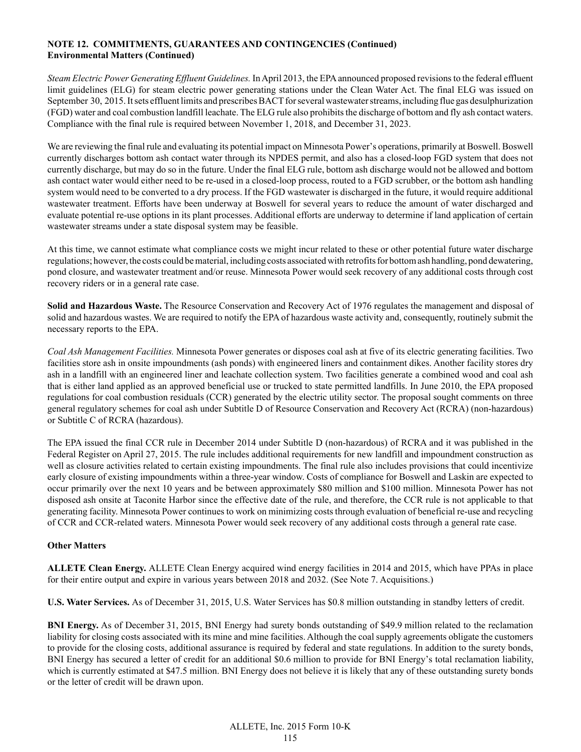**NOTE 12. COMMITMENTS, GUARANTEES AND CONTINGENCIES (Continued)**
**Environmental Matters (Continued)**

*Steam Electric Power Generating Effluent Guidelines.* In April 2013, the EPA announced proposed revisions to the federal effluent limit guidelines (ELG) for steam electric power generating stations under the Clean Water Act. The final ELG was issued on September 30, 2015. It sets effluent limits and prescribes BACT for several wastewater streams, including flue gas desulphurization (FGD) water and coal combustion landfill leachate. The ELG rule also prohibits the discharge of bottom and fly ash contact waters. Compliance with the final rule is required between November 1, 2018, and December 31, 2023.

We are reviewing the final rule and evaluating its potential impact on Minnesota Power's operations, primarily at Boswell. Boswell currently discharges bottom ash contact water through its NPDES permit, and also has a closed-loop FGD system that does not currently discharge, but may do so in the future. Under the final ELG rule, bottom ash discharge would not be allowed and bottom ash contact water would either need to be re-used in a closed-loop process, routed to a FGD scrubber, or the bottom ash handling system would need to be converted to a dry process. If the FGD wastewater is discharged in the future, it would require additional wastewater treatment. Efforts have been underway at Boswell for several years to reduce the amount of water discharged and evaluate potential re-use options in its plant processes. Additional efforts are underway to determine if land application of certain wastewater streams under a state disposal system may be feasible.

At this time, we cannot estimate what compliance costs we might incur related to these or other potential future water discharge regulations; however, the costs could be material, including costs associated with retrofits for bottom ash handling, pond dewatering, pond closure, and wastewater treatment and/or reuse. Minnesota Power would seek recovery of any additional costs through cost recovery riders or in a general rate case.

**Solid and Hazardous Waste.** The Resource Conservation and Recovery Act of 1976 regulates the management and disposal of solid and hazardous wastes. We are required to notify the EPA of hazardous waste activity and, consequently, routinely submit the necessary reports to the EPA.

*Coal Ash Management Facilities.* Minnesota Power generates or disposes coal ash at five of its electric generating facilities. Two facilities store ash in onsite impoundments (ash ponds) with engineered liners and containment dikes. Another facility stores dry ash in a landfill with an engineered liner and leachate collection system. Two facilities generate a combined wood and coal ash that is either land applied as an approved beneficial use or trucked to state permitted landfills. In June 2010, the EPA proposed regulations for coal combustion residuals (CCR) generated by the electric utility sector. The proposal sought comments on three general regulatory schemes for coal ash under Subtitle D of Resource Conservation and Recovery Act (RCRA) (non-hazardous) or Subtitle C of RCRA (hazardous).

The EPA issued the final CCR rule in December 2014 under Subtitle D (non-hazardous) of RCRA and it was published in the Federal Register on April 27, 2015. The rule includes additional requirements for new landfill and impoundment construction as well as closure activities related to certain existing impoundments. The final rule also includes provisions that could incentivize early closure of existing impoundments within a three-year window. Costs of compliance for Boswell and Laskin are expected to occur primarily over the next 10 years and be between approximately $80 million and $100 million. Minnesota Power has not disposed ash onsite at Taconite Harbor since the effective date of the rule, and therefore, the CCR rule is not applicable to that generating facility. Minnesota Power continues to work on minimizing costs through evaluation of beneficial re-use and recycling of CCR and CCR-related waters. Minnesota Power would seek recovery of any additional costs through a general rate case.

**Other Matters**

**ALLETE Clean Energy.** ALLETE Clean Energy acquired wind energy facilities in 2014 and 2015, which have PPAs in place for their entire output and expire in various years between 2018 and 2032. (See Note 7. Acquisitions.)

**U.S. Water Services.** As of December 31, 2015, U.S. Water Services has $0.8 million outstanding in standby letters of credit.

**BNI Energy.** As of December 31, 2015, BNI Energy had surety bonds outstanding of $49.9 million related to the reclamation liability for closing costs associated with its mine and mine facilities. Although the coal supply agreements obligate the customers to provide for the closing costs, additional assurance is required by federal and state regulations. In addition to the surety bonds, BNI Energy has secured a letter of credit for an additional $0.6 million to provide for BNI Energy's total reclamation liability, which is currently estimated at $47.5 million. BNI Energy does not believe it is likely that any of these outstanding surety bonds or the letter of credit will be drawn upon.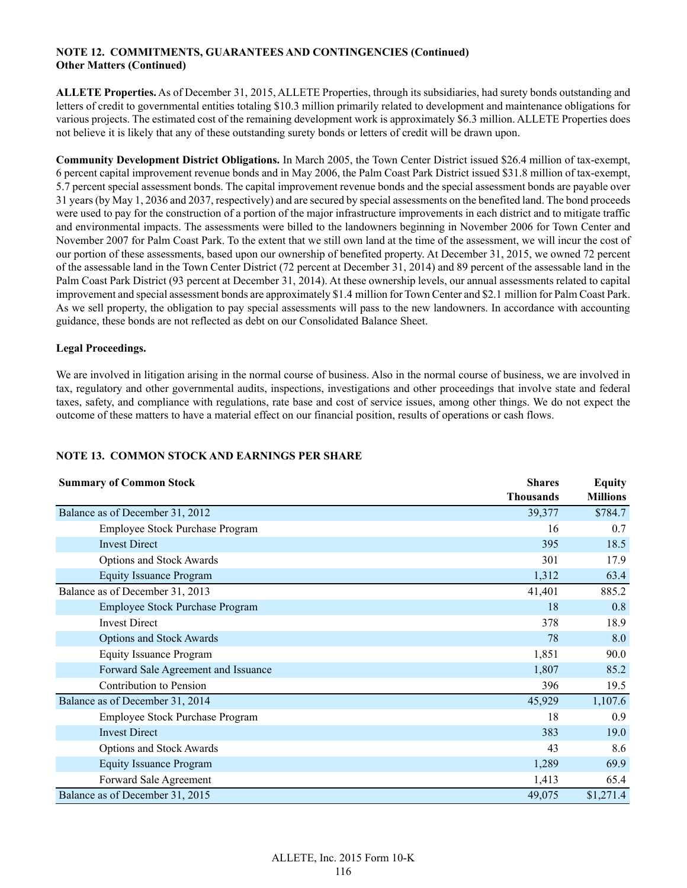**NOTE 12. COMMITMENTS, GUARANTEES AND CONTINGENCIES (Continued)**
**Other Matters (Continued)**

**ALLETE Properties.** As of December 31, 2015, ALLETE Properties, through its subsidiaries, had surety bonds outstanding and letters of credit to governmental entities totaling $10.3 million primarily related to development and maintenance obligations for various projects. The estimated cost of the remaining development work is approximately $6.3 million. ALLETE Properties does not believe it is likely that any of these outstanding surety bonds or letters of credit will be drawn upon.

**Community Development District Obligations.** In March 2005, the Town Center District issued $26.4 million of tax-exempt, 6 percent capital improvement revenue bonds and in May 2006, the Palm Coast Park District issued $31.8 million of tax-exempt, 5.7 percent special assessment bonds. The capital improvement revenue bonds and the special assessment bonds are payable over 31 years (by May 1, 2036 and 2037, respectively) and are secured by special assessments on the benefited land. The bond proceeds were used to pay for the construction of a portion of the major infrastructure improvements in each district and to mitigate traffic and environmental impacts. The assessments were billed to the landowners beginning in November 2006 for Town Center and November 2007 for Palm Coast Park. To the extent that we still own land at the time of the assessment, we will incur the cost of our portion of these assessments, based upon our ownership of benefited property. At December 31, 2015, we owned 72 percent of the assessable land in the Town Center District (72 percent at December 31, 2014) and 89 percent of the assessable land in the Palm Coast Park District (93 percent at December 31, 2014). At these ownership levels, our annual assessments related to capital improvement and special assessment bonds are approximately $1.4 million for Town Center and $2.1 million for Palm Coast Park. As we sell property, the obligation to pay special assessments will pass to the new landowners. In accordance with accounting guidance, these bonds are not reflected as debt on our Consolidated Balance Sheet.

**Legal Proceedings.**

We are involved in litigation arising in the normal course of business. Also in the normal course of business, we are involved in tax, regulatory and other governmental audits, inspections, investigations and other proceedings that involve state and federal taxes, safety, and compliance with regulations, rate base and cost of service issues, among other things. We do not expect the outcome of these matters to have a material effect on our financial position, results of operations or cash flows.

**NOTE 13. COMMON STOCK AND EARNINGS PER SHARE**

| Summary of Common Stock | Shares Thousands | Equity Millions |
|---|---|---|
| Balance as of December 31, 2012 | 39,377 | $784.7 |
| Employee Stock Purchase Program | 16 | 0.7 |
| Invest Direct | 395 | 18.5 |
| Options and Stock Awards | 301 | 17.9 |
| Equity Issuance Program | 1,312 | 63.4 |
| Balance as of December 31, 2013 | 41,401 | 885.2 |
| Employee Stock Purchase Program | 18 | 0.8 |
| Invest Direct | 378 | 18.9 |
| Options and Stock Awards | 78 | 8.0 |
| Equity Issuance Program | 1,851 | 90.0 |
| Forward Sale Agreement and Issuance | 1,807 | 85.2 |
| Contribution to Pension | 396 | 19.5 |
| Balance as of December 31, 2014 | 45,929 | 1,107.6 |
| Employee Stock Purchase Program | 18 | 0.9 |
| Invest Direct | 383 | 19.0 |
| Options and Stock Awards | 43 | 8.6 |
| Equity Issuance Program | 1,289 | 69.9 |
| Forward Sale Agreement | 1,413 | 65.4 |
| Balance as of December 31, 2015 | 49,075 | $1,271.4 |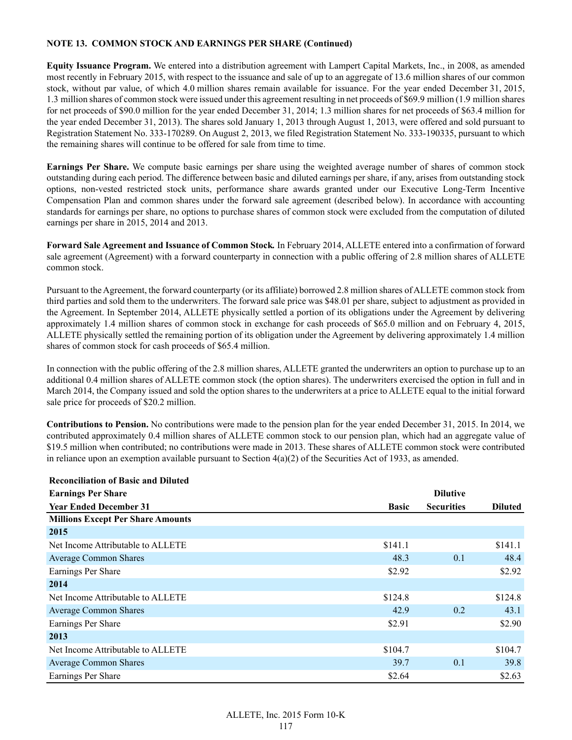**NOTE 13. COMMON STOCK AND EARNINGS PER SHARE (Continued)**

**Equity Issuance Program.** We entered into a distribution agreement with Lampert Capital Markets, Inc., in 2008, as amended most recently in February 2015, with respect to the issuance and sale of up to an aggregate of 13.6 million shares of our common stock, without par value, of which 4.0 million shares remain available for issuance. For the year ended December 31, 2015, 1.3 million shares of common stock were issued under this agreement resulting in net proceeds of $69.9 million (1.9 million shares for net proceeds of $90.0 million for the year ended December 31, 2014; 1.3 million shares for net proceeds of $63.4 million for the year ended December 31, 2013). The shares sold January 1, 2013 through August 1, 2013, were offered and sold pursuant to Registration Statement No. 333-170289. On August 2, 2013, we filed Registration Statement No. 333-190335, pursuant to which the remaining shares will continue to be offered for sale from time to time.

**Earnings Per Share.** We compute basic earnings per share using the weighted average number of shares of common stock outstanding during each period. The difference between basic and diluted earnings per share, if any, arises from outstanding stock options, non-vested restricted stock units, performance share awards granted under our Executive Long-Term Incentive Compensation Plan and common shares under the forward sale agreement (described below). In accordance with accounting standards for earnings per share, no options to purchase shares of common stock were excluded from the computation of diluted earnings per share in 2015, 2014 and 2013.

**Forward Sale Agreement and Issuance of Common Stock.** In February 2014, ALLETE entered into a confirmation of forward sale agreement (Agreement) with a forward counterparty in connection with a public offering of 2.8 million shares of ALLETE common stock.

Pursuant to the Agreement, the forward counterparty (or its affiliate) borrowed 2.8 million shares of ALLETE common stock from third parties and sold them to the underwriters. The forward sale price was $48.01 per share, subject to adjustment as provided in the Agreement. In September 2014, ALLETE physically settled a portion of its obligations under the Agreement by delivering approximately 1.4 million shares of common stock in exchange for cash proceeds of $65.0 million and on February 4, 2015, ALLETE physically settled the remaining portion of its obligation under the Agreement by delivering approximately 1.4 million shares of common stock for cash proceeds of $65.4 million.

In connection with the public offering of the 2.8 million shares, ALLETE granted the underwriters an option to purchase up to an additional 0.4 million shares of ALLETE common stock (the option shares). The underwriters exercised the option in full and in March 2014, the Company issued and sold the option shares to the underwriters at a price to ALLETE equal to the initial forward sale price for proceeds of $20.2 million.

**Contributions to Pension.** No contributions were made to the pension plan for the year ended December 31, 2015. In 2014, we contributed approximately 0.4 million shares of ALLETE common stock to our pension plan, which had an aggregate value of $19.5 million when contributed; no contributions were made in 2013. These shares of ALLETE common stock were contributed in reliance upon an exemption available pursuant to Section 4(a)(2) of the Securities Act of 1933, as amended.

| Reconciliation of Basic and Diluted Earnings Per Share<br>Year Ended December 31 | Basic | Dilutive Securities | Diluted |
|---|---|---|---|
| **Millions Except Per Share Amounts** | | | |
| **2015** | | | |
| Net Income Attributable to ALLETE | $141.1 | | $141.1 |
| Average Common Shares | 48.3 | 0.1 | 48.4 |
| Earnings Per Share | $2.92 | | $2.92 |
| **2014** | | | |
| Net Income Attributable to ALLETE | $124.8 | | $124.8 |
| Average Common Shares | 42.9 | 0.2 | 43.1 |
| Earnings Per Share | $2.91 | | $2.90 |
| **2013** | | | |
| Net Income Attributable to ALLETE | $104.7 | | $104.7 |
| Average Common Shares | 39.7 | 0.1 | 39.8 |
| Earnings Per Share | $2.64 | | $2.63 |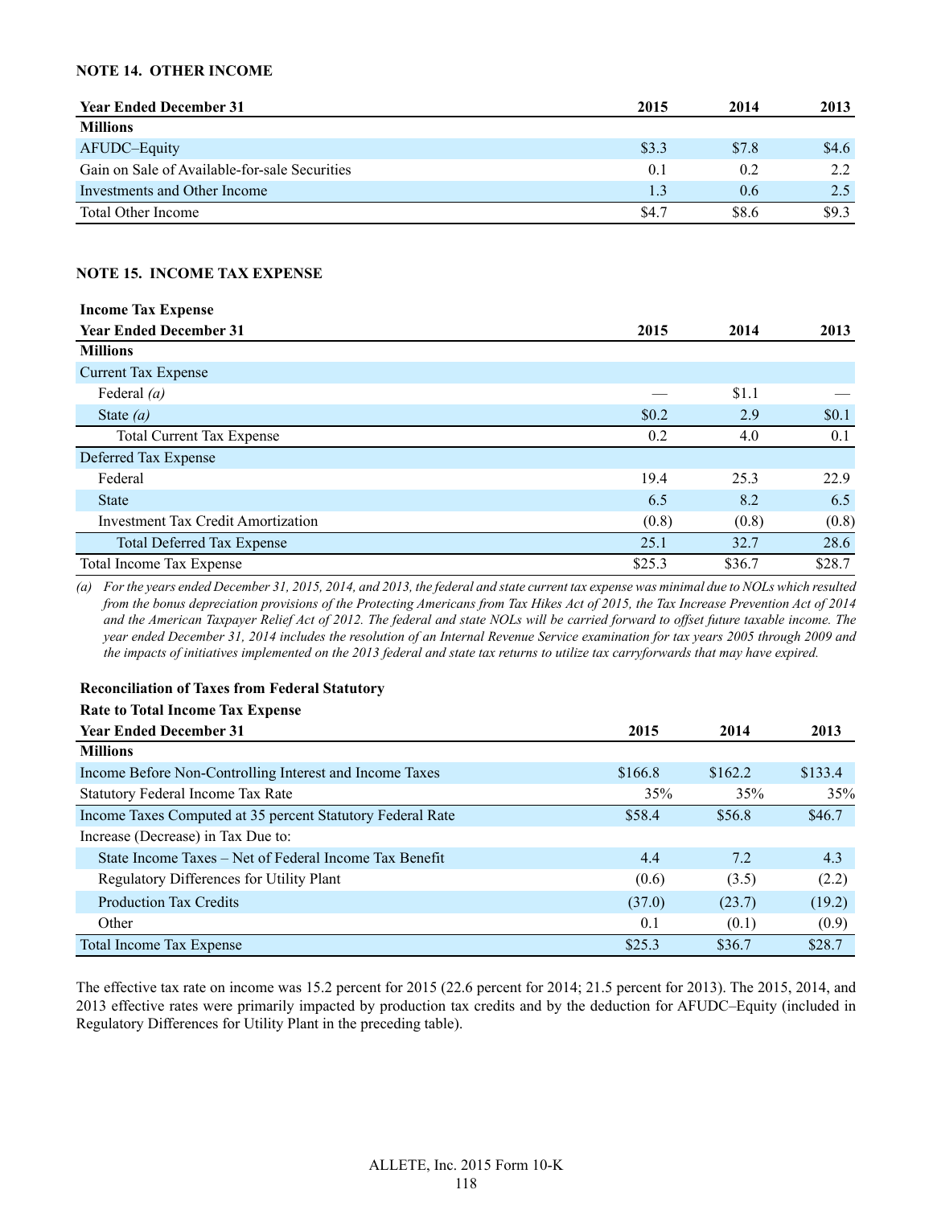### NOTE 14. OTHER INCOME

| Year Ended December 31 | 2015 | 2014 | 2013 |
|---|---|---|---|
| **Millions** | | | |
| AFUDC–Equity | $3.3 | $7.8 | $4.6 |
| Gain on Sale of Available-for-sale Securities | 0.1 | 0.2 | 2.2 |
| Investments and Other Income | 1.3 | 0.6 | 2.5 |
| Total Other Income | $4.7 | $8.6 | $9.3 |

### NOTE 15. INCOME TAX EXPENSE

| **Income Tax Expense**<br>**Year Ended December 31** | 2015 | 2014 | 2013 |
|---|---|---|---|
| **Millions** | | | |
| Current Tax Expense | | | |
| Federal *(a)* | — | $1.1 | — |
| State *(a)* | $0.2 | 2.9 | $0.1 |
| Total Current Tax Expense | 0.2 | 4.0 | 0.1 |
| Deferred Tax Expense | | | |
| Federal | 19.4 | 25.3 | 22.9 |
| State | 6.5 | 8.2 | 6.5 |
| Investment Tax Credit Amortization | (0.8) | (0.8) | (0.8) |
| Total Deferred Tax Expense | 25.1 | 32.7 | 28.6 |
| Total Income Tax Expense | $25.3 | $36.7 | $28.7 |

*(a) For the years ended December 31, 2015, 2014, and 2013, the federal and state current tax expense was minimal due to NOLs which resulted from the bonus depreciation provisions of the Protecting Americans from Tax Hikes Act of 2015, the Tax Increase Prevention Act of 2014 and the American Taxpayer Relief Act of 2012. The federal and state NOLs will be carried forward to offset future taxable income. The year ended December 31, 2014 includes the resolution of an Internal Revenue Service examination for tax years 2005 through 2009 and the impacts of initiatives implemented on the 2013 federal and state tax returns to utilize tax carryforwards that may have expired.*

| **Reconciliation of Taxes from Federal Statutory Rate to Total Income Tax Expense**<br>**Year Ended December 31** | 2015 | 2014 | 2013 |
|---|---|---|---|
| **Millions** | | | |
| Income Before Non-Controlling Interest and Income Taxes | $166.8 | $162.2 | $133.4 |
| Statutory Federal Income Tax Rate | 35% | 35% | 35% |
| Income Taxes Computed at 35 percent Statutory Federal Rate | $58.4 | $56.8 | $46.7 |
| Increase (Decrease) in Tax Due to: | | | |
| State Income Taxes – Net of Federal Income Tax Benefit | 4.4 | 7.2 | 4.3 |
| Regulatory Differences for Utility Plant | (0.6) | (3.5) | (2.2) |
| Production Tax Credits | (37.0) | (23.7) | (19.2) |
| Other | 0.1 | (0.1) | (0.9) |
| Total Income Tax Expense | $25.3 | $36.7 | $28.7 |

The effective tax rate on income was 15.2 percent for 2015 (22.6 percent for 2014; 21.5 percent for 2013). The 2015, 2014, and 2013 effective rates were primarily impacted by production tax credits and by the deduction for AFUDC–Equity (included in Regulatory Differences for Utility Plant in the preceding table).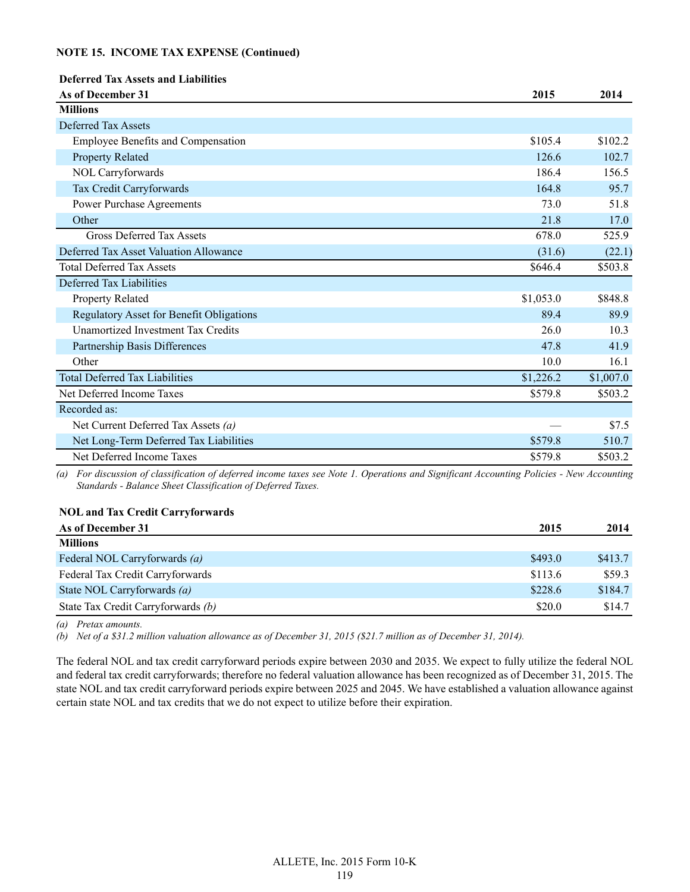**NOTE 15. INCOME TAX EXPENSE (Continued)**

**Deferred Tax Assets and Liabilities**

| As of December 31 | 2015 | 2014 |
|---|---|---|
| **Millions** | | |
| Deferred Tax Assets | | |
| Employee Benefits and Compensation | $105.4 | $102.2 |
| Property Related | 126.6 | 102.7 |
| NOL Carryforwards | 186.4 | 156.5 |
| Tax Credit Carryforwards | 164.8 | 95.7 |
| Power Purchase Agreements | 73.0 | 51.8 |
| Other | 21.8 | 17.0 |
| Gross Deferred Tax Assets | 678.0 | 525.9 |
| Deferred Tax Asset Valuation Allowance | (31.6) | (22.1) |
| Total Deferred Tax Assets | $646.4 | $503.8 |
| Deferred Tax Liabilities | | |
| Property Related | $1,053.0 | $848.8 |
| Regulatory Asset for Benefit Obligations | 89.4 | 89.9 |
| Unamortized Investment Tax Credits | 26.0 | 10.3 |
| Partnership Basis Differences | 47.8 | 41.9 |
| Other | 10.0 | 16.1 |
| Total Deferred Tax Liabilities | $1,226.2 | $1,007.0 |
| Net Deferred Income Taxes | $579.8 | $503.2 |
| Recorded as: | | |
| Net Current Deferred Tax Assets *(a)* | — | $7.5 |
| Net Long-Term Deferred Tax Liabilities | $579.8 | 510.7 |
| Net Deferred Income Taxes | $579.8 | $503.2 |

*(a) For discussion of classification of deferred income taxes see Note 1. Operations and Significant Accounting Policies - New Accounting Standards - Balance Sheet Classification of Deferred Taxes.*

**NOL and Tax Credit Carryforwards**

| As of December 31 | 2015 | 2014 |
|---|---|---|
| **Millions** | | |
| Federal NOL Carryforwards *(a)* | $493.0 | $413.7 |
| Federal Tax Credit Carryforwards | $113.6 | $59.3 |
| State NOL Carryforwards *(a)* | $228.6 | $184.7 |
| State Tax Credit Carryforwards *(b)* | $20.0 | $14.7 |

*(a) Pretax amounts.*

*(b) Net of a $31.2 million valuation allowance as of December 31, 2015 ($21.7 million as of December 31, 2014).*

The federal NOL and tax credit carryforward periods expire between 2030 and 2035. We expect to fully utilize the federal NOL and federal tax credit carryforwards; therefore no federal valuation allowance has been recognized as of December 31, 2015. The state NOL and tax credit carryforward periods expire between 2025 and 2045. We have established a valuation allowance against certain state NOL and tax credits that we do not expect to utilize before their expiration.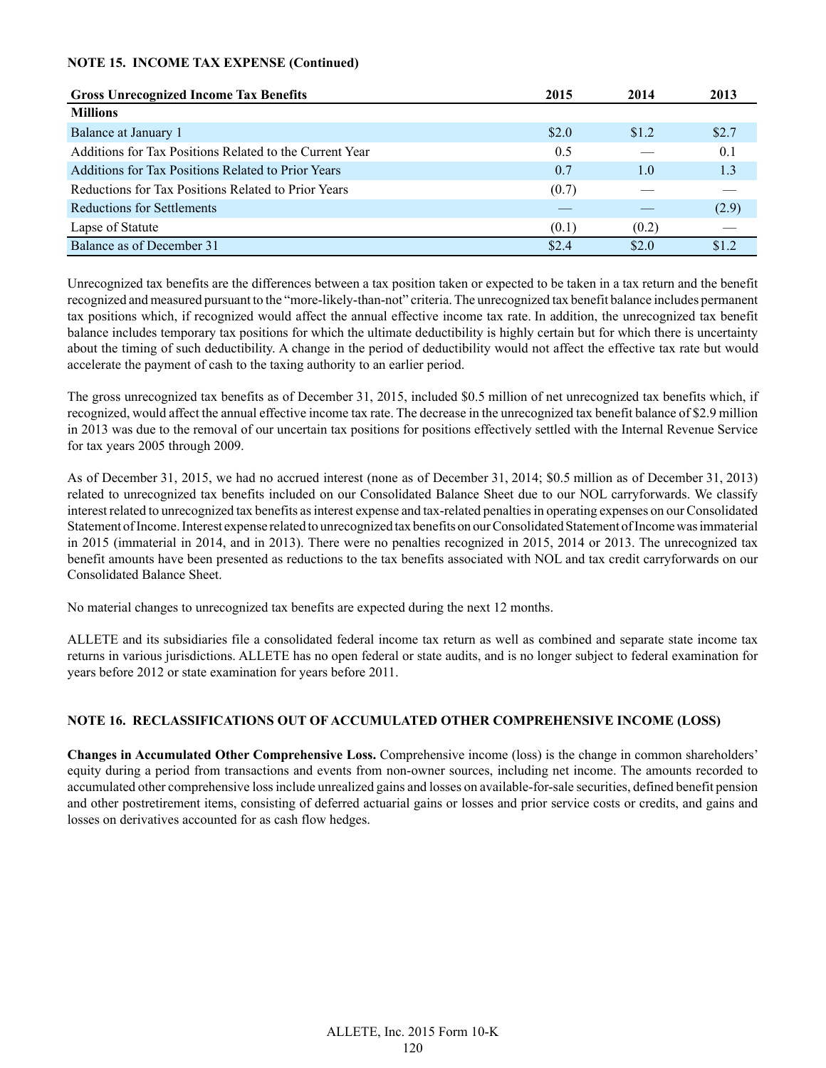**NOTE 15. INCOME TAX EXPENSE (Continued)**

| Gross Unrecognized Income Tax Benefits | 2015 | 2014 | 2013 |
|---|---|---|---|
| **Millions** | | | |
| Balance at January 1 | $2.0 | $1.2 | $2.7 |
| Additions for Tax Positions Related to the Current Year | 0.5 | — | 0.1 |
| Additions for Tax Positions Related to Prior Years | 0.7 | 1.0 | 1.3 |
| Reductions for Tax Positions Related to Prior Years | (0.7) | — | — |
| Reductions for Settlements | — | — | (2.9) |
| Lapse of Statute | (0.1) | (0.2) | — |
| Balance as of December 31 | $2.4 | $2.0 | $1.2 |

Unrecognized tax benefits are the differences between a tax position taken or expected to be taken in a tax return and the benefit recognized and measured pursuant to the "more-likely-than-not" criteria. The unrecognized tax benefit balance includes permanent tax positions which, if recognized would affect the annual effective income tax rate. In addition, the unrecognized tax benefit balance includes temporary tax positions for which the ultimate deductibility is highly certain but for which there is uncertainty about the timing of such deductibility. A change in the period of deductibility would not affect the effective tax rate but would accelerate the payment of cash to the taxing authority to an earlier period.

The gross unrecognized tax benefits as of December 31, 2015, included $0.5 million of net unrecognized tax benefits which, if recognized, would affect the annual effective income tax rate. The decrease in the unrecognized tax benefit balance of $2.9 million in 2013 was due to the removal of our uncertain tax positions for positions effectively settled with the Internal Revenue Service for tax years 2005 through 2009.

As of December 31, 2015, we had no accrued interest (none as of December 31, 2014; $0.5 million as of December 31, 2013) related to unrecognized tax benefits included on our Consolidated Balance Sheet due to our NOL carryforwards. We classify interest related to unrecognized tax benefits as interest expense and tax-related penalties in operating expenses on our Consolidated Statement of Income. Interest expense related to unrecognized tax benefits on our Consolidated Statement of Income was immaterial in 2015 (immaterial in 2014, and in 2013). There were no penalties recognized in 2015, 2014 or 2013. The unrecognized tax benefit amounts have been presented as reductions to the tax benefits associated with NOL and tax credit carryforwards on our Consolidated Balance Sheet.

No material changes to unrecognized tax benefits are expected during the next 12 months.

ALLETE and its subsidiaries file a consolidated federal income tax return as well as combined and separate state income tax returns in various jurisdictions. ALLETE has no open federal or state audits, and is no longer subject to federal examination for years before 2012 or state examination for years before 2011.

**NOTE 16. RECLASSIFICATIONS OUT OF ACCUMULATED OTHER COMPREHENSIVE INCOME (LOSS)**

**Changes in Accumulated Other Comprehensive Loss.** Comprehensive income (loss) is the change in common shareholders' equity during a period from transactions and events from non-owner sources, including net income. The amounts recorded to accumulated other comprehensive loss include unrealized gains and losses on available-for-sale securities, defined benefit pension and other postretirement items, consisting of deferred actuarial gains or losses and prior service costs or credits, and gains and losses on derivatives accounted for as cash flow hedges.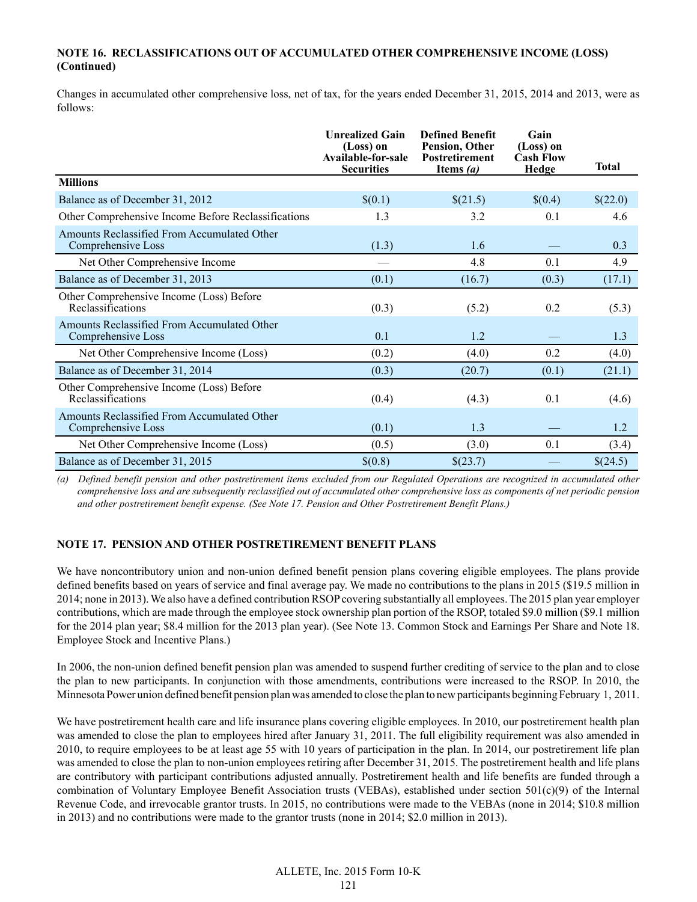**NOTE 16. RECLASSIFICATIONS OUT OF ACCUMULATED OTHER COMPREHENSIVE INCOME (LOSS) (Continued)**

Changes in accumulated other comprehensive loss, net of tax, for the years ended December 31, 2015, 2014 and 2013, were as follows:

| | Unrealized Gain (Loss) on Available-for-sale Securities | Defined Benefit Pension, Other Postretirement Items *(a)* | Gain (Loss) on Cash Flow Hedge | Total |
|---|---|---|---|---|
| **Millions** | | | | |
| Balance as of December 31, 2012 | $(0.1) | $(21.5) | $(0.4) | $(22.0) |
| Other Comprehensive Income Before Reclassifications | 1.3 | 3.2 | 0.1 | 4.6 |
| Amounts Reclassified From Accumulated Other Comprehensive Loss | (1.3) | 1.6 | — | 0.3 |
| Net Other Comprehensive Income | — | 4.8 | 0.1 | 4.9 |
| Balance as of December 31, 2013 | (0.1) | (16.7) | (0.3) | (17.1) |
| Other Comprehensive Income (Loss) Before Reclassifications | (0.3) | (5.2) | 0.2 | (5.3) |
| Amounts Reclassified From Accumulated Other Comprehensive Loss | 0.1 | 1.2 | — | 1.3 |
| Net Other Comprehensive Income (Loss) | (0.2) | (4.0) | 0.2 | (4.0) |
| Balance as of December 31, 2014 | (0.3) | (20.7) | (0.1) | (21.1) |
| Other Comprehensive Income (Loss) Before Reclassifications | (0.4) | (4.3) | 0.1 | (4.6) |
| Amounts Reclassified From Accumulated Other Comprehensive Loss | (0.1) | 1.3 | — | 1.2 |
| Net Other Comprehensive Income (Loss) | (0.5) | (3.0) | 0.1 | (3.4) |
| Balance as of December 31, 2015 | $(0.8) | $(23.7) | — | $(24.5) |

*(a) Defined benefit pension and other postretirement items excluded from our Regulated Operations are recognized in accumulated other comprehensive loss and are subsequently reclassified out of accumulated other comprehensive loss as components of net periodic pension and other postretirement benefit expense. (See Note 17. Pension and Other Postretirement Benefit Plans.)*

**NOTE 17. PENSION AND OTHER POSTRETIREMENT BENEFIT PLANS**

We have noncontributory union and non-union defined benefit pension plans covering eligible employees. The plans provide defined benefits based on years of service and final average pay. We made no contributions to the plans in 2015 ($19.5 million in 2014; none in 2013). We also have a defined contribution RSOP covering substantially all employees. The 2015 plan year employer contributions, which are made through the employee stock ownership plan portion of the RSOP, totaled $9.0 million ($9.1 million for the 2014 plan year; $8.4 million for the 2013 plan year). (See Note 13. Common Stock and Earnings Per Share and Note 18. Employee Stock and Incentive Plans.)

In 2006, the non-union defined benefit pension plan was amended to suspend further crediting of service to the plan and to close the plan to new participants. In conjunction with those amendments, contributions were increased to the RSOP. In 2010, the Minnesota Power union defined benefit pension plan was amended to close the plan to new participants beginning February 1, 2011.

We have postretirement health care and life insurance plans covering eligible employees. In 2010, our postretirement health plan was amended to close the plan to employees hired after January 31, 2011. The full eligibility requirement was also amended in 2010, to require employees to be at least age 55 with 10 years of participation in the plan. In 2014, our postretirement life plan was amended to close the plan to non-union employees retiring after December 31, 2015. The postretirement health and life plans are contributory with participant contributions adjusted annually. Postretirement health and life benefits are funded through a combination of Voluntary Employee Benefit Association trusts (VEBAs), established under section 501(c)(9) of the Internal Revenue Code, and irrevocable grantor trusts. In 2015, no contributions were made to the VEBAs (none in 2014; $10.8 million in 2013) and no contributions were made to the grantor trusts (none in 2014; $2.0 million in 2013).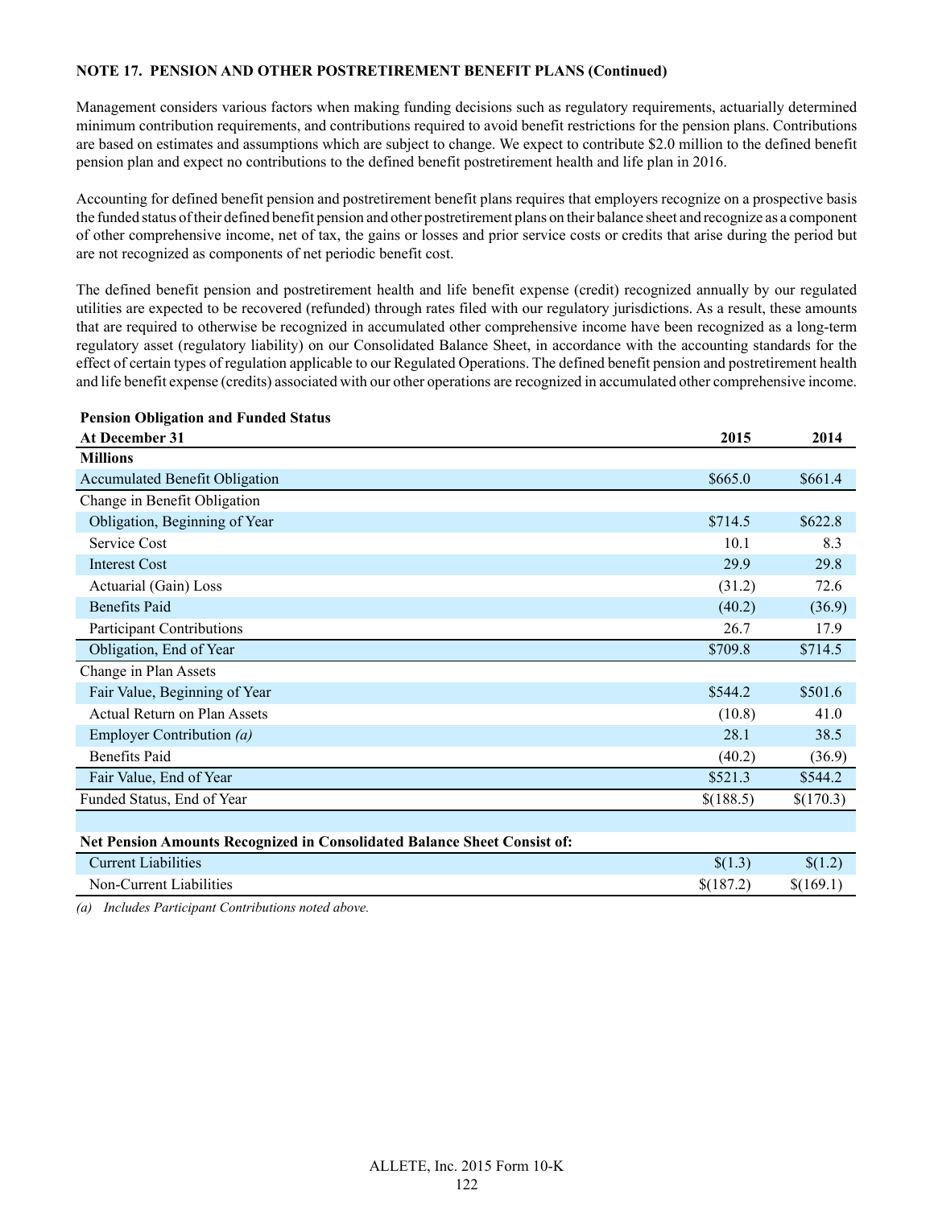**NOTE 17. PENSION AND OTHER POSTRETIREMENT BENEFIT PLANS (Continued)**

Management considers various factors when making funding decisions such as regulatory requirements, actuarially determined minimum contribution requirements, and contributions required to avoid benefit restrictions for the pension plans. Contributions are based on estimates and assumptions which are subject to change. We expect to contribute $2.0 million to the defined benefit pension plan and expect no contributions to the defined benefit postretirement health and life plan in 2016.

Accounting for defined benefit pension and postretirement benefit plans requires that employers recognize on a prospective basis the funded status of their defined benefit pension and other postretirement plans on their balance sheet and recognize as a component of other comprehensive income, net of tax, the gains or losses and prior service costs or credits that arise during the period but are not recognized as components of net periodic benefit cost.

The defined benefit pension and postretirement health and life benefit expense (credit) recognized annually by our regulated utilities are expected to be recovered (refunded) through rates filed with our regulatory jurisdictions. As a result, these amounts that are required to otherwise be recognized in accumulated other comprehensive income have been recognized as a long-term regulatory asset (regulatory liability) on our Consolidated Balance Sheet, in accordance with the accounting standards for the effect of certain types of regulation applicable to our Regulated Operations. The defined benefit pension and postretirement health and life benefit expense (credits) associated with our other operations are recognized in accumulated other comprehensive income.

| **Pension Obligation and Funded Status**<br>**At December 31** | **2015** | **2014** |
|---|---|---|
| **Millions** | | |
| Accumulated Benefit Obligation | $665.0 | $661.4 |
| Change in Benefit Obligation | | |
| Obligation, Beginning of Year | $714.5 | $622.8 |
| Service Cost | 10.1 | 8.3 |
| Interest Cost | 29.9 | 29.8 |
| Actuarial (Gain) Loss | (31.2) | 72.6 |
| Benefits Paid | (40.2) | (36.9) |
| Participant Contributions | 26.7 | 17.9 |
| Obligation, End of Year | $709.8 | $714.5 |
| Change in Plan Assets | | |
| Fair Value, Beginning of Year | $544.2 | $501.6 |
| Actual Return on Plan Assets | (10.8) | 41.0 |
| Employer Contribution *(a)* | 28.1 | 38.5 |
| Benefits Paid | (40.2) | (36.9) |
| Fair Value, End of Year | $521.3 | $544.2 |
| Funded Status, End of Year | $(188.5) | $(170.3) |
| | | |
| **Net Pension Amounts Recognized in Consolidated Balance Sheet Consist of:** | | |
| Current Liabilities | $(1.3) | $(1.2) |
| Non-Current Liabilities | $(187.2) | $(169.1) |

*(a) Includes Participant Contributions noted above.*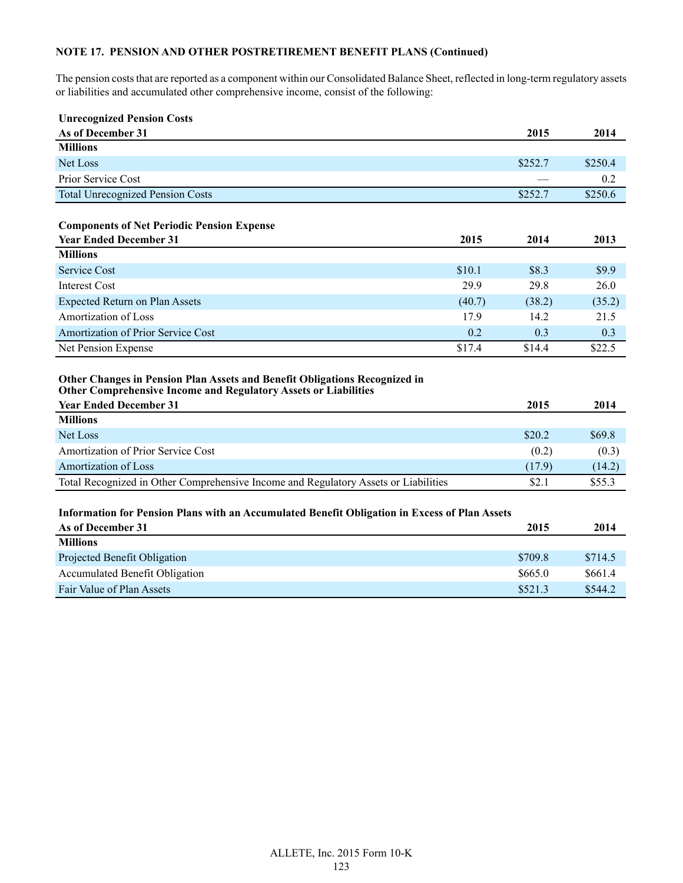**NOTE 17. PENSION AND OTHER POSTRETIREMENT BENEFIT PLANS (Continued)**

The pension costs that are reported as a component within our Consolidated Balance Sheet, reflected in long-term regulatory assets or liabilities and accumulated other comprehensive income, consist of the following:

| Unrecognized Pension Costs<br>As of December 31 | 2015 | 2014 |
|---|---|---|
| **Millions** | | |
| Net Loss | $252.7 | $250.4 |
| Prior Service Cost | — | 0.2 |
| Total Unrecognized Pension Costs | $252.7 | $250.6 |

| Components of Net Periodic Pension Expense<br>Year Ended December 31 | 2015 | 2014 | 2013 |
|---|---|---|---|
| **Millions** | | | |
| Service Cost | $10.1 | $8.3 | $9.9 |
| Interest Cost | 29.9 | 29.8 | 26.0 |
| Expected Return on Plan Assets | (40.7) | (38.2) | (35.2) |
| Amortization of Loss | 17.9 | 14.2 | 21.5 |
| Amortization of Prior Service Cost | 0.2 | 0.3 | 0.3 |
| Net Pension Expense | $17.4 | $14.4 | $22.5 |

| Other Changes in Pension Plan Assets and Benefit Obligations Recognized in Other Comprehensive Income and Regulatory Assets or Liabilities<br>Year Ended December 31 | 2015 | 2014 |
|---|---|---|
| **Millions** | | |
| Net Loss | $20.2 | $69.8 |
| Amortization of Prior Service Cost | (0.2) | (0.3) |
| Amortization of Loss | (17.9) | (14.2) |
| Total Recognized in Other Comprehensive Income and Regulatory Assets or Liabilities | $2.1 | $55.3 |

| Information for Pension Plans with an Accumulated Benefit Obligation in Excess of Plan Assets<br>As of December 31 | 2015 | 2014 |
|---|---|---|
| **Millions** | | |
| Projected Benefit Obligation | $709.8 | $714.5 |
| Accumulated Benefit Obligation | $665.0 | $661.4 |
| Fair Value of Plan Assets | $521.3 | $544.2 |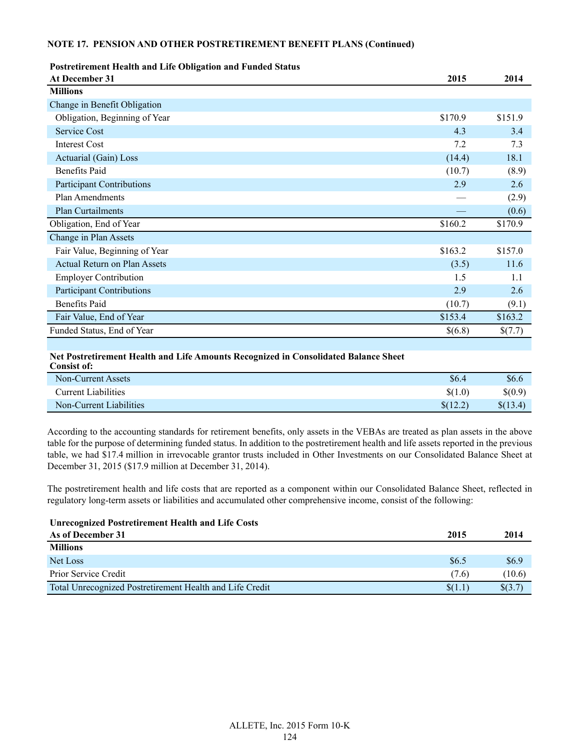**NOTE 17. PENSION AND OTHER POSTRETIREMENT BENEFIT PLANS (Continued)**

| **Postretirement Health and Life Obligation and Funded Status** | | |
|---|---|---|
| **At December 31** | **2015** | **2014** |
| **Millions** | | |
| Change in Benefit Obligation | | |
| Obligation, Beginning of Year | $170.9 | $151.9 |
| Service Cost | 4.3 | 3.4 |
| Interest Cost | 7.2 | 7.3 |
| Actuarial (Gain) Loss | (14.4) | 18.1 |
| Benefits Paid | (10.7) | (8.9) |
| Participant Contributions | 2.9 | 2.6 |
| Plan Amendments | — | (2.9) |
| Plan Curtailments | — | (0.6) |
| Obligation, End of Year | $160.2 | $170.9 |
| Change in Plan Assets | | |
| Fair Value, Beginning of Year | $163.2 | $157.0 |
| Actual Return on Plan Assets | (3.5) | 11.6 |
| Employer Contribution | 1.5 | 1.1 |
| Participant Contributions | 2.9 | 2.6 |
| Benefits Paid | (10.7) | (9.1) |
| Fair Value, End of Year | $153.4 | $163.2 |
| Funded Status, End of Year | $(6.8) | $(7.7) |

| **Net Postretirement Health and Life Amounts Recognized in Consolidated Balance Sheet Consist of:** | | |
|---|---|---|
| Non-Current Assets | $6.4 | $6.6 |
| Current Liabilities | $(1.0) | $(0.9) |
| Non-Current Liabilities | $(12.2) | $(13.4) |

According to the accounting standards for retirement benefits, only assets in the VEBAs are treated as plan assets in the above table for the purpose of determining funded status. In addition to the postretirement health and life assets reported in the previous table, we had $17.4 million in irrevocable grantor trusts included in Other Investments on our Consolidated Balance Sheet at December 31, 2015 ($17.9 million at December 31, 2014).

The postretirement health and life costs that are reported as a component within our Consolidated Balance Sheet, reflected in regulatory long-term assets or liabilities and accumulated other comprehensive income, consist of the following:

| **Unrecognized Postretirement Health and Life Costs** | | |
|---|---|---|
| **As of December 31** | **2015** | **2014** |
| **Millions** | | |
| Net Loss | $6.5 | $6.9 |
| Prior Service Credit | (7.6) | (10.6) |
| Total Unrecognized Postretirement Health and Life Credit | $(1.1) | $(3.7) |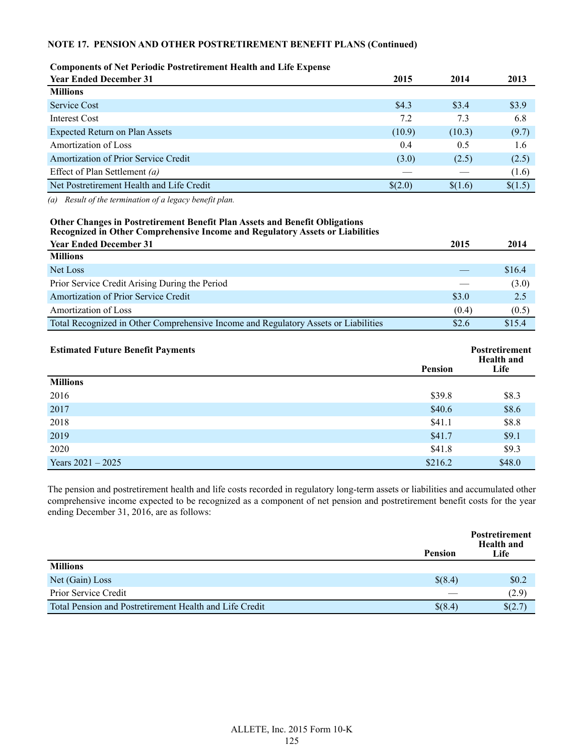**NOTE 17. PENSION AND OTHER POSTRETIREMENT BENEFIT PLANS (Continued)**

| **Components of Net Periodic Postretirement Health and Life Expense**<br>**Year Ended December 31** | **2015** | **2014** | **2013** |
|---|---|---|---|
| **Millions** | | | |
| Service Cost | $4.3 | $3.4 | $3.9 |
| Interest Cost | 7.2 | 7.3 | 6.8 |
| Expected Return on Plan Assets | (10.9) | (10.3) | (9.7) |
| Amortization of Loss | 0.4 | 0.5 | 1.6 |
| Amortization of Prior Service Credit | (3.0) | (2.5) | (2.5) |
| Effect of Plan Settlement *(a)* | — | — | (1.6) |
| Net Postretirement Health and Life Credit | $(2.0) | $(1.6) | $(1.5) |

*(a) Result of the termination of a legacy benefit plan.*

| **Other Changes in Postretirement Benefit Plan Assets and Benefit Obligations Recognized in Other Comprehensive Income and Regulatory Assets or Liabilities**<br>**Year Ended December 31** | **2015** | **2014** |
|---|---|---|
| **Millions** | | |
| Net Loss | — | $16.4 |
| Prior Service Credit Arising During the Period | — | (3.0) |
| Amortization of Prior Service Credit | $3.0 | 2.5 |
| Amortization of Loss | (0.4) | (0.5) |
| Total Recognized in Other Comprehensive Income and Regulatory Assets or Liabilities | $2.6 | $15.4 |

| **Estimated Future Benefit Payments** | **Pension** | **Postretirement Health and Life** |
|---|---|---|
| **Millions** | | |
| 2016 | $39.8 | $8.3 |
| 2017 | $40.6 | $8.6 |
| 2018 | $41.1 | $8.8 |
| 2019 | $41.7 | $9.1 |
| 2020 | $41.8 | $9.3 |
| Years 2021 – 2025 | $216.2 | $48.0 |

The pension and postretirement health and life costs recorded in regulatory long-term assets or liabilities and accumulated other comprehensive income expected to be recognized as a component of net pension and postretirement benefit costs for the year ending December 31, 2016, are as follows:

| | **Pension** | **Postretirement Health and Life** |
|---|---|---|
| **Millions** | | |
| Net (Gain) Loss | $(8.4) | $0.2 |
| Prior Service Credit | — | (2.9) |
| Total Pension and Postretirement Health and Life Credit | $(8.4) | $(2.7) |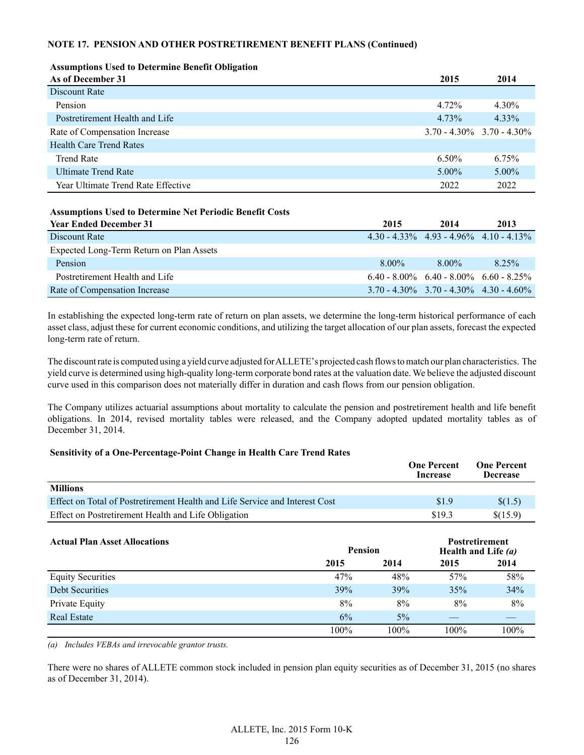**NOTE 17. PENSION AND OTHER POSTRETIREMENT BENEFIT PLANS (Continued)**

**Assumptions Used to Determine Benefit Obligation**

| **As of December 31** | **2015** | **2014** |
|---|---|---|
| Discount Rate | | |
| Pension | 4.72% | 4.30% |
| Postretirement Health and Life | 4.73% | 4.33% |
| Rate of Compensation Increase | 3.70 - 4.30% | 3.70 - 4.30% |
| Health Care Trend Rates | | |
| Trend Rate | 6.50% | 6.75% |
| Ultimate Trend Rate | 5.00% | 5.00% |
| Year Ultimate Trend Rate Effective | 2022 | 2022 |

**Assumptions Used to Determine Net Periodic Benefit Costs**

| **Year Ended December 31** | **2015** | **2014** | **2013** |
|---|---|---|---|
| Discount Rate | 4.30 - 4.33% | 4.93 - 4.96% | 4.10 - 4.13% |
| Expected Long-Term Return on Plan Assets | | | |
| Pension | 8.00% | 8.00% | 8.25% |
| Postretirement Health and Life | 6.40 - 8.00% | 6.40 - 8.00% | 6.60 - 8.25% |
| Rate of Compensation Increase | 3.70 - 4.30% | 3.70 - 4.30% | 4.30 - 4.60% |

In establishing the expected long-term rate of return on plan assets, we determine the long-term historical performance of each asset class, adjust these for current economic conditions, and utilizing the target allocation of our plan assets, forecast the expected long-term rate of return.

The discount rate is computed using a yield curve adjusted for ALLETE's projected cash flows to match our plan characteristics. The yield curve is determined using high-quality long-term corporate bond rates at the valuation date. We believe the adjusted discount curve used in this comparison does not materially differ in duration and cash flows from our pension obligation.

The Company utilizes actuarial assumptions about mortality to calculate the pension and postretirement health and life benefit obligations. In 2014, revised mortality tables were released, and the Company adopted updated mortality tables as of December 31, 2014.

**Sensitivity of a One-Percentage-Point Change in Health Care Trend Rates**

| | **One Percent Increase** | **One Percent Decrease** |
|---|---|---|
| **Millions** | | |
| Effect on Total of Postretirement Health and Life Service and Interest Cost | $1.9 | $(1.5) |
| Effect on Postretirement Health and Life Obligation | $19.3 | $(15.9) |

| **Actual Plan Asset Allocations** | **Pension** | | **Postretirement Health and Life *(a)*** | |
|---|---|---|---|---|
| | **2015** | **2014** | **2015** | **2014** |
| Equity Securities | 47% | 48% | 57% | 58% |
| Debt Securities | 39% | 39% | 35% | 34% |
| Private Equity | 8% | 8% | 8% | 8% |
| Real Estate | 6% | 5% | — | — |
| | 100% | 100% | 100% | 100% |

*(a) Includes VEBAs and irrevocable grantor trusts.*

There were no shares of ALLETE common stock included in pension plan equity securities as of December 31, 2015 (no shares as of December 31, 2014).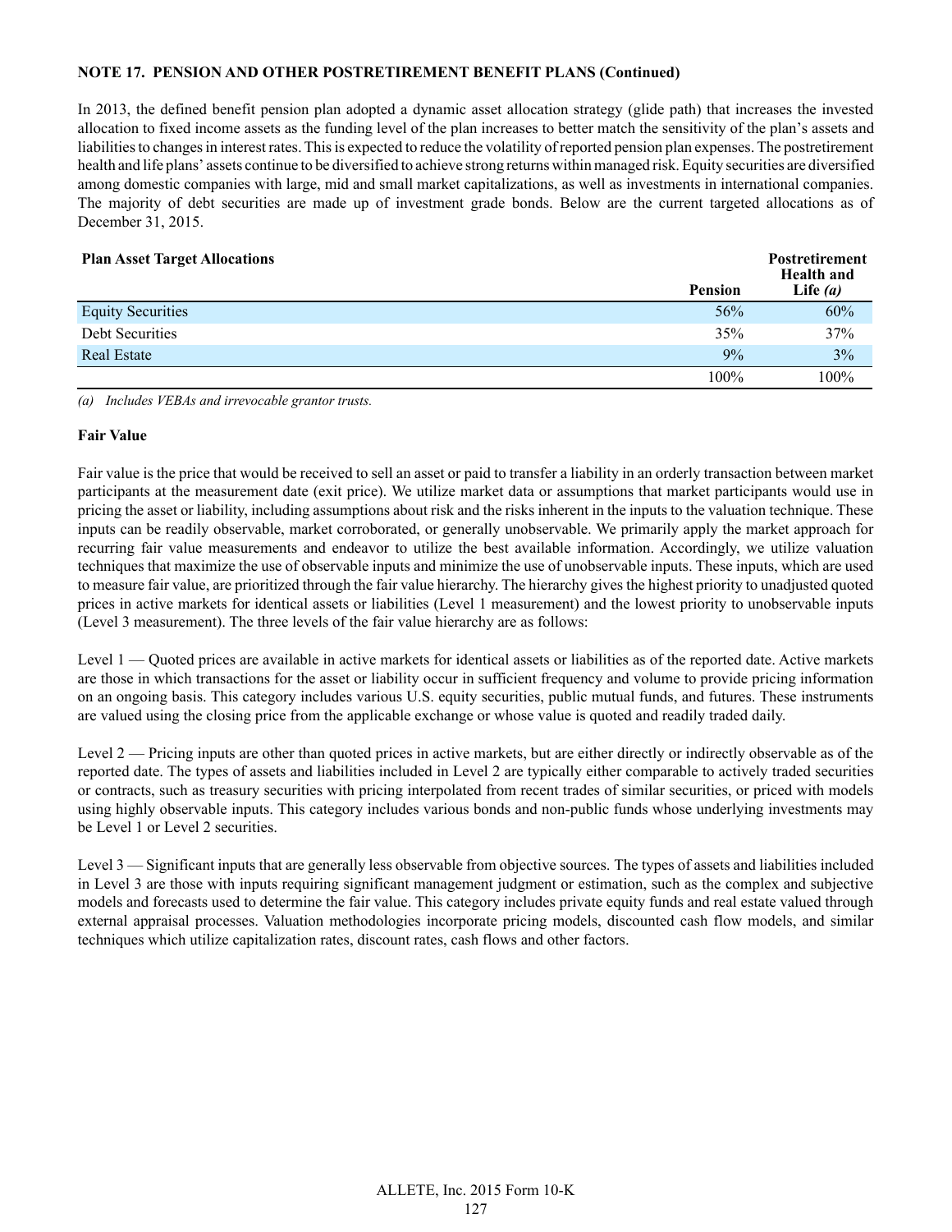**NOTE 17. PENSION AND OTHER POSTRETIREMENT BENEFIT PLANS (Continued)**

In 2013, the defined benefit pension plan adopted a dynamic asset allocation strategy (glide path) that increases the invested allocation to fixed income assets as the funding level of the plan increases to better match the sensitivity of the plan's assets and liabilities to changes in interest rates. This is expected to reduce the volatility of reported pension plan expenses. The postretirement health and life plans' assets continue to be diversified to achieve strong returns within managed risk. Equity securities are diversified among domestic companies with large, mid and small market capitalizations, as well as investments in international companies. The majority of debt securities are made up of investment grade bonds. Below are the current targeted allocations as of December 31, 2015.

| **Plan Asset Target Allocations** | **Pension** | **Postretirement Health and Life *(a)*** |
|---|---|---|
| Equity Securities | 56% | 60% |
| Debt Securities | 35% | 37% |
| Real Estate | 9% | 3% |
| | 100% | 100% |

*(a) Includes VEBAs and irrevocable grantor trusts.*

**Fair Value**

Fair value is the price that would be received to sell an asset or paid to transfer a liability in an orderly transaction between market participants at the measurement date (exit price). We utilize market data or assumptions that market participants would use in pricing the asset or liability, including assumptions about risk and the risks inherent in the inputs to the valuation technique. These inputs can be readily observable, market corroborated, or generally unobservable. We primarily apply the market approach for recurring fair value measurements and endeavor to utilize the best available information. Accordingly, we utilize valuation techniques that maximize the use of observable inputs and minimize the use of unobservable inputs. These inputs, which are used to measure fair value, are prioritized through the fair value hierarchy. The hierarchy gives the highest priority to unadjusted quoted prices in active markets for identical assets or liabilities (Level 1 measurement) and the lowest priority to unobservable inputs (Level 3 measurement). The three levels of the fair value hierarchy are as follows:

Level 1 — Quoted prices are available in active markets for identical assets or liabilities as of the reported date. Active markets are those in which transactions for the asset or liability occur in sufficient frequency and volume to provide pricing information on an ongoing basis. This category includes various U.S. equity securities, public mutual funds, and futures. These instruments are valued using the closing price from the applicable exchange or whose value is quoted and readily traded daily.

Level 2 — Pricing inputs are other than quoted prices in active markets, but are either directly or indirectly observable as of the reported date. The types of assets and liabilities included in Level 2 are typically either comparable to actively traded securities or contracts, such as treasury securities with pricing interpolated from recent trades of similar securities, or priced with models using highly observable inputs. This category includes various bonds and non-public funds whose underlying investments may be Level 1 or Level 2 securities.

Level 3 — Significant inputs that are generally less observable from objective sources. The types of assets and liabilities included in Level 3 are those with inputs requiring significant management judgment or estimation, such as the complex and subjective models and forecasts used to determine the fair value. This category includes private equity funds and real estate valued through external appraisal processes. Valuation methodologies incorporate pricing models, discounted cash flow models, and similar techniques which utilize capitalization rates, discount rates, cash flows and other factors.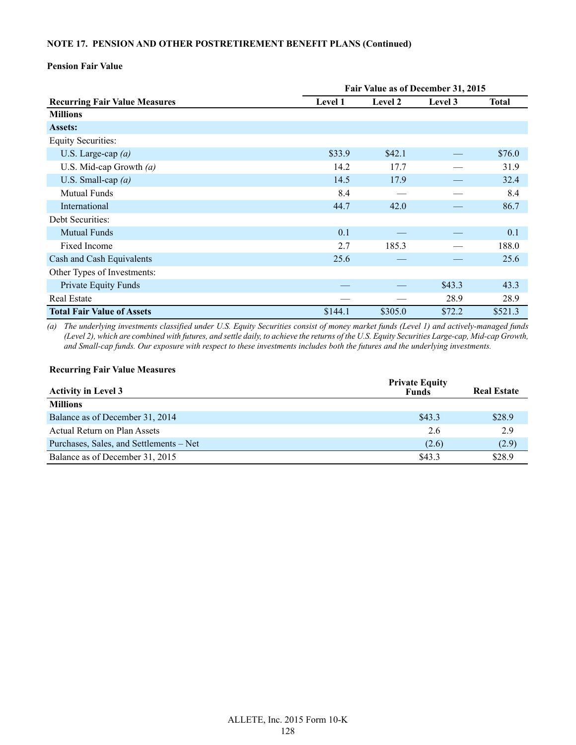**NOTE 17. PENSION AND OTHER POSTRETIREMENT BENEFIT PLANS (Continued)**

**Pension Fair Value**

| | Fair Value as of December 31, 2015 | | | |
|---|---|---|---|---|
| **Recurring Fair Value Measures** | **Level 1** | **Level 2** | **Level 3** | **Total** |
| **Millions** | | | | |
| **Assets:** | | | | |
| Equity Securities: | | | | |
| U.S. Large-cap *(a)* | $33.9 | $42.1 | — | $76.0 |
| U.S. Mid-cap Growth *(a)* | 14.2 | 17.7 | — | 31.9 |
| U.S. Small-cap *(a)* | 14.5 | 17.9 | — | 32.4 |
| Mutual Funds | 8.4 | — | — | 8.4 |
| International | 44.7 | 42.0 | — | 86.7 |
| Debt Securities: | | | | |
| Mutual Funds | 0.1 | — | — | 0.1 |
| Fixed Income | 2.7 | 185.3 | — | 188.0 |
| Cash and Cash Equivalents | 25.6 | — | — | 25.6 |
| Other Types of Investments: | | | | |
| Private Equity Funds | — | — | $43.3 | 43.3 |
| Real Estate | — | — | 28.9 | 28.9 |
| **Total Fair Value of Assets** | $144.1 | $305.0 | $72.2 | $521.3 |

*(a) The underlying investments classified under U.S. Equity Securities consist of money market funds (Level 1) and actively-managed funds (Level 2), which are combined with futures, and settle daily, to achieve the returns of the U.S. Equity Securities Large-cap, Mid-cap Growth, and Small-cap funds. Our exposure with respect to these investments includes both the futures and the underlying investments.*

**Recurring Fair Value Measures**

| **Activity in Level 3** | **Private Equity Funds** | **Real Estate** |
|---|---|---|
| **Millions** | | |
| Balance as of December 31, 2014 | $43.3 | $28.9 |
| Actual Return on Plan Assets | 2.6 | 2.9 |
| Purchases, Sales, and Settlements – Net | (2.6) | (2.9) |
| Balance as of December 31, 2015 | $43.3 | $28.9 |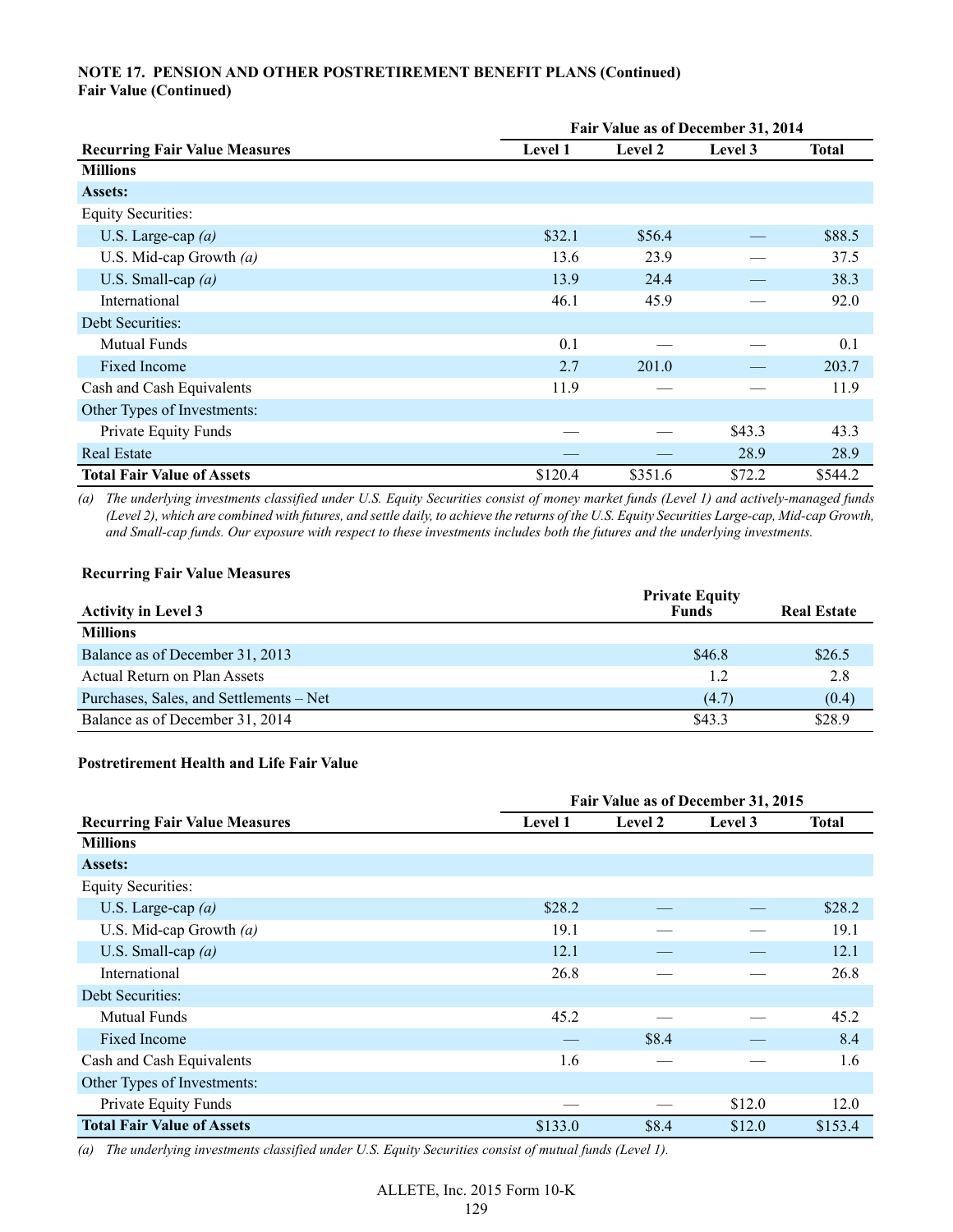**NOTE 17. PENSION AND OTHER POSTRETIREMENT BENEFIT PLANS (Continued)**
**Fair Value (Continued)**

| Recurring Fair Value Measures | Fair Value as of December 31, 2014 | | | |
|---|---|---|---|---|
| | Level 1 | Level 2 | Level 3 | Total |
| **Millions** | | | | |
| **Assets:** | | | | |
| Equity Securities: | | | | |
| U.S. Large-cap *(a)* | $32.1 | $56.4 | — | $88.5 |
| U.S. Mid-cap Growth *(a)* | 13.6 | 23.9 | — | 37.5 |
| U.S. Small-cap *(a)* | 13.9 | 24.4 | — | 38.3 |
| International | 46.1 | 45.9 | — | 92.0 |
| Debt Securities: | | | | |
| Mutual Funds | 0.1 | — | — | 0.1 |
| Fixed Income | 2.7 | 201.0 | — | 203.7 |
| Cash and Cash Equivalents | 11.9 | — | — | 11.9 |
| Other Types of Investments: | | | | |
| Private Equity Funds | — | — | $43.3 | 43.3 |
| Real Estate | — | — | 28.9 | 28.9 |
| **Total Fair Value of Assets** | $120.4 | $351.6 | $72.2 | $544.2 |

*(a) The underlying investments classified under U.S. Equity Securities consist of money market funds (Level 1) and actively-managed funds (Level 2), which are combined with futures, and settle daily, to achieve the returns of the U.S. Equity Securities Large-cap, Mid-cap Growth, and Small-cap funds. Our exposure with respect to these investments includes both the futures and the underlying investments.*

**Recurring Fair Value Measures**

| Activity in Level 3 | Private Equity Funds | Real Estate |
|---|---|---|
| **Millions** | | |
| Balance as of December 31, 2013 | $46.8 | $26.5 |
| Actual Return on Plan Assets | 1.2 | 2.8 |
| Purchases, Sales, and Settlements – Net | (4.7) | (0.4) |
| Balance as of December 31, 2014 | $43.3 | $28.9 |

**Postretirement Health and Life Fair Value**

| Recurring Fair Value Measures | Fair Value as of December 31, 2015 | | | |
|---|---|---|---|---|
| | Level 1 | Level 2 | Level 3 | Total |
| **Millions** | | | | |
| **Assets:** | | | | |
| Equity Securities: | | | | |
| U.S. Large-cap *(a)* | $28.2 | — | — | $28.2 |
| U.S. Mid-cap Growth *(a)* | 19.1 | — | — | 19.1 |
| U.S. Small-cap *(a)* | 12.1 | — | — | 12.1 |
| International | 26.8 | — | — | 26.8 |
| Debt Securities: | | | | |
| Mutual Funds | 45.2 | — | — | 45.2 |
| Fixed Income | — | $8.4 | — | 8.4 |
| Cash and Cash Equivalents | 1.6 | — | — | 1.6 |
| Other Types of Investments: | | | | |
| Private Equity Funds | — | — | $12.0 | 12.0 |
| **Total Fair Value of Assets** | $133.0 | $8.4 | $12.0 | $153.4 |

*(a) The underlying investments classified under U.S. Equity Securities consist of mutual funds (Level 1).*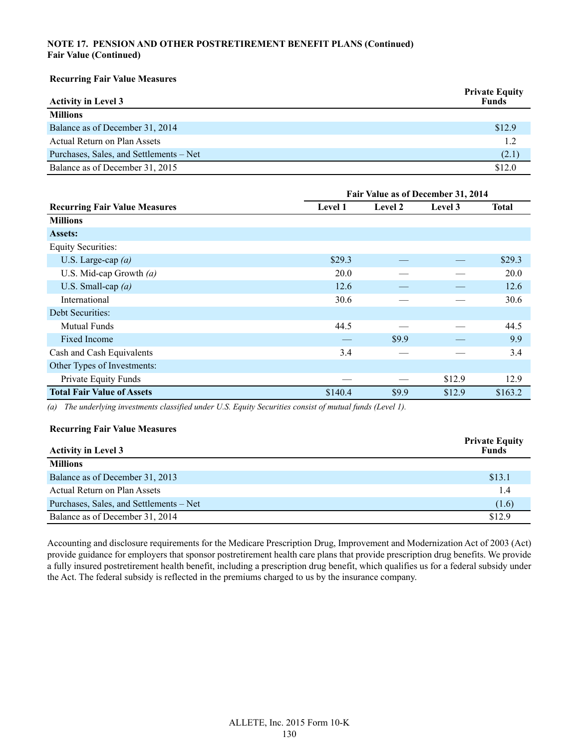**NOTE 17. PENSION AND OTHER POSTRETIREMENT BENEFIT PLANS (Continued)**
**Fair Value (Continued)**

**Recurring Fair Value Measures**

| Activity in Level 3 | Private Equity Funds |
|---|---|
| **Millions** | |
| Balance as of December 31, 2014 | $12.9 |
| Actual Return on Plan Assets | 1.2 |
| Purchases, Sales, and Settlements – Net | (2.1) |
| Balance as of December 31, 2015 | $12.0 |

| | Fair Value as of December 31, 2014 | | | |
|---|---|---|---|---|
| **Recurring Fair Value Measures** | **Level 1** | **Level 2** | **Level 3** | **Total** |
| **Millions** | | | | |
| **Assets:** | | | | |
| Equity Securities: | | | | |
| U.S. Large-cap *(a)* | $29.3 | — | — | $29.3 |
| U.S. Mid-cap Growth *(a)* | 20.0 | — | — | 20.0 |
| U.S. Small-cap *(a)* | 12.6 | — | — | 12.6 |
| International | 30.6 | — | — | 30.6 |
| Debt Securities: | | | | |
| Mutual Funds | 44.5 | — | — | 44.5 |
| Fixed Income | — | $9.9 | — | 9.9 |
| Cash and Cash Equivalents | 3.4 | — | — | 3.4 |
| Other Types of Investments: | | | | |
| Private Equity Funds | — | — | $12.9 | 12.9 |
| **Total Fair Value of Assets** | $140.4 | $9.9 | $12.9 | $163.2 |

*(a) The underlying investments classified under U.S. Equity Securities consist of mutual funds (Level 1).*

**Recurring Fair Value Measures**

| Activity in Level 3 | Private Equity Funds |
|---|---|
| **Millions** | |
| Balance as of December 31, 2013 | $13.1 |
| Actual Return on Plan Assets | 1.4 |
| Purchases, Sales, and Settlements – Net | (1.6) |
| Balance as of December 31, 2014 | $12.9 |

Accounting and disclosure requirements for the Medicare Prescription Drug, Improvement and Modernization Act of 2003 (Act) provide guidance for employers that sponsor postretirement health care plans that provide prescription drug benefits. We provide a fully insured postretirement health benefit, including a prescription drug benefit, which qualifies us for a federal subsidy under the Act. The federal subsidy is reflected in the premiums charged to us by the insurance company.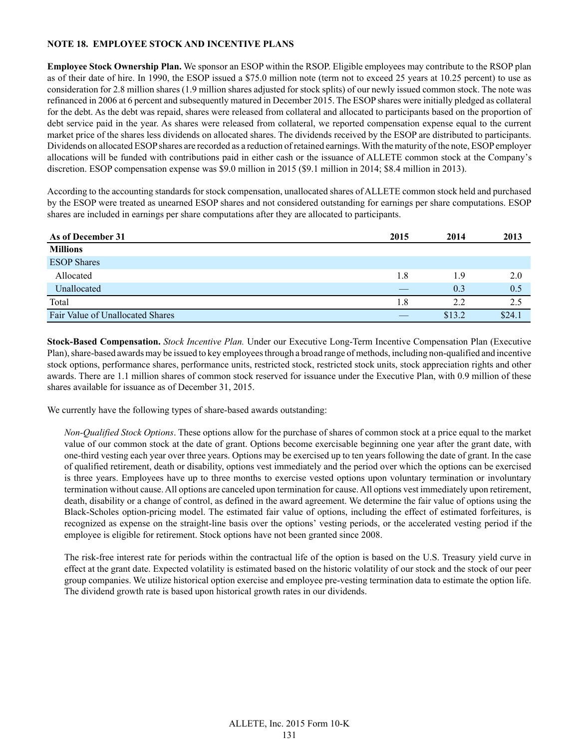**NOTE 18. EMPLOYEE STOCK AND INCENTIVE PLANS**

**Employee Stock Ownership Plan.** We sponsor an ESOP within the RSOP. Eligible employees may contribute to the RSOP plan as of their date of hire. In 1990, the ESOP issued a $75.0 million note (term not to exceed 25 years at 10.25 percent) to use as consideration for 2.8 million shares (1.9 million shares adjusted for stock splits) of our newly issued common stock. The note was refinanced in 2006 at 6 percent and subsequently matured in December 2015. The ESOP shares were initially pledged as collateral for the debt. As the debt was repaid, shares were released from collateral and allocated to participants based on the proportion of debt service paid in the year. As shares were released from collateral, we reported compensation expense equal to the current market price of the shares less dividends on allocated shares. The dividends received by the ESOP are distributed to participants. Dividends on allocated ESOP shares are recorded as a reduction of retained earnings. With the maturity of the note, ESOP employer allocations will be funded with contributions paid in either cash or the issuance of ALLETE common stock at the Company's discretion. ESOP compensation expense was $9.0 million in 2015 ($9.1 million in 2014; $8.4 million in 2013).

According to the accounting standards for stock compensation, unallocated shares of ALLETE common stock held and purchased by the ESOP were treated as unearned ESOP shares and not considered outstanding for earnings per share computations. ESOP shares are included in earnings per share computations after they are allocated to participants.

| As of December 31 | 2015 | 2014 | 2013 |
|---|---|---|---|
| **Millions** | | | |
| ESOP Shares | | | |
| Allocated | 1.8 | 1.9 | 2.0 |
| Unallocated | — | 0.3 | 0.5 |
| Total | 1.8 | 2.2 | 2.5 |
| Fair Value of Unallocated Shares | — | $13.2 | $24.1 |

**Stock-Based Compensation.** *Stock Incentive Plan.* Under our Executive Long-Term Incentive Compensation Plan (Executive Plan), share-based awards may be issued to key employees through a broad range of methods, including non-qualified and incentive stock options, performance shares, performance units, restricted stock, restricted stock units, stock appreciation rights and other awards. There are 1.1 million shares of common stock reserved for issuance under the Executive Plan, with 0.9 million of these shares available for issuance as of December 31, 2015.

We currently have the following types of share-based awards outstanding:

*Non-Qualified Stock Options*. These options allow for the purchase of shares of common stock at a price equal to the market value of our common stock at the date of grant. Options become exercisable beginning one year after the grant date, with one-third vesting each year over three years. Options may be exercised up to ten years following the date of grant. In the case of qualified retirement, death or disability, options vest immediately and the period over which the options can be exercised is three years. Employees have up to three months to exercise vested options upon voluntary termination or involuntary termination without cause. All options are canceled upon termination for cause. All options vest immediately upon retirement, death, disability or a change of control, as defined in the award agreement. We determine the fair value of options using the Black-Scholes option-pricing model. The estimated fair value of options, including the effect of estimated forfeitures, is recognized as expense on the straight-line basis over the options' vesting periods, or the accelerated vesting period if the employee is eligible for retirement. Stock options have not been granted since 2008.

The risk-free interest rate for periods within the contractual life of the option is based on the U.S. Treasury yield curve in effect at the grant date. Expected volatility is estimated based on the historic volatility of our stock and the stock of our peer group companies. We utilize historical option exercise and employee pre-vesting termination data to estimate the option life. The dividend growth rate is based upon historical growth rates in our dividends.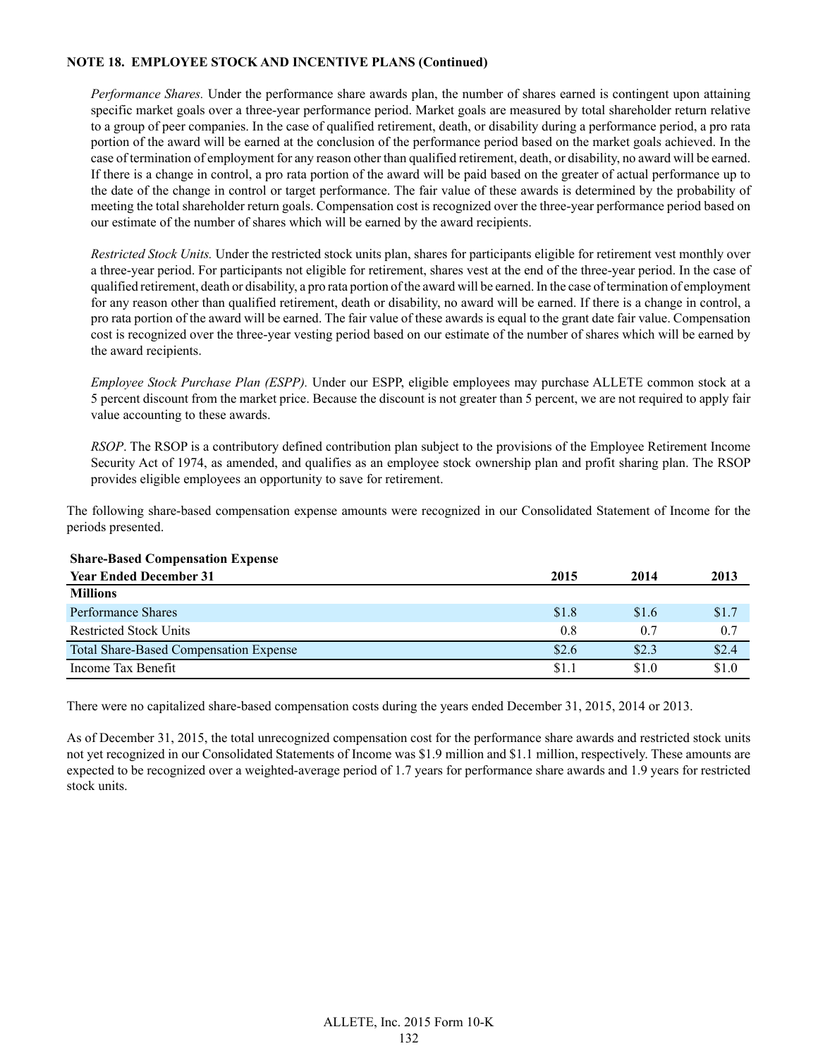**NOTE 18. EMPLOYEE STOCK AND INCENTIVE PLANS (Continued)**

*Performance Shares.* Under the performance share awards plan, the number of shares earned is contingent upon attaining specific market goals over a three-year performance period. Market goals are measured by total shareholder return relative to a group of peer companies. In the case of qualified retirement, death, or disability during a performance period, a pro rata portion of the award will be earned at the conclusion of the performance period based on the market goals achieved. In the case of termination of employment for any reason other than qualified retirement, death, or disability, no award will be earned. If there is a change in control, a pro rata portion of the award will be paid based on the greater of actual performance up to the date of the change in control or target performance. The fair value of these awards is determined by the probability of meeting the total shareholder return goals. Compensation cost is recognized over the three-year performance period based on our estimate of the number of shares which will be earned by the award recipients.

*Restricted Stock Units.* Under the restricted stock units plan, shares for participants eligible for retirement vest monthly over a three-year period. For participants not eligible for retirement, shares vest at the end of the three-year period. In the case of qualified retirement, death or disability, a pro rata portion of the award will be earned. In the case of termination of employment for any reason other than qualified retirement, death or disability, no award will be earned. If there is a change in control, a pro rata portion of the award will be earned. The fair value of these awards is equal to the grant date fair value. Compensation cost is recognized over the three-year vesting period based on our estimate of the number of shares which will be earned by the award recipients.

*Employee Stock Purchase Plan (ESPP).* Under our ESPP, eligible employees may purchase ALLETE common stock at a 5 percent discount from the market price. Because the discount is not greater than 5 percent, we are not required to apply fair value accounting to these awards.

*RSOP*. The RSOP is a contributory defined contribution plan subject to the provisions of the Employee Retirement Income Security Act of 1974, as amended, and qualifies as an employee stock ownership plan and profit sharing plan. The RSOP provides eligible employees an opportunity to save for retirement.

The following share-based compensation expense amounts were recognized in our Consolidated Statement of Income for the periods presented.

**Share-Based Compensation Expense**

| Year Ended December 31 | 2015 | 2014 | 2013 |
|---|---|---|---|
| **Millions** | | | |
| Performance Shares | $1.8 | $1.6 | $1.7 |
| Restricted Stock Units | 0.8 | 0.7 | 0.7 |
| Total Share-Based Compensation Expense | $2.6 | $2.3 | $2.4 |
| Income Tax Benefit | $1.1 | $1.0 | $1.0 |

There were no capitalized share-based compensation costs during the years ended December 31, 2015, 2014 or 2013.

As of December 31, 2015, the total unrecognized compensation cost for the performance share awards and restricted stock units not yet recognized in our Consolidated Statements of Income was $1.9 million and $1.1 million, respectively. These amounts are expected to be recognized over a weighted-average period of 1.7 years for performance share awards and 1.9 years for restricted stock units.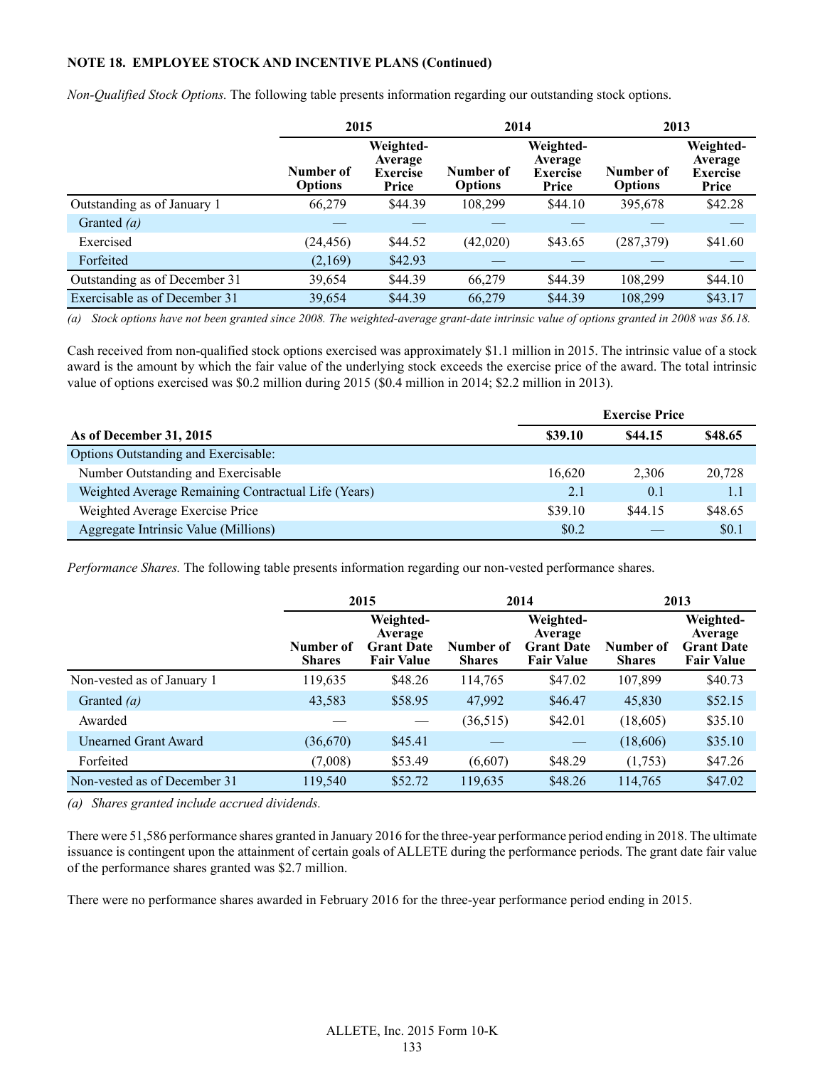**NOTE 18. EMPLOYEE STOCK AND INCENTIVE PLANS (Continued)**

*Non-Qualified Stock Options.* The following table presents information regarding our outstanding stock options.

| | 2015 | | 2014 | | 2013 | |
|---|---|---|---|---|---|---|
| | Number of Options | Weighted-Average Exercise Price | Number of Options | Weighted-Average Exercise Price | Number of Options | Weighted-Average Exercise Price |
| Outstanding as of January 1 | 66,279 | $44.39 | 108,299 | $44.10 | 395,678 | $42.28 |
| Granted *(a)* | — | — | — | — | — | — |
| Exercised | (24,456) | $44.52 | (42,020) | $43.65 | (287,379) | $41.60 |
| Forfeited | (2,169) | $42.93 | — | — | — | — |
| Outstanding as of December 31 | 39,654 | $44.39 | 66,279 | $44.39 | 108,299 | $44.10 |
| Exercisable as of December 31 | 39,654 | $44.39 | 66,279 | $44.39 | 108,299 | $43.17 |

*(a) Stock options have not been granted since 2008. The weighted-average grant-date intrinsic value of options granted in 2008 was $6.18.*

Cash received from non-qualified stock options exercised was approximately $1.1 million in 2015. The intrinsic value of a stock award is the amount by which the fair value of the underlying stock exceeds the exercise price of the award. The total intrinsic value of options exercised was $0.2 million during 2015 ($0.4 million in 2014; $2.2 million in 2013).

| | Exercise Price | | |
|---|---|---|---|
| **As of December 31, 2015** | **$39.10** | **$44.15** | **$48.65** |
| Options Outstanding and Exercisable: | | | |
| Number Outstanding and Exercisable | 16,620 | 2,306 | 20,728 |
| Weighted Average Remaining Contractual Life (Years) | 2.1 | 0.1 | 1.1 |
| Weighted Average Exercise Price | $39.10 | $44.15 | $48.65 |
| Aggregate Intrinsic Value (Millions) | $0.2 | — | $0.1 |

*Performance Shares.* The following table presents information regarding our non-vested performance shares.

| | 2015 | | 2014 | | 2013 | |
|---|---|---|---|---|---|---|
| | Number of Shares | Weighted-Average Grant Date Fair Value | Number of Shares | Weighted-Average Grant Date Fair Value | Number of Shares | Weighted-Average Grant Date Fair Value |
| Non-vested as of January 1 | 119,635 | $48.26 | 114,765 | $47.02 | 107,899 | $40.73 |
| Granted *(a)* | 43,583 | $58.95 | 47,992 | $46.47 | 45,830 | $52.15 |
| Awarded | — | — | (36,515) | $42.01 | (18,605) | $35.10 |
| Unearned Grant Award | (36,670) | $45.41 | — | — | (18,606) | $35.10 |
| Forfeited | (7,008) | $53.49 | (6,607) | $48.29 | (1,753) | $47.26 |
| Non-vested as of December 31 | 119,540 | $52.72 | 119,635 | $48.26 | 114,765 | $47.02 |

*(a) Shares granted include accrued dividends.*

There were 51,586 performance shares granted in January 2016 for the three-year performance period ending in 2018. The ultimate issuance is contingent upon the attainment of certain goals of ALLETE during the performance periods. The grant date fair value of the performance shares granted was $2.7 million.

There were no performance shares awarded in February 2016 for the three-year performance period ending in 2015.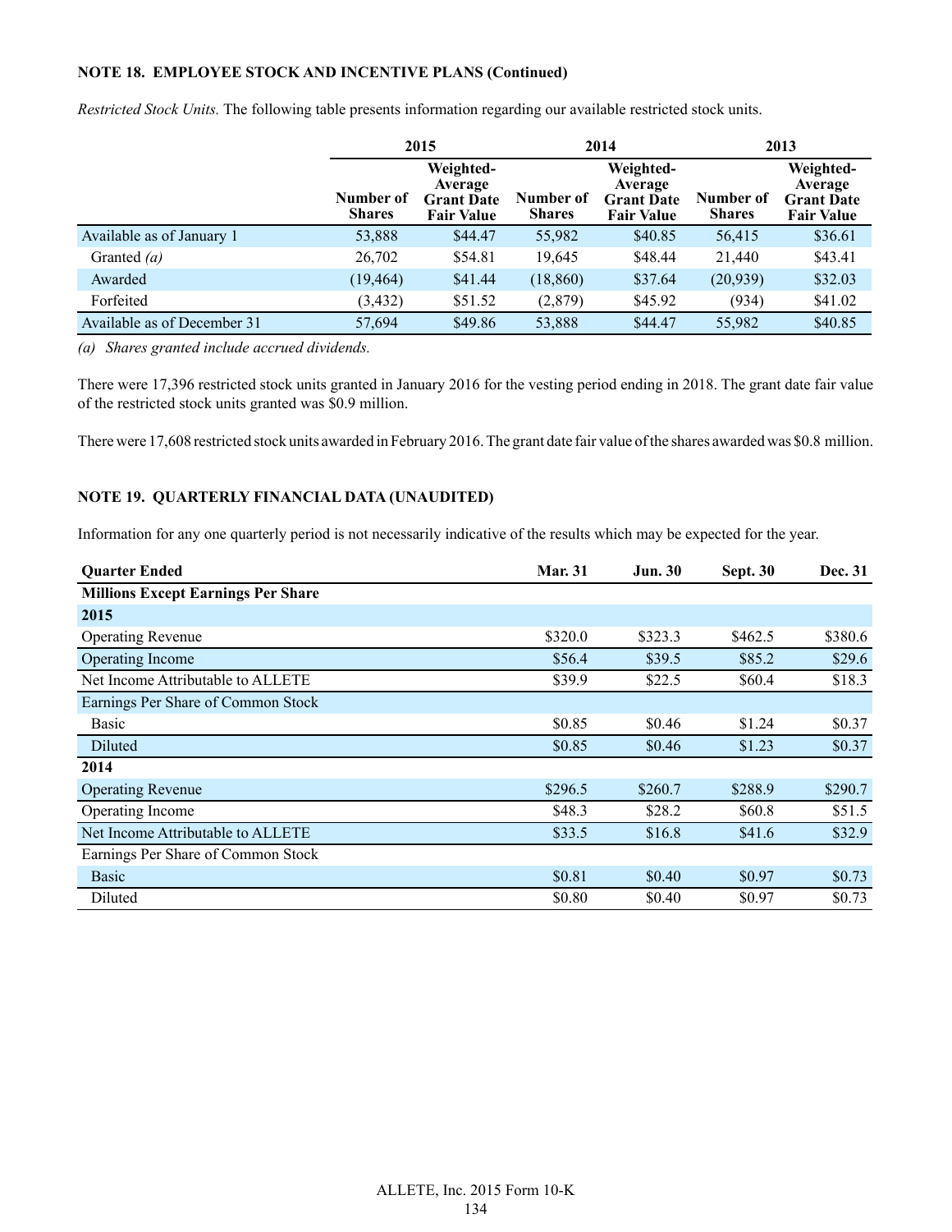**NOTE 18. EMPLOYEE STOCK AND INCENTIVE PLANS (Continued)**

*Restricted Stock Units.* The following table presents information regarding our available restricted stock units.

| | 2015 | | 2014 | | 2013 | |
|---|---|---|---|---|---|---|
| | Number of Shares | Weighted-Average Grant Date Fair Value | Number of Shares | Weighted-Average Grant Date Fair Value | Number of Shares | Weighted-Average Grant Date Fair Value |
| Available as of January 1 | 53,888 | $44.47 | 55,982 | $40.85 | 56,415 | $36.61 |
| Granted *(a)* | 26,702 | $54.81 | 19,645 | $48.44 | 21,440 | $43.41 |
| Awarded | (19,464) | $41.44 | (18,860) | $37.64 | (20,939) | $32.03 |
| Forfeited | (3,432) | $51.52 | (2,879) | $45.92 | (934) | $41.02 |
| Available as of December 31 | 57,694 | $49.86 | 53,888 | $44.47 | 55,982 | $40.85 |

*(a) Shares granted include accrued dividends.*

There were 17,396 restricted stock units granted in January 2016 for the vesting period ending in 2018. The grant date fair value of the restricted stock units granted was $0.9 million.

There were 17,608 restricted stock units awarded in February 2016. The grant date fair value of the shares awarded was $0.8 million.

**NOTE 19. QUARTERLY FINANCIAL DATA (UNAUDITED)**

Information for any one quarterly period is not necessarily indicative of the results which may be expected for the year.

| Quarter Ended | Mar. 31 | Jun. 30 | Sept. 30 | Dec. 31 |
|---|---|---|---|---|
| **Millions Except Earnings Per Share** | | | | |
| **2015** | | | | |
| Operating Revenue | $320.0 | $323.3 | $462.5 | $380.6 |
| Operating Income | $56.4 | $39.5 | $85.2 | $29.6 |
| Net Income Attributable to ALLETE | $39.9 | $22.5 | $60.4 | $18.3 |
| Earnings Per Share of Common Stock | | | | |
| Basic | $0.85 | $0.46 | $1.24 | $0.37 |
| Diluted | $0.85 | $0.46 | $1.23 | $0.37 |
| **2014** | | | | |
| Operating Revenue | $296.5 | $260.7 | $288.9 | $290.7 |
| Operating Income | $48.3 | $28.2 | $60.8 | $51.5 |
| Net Income Attributable to ALLETE | $33.5 | $16.8 | $41.6 | $32.9 |
| Earnings Per Share of Common Stock | | | | |
| Basic | $0.81 | $0.40 | $0.97 | $0.73 |
| Diluted | $0.80 | $0.40 | $0.97 | $0.73 |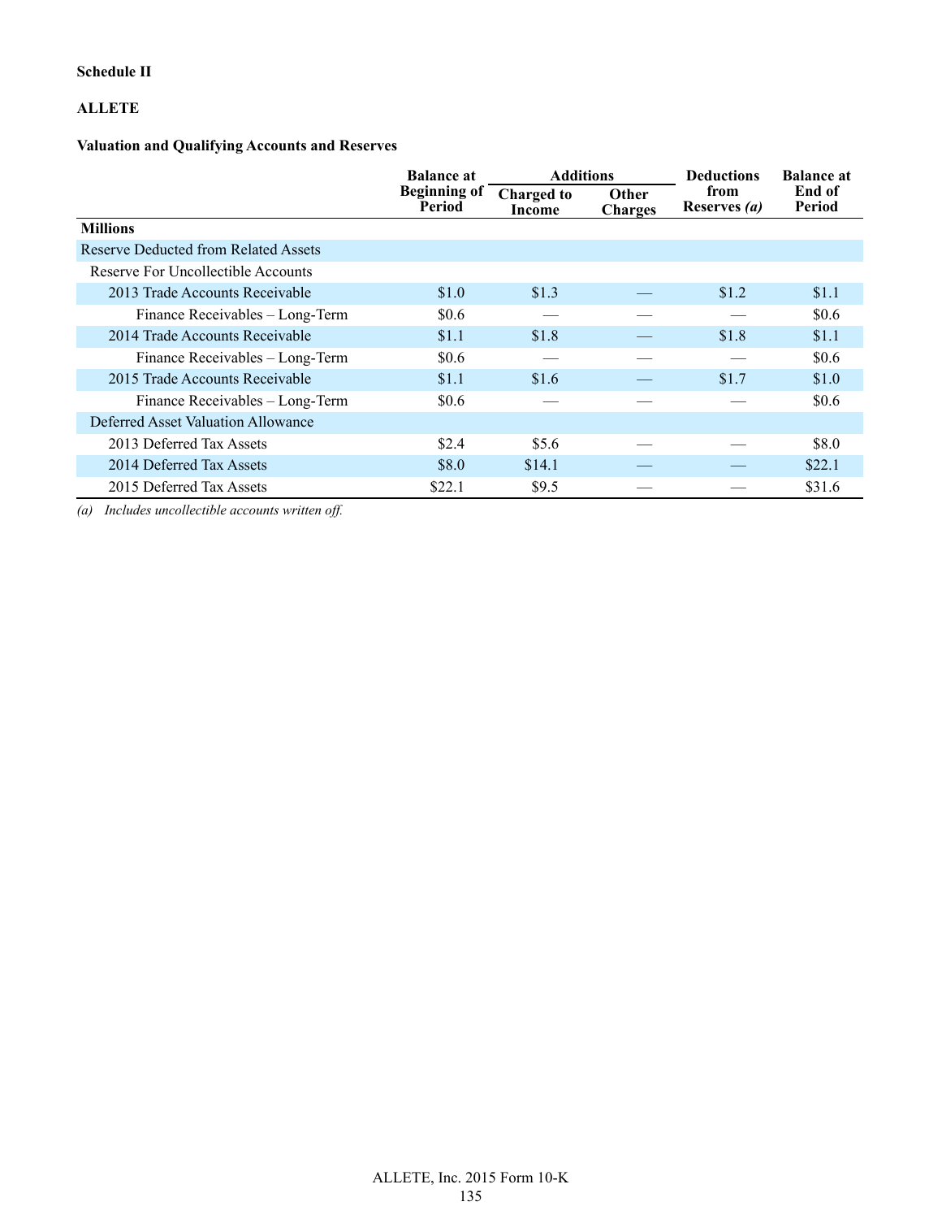**Schedule II**

**ALLETE**

**Valuation and Qualifying Accounts and Reserves**

| | Balance at Beginning of Period | Additions | | Deductions from Reserves *(a)* | Balance at End of Period |
|---|---|---|---|---|---|
| | | Charged to Income | Other Charges | | |
| **Millions** | | | | | |
| Reserve Deducted from Related Assets | | | | | |
| Reserve For Uncollectible Accounts | | | | | |
| 2013 Trade Accounts Receivable | $1.0 | $1.3 | — | $1.2 | $1.1 |
| Finance Receivables – Long-Term | $0.6 | — | — | — | $0.6 |
| 2014 Trade Accounts Receivable | $1.1 | $1.8 | — | $1.8 | $1.1 |
| Finance Receivables – Long-Term | $0.6 | — | — | — | $0.6 |
| 2015 Trade Accounts Receivable | $1.1 | $1.6 | — | $1.7 | $1.0 |
| Finance Receivables – Long-Term | $0.6 | — | — | — | $0.6 |
| Deferred Asset Valuation Allowance | | | | | |
| 2013 Deferred Tax Assets | $2.4 | $5.6 | — | — | $8.0 |
| 2014 Deferred Tax Assets | $8.0 | $14.1 | — | — | $22.1 |
| 2015 Deferred Tax Assets | $22.1 | $9.5 | — | — | $31.6 |

*(a) Includes uncollectible accounts written off.*